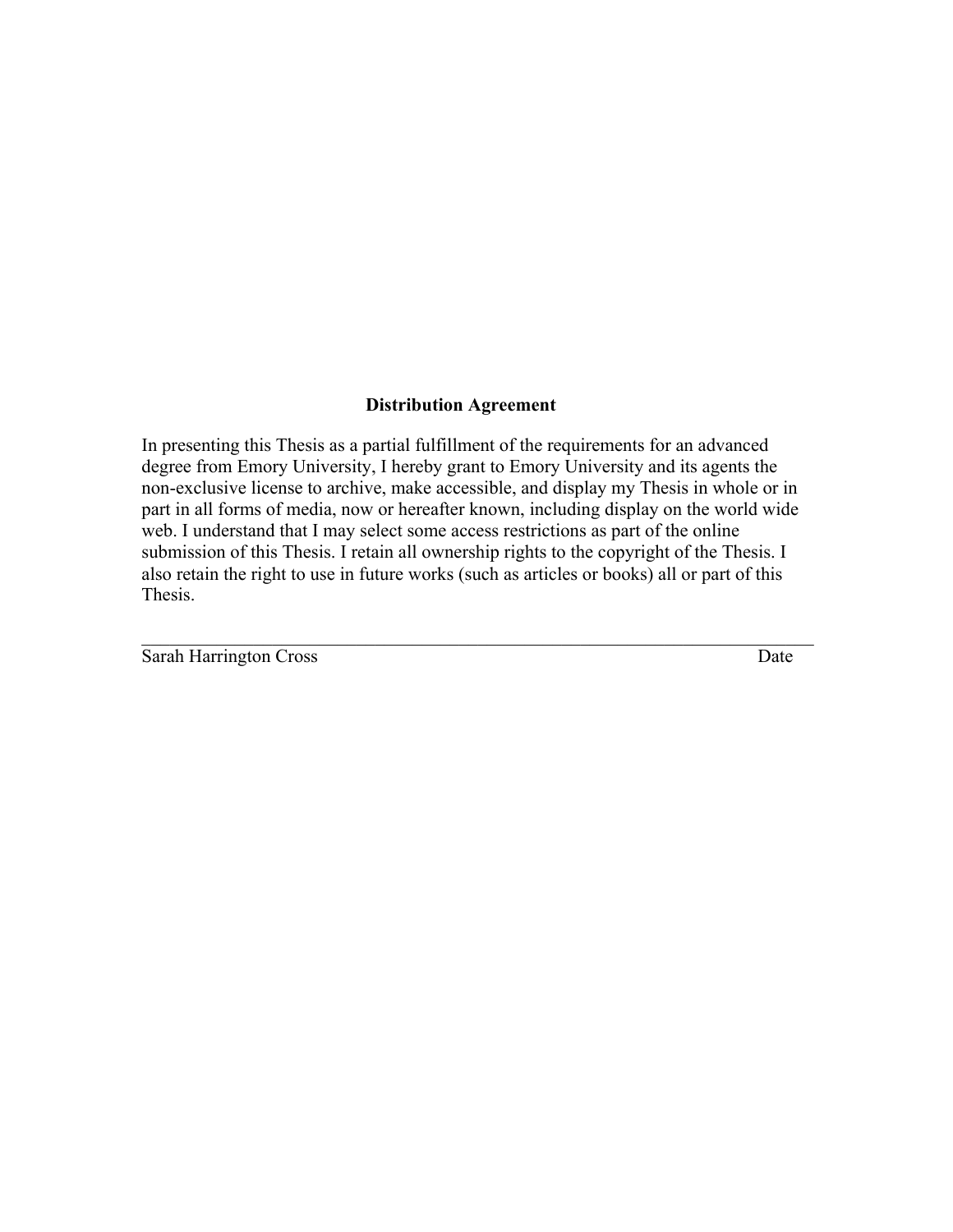**Distribution Agreement**

In presenting this Thesis as a partial fulfillment of the requirements for an advanced degree from Emory University, I hereby grant to Emory University and its agents the non-exclusive license to archive, make accessible, and display my Thesis in whole or in part in all forms of media, now or hereafter known, including display on the world wide web. I understand that I may select some access restrictions as part of the online submission of this Thesis. I retain all ownership rights to the copyright of the Thesis. I also retain the right to use in future works (such as articles or books) all or part of this Thesis.

\_\_\_\_\_\_\_\_\_\_\_\_\_\_\_\_\_\_\_\_\_\_\_\_\_\_\_\_\_\_\_\_\_\_\_\_\_\_\_\_\_\_\_\_\_\_\_\_\_\_\_\_\_\_\_\_\_\_\_\_\_\_\_\_\_\_\_\_

Sarah Harrington Cross Date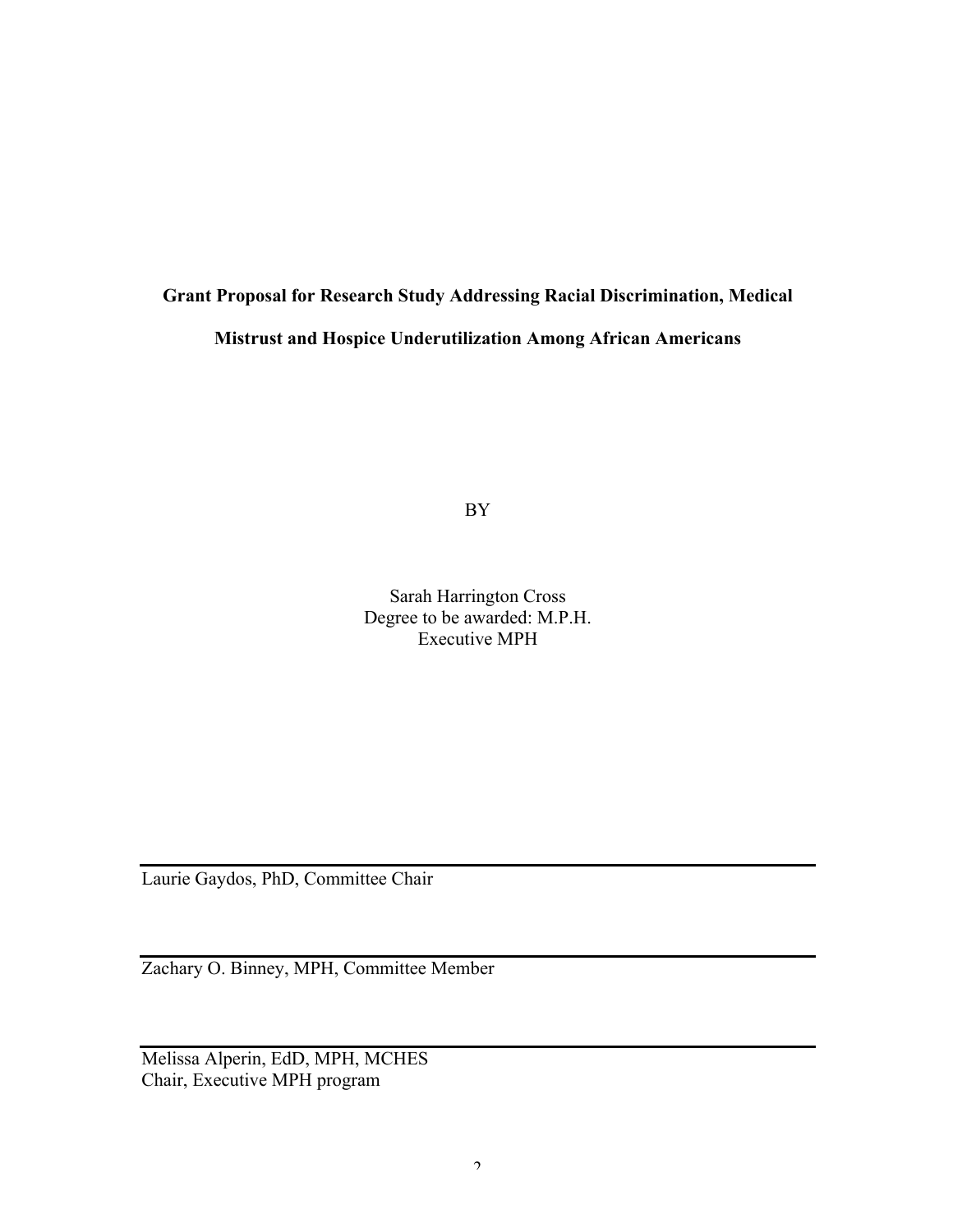**Grant Proposal for Research Study Addressing Racial Discrimination, Medical Mistrust and Hospice Underutilization Among African Americans**

BY

Sarah Harrington Cross
Degree to be awarded: M.P.H.
Executive MPH

---

Laurie Gaydos, PhD, Committee Chair

---

Zachary O. Binney, MPH, Committee Member

---

Melissa Alperin, EdD, MPH, MCHES
Chair, Executive MPH program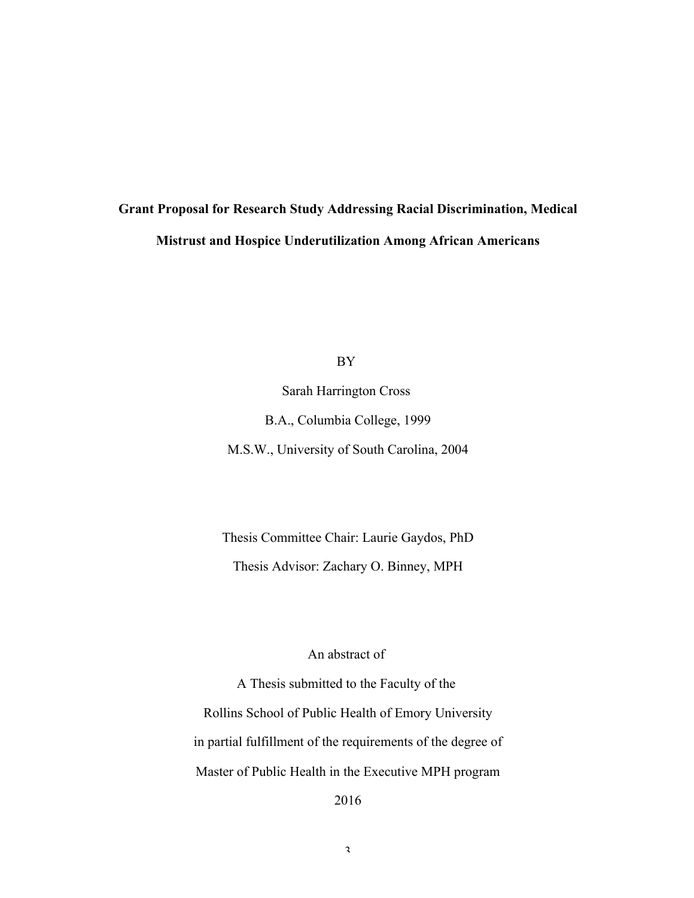**Grant Proposal for Research Study Addressing Racial Discrimination, Medical Mistrust and Hospice Underutilization Among African Americans**

BY

Sarah Harrington Cross

B.A., Columbia College, 1999

M.S.W., University of South Carolina, 2004

Thesis Committee Chair: Laurie Gaydos, PhD

Thesis Advisor: Zachary O. Binney, MPH

An abstract of

A Thesis submitted to the Faculty of the

Rollins School of Public Health of Emory University

in partial fulfillment of the requirements of the degree of

Master of Public Health in the Executive MPH program

2016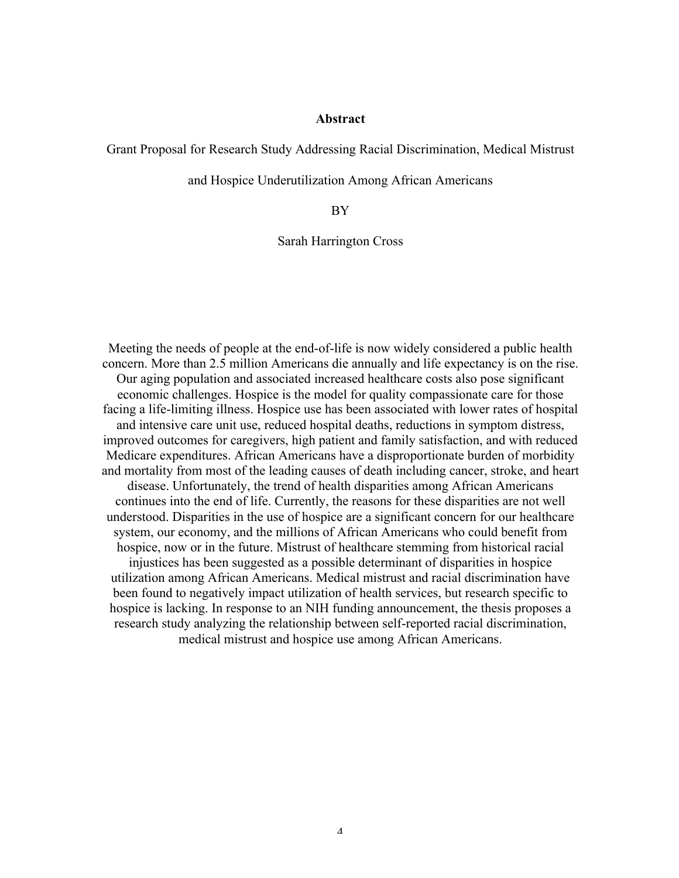# Abstract

Grant Proposal for Research Study Addressing Racial Discrimination, Medical Mistrust and Hospice Underutilization Among African Americans

BY

Sarah Harrington Cross

Meeting the needs of people at the end-of-life is now widely considered a public health concern. More than 2.5 million Americans die annually and life expectancy is on the rise. Our aging population and associated increased healthcare costs also pose significant economic challenges. Hospice is the model for quality compassionate care for those facing a life-limiting illness. Hospice use has been associated with lower rates of hospital and intensive care unit use, reduced hospital deaths, reductions in symptom distress, improved outcomes for caregivers, high patient and family satisfaction, and with reduced Medicare expenditures. African Americans have a disproportionate burden of morbidity and mortality from most of the leading causes of death including cancer, stroke, and heart disease. Unfortunately, the trend of health disparities among African Americans continues into the end of life. Currently, the reasons for these disparities are not well understood. Disparities in the use of hospice are a significant concern for our healthcare system, our economy, and the millions of African Americans who could benefit from hospice, now or in the future. Mistrust of healthcare stemming from historical racial injustices has been suggested as a possible determinant of disparities in hospice utilization among African Americans. Medical mistrust and racial discrimination have been found to negatively impact utilization of health services, but research specific to hospice is lacking. In response to an NIH funding announcement, the thesis proposes a research study analyzing the relationship between self-reported racial discrimination, medical mistrust and hospice use among African Americans.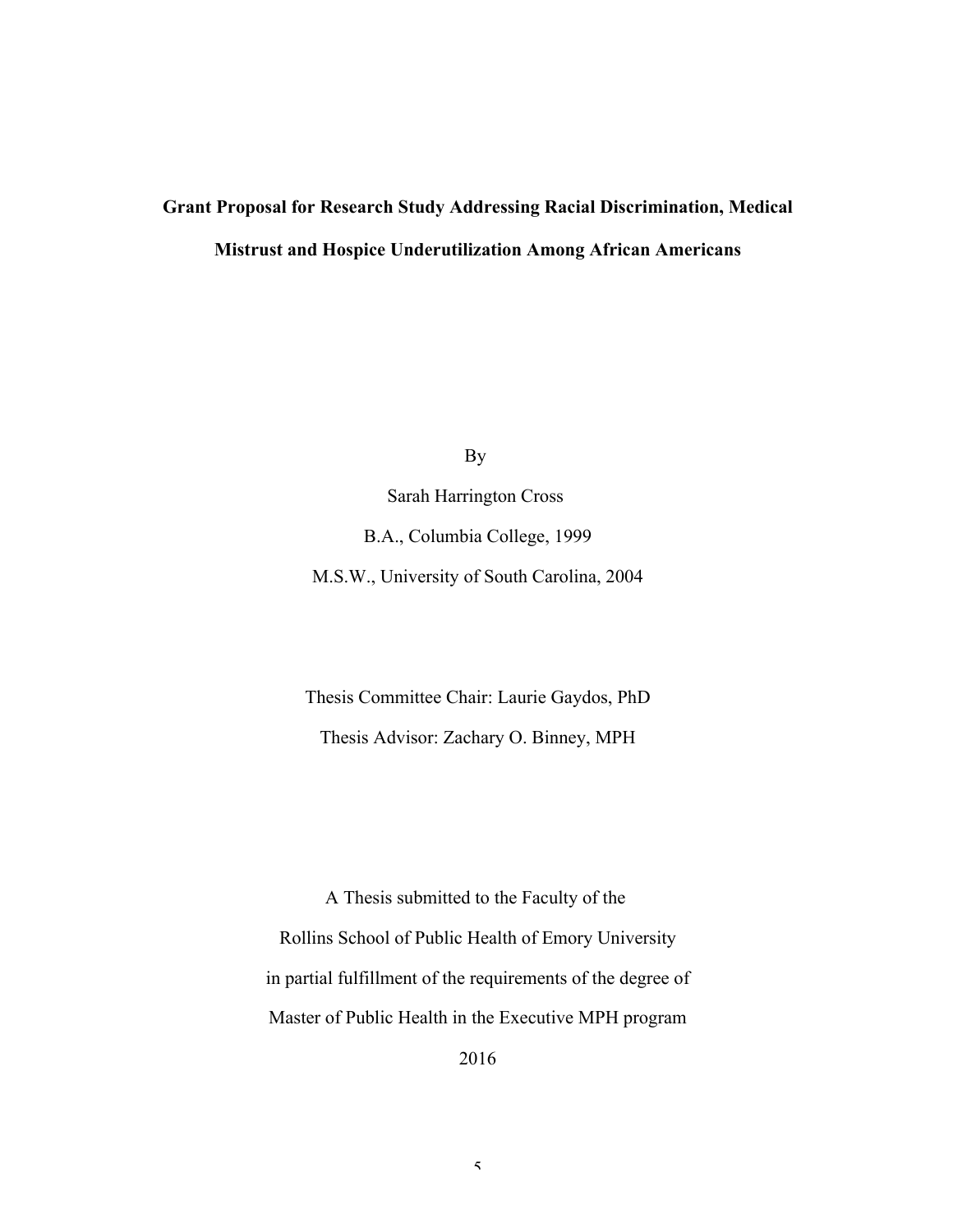**Grant Proposal for Research Study Addressing Racial Discrimination, Medical Mistrust and Hospice Underutilization Among African Americans**

By

Sarah Harrington Cross

B.A., Columbia College, 1999

M.S.W., University of South Carolina, 2004

Thesis Committee Chair: Laurie Gaydos, PhD

Thesis Advisor: Zachary O. Binney, MPH

A Thesis submitted to the Faculty of the

Rollins School of Public Health of Emory University

in partial fulfillment of the requirements of the degree of

Master of Public Health in the Executive MPH program

2016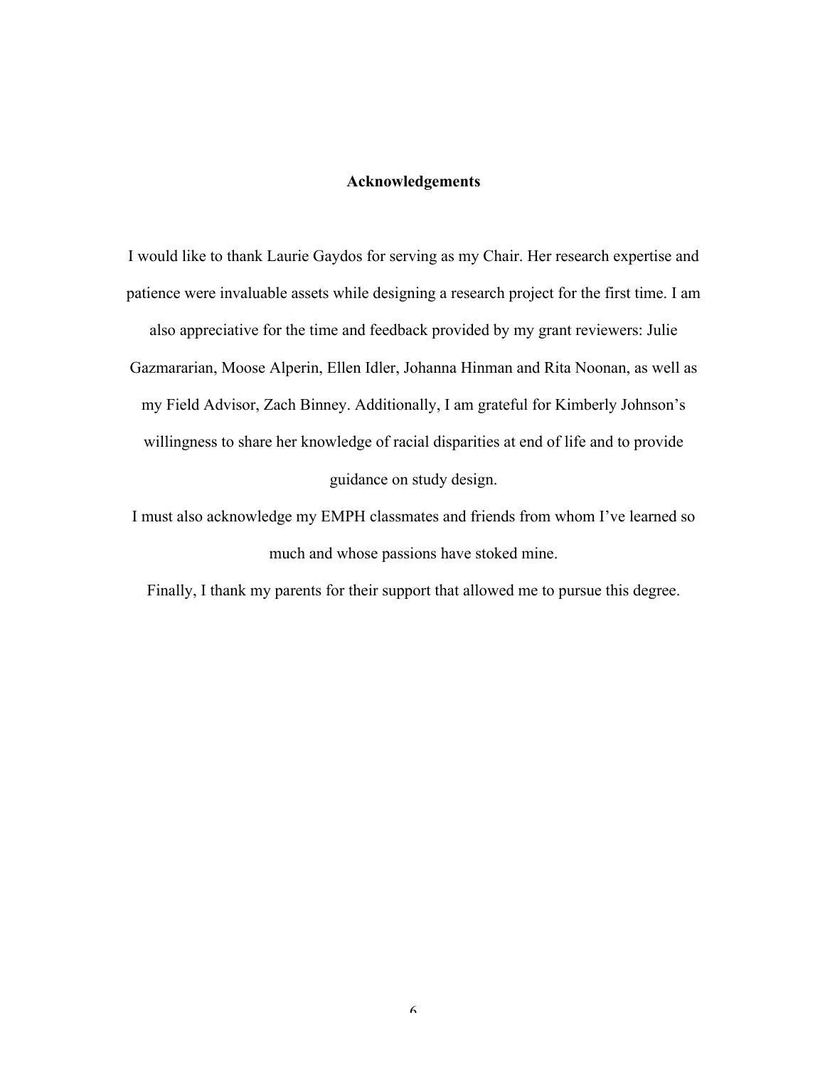## Acknowledgements

I would like to thank Laurie Gaydos for serving as my Chair. Her research expertise and patience were invaluable assets while designing a research project for the first time. I am also appreciative for the time and feedback provided by my grant reviewers: Julie Gazmararian, Moose Alperin, Ellen Idler, Johanna Hinman and Rita Noonan, as well as my Field Advisor, Zach Binney. Additionally, I am grateful for Kimberly Johnson's willingness to share her knowledge of racial disparities at end of life and to provide guidance on study design.

I must also acknowledge my EMPH classmates and friends from whom I've learned so much and whose passions have stoked mine.

Finally, I thank my parents for their support that allowed me to pursue this degree.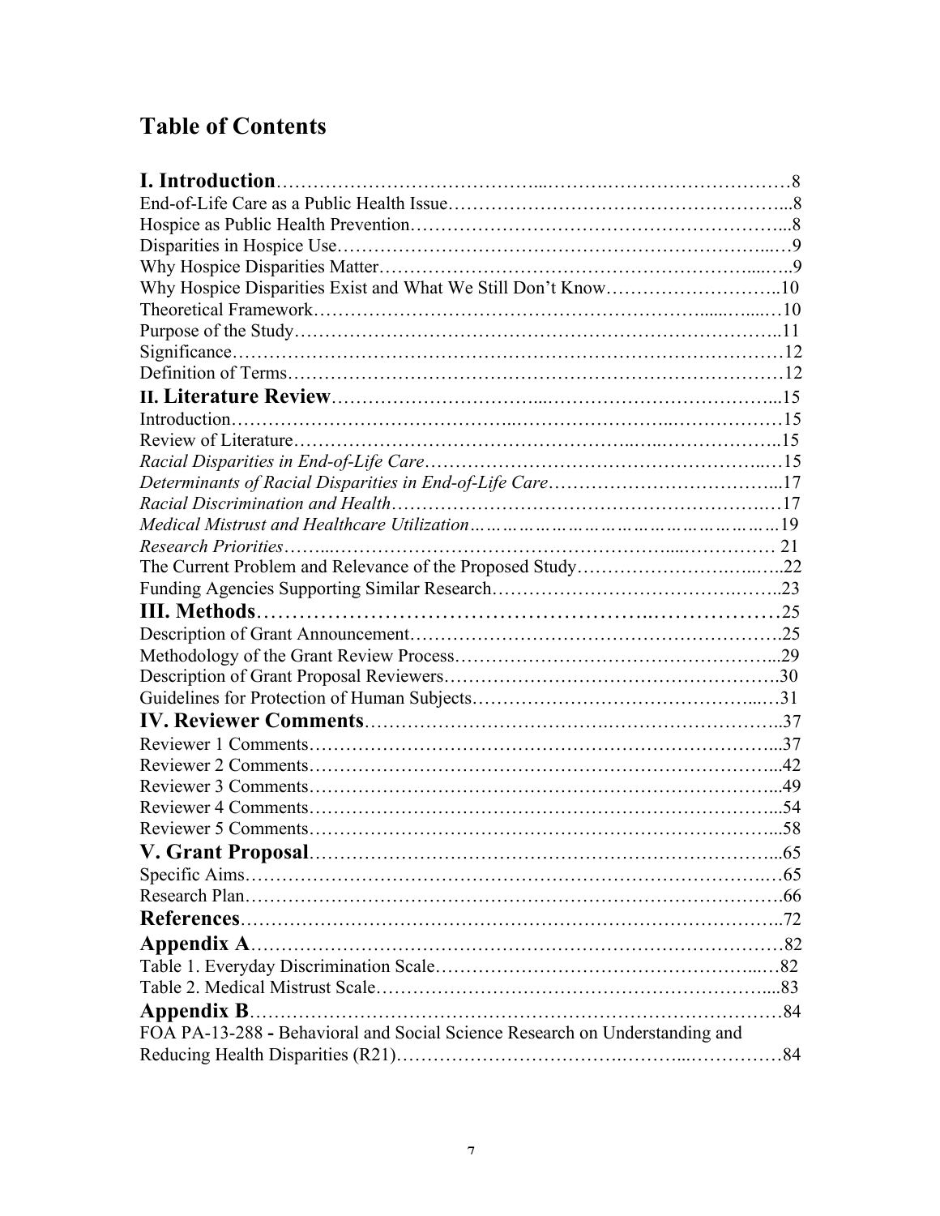# Table of Contents

**I. Introduction** ........ 8
End-of-Life Care as a Public Health Issue ........ 8
Hospice as Public Health Prevention ........ 8
Disparities in Hospice Use ........ 9
Why Hospice Disparities Matter ........ 9
Why Hospice Disparities Exist and What We Still Don't Know ........ 10
Theoretical Framework ........ 10
Purpose of the Study ........ 11
Significance ........ 12
Definition of Terms ........ 12

**II. Literature Review** ........ 15
Introduction ........ 15
Review of Literature ........ 15
*Racial Disparities in End-of-Life Care* ........ 15
*Determinants of Racial Disparities in End-of-Life Care* ........ 17
*Racial Discrimination and Health* ........ 17
*Medical Mistrust and Healthcare Utilization* ........ 19
*Research Priorities* ........ 21
The Current Problem and Relevance of the Proposed Study ........ 22
Funding Agencies Supporting Similar Research ........ 23

**III. Methods** ........ 25
Description of Grant Announcement ........ 25
Methodology of the Grant Review Process ........ 29
Description of Grant Proposal Reviewers ........ 30
Guidelines for Protection of Human Subjects ........ 31

**IV. Reviewer Comments** ........ 37
Reviewer 1 Comments ........ 37
Reviewer 2 Comments ........ 42
Reviewer 3 Comments ........ 49
Reviewer 4 Comments ........ 54
Reviewer 5 Comments ........ 58

**V. Grant Proposal** ........ 65
Specific Aims ........ 65
Research Plan ........ 66

**References** ........ 72

**Appendix A** ........ 82
Table 1. Everyday Discrimination Scale ........ 82
Table 2. Medical Mistrust Scale ........ 83

**Appendix B** ........ 84
FOA PA-13-288 **-** Behavioral and Social Science Research on Understanding and Reducing Health Disparities (R21) ........ 84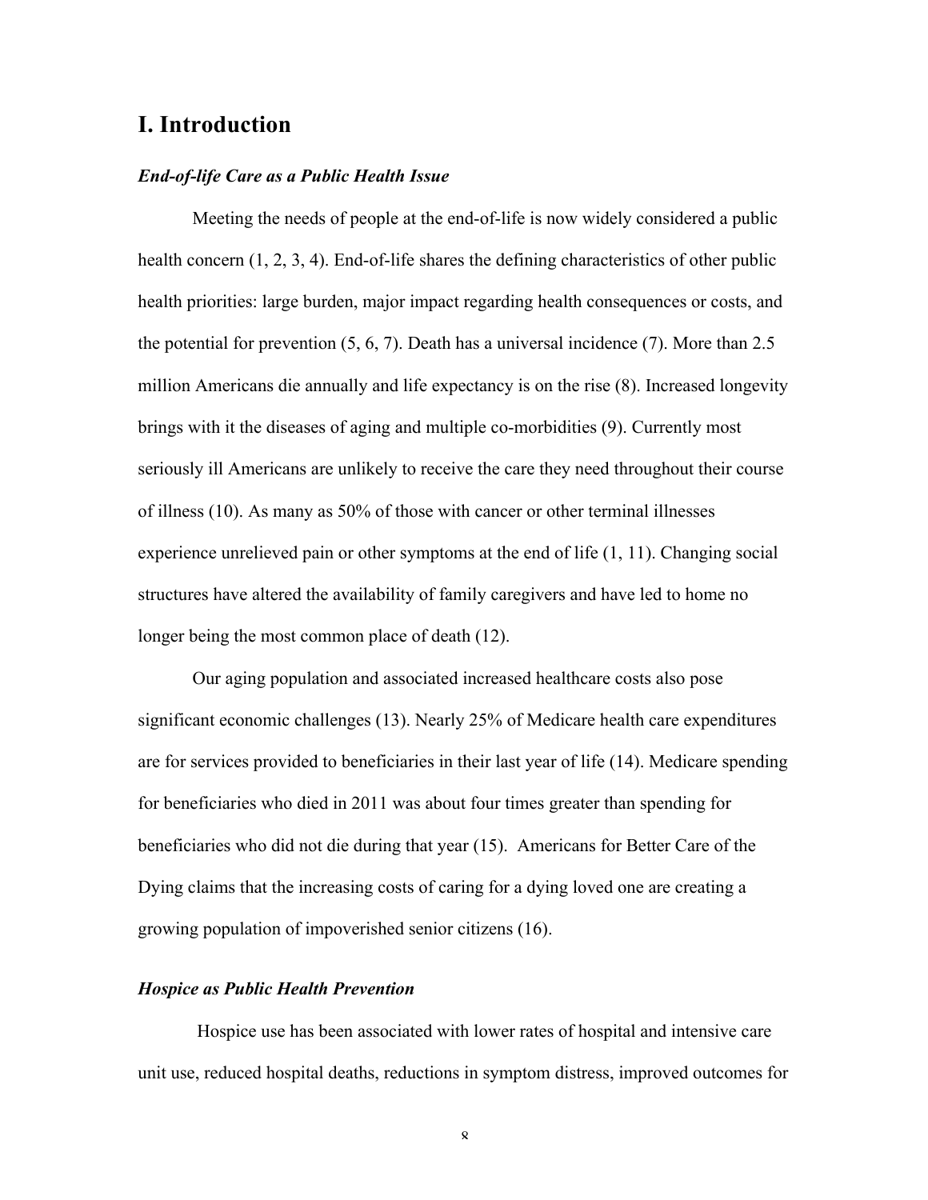# I. Introduction

### *End-of-life Care as a Public Health Issue*

Meeting the needs of people at the end-of-life is now widely considered a public health concern (1, 2, 3, 4). End-of-life shares the defining characteristics of other public health priorities: large burden, major impact regarding health consequences or costs, and the potential for prevention (5, 6, 7). Death has a universal incidence (7). More than 2.5 million Americans die annually and life expectancy is on the rise (8). Increased longevity brings with it the diseases of aging and multiple co-morbidities (9). Currently most seriously ill Americans are unlikely to receive the care they need throughout their course of illness (10). As many as 50% of those with cancer or other terminal illnesses experience unrelieved pain or other symptoms at the end of life (1, 11). Changing social structures have altered the availability of family caregivers and have led to home no longer being the most common place of death (12).

Our aging population and associated increased healthcare costs also pose significant economic challenges (13). Nearly 25% of Medicare health care expenditures are for services provided to beneficiaries in their last year of life (14). Medicare spending for beneficiaries who died in 2011 was about four times greater than spending for beneficiaries who did not die during that year (15). Americans for Better Care of the Dying claims that the increasing costs of caring for a dying loved one are creating a growing population of impoverished senior citizens (16).

### *Hospice as Public Health Prevention*

Hospice use has been associated with lower rates of hospital and intensive care unit use, reduced hospital deaths, reductions in symptom distress, improved outcomes for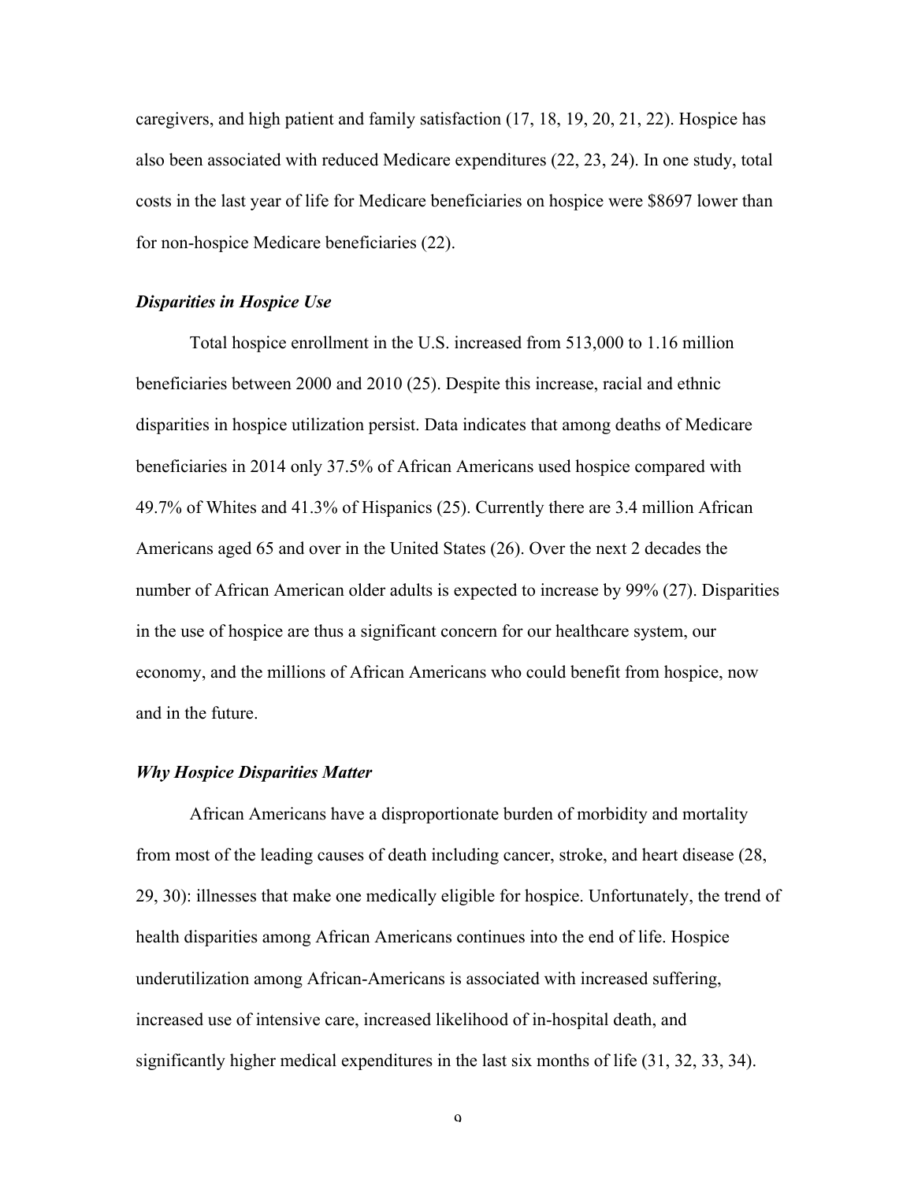caregivers, and high patient and family satisfaction (17, 18, 19, 20, 21, 22). Hospice has also been associated with reduced Medicare expenditures (22, 23, 24). In one study, total costs in the last year of life for Medicare beneficiaries on hospice were $8697 lower than for non-hospice Medicare beneficiaries (22).

### ***Disparities in Hospice Use***

Total hospice enrollment in the U.S. increased from 513,000 to 1.16 million beneficiaries between 2000 and 2010 (25). Despite this increase, racial and ethnic disparities in hospice utilization persist. Data indicates that among deaths of Medicare beneficiaries in 2014 only 37.5% of African Americans used hospice compared with 49.7% of Whites and 41.3% of Hispanics (25). Currently there are 3.4 million African Americans aged 65 and over in the United States (26). Over the next 2 decades the number of African American older adults is expected to increase by 99% (27). Disparities in the use of hospice are thus a significant concern for our healthcare system, our economy, and the millions of African Americans who could benefit from hospice, now and in the future.

### ***Why Hospice Disparities Matter***

African Americans have a disproportionate burden of morbidity and mortality from most of the leading causes of death including cancer, stroke, and heart disease (28, 29, 30): illnesses that make one medically eligible for hospice. Unfortunately, the trend of health disparities among African Americans continues into the end of life. Hospice underutilization among African-Americans is associated with increased suffering, increased use of intensive care, increased likelihood of in-hospital death, and significantly higher medical expenditures in the last six months of life (31, 32, 33, 34).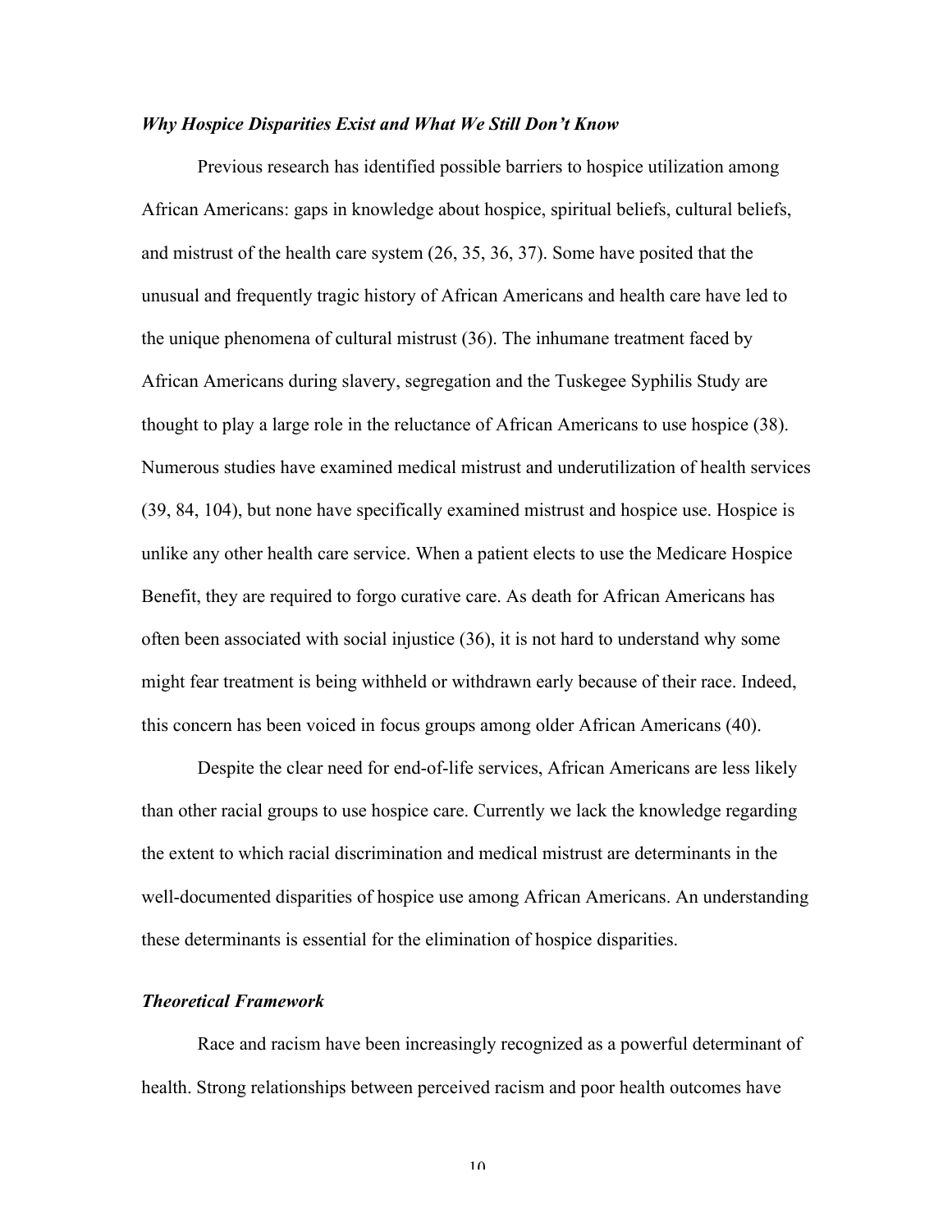### *Why Hospice Disparities Exist and What We Still Don't Know*

Previous research has identified possible barriers to hospice utilization among African Americans: gaps in knowledge about hospice, spiritual beliefs, cultural beliefs, and mistrust of the health care system (26, 35, 36, 37). Some have posited that the unusual and frequently tragic history of African Americans and health care have led to the unique phenomena of cultural mistrust (36). The inhumane treatment faced by African Americans during slavery, segregation and the Tuskegee Syphilis Study are thought to play a large role in the reluctance of African Americans to use hospice (38). Numerous studies have examined medical mistrust and underutilization of health services (39, 84, 104), but none have specifically examined mistrust and hospice use. Hospice is unlike any other health care service. When a patient elects to use the Medicare Hospice Benefit, they are required to forgo curative care. As death for African Americans has often been associated with social injustice (36), it is not hard to understand why some might fear treatment is being withheld or withdrawn early because of their race. Indeed, this concern has been voiced in focus groups among older African Americans (40).

Despite the clear need for end-of-life services, African Americans are less likely than other racial groups to use hospice care. Currently we lack the knowledge regarding the extent to which racial discrimination and medical mistrust are determinants in the well-documented disparities of hospice use among African Americans. An understanding these determinants is essential for the elimination of hospice disparities.

### *Theoretical Framework*

Race and racism have been increasingly recognized as a powerful determinant of health. Strong relationships between perceived racism and poor health outcomes have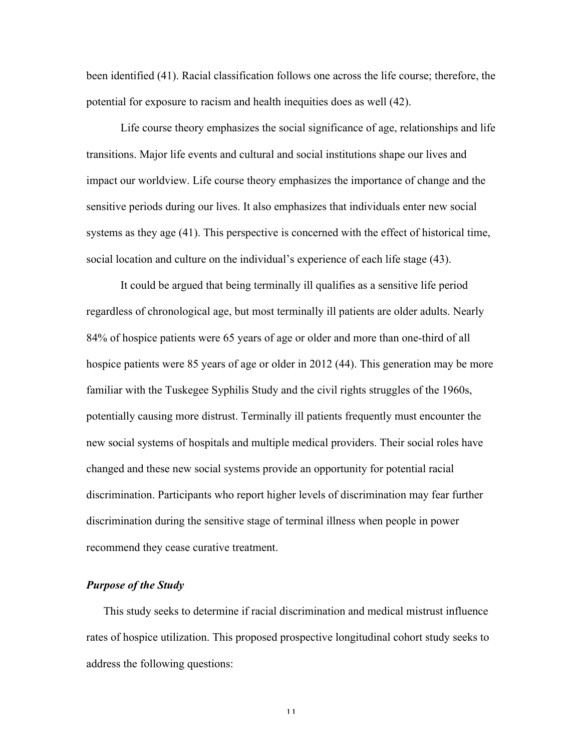been identified (41). Racial classification follows one across the life course; therefore, the potential for exposure to racism and health inequities does as well (42).

Life course theory emphasizes the social significance of age, relationships and life transitions. Major life events and cultural and social institutions shape our lives and impact our worldview. Life course theory emphasizes the importance of change and the sensitive periods during our lives. It also emphasizes that individuals enter new social systems as they age (41). This perspective is concerned with the effect of historical time, social location and culture on the individual's experience of each life stage (43).

It could be argued that being terminally ill qualifies as a sensitive life period regardless of chronological age, but most terminally ill patients are older adults. Nearly 84% of hospice patients were 65 years of age or older and more than one-third of all hospice patients were 85 years of age or older in 2012 (44). This generation may be more familiar with the Tuskegee Syphilis Study and the civil rights struggles of the 1960s, potentially causing more distrust. Terminally ill patients frequently must encounter the new social systems of hospitals and multiple medical providers. Their social roles have changed and these new social systems provide an opportunity for potential racial discrimination. Participants who report higher levels of discrimination may fear further discrimination during the sensitive stage of terminal illness when people in power recommend they cease curative treatment.

### ***Purpose of the Study***

This study seeks to determine if racial discrimination and medical mistrust influence rates of hospice utilization. This proposed prospective longitudinal cohort study seeks to address the following questions: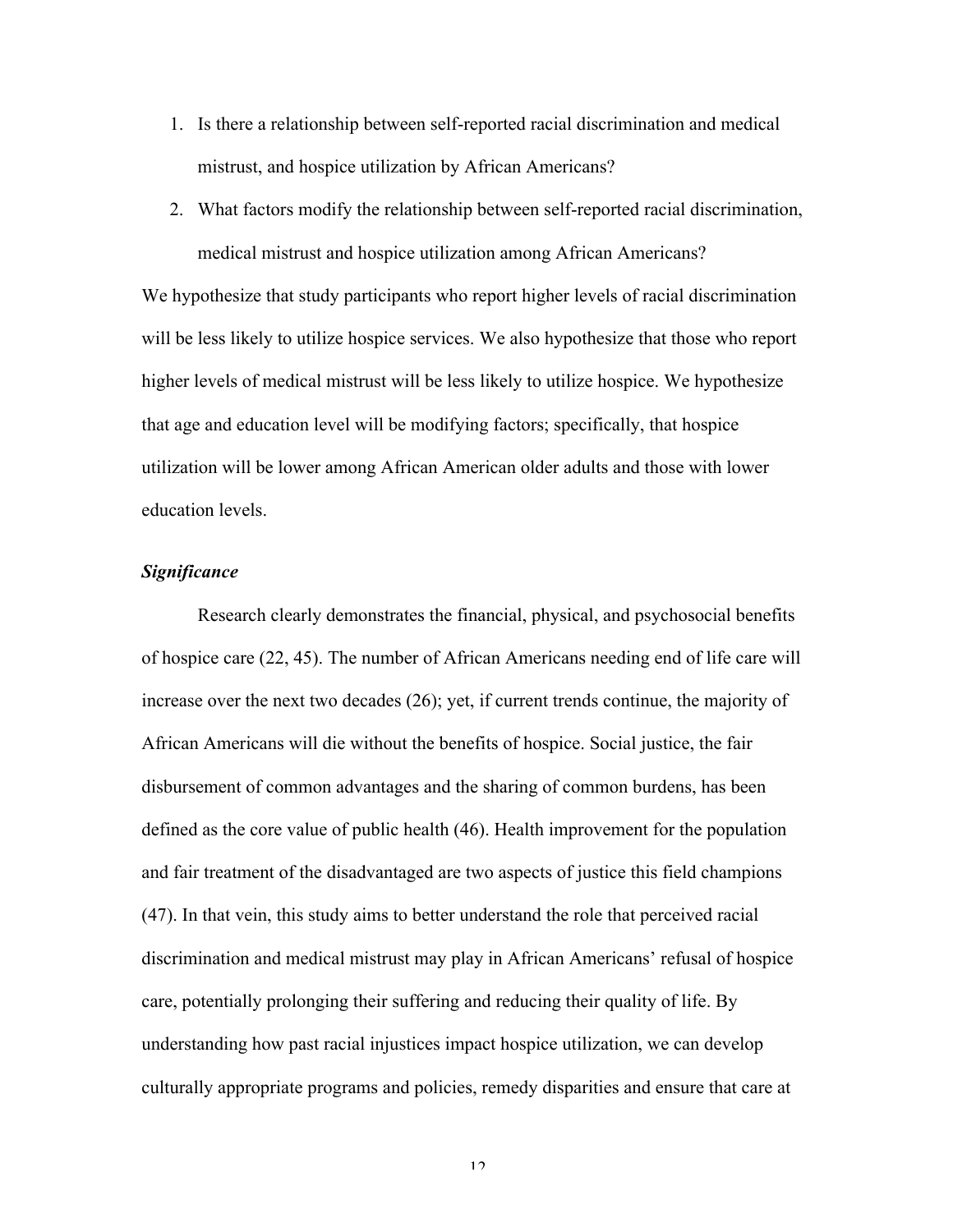1. Is there a relationship between self-reported racial discrimination and medical mistrust, and hospice utilization by African Americans?
2. What factors modify the relationship between self-reported racial discrimination, medical mistrust and hospice utilization among African Americans?

We hypothesize that study participants who report higher levels of racial discrimination will be less likely to utilize hospice services. We also hypothesize that those who report higher levels of medical mistrust will be less likely to utilize hospice. We hypothesize that age and education level will be modifying factors; specifically, that hospice utilization will be lower among African American older adults and those with lower education levels.

### *Significance*

Research clearly demonstrates the financial, physical, and psychosocial benefits of hospice care (22, 45). The number of African Americans needing end of life care will increase over the next two decades (26); yet, if current trends continue, the majority of African Americans will die without the benefits of hospice. Social justice, the fair disbursement of common advantages and the sharing of common burdens, has been defined as the core value of public health (46). Health improvement for the population and fair treatment of the disadvantaged are two aspects of justice this field champions (47). In that vein, this study aims to better understand the role that perceived racial discrimination and medical mistrust may play in African Americans' refusal of hospice care, potentially prolonging their suffering and reducing their quality of life. By understanding how past racial injustices impact hospice utilization, we can develop culturally appropriate programs and policies, remedy disparities and ensure that care at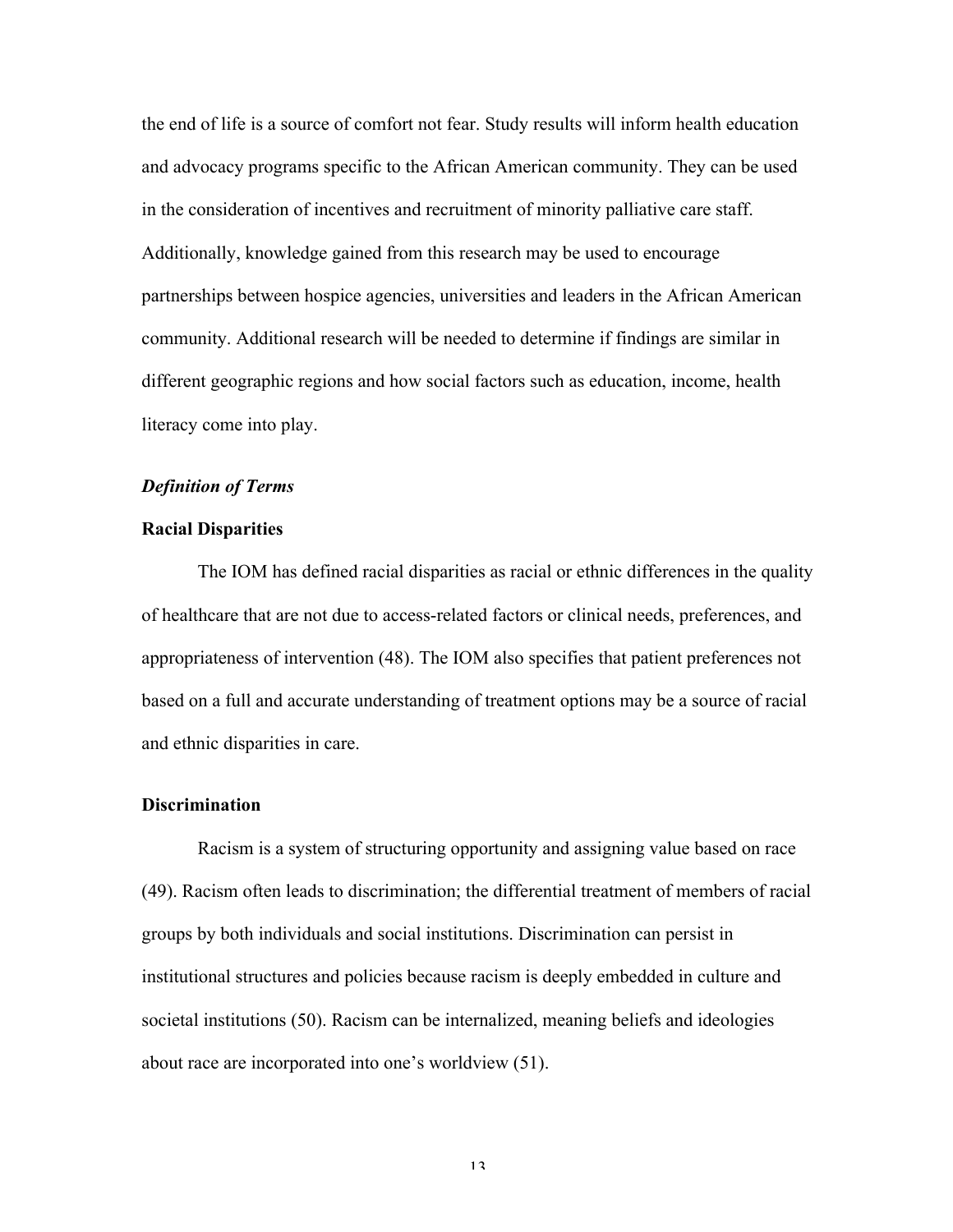the end of life is a source of comfort not fear. Study results will inform health education and advocacy programs specific to the African American community. They can be used in the consideration of incentives and recruitment of minority palliative care staff. Additionally, knowledge gained from this research may be used to encourage partnerships between hospice agencies, universities and leaders in the African American community. Additional research will be needed to determine if findings are similar in different geographic regions and how social factors such as education, income, health literacy come into play.

### *Definition of Terms*

#### Racial Disparities

The IOM has defined racial disparities as racial or ethnic differences in the quality of healthcare that are not due to access-related factors or clinical needs, preferences, and appropriateness of intervention (48). The IOM also specifies that patient preferences not based on a full and accurate understanding of treatment options may be a source of racial and ethnic disparities in care.

#### Discrimination

Racism is a system of structuring opportunity and assigning value based on race (49). Racism often leads to discrimination; the differential treatment of members of racial groups by both individuals and social institutions. Discrimination can persist in institutional structures and policies because racism is deeply embedded in culture and societal institutions (50). Racism can be internalized, meaning beliefs and ideologies about race are incorporated into one's worldview (51).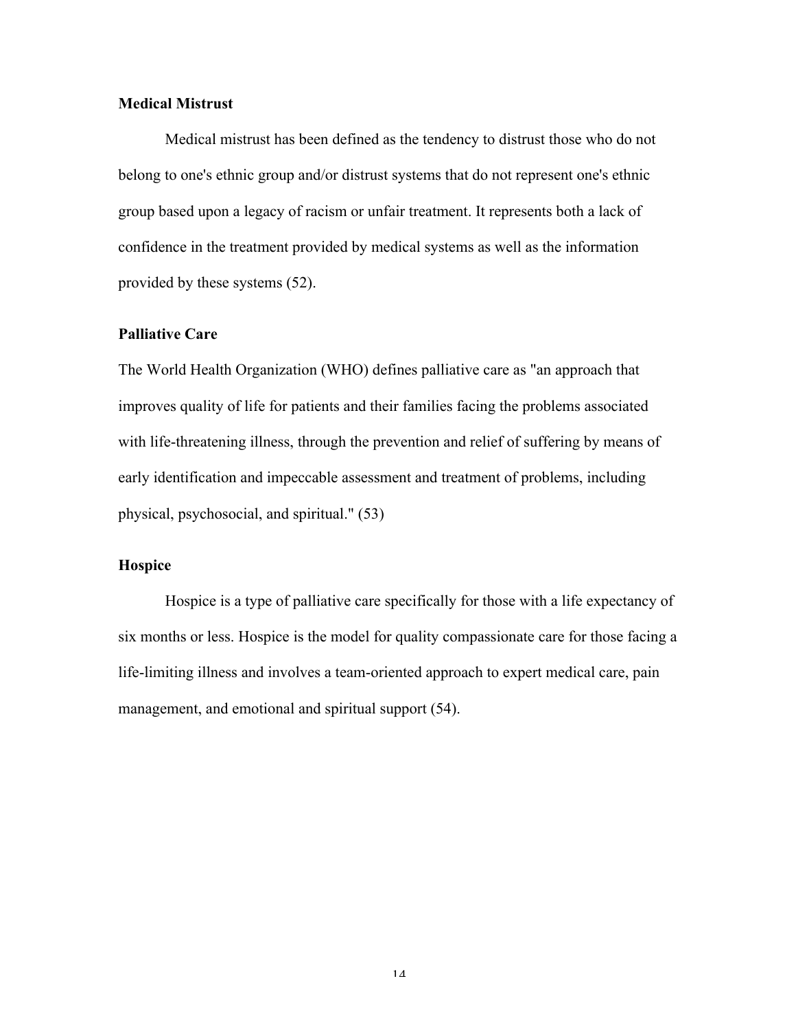### Medical Mistrust

Medical mistrust has been defined as the tendency to distrust those who do not belong to one's ethnic group and/or distrust systems that do not represent one's ethnic group based upon a legacy of racism or unfair treatment. It represents both a lack of confidence in the treatment provided by medical systems as well as the information provided by these systems (52).

### Palliative Care

The World Health Organization (WHO) defines palliative care as "an approach that improves quality of life for patients and their families facing the problems associated with life-threatening illness, through the prevention and relief of suffering by means of early identification and impeccable assessment and treatment of problems, including physical, psychosocial, and spiritual." (53)

### Hospice

Hospice is a type of palliative care specifically for those with a life expectancy of six months or less. Hospice is the model for quality compassionate care for those facing a life-limiting illness and involves a team-oriented approach to expert medical care, pain management, and emotional and spiritual support (54).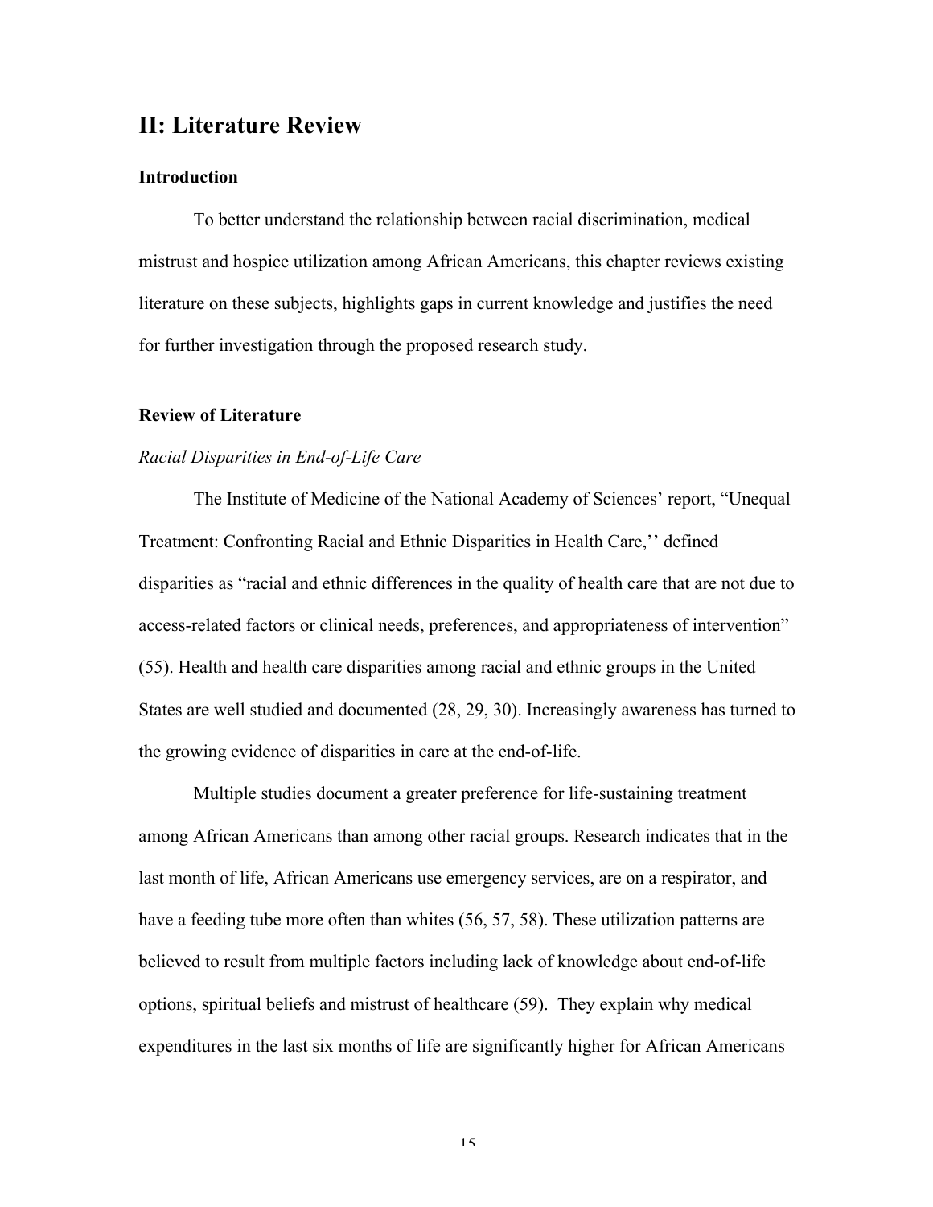# II: Literature Review

## Introduction

To better understand the relationship between racial discrimination, medical mistrust and hospice utilization among African Americans, this chapter reviews existing literature on these subjects, highlights gaps in current knowledge and justifies the need for further investigation through the proposed research study.

## Review of Literature

### *Racial Disparities in End-of-Life Care*

The Institute of Medicine of the National Academy of Sciences' report, "Unequal Treatment: Confronting Racial and Ethnic Disparities in Health Care,'' defined disparities as "racial and ethnic differences in the quality of health care that are not due to access-related factors or clinical needs, preferences, and appropriateness of intervention" (55). Health and health care disparities among racial and ethnic groups in the United States are well studied and documented (28, 29, 30). Increasingly awareness has turned to the growing evidence of disparities in care at the end-of-life.

Multiple studies document a greater preference for life-sustaining treatment among African Americans than among other racial groups. Research indicates that in the last month of life, African Americans use emergency services, are on a respirator, and have a feeding tube more often than whites (56, 57, 58). These utilization patterns are believed to result from multiple factors including lack of knowledge about end-of-life options, spiritual beliefs and mistrust of healthcare (59). They explain why medical expenditures in the last six months of life are significantly higher for African Americans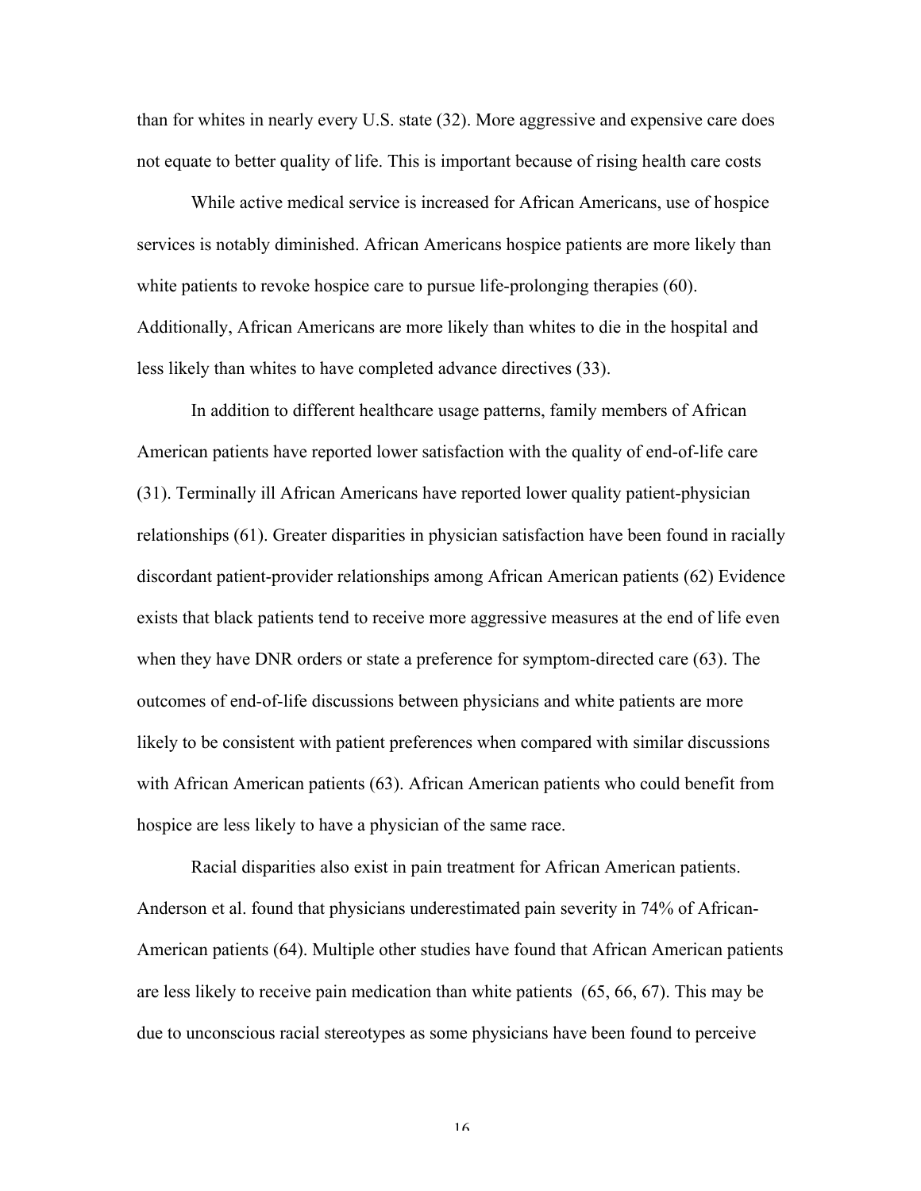than for whites in nearly every U.S. state (32). More aggressive and expensive care does not equate to better quality of life. This is important because of rising health care costs

While active medical service is increased for African Americans, use of hospice services is notably diminished. African Americans hospice patients are more likely than white patients to revoke hospice care to pursue life-prolonging therapies (60). Additionally, African Americans are more likely than whites to die in the hospital and less likely than whites to have completed advance directives (33).

In addition to different healthcare usage patterns, family members of African American patients have reported lower satisfaction with the quality of end-of-life care (31). Terminally ill African Americans have reported lower quality patient-physician relationships (61). Greater disparities in physician satisfaction have been found in racially discordant patient-provider relationships among African American patients (62) Evidence exists that black patients tend to receive more aggressive measures at the end of life even when they have DNR orders or state a preference for symptom-directed care (63). The outcomes of end-of-life discussions between physicians and white patients are more likely to be consistent with patient preferences when compared with similar discussions with African American patients (63). African American patients who could benefit from hospice are less likely to have a physician of the same race.

Racial disparities also exist in pain treatment for African American patients. Anderson et al. found that physicians underestimated pain severity in 74% of African-American patients (64). Multiple other studies have found that African American patients are less likely to receive pain medication than white patients (65, 66, 67). This may be due to unconscious racial stereotypes as some physicians have been found to perceive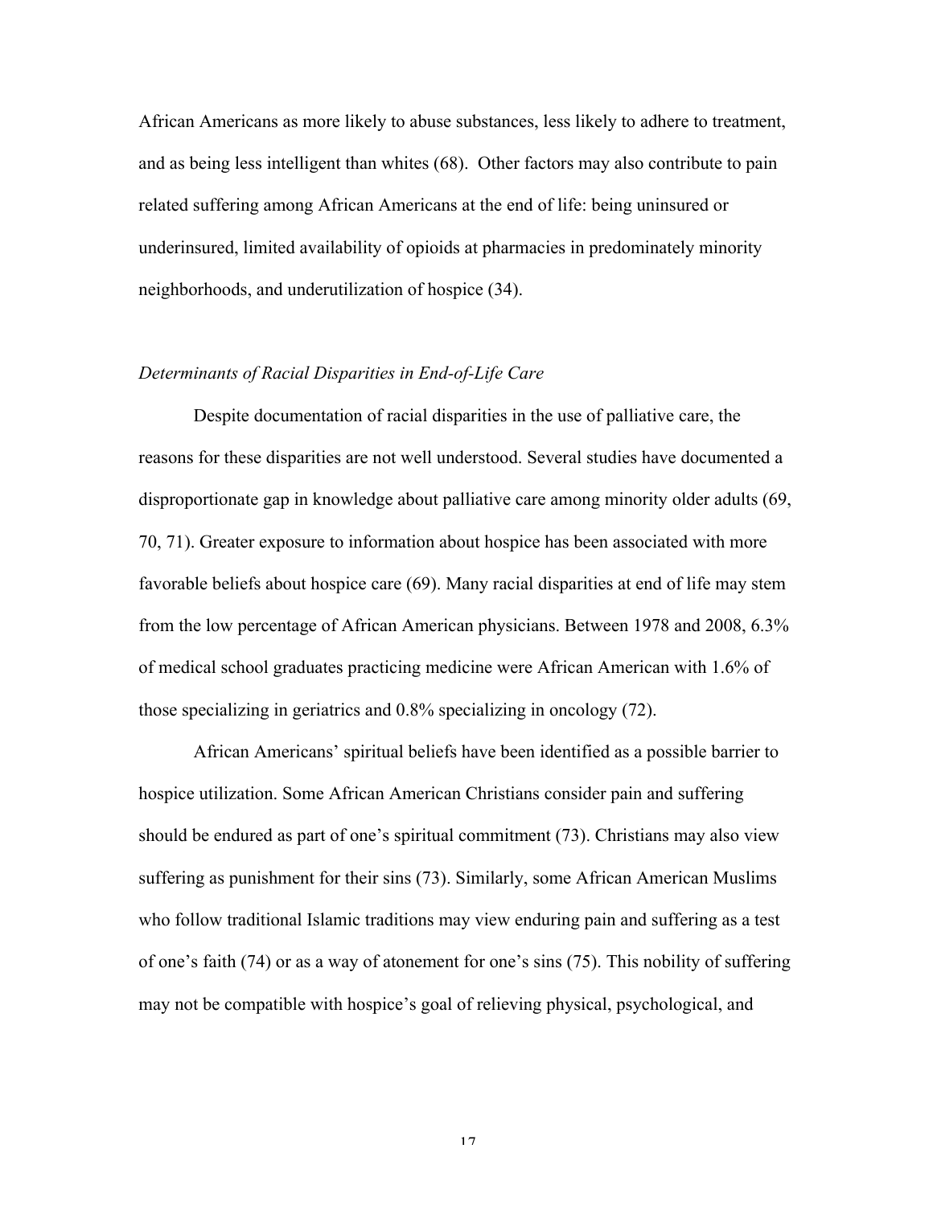African Americans as more likely to abuse substances, less likely to adhere to treatment, and as being less intelligent than whites (68). Other factors may also contribute to pain related suffering among African Americans at the end of life: being uninsured or underinsured, limited availability of opioids at pharmacies in predominately minority neighborhoods, and underutilization of hospice (34).

*Determinants of Racial Disparities in End-of-Life Care*

Despite documentation of racial disparities in the use of palliative care, the reasons for these disparities are not well understood. Several studies have documented a disproportionate gap in knowledge about palliative care among minority older adults (69, 70, 71). Greater exposure to information about hospice has been associated with more favorable beliefs about hospice care (69). Many racial disparities at end of life may stem from the low percentage of African American physicians. Between 1978 and 2008, 6.3% of medical school graduates practicing medicine were African American with 1.6% of those specializing in geriatrics and 0.8% specializing in oncology (72).

African Americans' spiritual beliefs have been identified as a possible barrier to hospice utilization. Some African American Christians consider pain and suffering should be endured as part of one's spiritual commitment (73). Christians may also view suffering as punishment for their sins (73). Similarly, some African American Muslims who follow traditional Islamic traditions may view enduring pain and suffering as a test of one's faith (74) or as a way of atonement for one's sins (75). This nobility of suffering may not be compatible with hospice's goal of relieving physical, psychological, and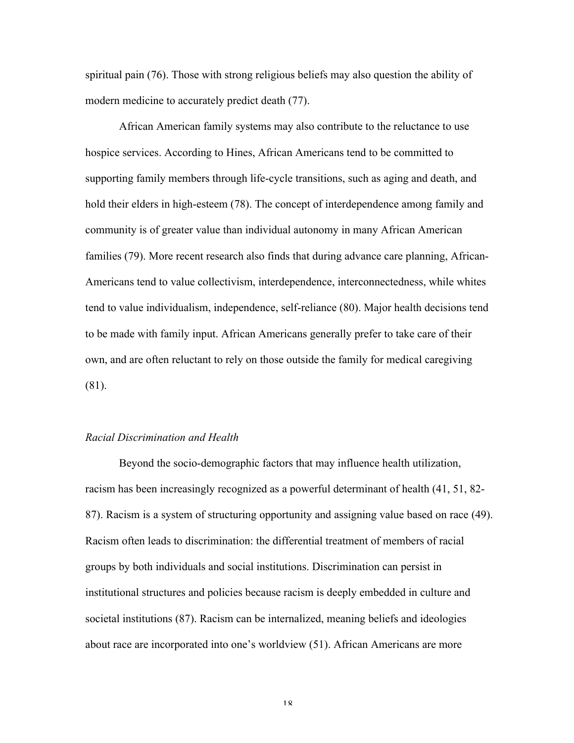spiritual pain (76). Those with strong religious beliefs may also question the ability of modern medicine to accurately predict death (77).

African American family systems may also contribute to the reluctance to use hospice services. According to Hines, African Americans tend to be committed to supporting family members through life-cycle transitions, such as aging and death, and hold their elders in high-esteem (78). The concept of interdependence among family and community is of greater value than individual autonomy in many African American families (79). More recent research also finds that during advance care planning, African-Americans tend to value collectivism, interdependence, interconnectedness, while whites tend to value individualism, independence, self-reliance (80). Major health decisions tend to be made with family input. African Americans generally prefer to take care of their own, and are often reluctant to rely on those outside the family for medical caregiving (81).

*Racial Discrimination and Health*

Beyond the socio-demographic factors that may influence health utilization, racism has been increasingly recognized as a powerful determinant of health (41, 51, 82-87). Racism is a system of structuring opportunity and assigning value based on race (49). Racism often leads to discrimination: the differential treatment of members of racial groups by both individuals and social institutions. Discrimination can persist in institutional structures and policies because racism is deeply embedded in culture and societal institutions (87). Racism can be internalized, meaning beliefs and ideologies about race are incorporated into one's worldview (51). African Americans are more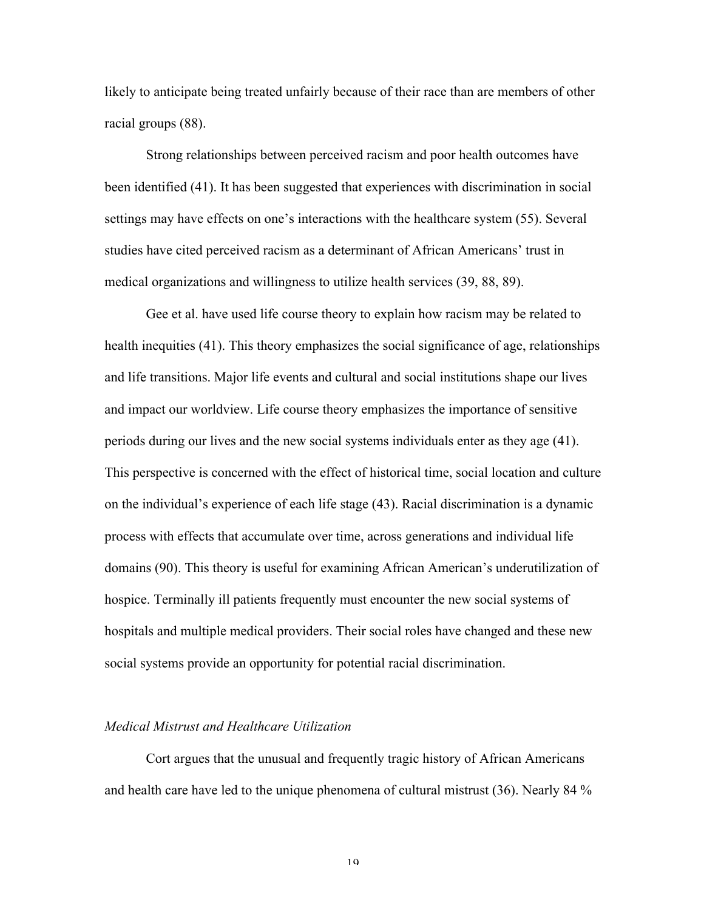likely to anticipate being treated unfairly because of their race than are members of other racial groups (88).

Strong relationships between perceived racism and poor health outcomes have been identified (41). It has been suggested that experiences with discrimination in social settings may have effects on one's interactions with the healthcare system (55). Several studies have cited perceived racism as a determinant of African Americans' trust in medical organizations and willingness to utilize health services (39, 88, 89).

Gee et al. have used life course theory to explain how racism may be related to health inequities (41). This theory emphasizes the social significance of age, relationships and life transitions. Major life events and cultural and social institutions shape our lives and impact our worldview. Life course theory emphasizes the importance of sensitive periods during our lives and the new social systems individuals enter as they age (41). This perspective is concerned with the effect of historical time, social location and culture on the individual's experience of each life stage (43). Racial discrimination is a dynamic process with effects that accumulate over time, across generations and individual life domains (90). This theory is useful for examining African American's underutilization of hospice. Terminally ill patients frequently must encounter the new social systems of hospitals and multiple medical providers. Their social roles have changed and these new social systems provide an opportunity for potential racial discrimination.

*Medical Mistrust and Healthcare Utilization*

Cort argues that the unusual and frequently tragic history of African Americans and health care have led to the unique phenomena of cultural mistrust (36). Nearly 84 %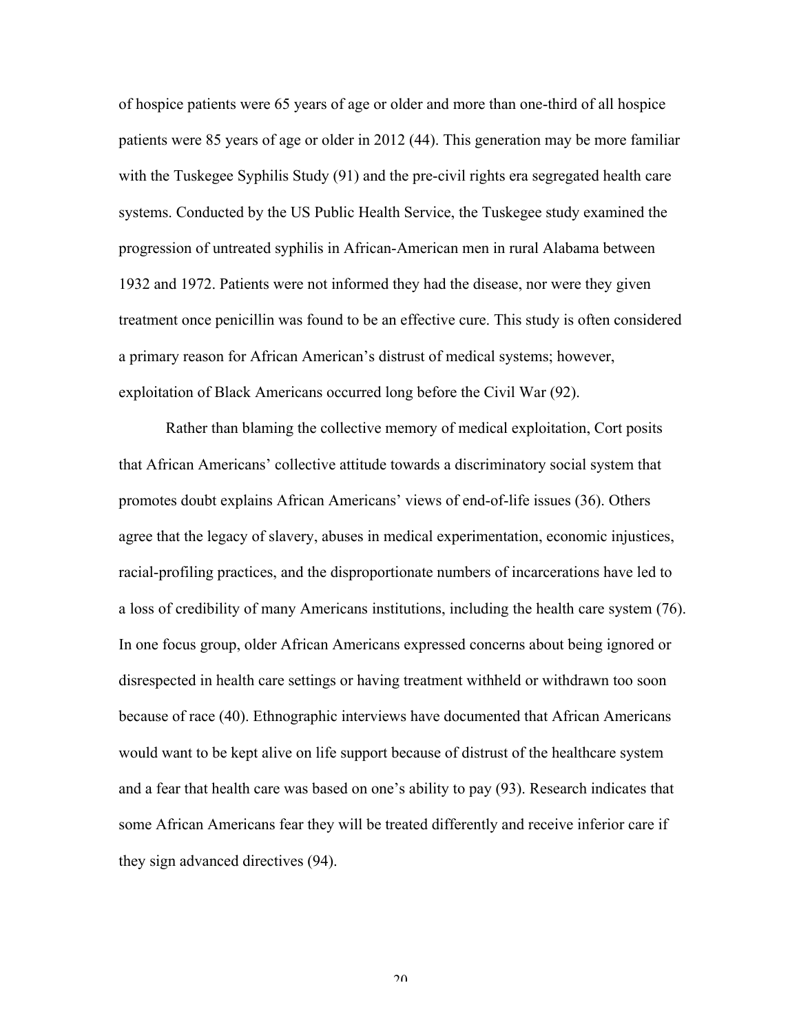of hospice patients were 65 years of age or older and more than one-third of all hospice patients were 85 years of age or older in 2012 (44). This generation may be more familiar with the Tuskegee Syphilis Study (91) and the pre-civil rights era segregated health care systems. Conducted by the US Public Health Service, the Tuskegee study examined the progression of untreated syphilis in African-American men in rural Alabama between 1932 and 1972. Patients were not informed they had the disease, nor were they given treatment once penicillin was found to be an effective cure. This study is often considered a primary reason for African American's distrust of medical systems; however, exploitation of Black Americans occurred long before the Civil War (92).

Rather than blaming the collective memory of medical exploitation, Cort posits that African Americans' collective attitude towards a discriminatory social system that promotes doubt explains African Americans' views of end-of-life issues (36). Others agree that the legacy of slavery, abuses in medical experimentation, economic injustices, racial-profiling practices, and the disproportionate numbers of incarcerations have led to a loss of credibility of many Americans institutions, including the health care system (76). In one focus group, older African Americans expressed concerns about being ignored or disrespected in health care settings or having treatment withheld or withdrawn too soon because of race (40). Ethnographic interviews have documented that African Americans would want to be kept alive on life support because of distrust of the healthcare system and a fear that health care was based on one's ability to pay (93). Research indicates that some African Americans fear they will be treated differently and receive inferior care if they sign advanced directives (94).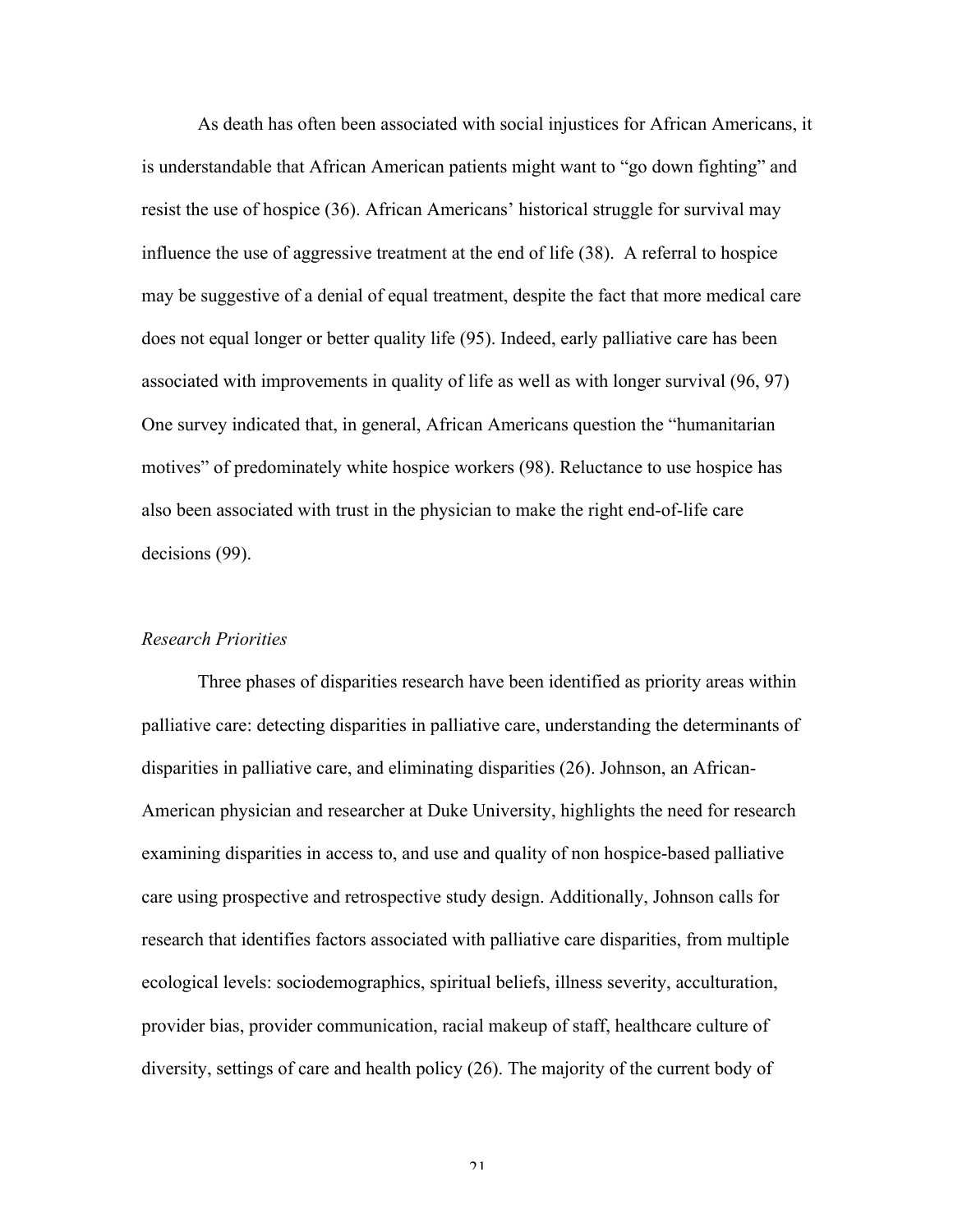As death has often been associated with social injustices for African Americans, it is understandable that African American patients might want to "go down fighting" and resist the use of hospice (36). African Americans' historical struggle for survival may influence the use of aggressive treatment at the end of life (38). A referral to hospice may be suggestive of a denial of equal treatment, despite the fact that more medical care does not equal longer or better quality life (95). Indeed, early palliative care has been associated with improvements in quality of life as well as with longer survival (96, 97) One survey indicated that, in general, African Americans question the "humanitarian motives" of predominately white hospice workers (98). Reluctance to use hospice has also been associated with trust in the physician to make the right end-of-life care decisions (99).

*Research Priorities*

Three phases of disparities research have been identified as priority areas within palliative care: detecting disparities in palliative care, understanding the determinants of disparities in palliative care, and eliminating disparities (26). Johnson, an African-American physician and researcher at Duke University, highlights the need for research examining disparities in access to, and use and quality of non hospice-based palliative care using prospective and retrospective study design. Additionally, Johnson calls for research that identifies factors associated with palliative care disparities, from multiple ecological levels: sociodemographics, spiritual beliefs, illness severity, acculturation, provider bias, provider communication, racial makeup of staff, healthcare culture of diversity, settings of care and health policy (26). The majority of the current body of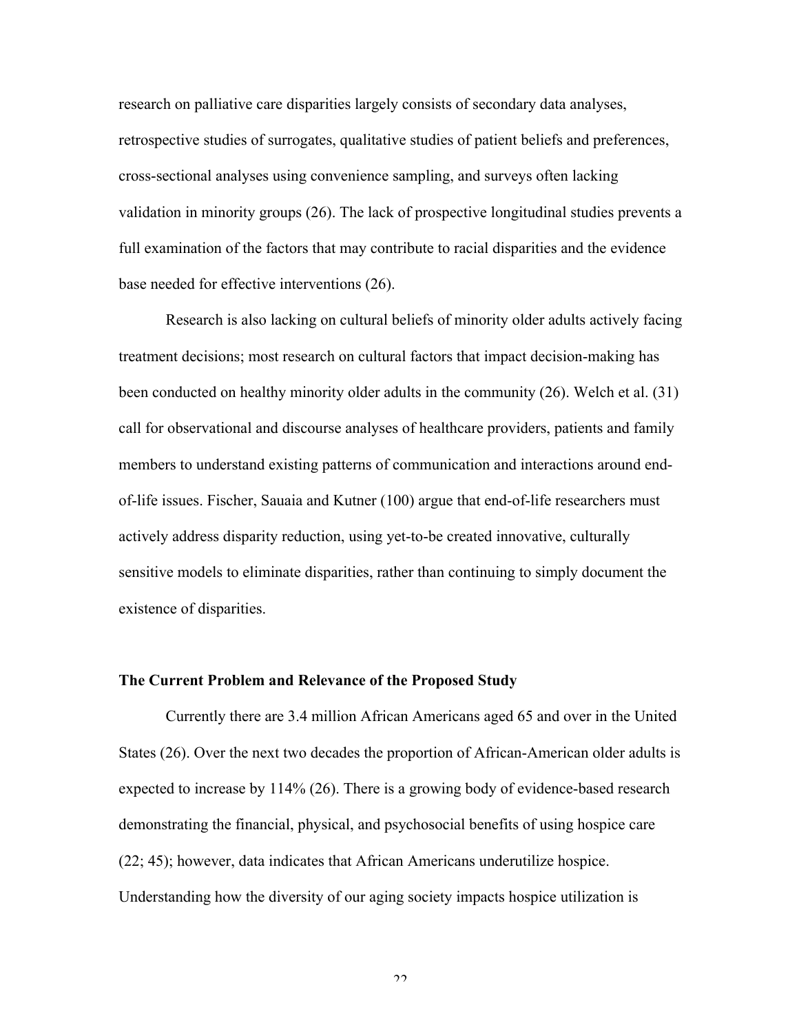research on palliative care disparities largely consists of secondary data analyses, retrospective studies of surrogates, qualitative studies of patient beliefs and preferences, cross-sectional analyses using convenience sampling, and surveys often lacking validation in minority groups (26). The lack of prospective longitudinal studies prevents a full examination of the factors that may contribute to racial disparities and the evidence base needed for effective interventions (26).

Research is also lacking on cultural beliefs of minority older adults actively facing treatment decisions; most research on cultural factors that impact decision-making has been conducted on healthy minority older adults in the community (26). Welch et al. (31) call for observational and discourse analyses of healthcare providers, patients and family members to understand existing patterns of communication and interactions around end-of-life issues. Fischer, Sauaia and Kutner (100) argue that end-of-life researchers must actively address disparity reduction, using yet-to-be created innovative, culturally sensitive models to eliminate disparities, rather than continuing to simply document the existence of disparities.

### The Current Problem and Relevance of the Proposed Study

Currently there are 3.4 million African Americans aged 65 and over in the United States (26). Over the next two decades the proportion of African-American older adults is expected to increase by 114% (26). There is a growing body of evidence-based research demonstrating the financial, physical, and psychosocial benefits of using hospice care (22; 45); however, data indicates that African Americans underutilize hospice. Understanding how the diversity of our aging society impacts hospice utilization is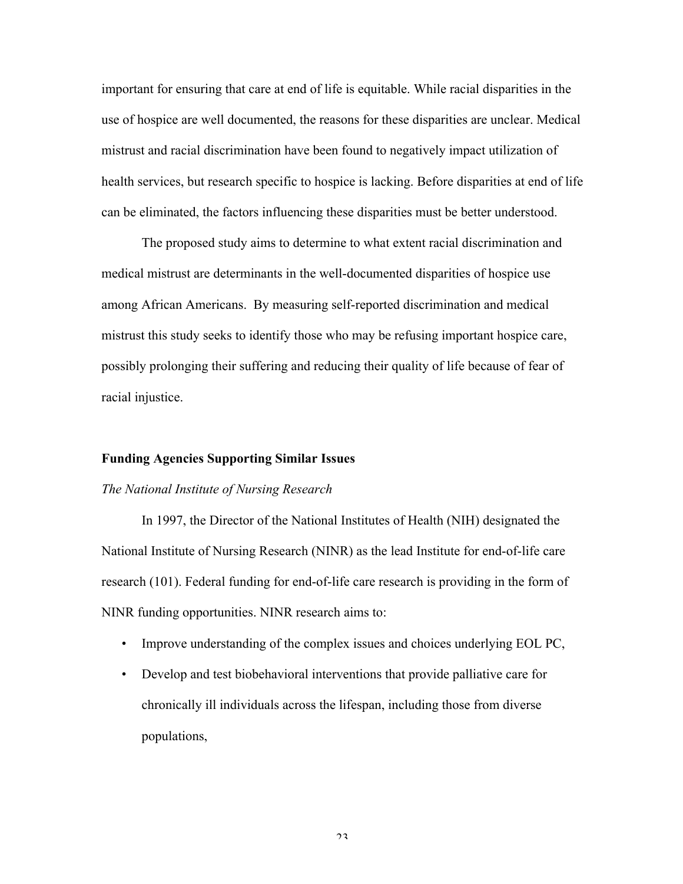important for ensuring that care at end of life is equitable. While racial disparities in the use of hospice are well documented, the reasons for these disparities are unclear. Medical mistrust and racial discrimination have been found to negatively impact utilization of health services, but research specific to hospice is lacking. Before disparities at end of life can be eliminated, the factors influencing these disparities must be better understood.

The proposed study aims to determine to what extent racial discrimination and medical mistrust are determinants in the well-documented disparities of hospice use among African Americans. By measuring self-reported discrimination and medical mistrust this study seeks to identify those who may be refusing important hospice care, possibly prolonging their suffering and reducing their quality of life because of fear of racial injustice.

## Funding Agencies Supporting Similar Issues

### *The National Institute of Nursing Research*

In 1997, the Director of the National Institutes of Health (NIH) designated the National Institute of Nursing Research (NINR) as the lead Institute for end-of-life care research (101). Federal funding for end-of-life care research is providing in the form of NINR funding opportunities. NINR research aims to:

- Improve understanding of the complex issues and choices underlying EOL PC,
- Develop and test biobehavioral interventions that provide palliative care for chronically ill individuals across the lifespan, including those from diverse populations,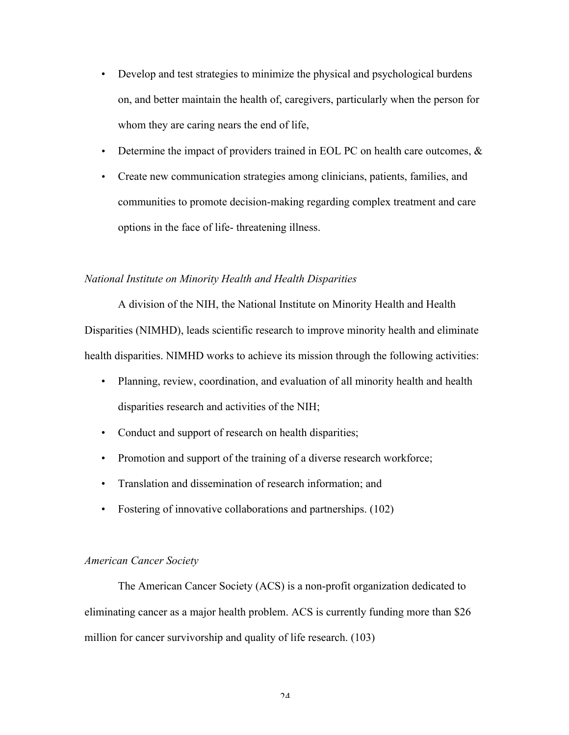- Develop and test strategies to minimize the physical and psychological burdens on, and better maintain the health of, caregivers, particularly when the person for whom they are caring nears the end of life,
- Determine the impact of providers trained in EOL PC on health care outcomes, &
- Create new communication strategies among clinicians, patients, families, and communities to promote decision-making regarding complex treatment and care options in the face of life- threatening illness.

*National Institute on Minority Health and Health Disparities*

A division of the NIH, the National Institute on Minority Health and Health Disparities (NIMHD), leads scientific research to improve minority health and eliminate health disparities. NIMHD works to achieve its mission through the following activities:

- Planning, review, coordination, and evaluation of all minority health and health disparities research and activities of the NIH;
- Conduct and support of research on health disparities;
- Promotion and support of the training of a diverse research workforce;
- Translation and dissemination of research information; and
- Fostering of innovative collaborations and partnerships. (102)

*American Cancer Society*

The American Cancer Society (ACS) is a non-profit organization dedicated to eliminating cancer as a major health problem. ACS is currently funding more than $26 million for cancer survivorship and quality of life research. (103)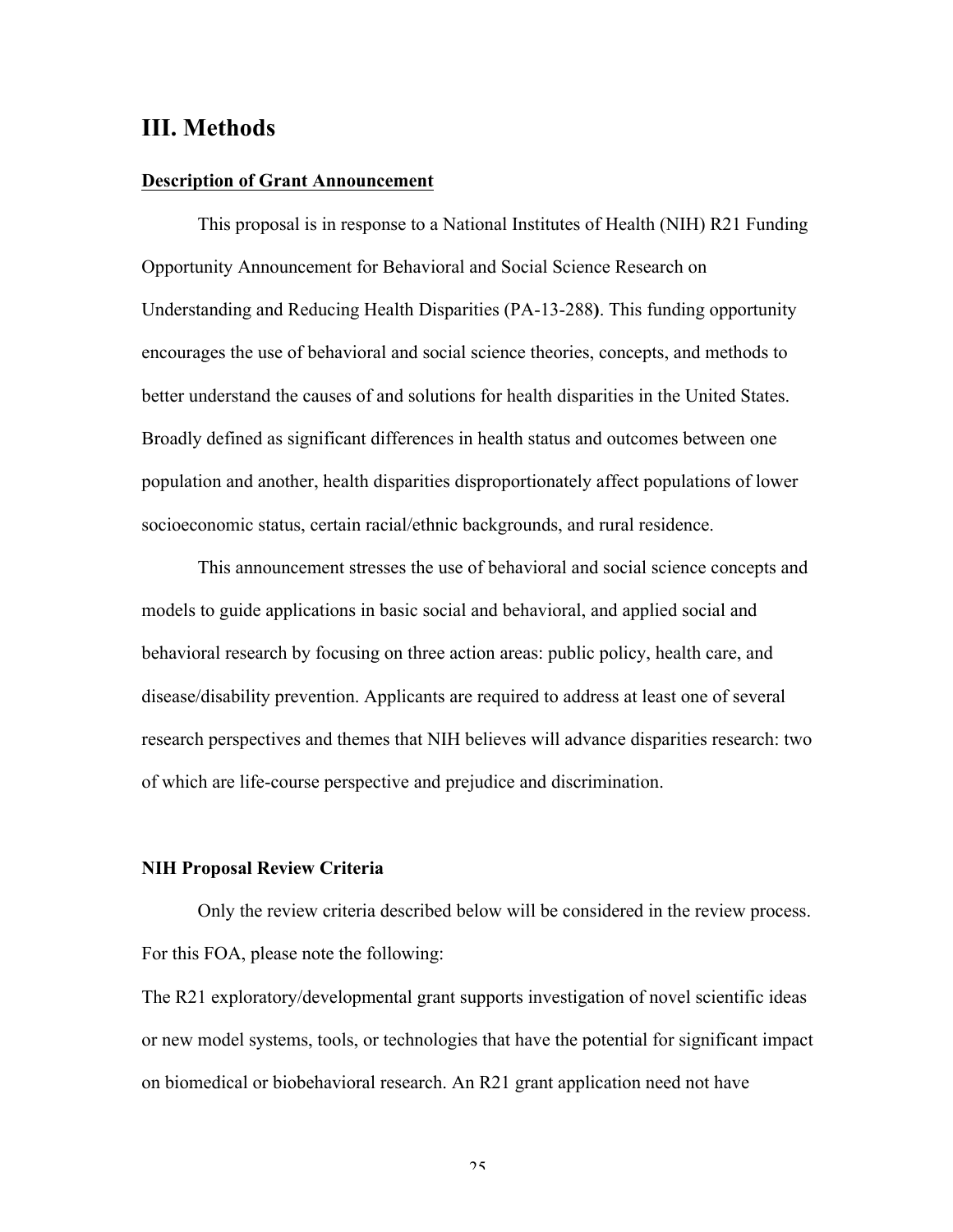## III. Methods

**Description of Grant Announcement**

This proposal is in response to a National Institutes of Health (NIH) R21 Funding Opportunity Announcement for Behavioral and Social Science Research on Understanding and Reducing Health Disparities (PA-13-288**)**. This funding opportunity encourages the use of behavioral and social science theories, concepts, and methods to better understand the causes of and solutions for health disparities in the United States. Broadly defined as significant differences in health status and outcomes between one population and another, health disparities disproportionately affect populations of lower socioeconomic status, certain racial/ethnic backgrounds, and rural residence.

This announcement stresses the use of behavioral and social science concepts and models to guide applications in basic social and behavioral, and applied social and behavioral research by focusing on three action areas: public policy, health care, and disease/disability prevention. Applicants are required to address at least one of several research perspectives and themes that NIH believes will advance disparities research: two of which are life-course perspective and prejudice and discrimination.

**NIH Proposal Review Criteria**

Only the review criteria described below will be considered in the review process. For this FOA, please note the following:

The R21 exploratory/developmental grant supports investigation of novel scientific ideas or new model systems, tools, or technologies that have the potential for significant impact on biomedical or biobehavioral research. An R21 grant application need not have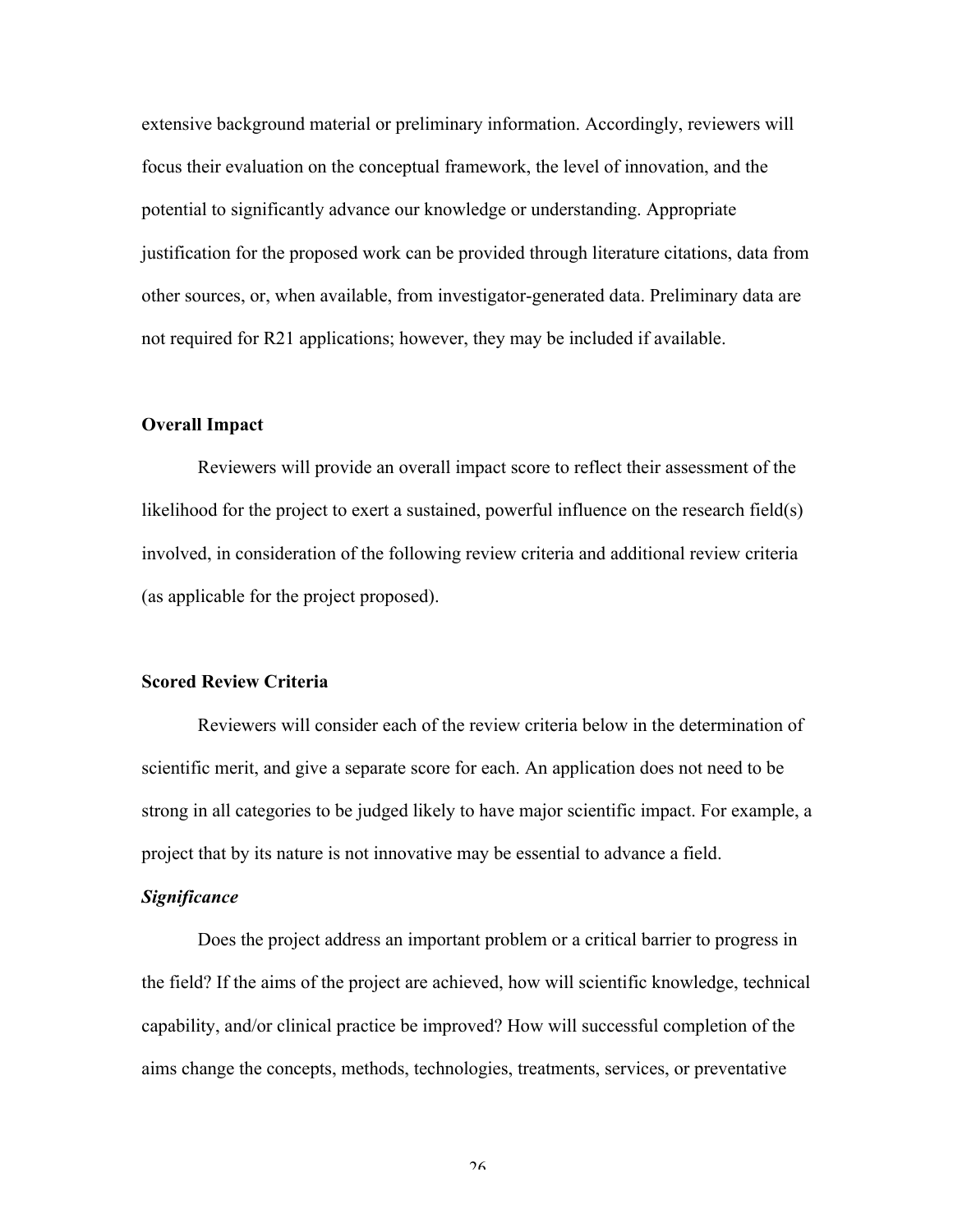extensive background material or preliminary information. Accordingly, reviewers will focus their evaluation on the conceptual framework, the level of innovation, and the potential to significantly advance our knowledge or understanding. Appropriate justification for the proposed work can be provided through literature citations, data from other sources, or, when available, from investigator-generated data. Preliminary data are not required for R21 applications; however, they may be included if available.

**Overall Impact**

Reviewers will provide an overall impact score to reflect their assessment of the likelihood for the project to exert a sustained, powerful influence on the research field(s) involved, in consideration of the following review criteria and additional review criteria (as applicable for the project proposed).

**Scored Review Criteria**

Reviewers will consider each of the review criteria below in the determination of scientific merit, and give a separate score for each. An application does not need to be strong in all categories to be judged likely to have major scientific impact. For example, a project that by its nature is not innovative may be essential to advance a field.

***Significance***

Does the project address an important problem or a critical barrier to progress in the field? If the aims of the project are achieved, how will scientific knowledge, technical capability, and/or clinical practice be improved? How will successful completion of the aims change the concepts, methods, technologies, treatments, services, or preventative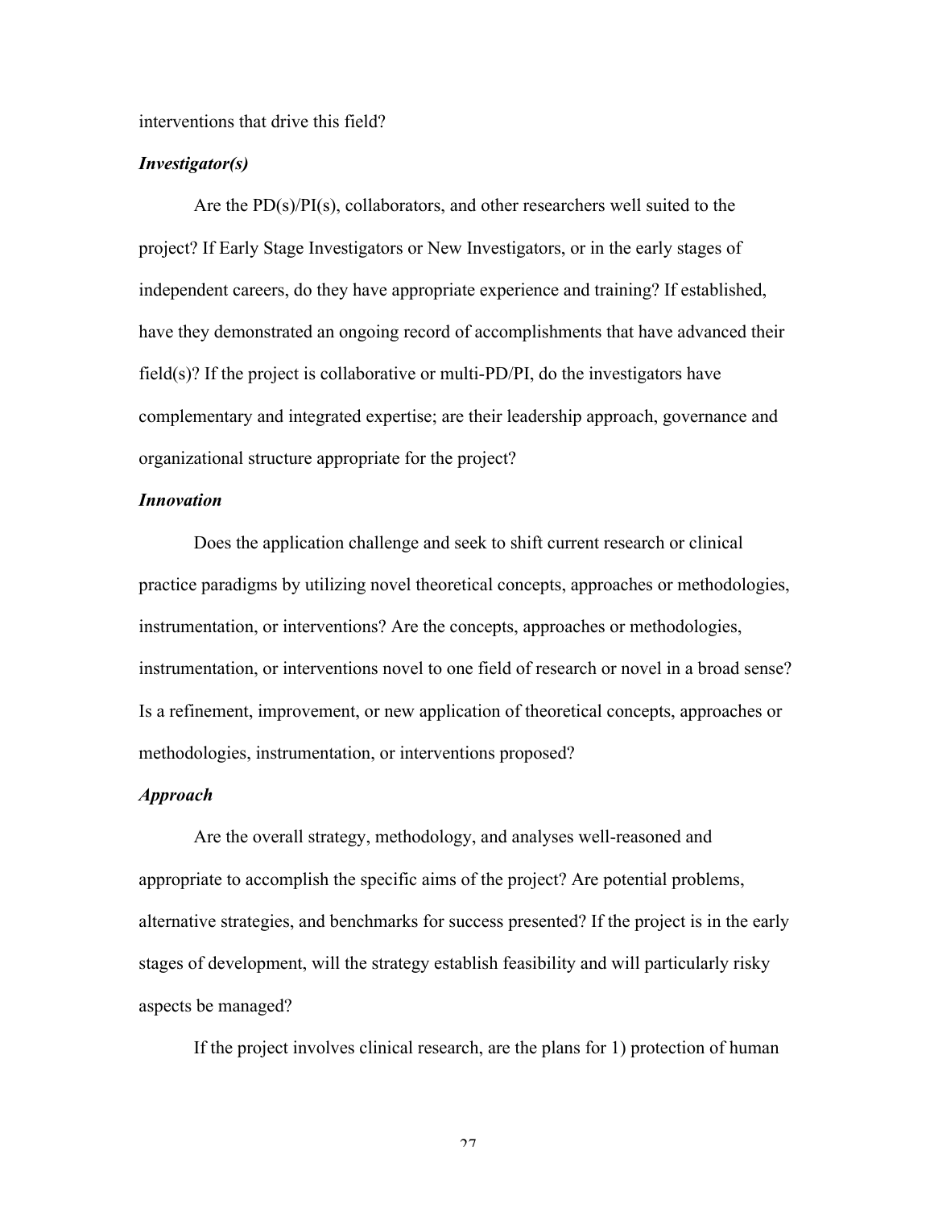interventions that drive this field?

***Investigator(s)***

Are the PD(s)/PI(s), collaborators, and other researchers well suited to the project? If Early Stage Investigators or New Investigators, or in the early stages of independent careers, do they have appropriate experience and training? If established, have they demonstrated an ongoing record of accomplishments that have advanced their field(s)? If the project is collaborative or multi-PD/PI, do the investigators have complementary and integrated expertise; are their leadership approach, governance and organizational structure appropriate for the project?

***Innovation***

Does the application challenge and seek to shift current research or clinical practice paradigms by utilizing novel theoretical concepts, approaches or methodologies, instrumentation, or interventions? Are the concepts, approaches or methodologies, instrumentation, or interventions novel to one field of research or novel in a broad sense? Is a refinement, improvement, or new application of theoretical concepts, approaches or methodologies, instrumentation, or interventions proposed?

***Approach***

Are the overall strategy, methodology, and analyses well-reasoned and appropriate to accomplish the specific aims of the project? Are potential problems, alternative strategies, and benchmarks for success presented? If the project is in the early stages of development, will the strategy establish feasibility and will particularly risky aspects be managed?

If the project involves clinical research, are the plans for 1) protection of human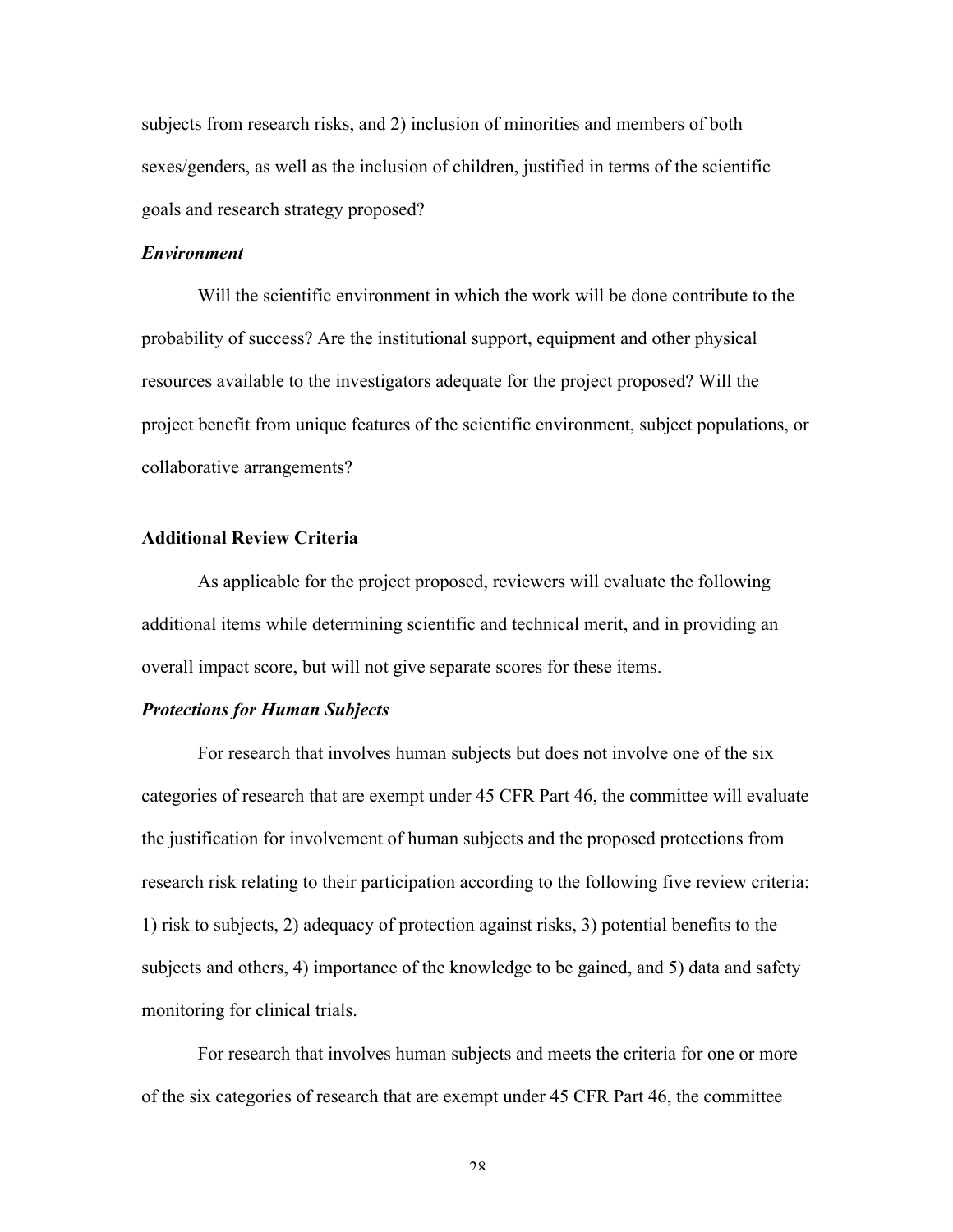subjects from research risks, and 2) inclusion of minorities and members of both sexes/genders, as well as the inclusion of children, justified in terms of the scientific goals and research strategy proposed?

***Environment***

Will the scientific environment in which the work will be done contribute to the probability of success? Are the institutional support, equipment and other physical resources available to the investigators adequate for the project proposed? Will the project benefit from unique features of the scientific environment, subject populations, or collaborative arrangements?

**Additional Review Criteria**

As applicable for the project proposed, reviewers will evaluate the following additional items while determining scientific and technical merit, and in providing an overall impact score, but will not give separate scores for these items.

***Protections for Human Subjects***

For research that involves human subjects but does not involve one of the six categories of research that are exempt under 45 CFR Part 46, the committee will evaluate the justification for involvement of human subjects and the proposed protections from research risk relating to their participation according to the following five review criteria: 1) risk to subjects, 2) adequacy of protection against risks, 3) potential benefits to the subjects and others, 4) importance of the knowledge to be gained, and 5) data and safety monitoring for clinical trials.

For research that involves human subjects and meets the criteria for one or more of the six categories of research that are exempt under 45 CFR Part 46, the committee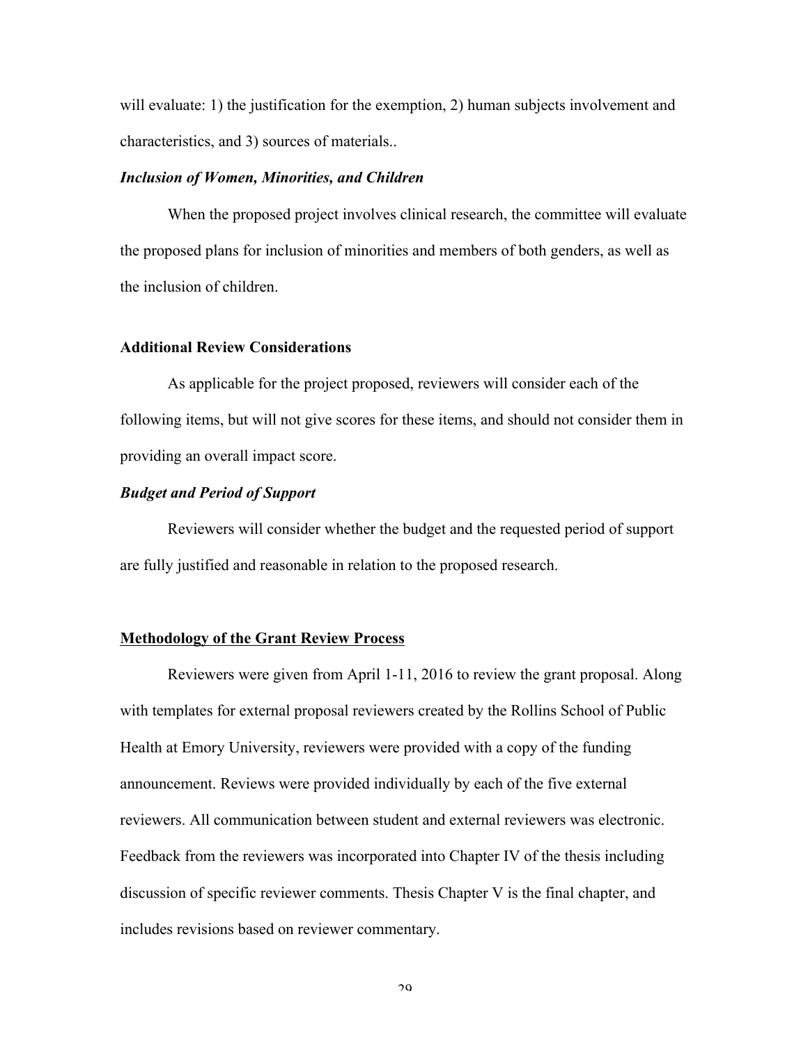will evaluate: 1) the justification for the exemption, 2) human subjects involvement and characteristics, and 3) sources of materials..

***Inclusion of Women, Minorities, and Children***

When the proposed project involves clinical research, the committee will evaluate the proposed plans for inclusion of minorities and members of both genders, as well as the inclusion of children.

**Additional Review Considerations**

As applicable for the project proposed, reviewers will consider each of the following items, but will not give scores for these items, and should not consider them in providing an overall impact score.

***Budget and Period of Support***

Reviewers will consider whether the budget and the requested period of support are fully justified and reasonable in relation to the proposed research.

**Methodology of the Grant Review Process**

Reviewers were given from April 1-11, 2016 to review the grant proposal. Along with templates for external proposal reviewers created by the Rollins School of Public Health at Emory University, reviewers were provided with a copy of the funding announcement. Reviews were provided individually by each of the five external reviewers. All communication between student and external reviewers was electronic. Feedback from the reviewers was incorporated into Chapter IV of the thesis including discussion of specific reviewer comments. Thesis Chapter V is the final chapter, and includes revisions based on reviewer commentary.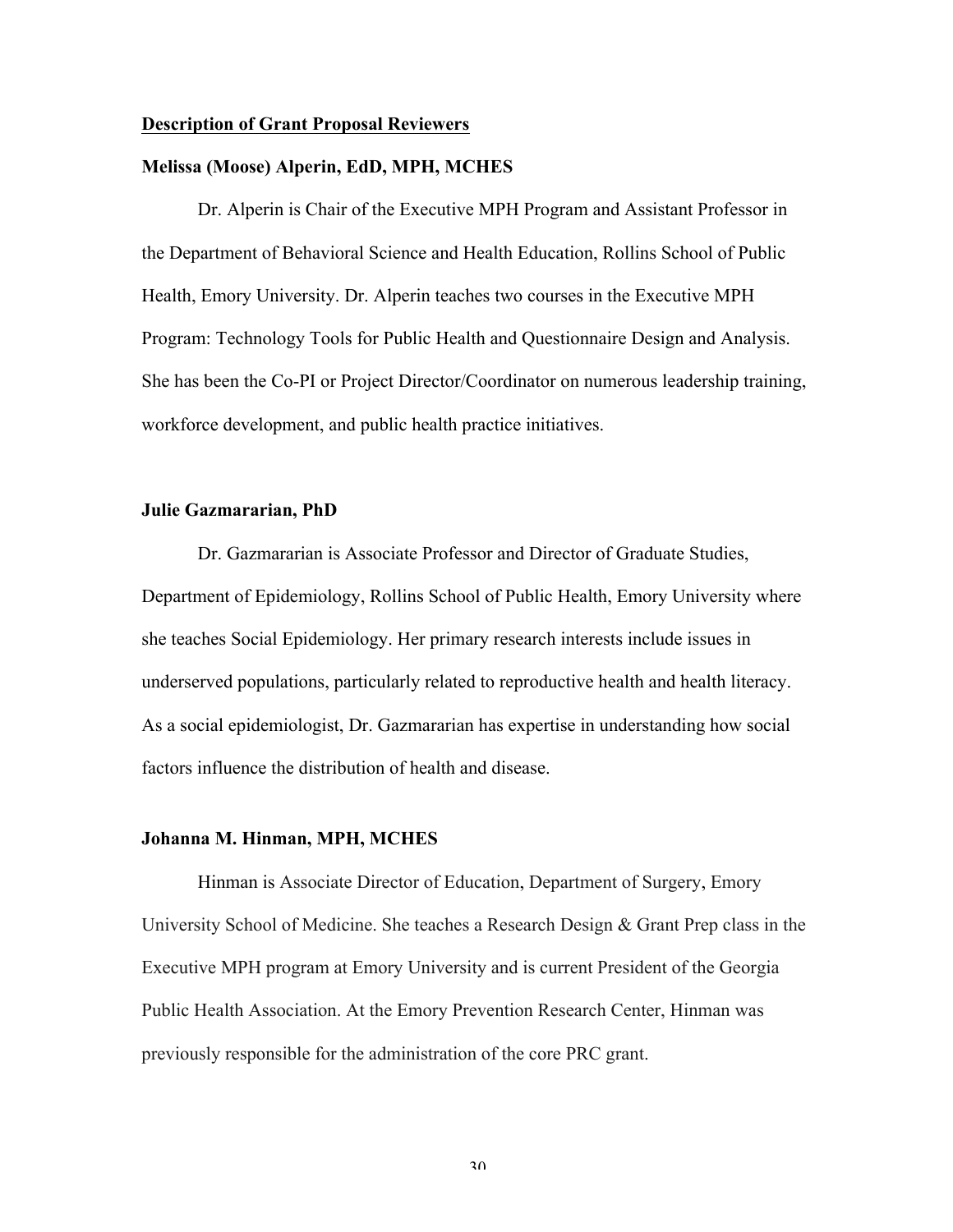<u>**Description of Grant Proposal Reviewers**</u>

**Melissa (Moose) Alperin, EdD, MPH, MCHES**

Dr. Alperin is Chair of the Executive MPH Program and Assistant Professor in the Department of Behavioral Science and Health Education, Rollins School of Public Health, Emory University. Dr. Alperin teaches two courses in the Executive MPH Program: Technology Tools for Public Health and Questionnaire Design and Analysis. She has been the Co-PI or Project Director/Coordinator on numerous leadership training, workforce development, and public health practice initiatives.

**Julie Gazmararian, PhD**

Dr. Gazmararian is Associate Professor and Director of Graduate Studies, Department of Epidemiology, Rollins School of Public Health, Emory University where she teaches Social Epidemiology. Her primary research interests include issues in underserved populations, particularly related to reproductive health and health literacy. As a social epidemiologist, Dr. Gazmararian has expertise in understanding how social factors influence the distribution of health and disease.

**Johanna M. Hinman, MPH, MCHES**

Hinman is Associate Director of Education, Department of Surgery, Emory University School of Medicine. She teaches a Research Design & Grant Prep class in the Executive MPH program at Emory University and is current President of the Georgia Public Health Association. At the Emory Prevention Research Center, Hinman was previously responsible for the administration of the core PRC grant.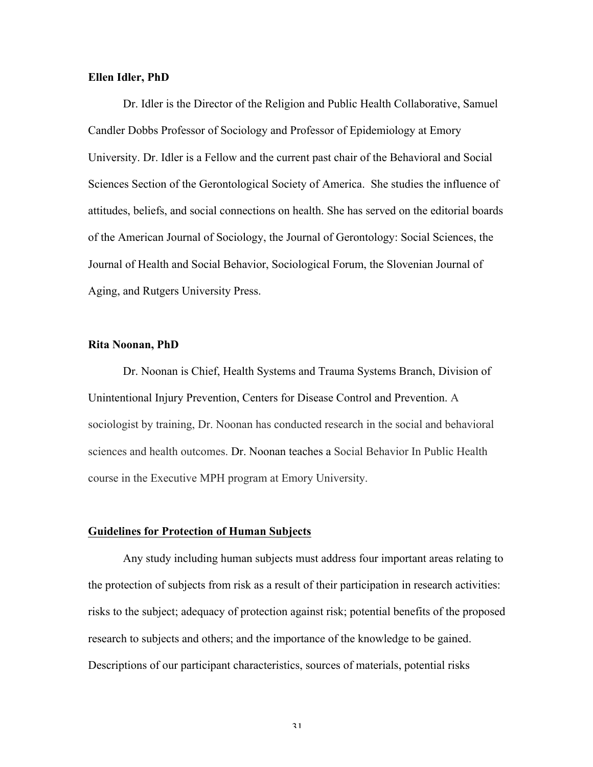**Ellen Idler, PhD**

Dr. Idler is the Director of the Religion and Public Health Collaborative, Samuel Candler Dobbs Professor of Sociology and Professor of Epidemiology at Emory University. Dr. Idler is a Fellow and the current past chair of the Behavioral and Social Sciences Section of the Gerontological Society of America. She studies the influence of attitudes, beliefs, and social connections on health. She has served on the editorial boards of the American Journal of Sociology, the Journal of Gerontology: Social Sciences, the Journal of Health and Social Behavior, Sociological Forum, the Slovenian Journal of Aging, and Rutgers University Press.

**Rita Noonan, PhD**

Dr. Noonan is Chief, Health Systems and Trauma Systems Branch, Division of Unintentional Injury Prevention, Centers for Disease Control and Prevention. A sociologist by training, Dr. Noonan has conducted research in the social and behavioral sciences and health outcomes. Dr. Noonan teaches a Social Behavior In Public Health course in the Executive MPH program at Emory University.

## Guidelines for Protection of Human Subjects

Any study including human subjects must address four important areas relating to the protection of subjects from risk as a result of their participation in research activities: risks to the subject; adequacy of protection against risk; potential benefits of the proposed research to subjects and others; and the importance of the knowledge to be gained. Descriptions of our participant characteristics, sources of materials, potential risks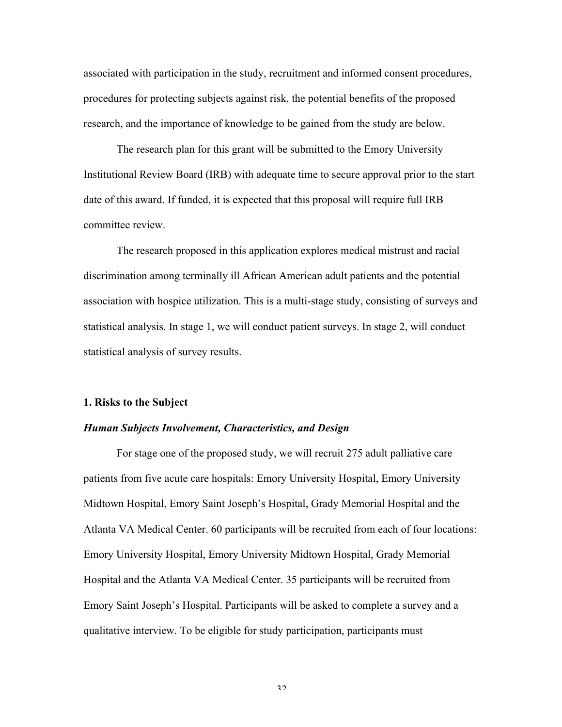associated with participation in the study, recruitment and informed consent procedures, procedures for protecting subjects against risk, the potential benefits of the proposed research, and the importance of knowledge to be gained from the study are below.

The research plan for this grant will be submitted to the Emory University Institutional Review Board (IRB) with adequate time to secure approval prior to the start date of this award. If funded, it is expected that this proposal will require full IRB committee review.

The research proposed in this application explores medical mistrust and racial discrimination among terminally ill African American adult patients and the potential association with hospice utilization. This is a multi-stage study, consisting of surveys and statistical analysis. In stage 1, we will conduct patient surveys. In stage 2, will conduct statistical analysis of survey results.

**1. Risks to the Subject**

***Human Subjects Involvement, Characteristics, and Design***

For stage one of the proposed study, we will recruit 275 adult palliative care patients from five acute care hospitals: Emory University Hospital, Emory University Midtown Hospital, Emory Saint Joseph's Hospital, Grady Memorial Hospital and the Atlanta VA Medical Center. 60 participants will be recruited from each of four locations: Emory University Hospital, Emory University Midtown Hospital, Grady Memorial Hospital and the Atlanta VA Medical Center. 35 participants will be recruited from Emory Saint Joseph's Hospital. Participants will be asked to complete a survey and a qualitative interview. To be eligible for study participation, participants must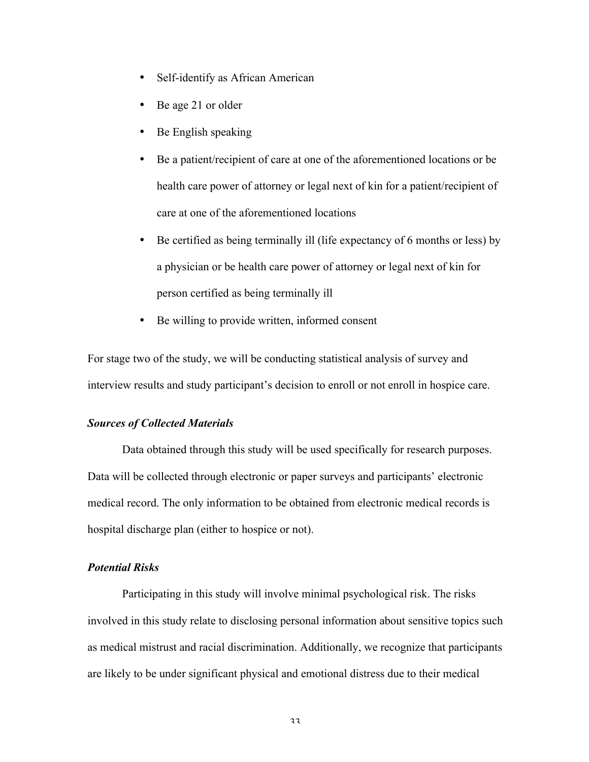- Self-identify as African American
- Be age 21 or older
- Be English speaking
- Be a patient/recipient of care at one of the aforementioned locations or be health care power of attorney or legal next of kin for a patient/recipient of care at one of the aforementioned locations
- Be certified as being terminally ill (life expectancy of 6 months or less) by a physician or be health care power of attorney or legal next of kin for person certified as being terminally ill
- Be willing to provide written, informed consent

For stage two of the study, we will be conducting statistical analysis of survey and interview results and study participant's decision to enroll or not enroll in hospice care.

### *Sources of Collected Materials*

Data obtained through this study will be used specifically for research purposes. Data will be collected through electronic or paper surveys and participants' electronic medical record. The only information to be obtained from electronic medical records is hospital discharge plan (either to hospice or not).

### *Potential Risks*

Participating in this study will involve minimal psychological risk. The risks involved in this study relate to disclosing personal information about sensitive topics such as medical mistrust and racial discrimination. Additionally, we recognize that participants are likely to be under significant physical and emotional distress due to their medical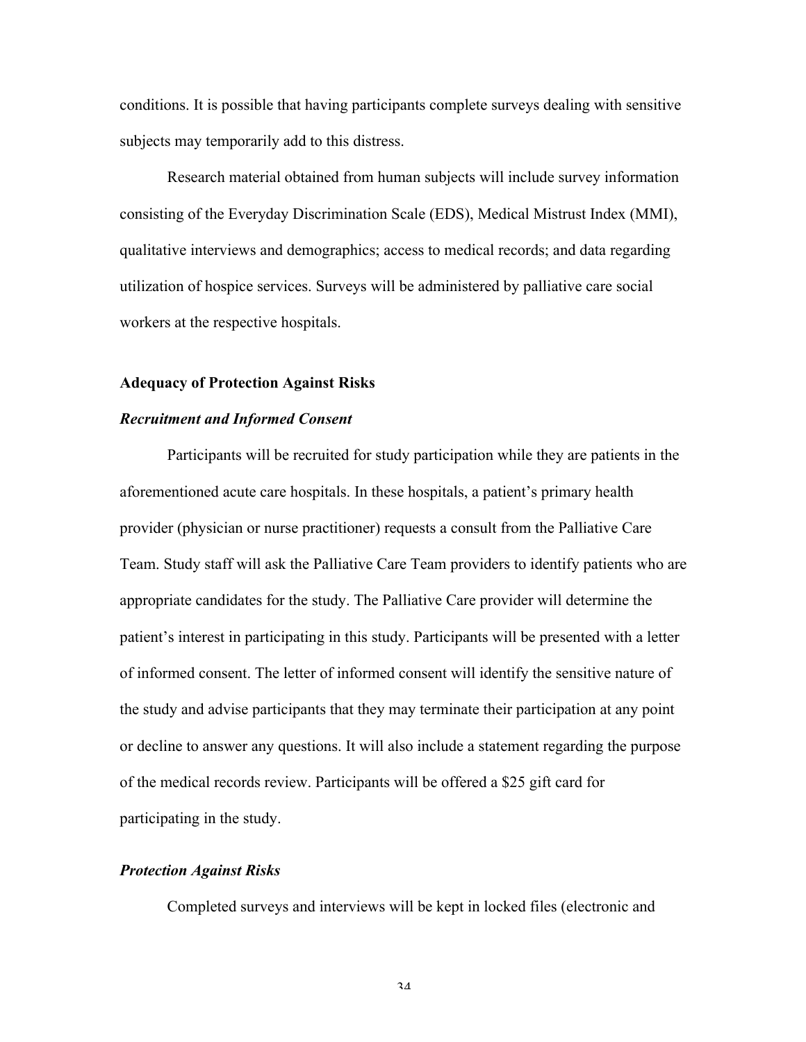conditions. It is possible that having participants complete surveys dealing with sensitive subjects may temporarily add to this distress.

Research material obtained from human subjects will include survey information consisting of the Everyday Discrimination Scale (EDS), Medical Mistrust Index (MMI), qualitative interviews and demographics; access to medical records; and data regarding utilization of hospice services. Surveys will be administered by palliative care social workers at the respective hospitals.

## Adequacy of Protection Against Risks

### *Recruitment and Informed Consent*

Participants will be recruited for study participation while they are patients in the aforementioned acute care hospitals. In these hospitals, a patient's primary health provider (physician or nurse practitioner) requests a consult from the Palliative Care Team. Study staff will ask the Palliative Care Team providers to identify patients who are appropriate candidates for the study. The Palliative Care provider will determine the patient's interest in participating in this study. Participants will be presented with a letter of informed consent. The letter of informed consent will identify the sensitive nature of the study and advise participants that they may terminate their participation at any point or decline to answer any questions. It will also include a statement regarding the purpose of the medical records review. Participants will be offered a $25 gift card for participating in the study.

### *Protection Against Risks*

Completed surveys and interviews will be kept in locked files (electronic and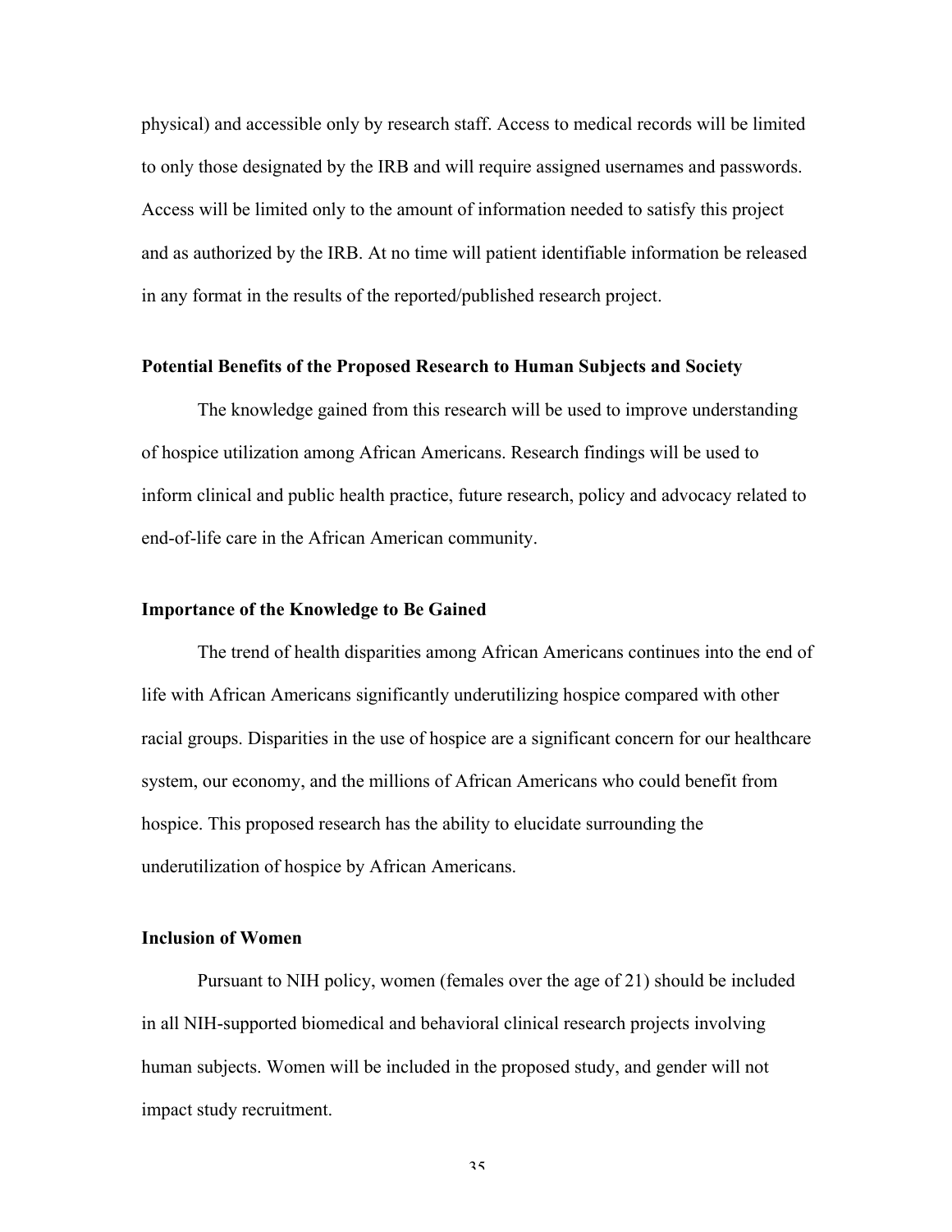physical) and accessible only by research staff. Access to medical records will be limited to only those designated by the IRB and will require assigned usernames and passwords. Access will be limited only to the amount of information needed to satisfy this project and as authorized by the IRB. At no time will patient identifiable information be released in any format in the results of the reported/published research project.

### Potential Benefits of the Proposed Research to Human Subjects and Society

The knowledge gained from this research will be used to improve understanding of hospice utilization among African Americans. Research findings will be used to inform clinical and public health practice, future research, policy and advocacy related to end-of-life care in the African American community.

### Importance of the Knowledge to Be Gained

The trend of health disparities among African Americans continues into the end of life with African Americans significantly underutilizing hospice compared with other racial groups. Disparities in the use of hospice are a significant concern for our healthcare system, our economy, and the millions of African Americans who could benefit from hospice. This proposed research has the ability to elucidate surrounding the underutilization of hospice by African Americans.

### Inclusion of Women

Pursuant to NIH policy, women (females over the age of 21) should be included in all NIH-supported biomedical and behavioral clinical research projects involving human subjects. Women will be included in the proposed study, and gender will not impact study recruitment.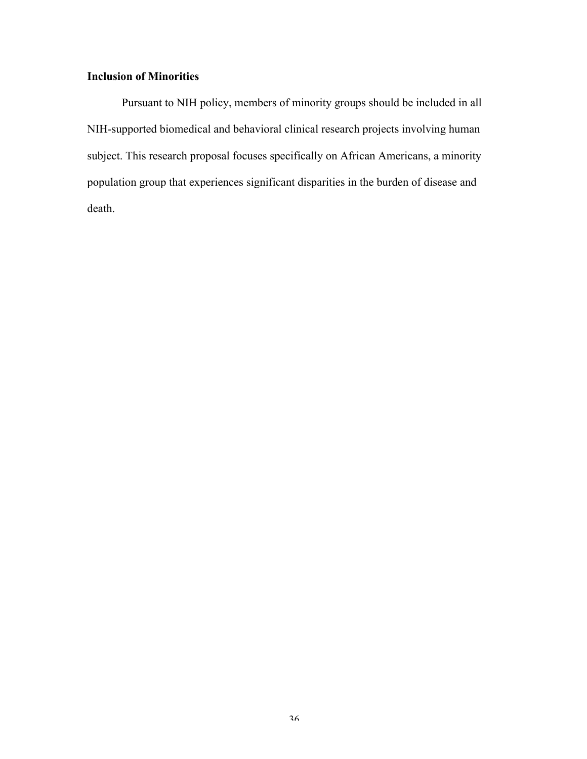**Inclusion of Minorities**

Pursuant to NIH policy, members of minority groups should be included in all NIH-supported biomedical and behavioral clinical research projects involving human subject. This research proposal focuses specifically on African Americans, a minority population group that experiences significant disparities in the burden of disease and death.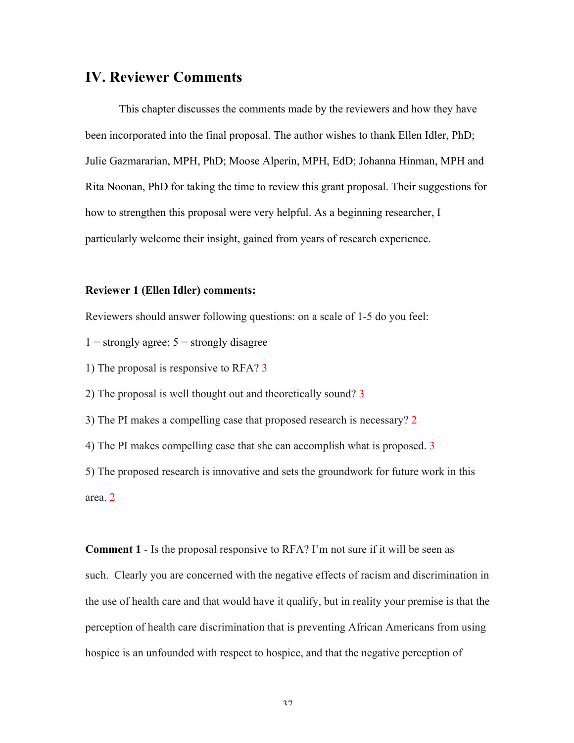## IV. Reviewer Comments

This chapter discusses the comments made by the reviewers and how they have been incorporated into the final proposal. The author wishes to thank Ellen Idler, PhD; Julie Gazmararian, MPH, PhD; Moose Alperin, MPH, EdD; Johanna Hinman, MPH and Rita Noonan, PhD for taking the time to review this grant proposal. Their suggestions for how to strengthen this proposal were very helpful. As a beginning researcher, I particularly welcome their insight, gained from years of research experience.

**Reviewer 1 (Ellen Idler) comments:**

Reviewers should answer following questions: on a scale of 1-5 do you feel:

1 = strongly agree; 5 = strongly disagree

1) The proposal is responsive to RFA? 3

2) The proposal is well thought out and theoretically sound? 3

3) The PI makes a compelling case that proposed research is necessary? 2

4) The PI makes compelling case that she can accomplish what is proposed. 3

5) The proposed research is innovative and sets the groundwork for future work in this area. 2

**Comment 1** - Is the proposal responsive to RFA? I'm not sure if it will be seen as such. Clearly you are concerned with the negative effects of racism and discrimination in the use of health care and that would have it qualify, but in reality your premise is that the perception of health care discrimination that is preventing African Americans from using hospice is an unfounded with respect to hospice, and that the negative perception of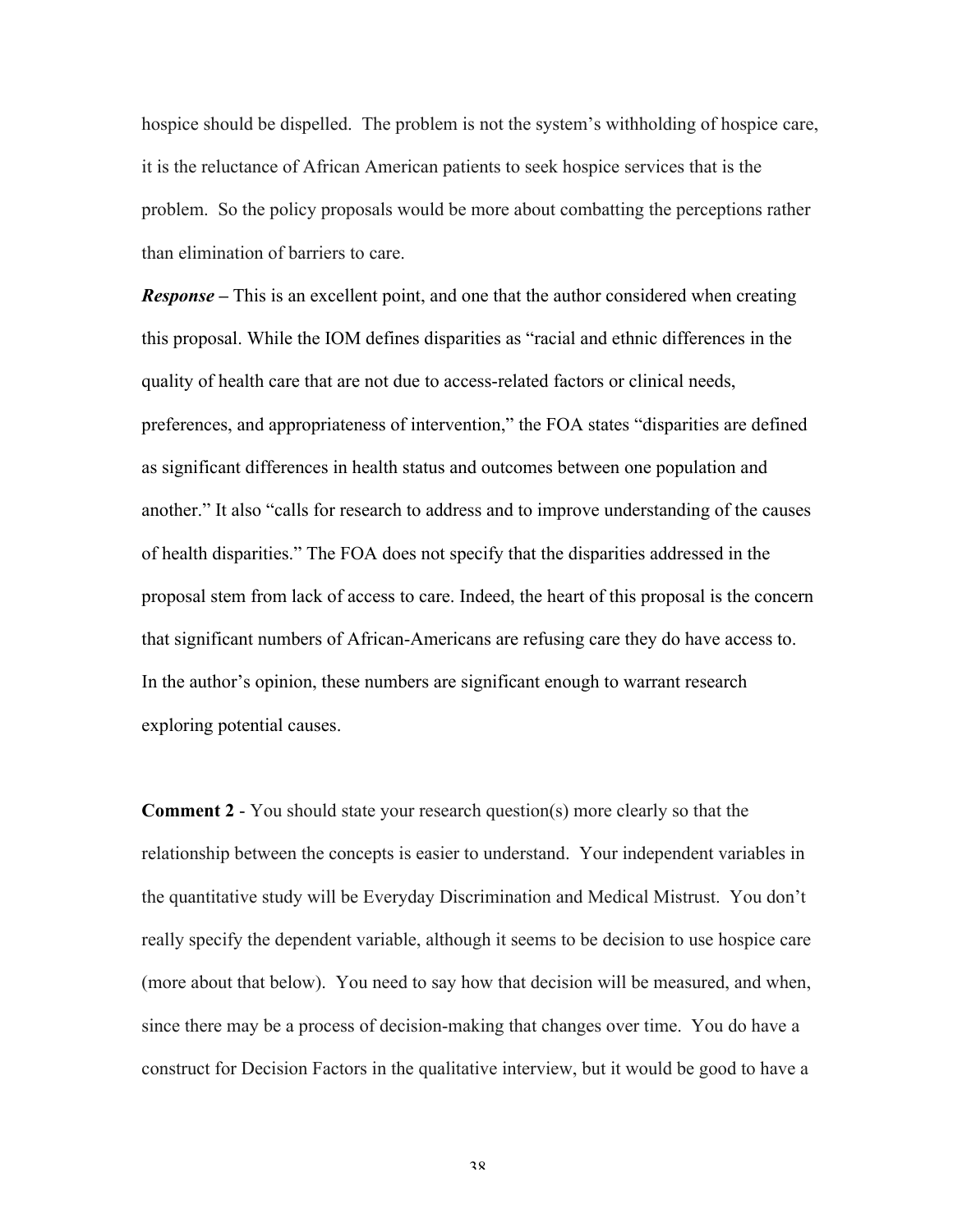hospice should be dispelled. The problem is not the system's withholding of hospice care, it is the reluctance of African American patients to seek hospice services that is the problem. So the policy proposals would be more about combatting the perceptions rather than elimination of barriers to care.

***Response*** **–** This is an excellent point, and one that the author considered when creating this proposal. While the IOM defines disparities as "racial and ethnic differences in the quality of health care that are not due to access-related factors or clinical needs, preferences, and appropriateness of intervention," the FOA states "disparities are defined as significant differences in health status and outcomes between one population and another." It also "calls for research to address and to improve understanding of the causes of health disparities." The FOA does not specify that the disparities addressed in the proposal stem from lack of access to care. Indeed, the heart of this proposal is the concern that significant numbers of African-Americans are refusing care they do have access to. In the author's opinion, these numbers are significant enough to warrant research exploring potential causes.

**Comment 2** - You should state your research question(s) more clearly so that the relationship between the concepts is easier to understand. Your independent variables in the quantitative study will be Everyday Discrimination and Medical Mistrust. You don't really specify the dependent variable, although it seems to be decision to use hospice care (more about that below). You need to say how that decision will be measured, and when, since there may be a process of decision-making that changes over time. You do have a construct for Decision Factors in the qualitative interview, but it would be good to have a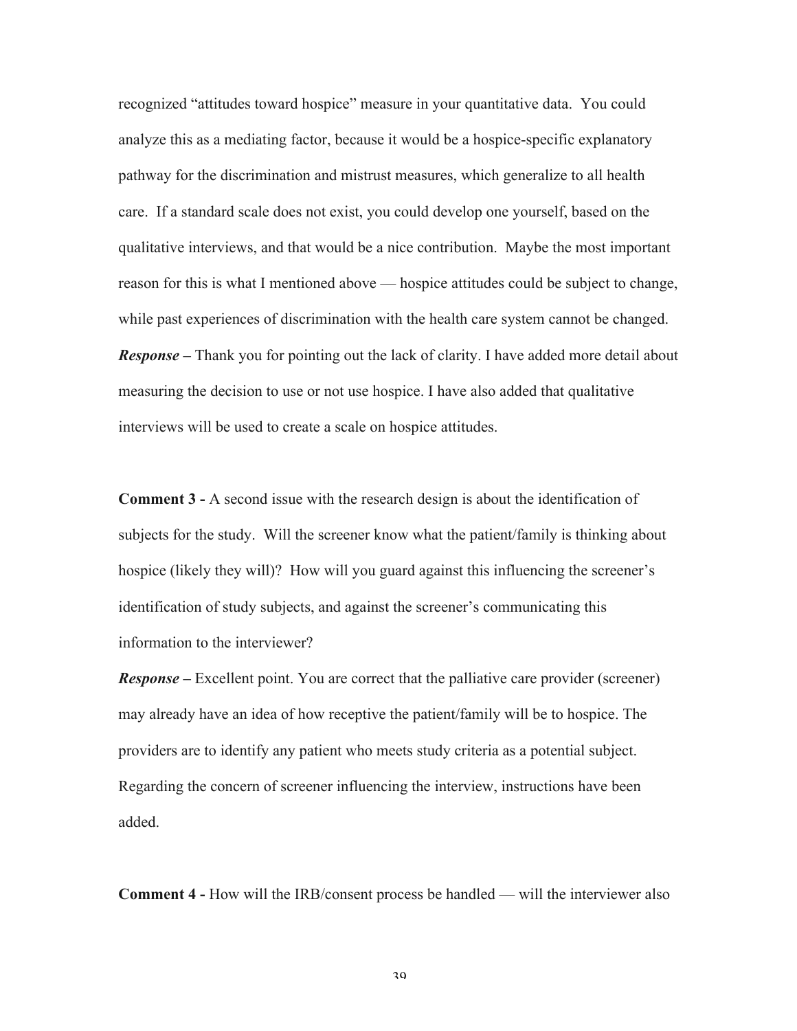recognized "attitudes toward hospice" measure in your quantitative data. You could analyze this as a mediating factor, because it would be a hospice-specific explanatory pathway for the discrimination and mistrust measures, which generalize to all health care. If a standard scale does not exist, you could develop one yourself, based on the qualitative interviews, and that would be a nice contribution. Maybe the most important reason for this is what I mentioned above — hospice attitudes could be subject to change, while past experiences of discrimination with the health care system cannot be changed.

***Response –*** Thank you for pointing out the lack of clarity. I have added more detail about measuring the decision to use or not use hospice. I have also added that qualitative interviews will be used to create a scale on hospice attitudes.

**Comment 3 -** A second issue with the research design is about the identification of subjects for the study. Will the screener know what the patient/family is thinking about hospice (likely they will)? How will you guard against this influencing the screener's identification of study subjects, and against the screener's communicating this information to the interviewer?

***Response –*** Excellent point. You are correct that the palliative care provider (screener) may already have an idea of how receptive the patient/family will be to hospice. The providers are to identify any patient who meets study criteria as a potential subject. Regarding the concern of screener influencing the interview, instructions have been added.

**Comment 4 -** How will the IRB/consent process be handled — will the interviewer also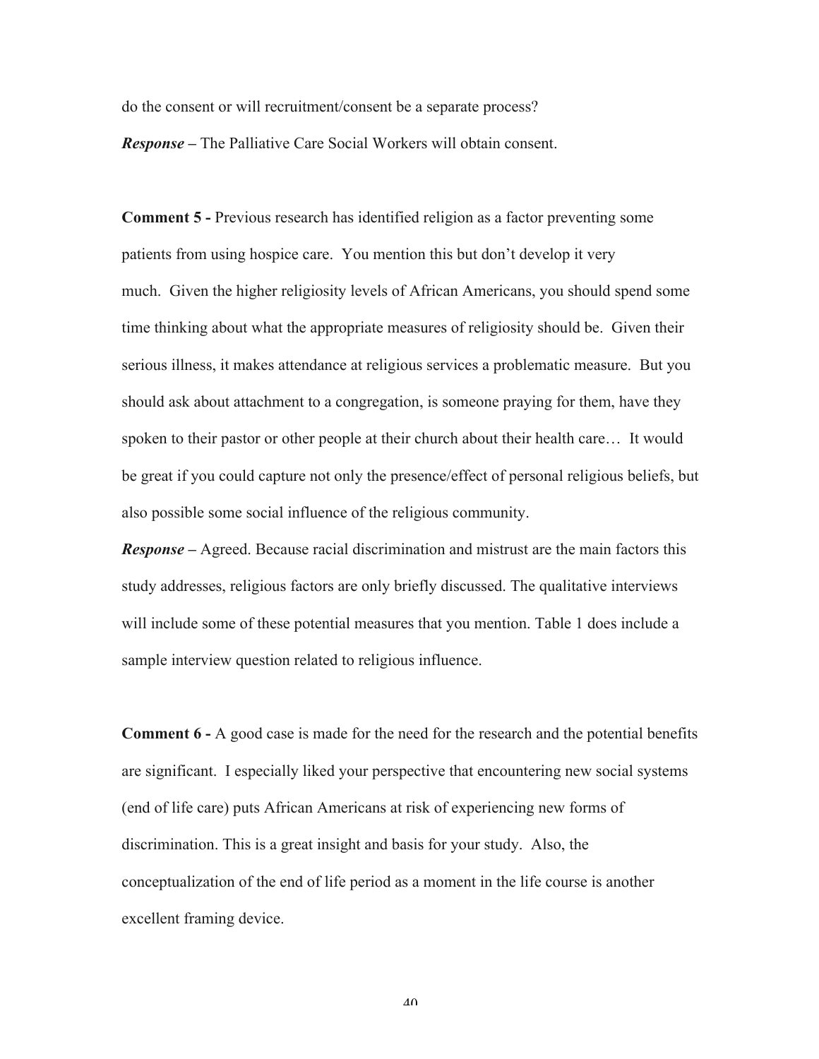do the consent or will recruitment/consent be a separate process?

***Response*** **–** The Palliative Care Social Workers will obtain consent.

**Comment 5 -** Previous research has identified religion as a factor preventing some patients from using hospice care. You mention this but don't develop it very much. Given the higher religiosity levels of African Americans, you should spend some time thinking about what the appropriate measures of religiosity should be. Given their serious illness, it makes attendance at religious services a problematic measure. But you should ask about attachment to a congregation, is someone praying for them, have they spoken to their pastor or other people at their church about their health care… It would be great if you could capture not only the presence/effect of personal religious beliefs, but also possible some social influence of the religious community.

***Response*** **–** Agreed. Because racial discrimination and mistrust are the main factors this study addresses, religious factors are only briefly discussed. The qualitative interviews will include some of these potential measures that you mention. Table 1 does include a sample interview question related to religious influence.

**Comment 6 -** A good case is made for the need for the research and the potential benefits are significant. I especially liked your perspective that encountering new social systems (end of life care) puts African Americans at risk of experiencing new forms of discrimination. This is a great insight and basis for your study. Also, the conceptualization of the end of life period as a moment in the life course is another excellent framing device.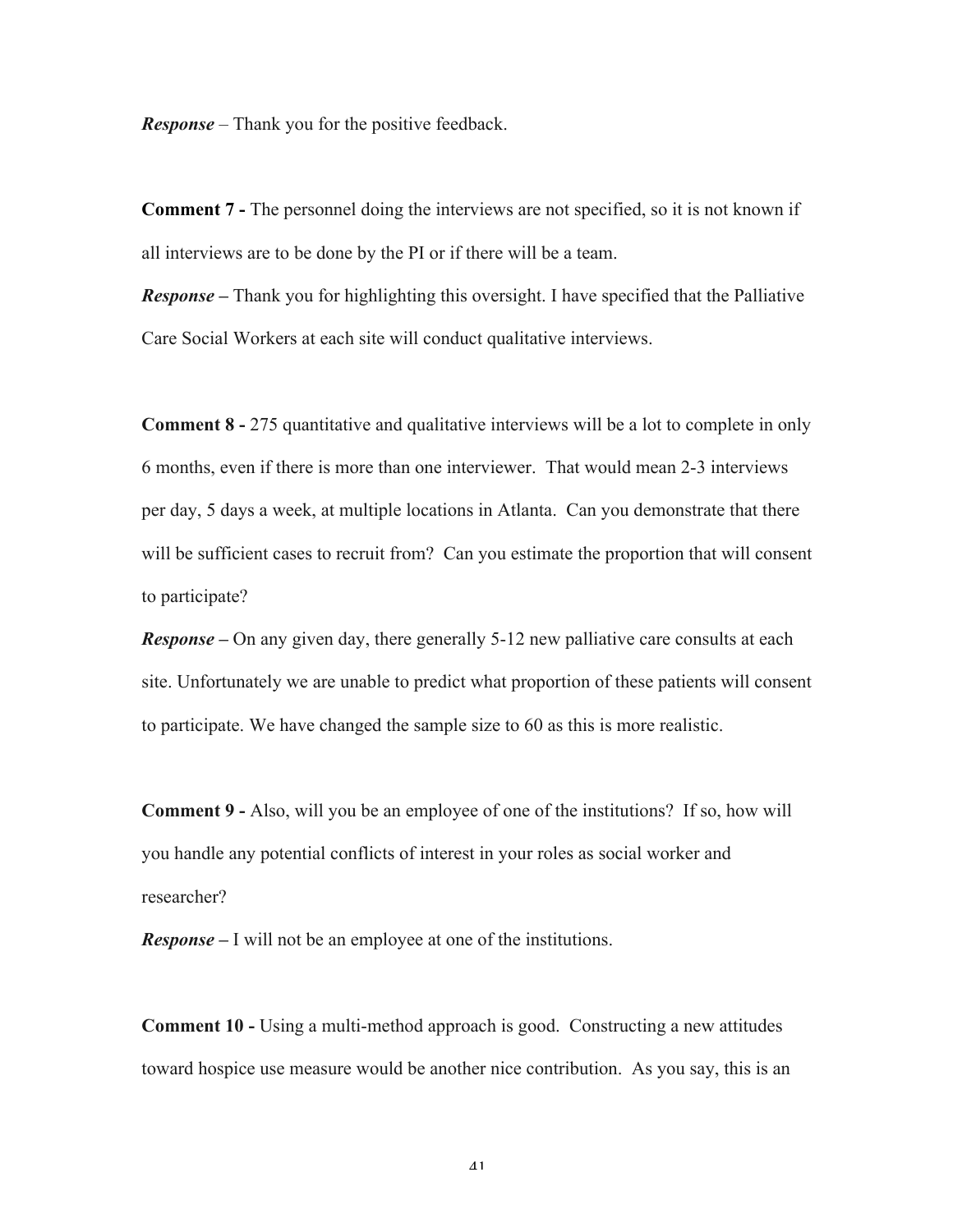***Response*** – Thank you for the positive feedback.

**Comment 7 -** The personnel doing the interviews are not specified, so it is not known if all interviews are to be done by the PI or if there will be a team.

***Response –*** Thank you for highlighting this oversight. I have specified that the Palliative Care Social Workers at each site will conduct qualitative interviews.

**Comment 8 -** 275 quantitative and qualitative interviews will be a lot to complete in only 6 months, even if there is more than one interviewer. That would mean 2-3 interviews per day, 5 days a week, at multiple locations in Atlanta. Can you demonstrate that there will be sufficient cases to recruit from? Can you estimate the proportion that will consent to participate?

***Response –*** On any given day, there generally 5-12 new palliative care consults at each site. Unfortunately we are unable to predict what proportion of these patients will consent to participate. We have changed the sample size to 60 as this is more realistic.

**Comment 9 -** Also, will you be an employee of one of the institutions? If so, how will you handle any potential conflicts of interest in your roles as social worker and researcher?

***Response –*** I will not be an employee at one of the institutions.

**Comment 10 -** Using a multi-method approach is good. Constructing a new attitudes toward hospice use measure would be another nice contribution. As you say, this is an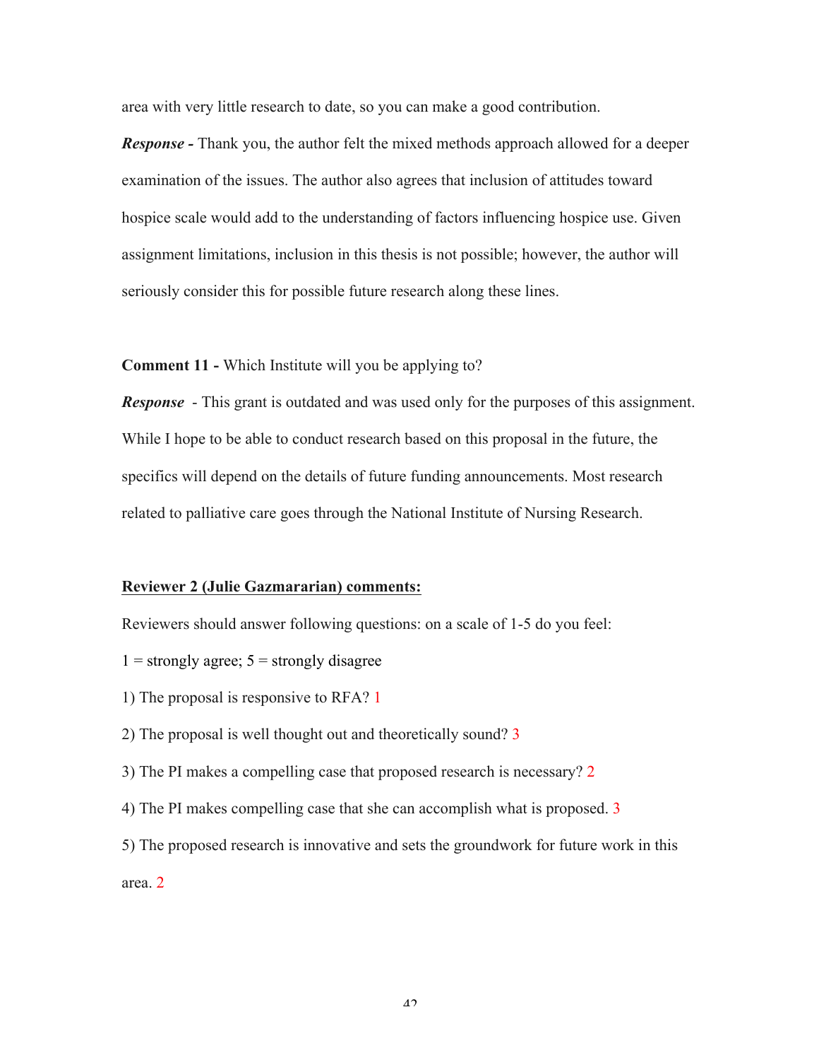area with very little research to date, so you can make a good contribution.

***Response -*** Thank you, the author felt the mixed methods approach allowed for a deeper examination of the issues. The author also agrees that inclusion of attitudes toward hospice scale would add to the understanding of factors influencing hospice use. Given assignment limitations, inclusion in this thesis is not possible; however, the author will seriously consider this for possible future research along these lines.

**Comment 11 -** Which Institute will you be applying to?

***Response*** - This grant is outdated and was used only for the purposes of this assignment. While I hope to be able to conduct research based on this proposal in the future, the specifics will depend on the details of future funding announcements. Most research related to palliative care goes through the National Institute of Nursing Research.

**<u>Reviewer 2 (Julie Gazmararian) comments:</u>**

Reviewers should answer following questions: on a scale of 1-5 do you feel:

1 = strongly agree; 5 = strongly disagree

1) The proposal is responsive to RFA? 1

2) The proposal is well thought out and theoretically sound? 3

3) The PI makes a compelling case that proposed research is necessary? 2

4) The PI makes compelling case that she can accomplish what is proposed. 3

5) The proposed research is innovative and sets the groundwork for future work in this area. 2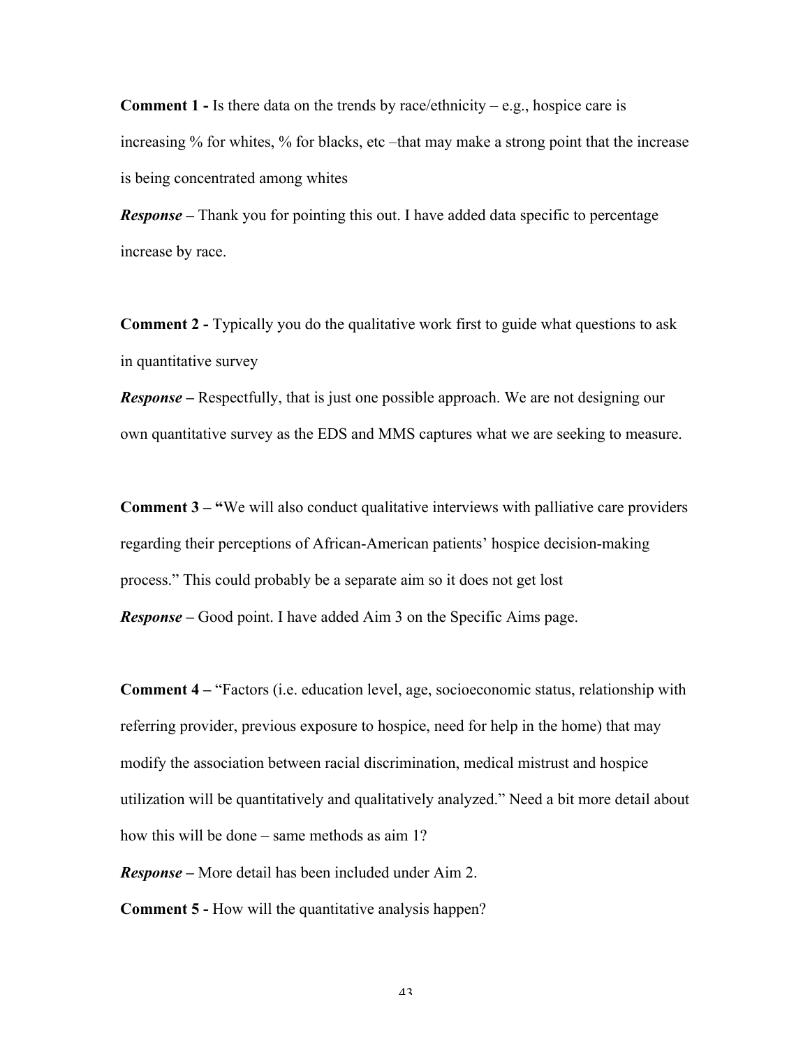**Comment 1 -** Is there data on the trends by race/ethnicity – e.g., hospice care is increasing % for whites, % for blacks, etc –that may make a strong point that the increase is being concentrated among whites

***Response –*** Thank you for pointing this out. I have added data specific to percentage increase by race.

**Comment 2 -** Typically you do the qualitative work first to guide what questions to ask in quantitative survey

***Response –*** Respectfully, that is just one possible approach. We are not designing our own quantitative survey as the EDS and MMS captures what we are seeking to measure.

**Comment 3 – "**We will also conduct qualitative interviews with palliative care providers regarding their perceptions of African-American patients' hospice decision-making process." This could probably be a separate aim so it does not get lost

***Response –*** Good point. I have added Aim 3 on the Specific Aims page.

**Comment 4 –** "Factors (i.e. education level, age, socioeconomic status, relationship with referring provider, previous exposure to hospice, need for help in the home) that may modify the association between racial discrimination, medical mistrust and hospice utilization will be quantitatively and qualitatively analyzed." Need a bit more detail about how this will be done – same methods as aim 1?

***Response –*** More detail has been included under Aim 2.

**Comment 5 -** How will the quantitative analysis happen?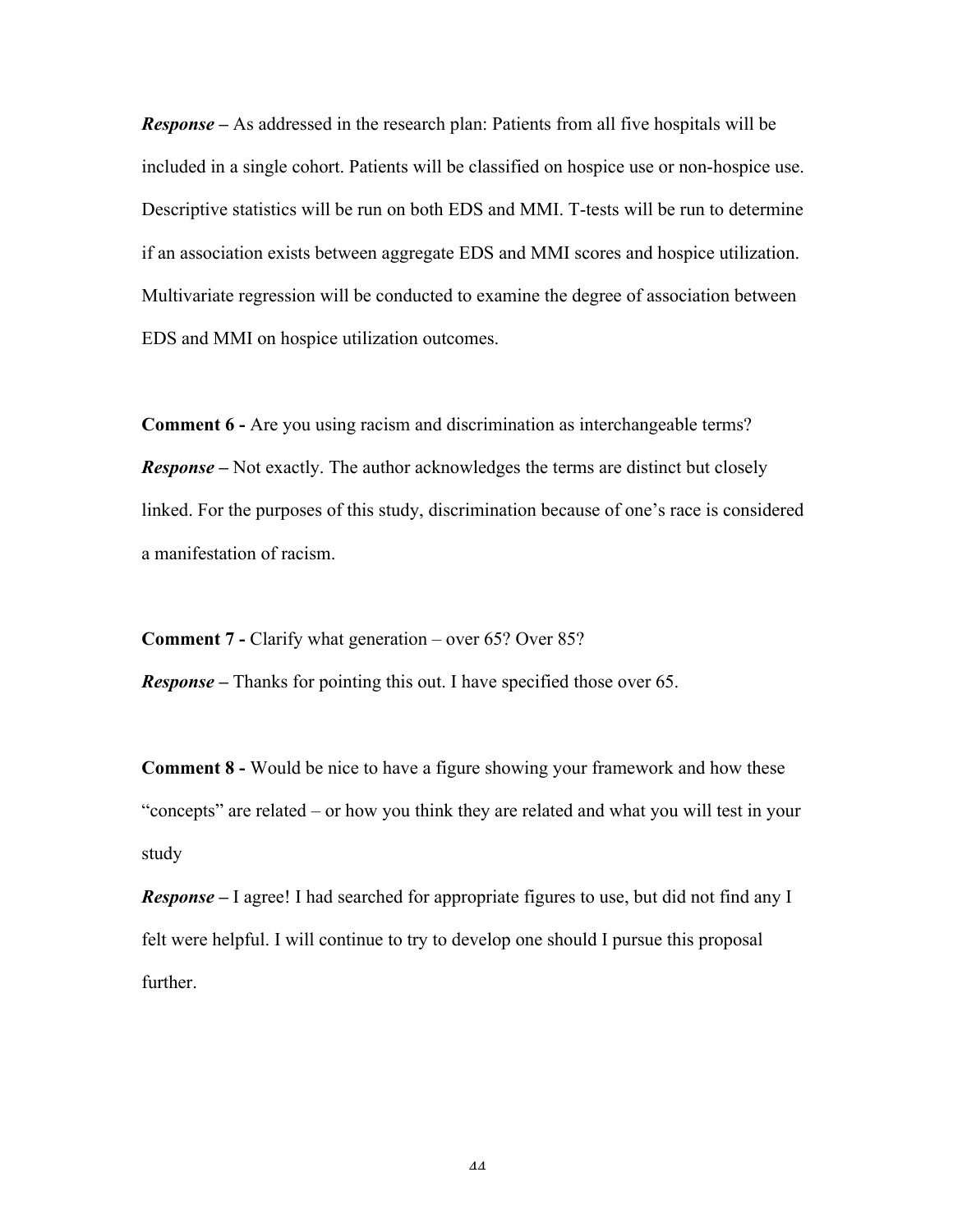***Response –*** As addressed in the research plan: Patients from all five hospitals will be included in a single cohort. Patients will be classified on hospice use or non-hospice use. Descriptive statistics will be run on both EDS and MMI. T-tests will be run to determine if an association exists between aggregate EDS and MMI scores and hospice utilization. Multivariate regression will be conducted to examine the degree of association between EDS and MMI on hospice utilization outcomes.

**Comment 6 -** Are you using racism and discrimination as interchangeable terms?

***Response –*** Not exactly. The author acknowledges the terms are distinct but closely linked. For the purposes of this study, discrimination because of one's race is considered a manifestation of racism.

**Comment 7 -** Clarify what generation – over 65? Over 85?

***Response –*** Thanks for pointing this out. I have specified those over 65.

**Comment 8 -** Would be nice to have a figure showing your framework and how these "concepts" are related – or how you think they are related and what you will test in your study

***Response –*** I agree! I had searched for appropriate figures to use, but did not find any I felt were helpful. I will continue to try to develop one should I pursue this proposal further.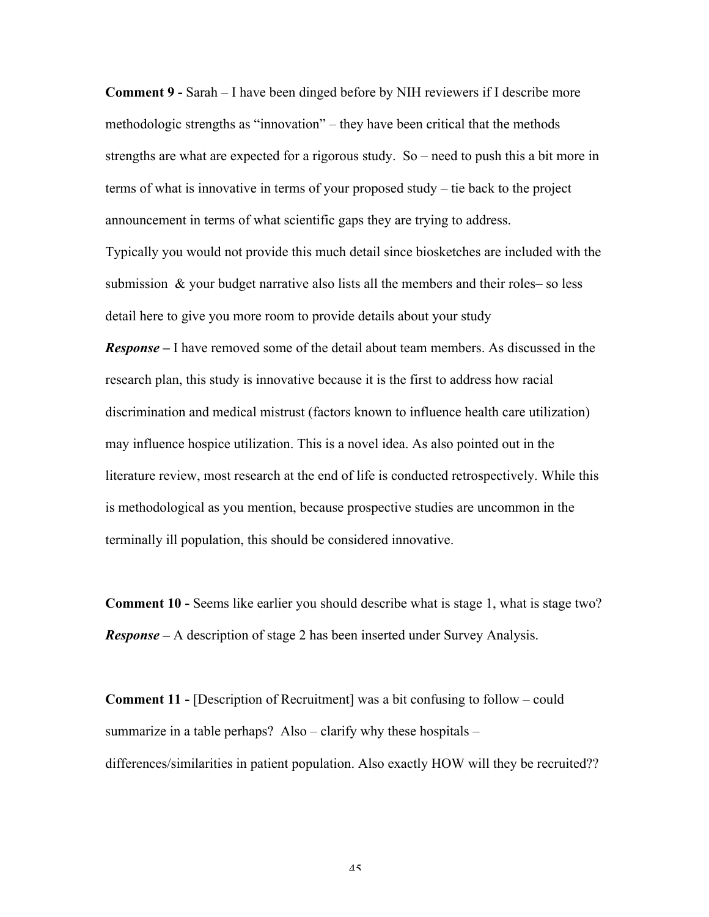**Comment 9 -** Sarah – I have been dinged before by NIH reviewers if I describe more methodologic strengths as "innovation" – they have been critical that the methods strengths are what are expected for a rigorous study. So – need to push this a bit more in terms of what is innovative in terms of your proposed study – tie back to the project announcement in terms of what scientific gaps they are trying to address.
Typically you would not provide this much detail since biosketches are included with the submission & your budget narrative also lists all the members and their roles– so less detail here to give you more room to provide details about your study

***Response –*** I have removed some of the detail about team members. As discussed in the research plan, this study is innovative because it is the first to address how racial discrimination and medical mistrust (factors known to influence health care utilization) may influence hospice utilization. This is a novel idea. As also pointed out in the literature review, most research at the end of life is conducted retrospectively. While this is methodological as you mention, because prospective studies are uncommon in the terminally ill population, this should be considered innovative.

**Comment 10 -** Seems like earlier you should describe what is stage 1, what is stage two?
***Response –*** A description of stage 2 has been inserted under Survey Analysis.

**Comment 11 -** [Description of Recruitment] was a bit confusing to follow – could summarize in a table perhaps? Also – clarify why these hospitals – differences/similarities in patient population. Also exactly HOW will they be recruited??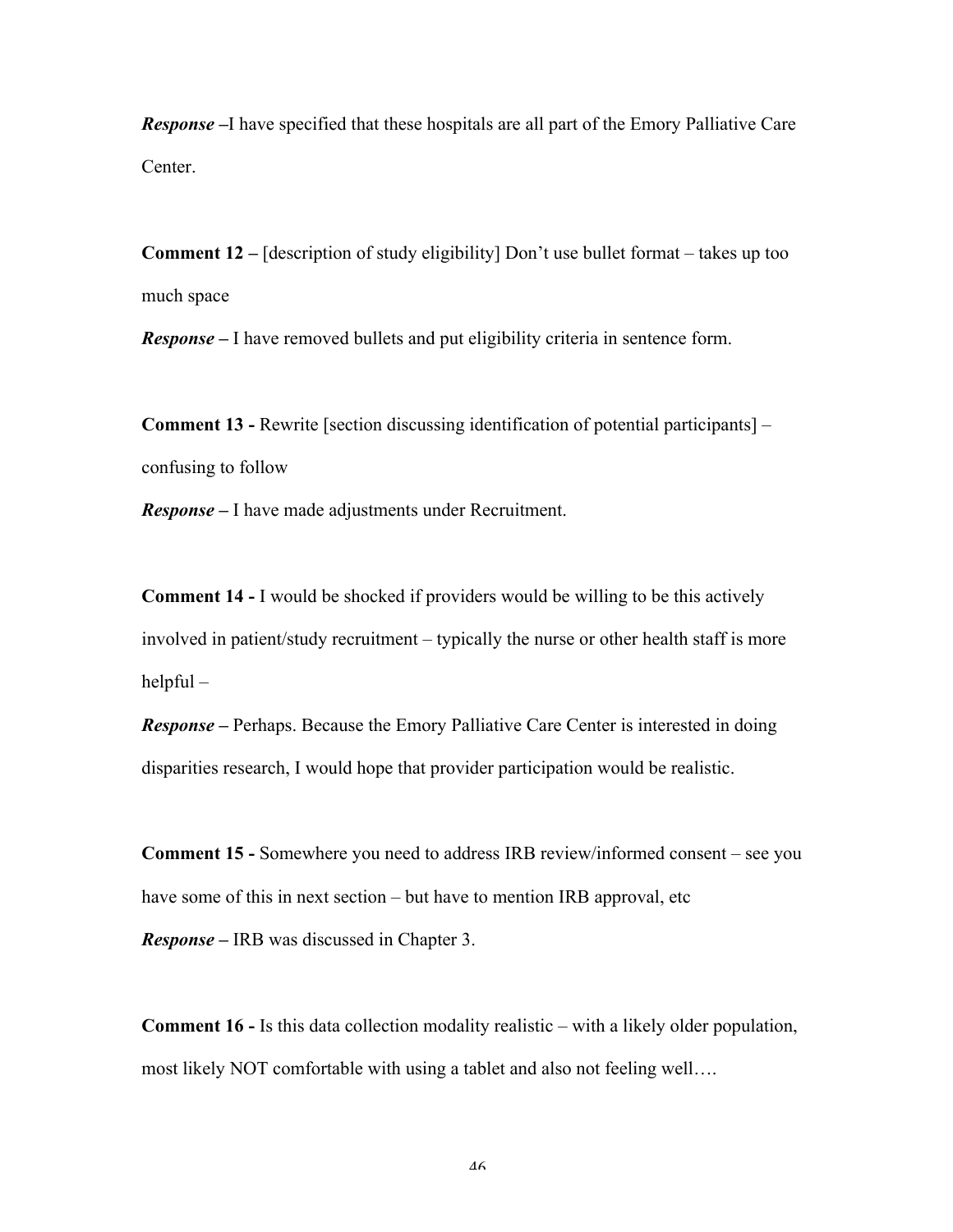***Response*** **–**I have specified that these hospitals are all part of the Emory Palliative Care Center.

**Comment 12 –** [description of study eligibility] Don't use bullet format – takes up too much space

***Response*** **–** I have removed bullets and put eligibility criteria in sentence form.

**Comment 13 -** Rewrite [section discussing identification of potential participants] – confusing to follow

***Response*** **–** I have made adjustments under Recruitment.

**Comment 14 -** I would be shocked if providers would be willing to be this actively involved in patient/study recruitment – typically the nurse or other health staff is more helpful –

***Response*** **–** Perhaps. Because the Emory Palliative Care Center is interested in doing disparities research, I would hope that provider participation would be realistic.

**Comment 15 -** Somewhere you need to address IRB review/informed consent – see you have some of this in next section – but have to mention IRB approval, etc

***Response*** **–** IRB was discussed in Chapter 3.

**Comment 16 -** Is this data collection modality realistic – with a likely older population, most likely NOT comfortable with using a tablet and also not feeling well….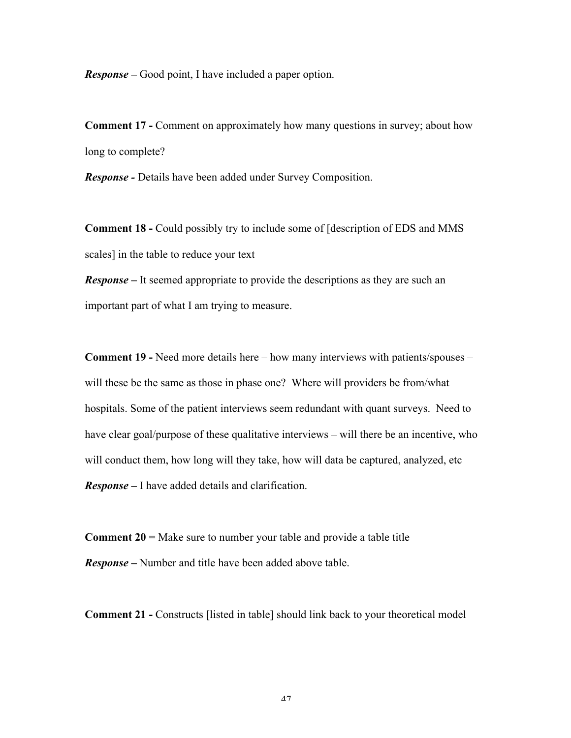***Response* –** Good point, I have included a paper option.

**Comment 17 -** Comment on approximately how many questions in survey; about how long to complete?

***Response* -** Details have been added under Survey Composition.

**Comment 18 -** Could possibly try to include some of [description of EDS and MMS scales] in the table to reduce your text

***Response* –** It seemed appropriate to provide the descriptions as they are such an important part of what I am trying to measure.

**Comment 19 -** Need more details here – how many interviews with patients/spouses – will these be the same as those in phase one? Where will providers be from/what hospitals. Some of the patient interviews seem redundant with quant surveys. Need to have clear goal/purpose of these qualitative interviews – will there be an incentive, who will conduct them, how long will they take, how will data be captured, analyzed, etc

***Response* –** I have added details and clarification.

**Comment 20 =** Make sure to number your table and provide a table title

***Response* –** Number and title have been added above table.

**Comment 21 -** Constructs [listed in table] should link back to your theoretical model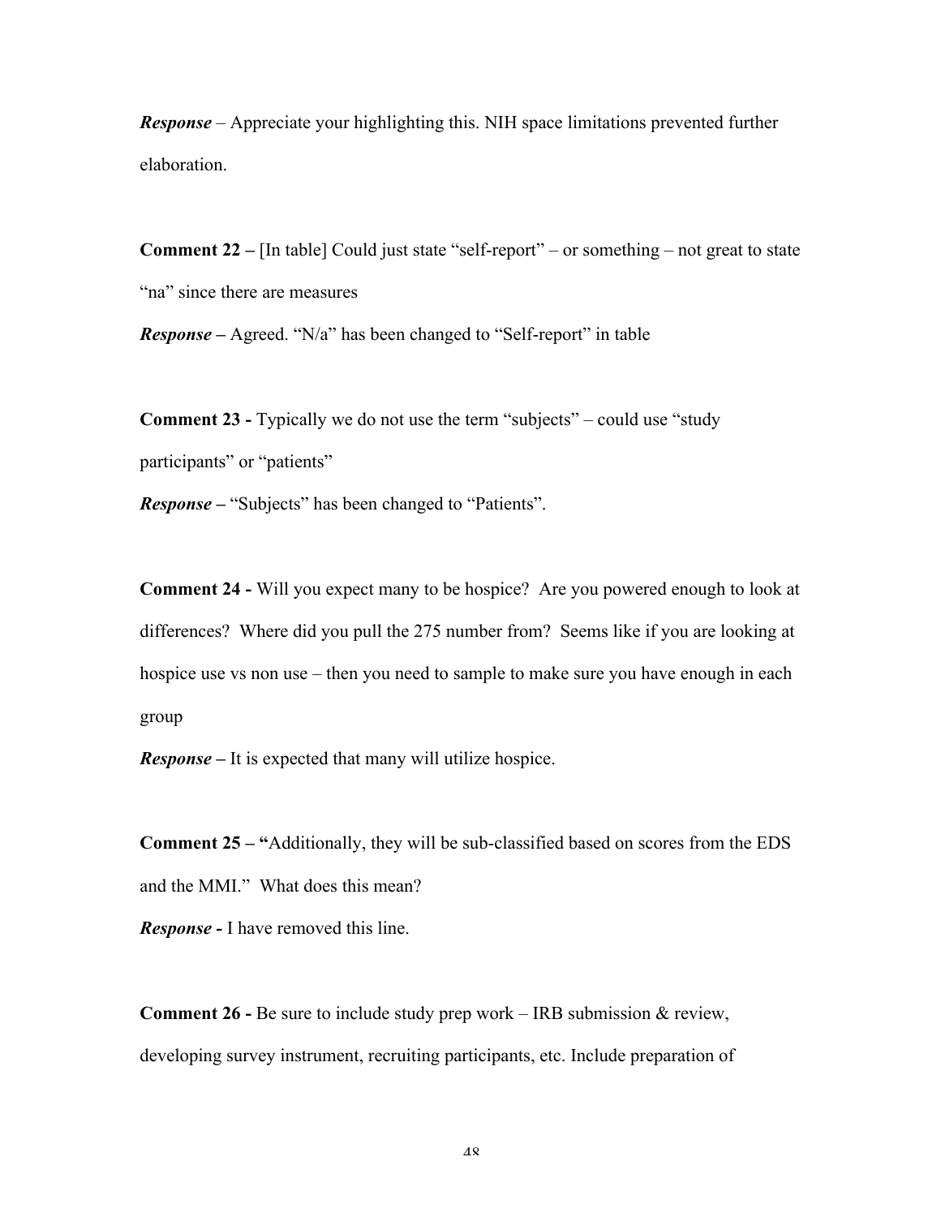***Response*** – Appreciate your highlighting this. NIH space limitations prevented further elaboration.

**Comment 22 –** [In table] Could just state "self-report" – or something – not great to state "na" since there are measures

***Response* –** Agreed. "N/a" has been changed to "Self-report" in table

**Comment 23 -** Typically we do not use the term "subjects" – could use "study participants" or "patients"

***Response* –** "Subjects" has been changed to "Patients".

**Comment 24 -** Will you expect many to be hospice? Are you powered enough to look at differences? Where did you pull the 275 number from? Seems like if you are looking at hospice use vs non use – then you need to sample to make sure you have enough in each group

***Response* –** It is expected that many will utilize hospice.

**Comment 25 – "**Additionally, they will be sub-classified based on scores from the EDS and the MMI." What does this mean?

***Response* -** I have removed this line.

**Comment 26 -** Be sure to include study prep work – IRB submission & review, developing survey instrument, recruiting participants, etc. Include preparation of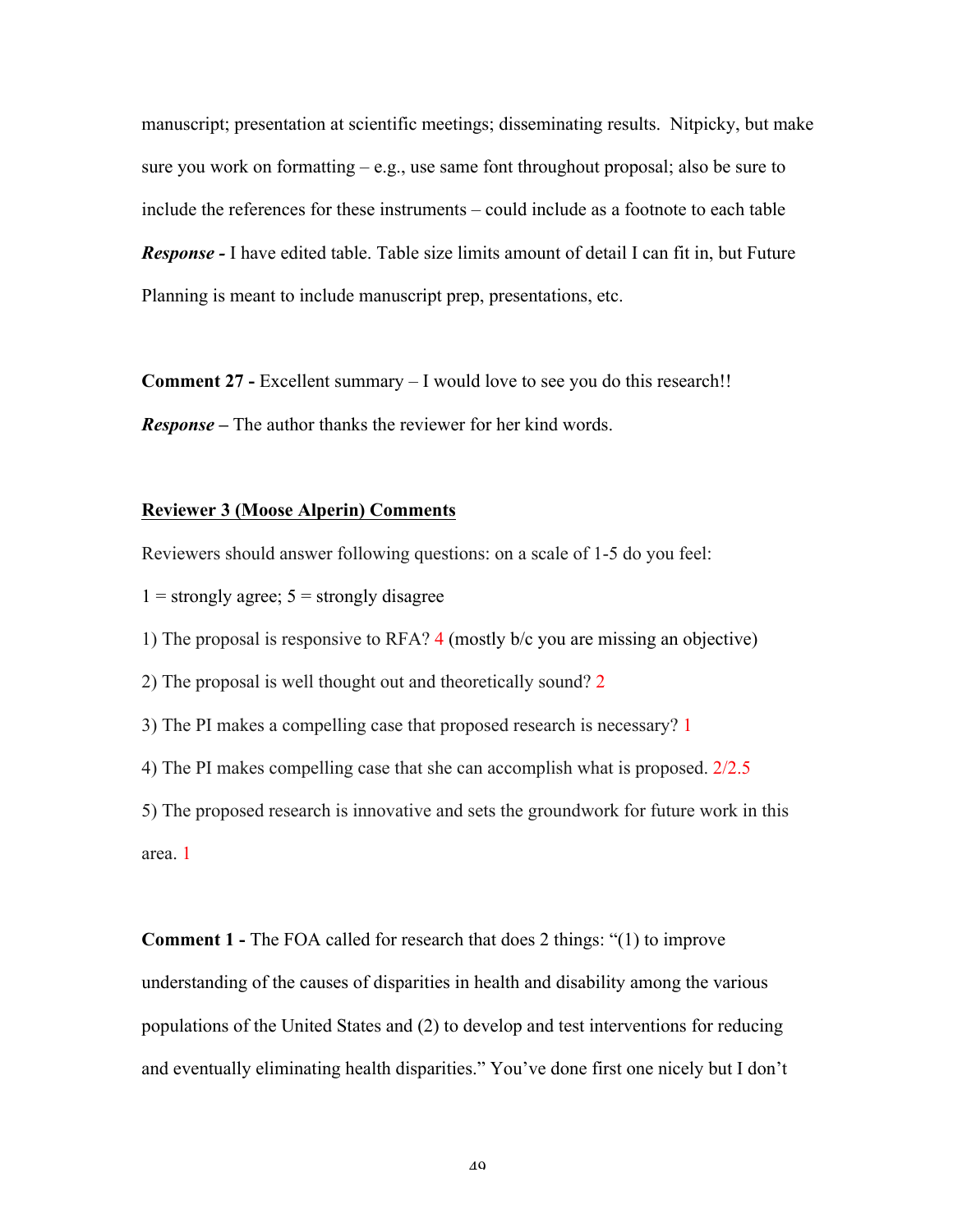manuscript; presentation at scientific meetings; disseminating results. Nitpicky, but make sure you work on formatting – e.g., use same font throughout proposal; also be sure to include the references for these instruments – could include as a footnote to each table

***Response -*** I have edited table. Table size limits amount of detail I can fit in, but Future Planning is meant to include manuscript prep, presentations, etc.

**Comment 27 -** Excellent summary – I would love to see you do this research!!

***Response –*** The author thanks the reviewer for her kind words.

**<u>Reviewer 3 (Moose Alperin) Comments</u>**

Reviewers should answer following questions: on a scale of 1-5 do you feel:

1 = strongly agree; 5 = strongly disagree

1) The proposal is responsive to RFA? 4 (mostly b/c you are missing an objective)

2) The proposal is well thought out and theoretically sound? 2

3) The PI makes a compelling case that proposed research is necessary? 1

4) The PI makes compelling case that she can accomplish what is proposed. 2/2.5

5) The proposed research is innovative and sets the groundwork for future work in this area. 1

**Comment 1 -** The FOA called for research that does 2 things: "(1) to improve understanding of the causes of disparities in health and disability among the various populations of the United States and (2) to develop and test interventions for reducing and eventually eliminating health disparities." You've done first one nicely but I don't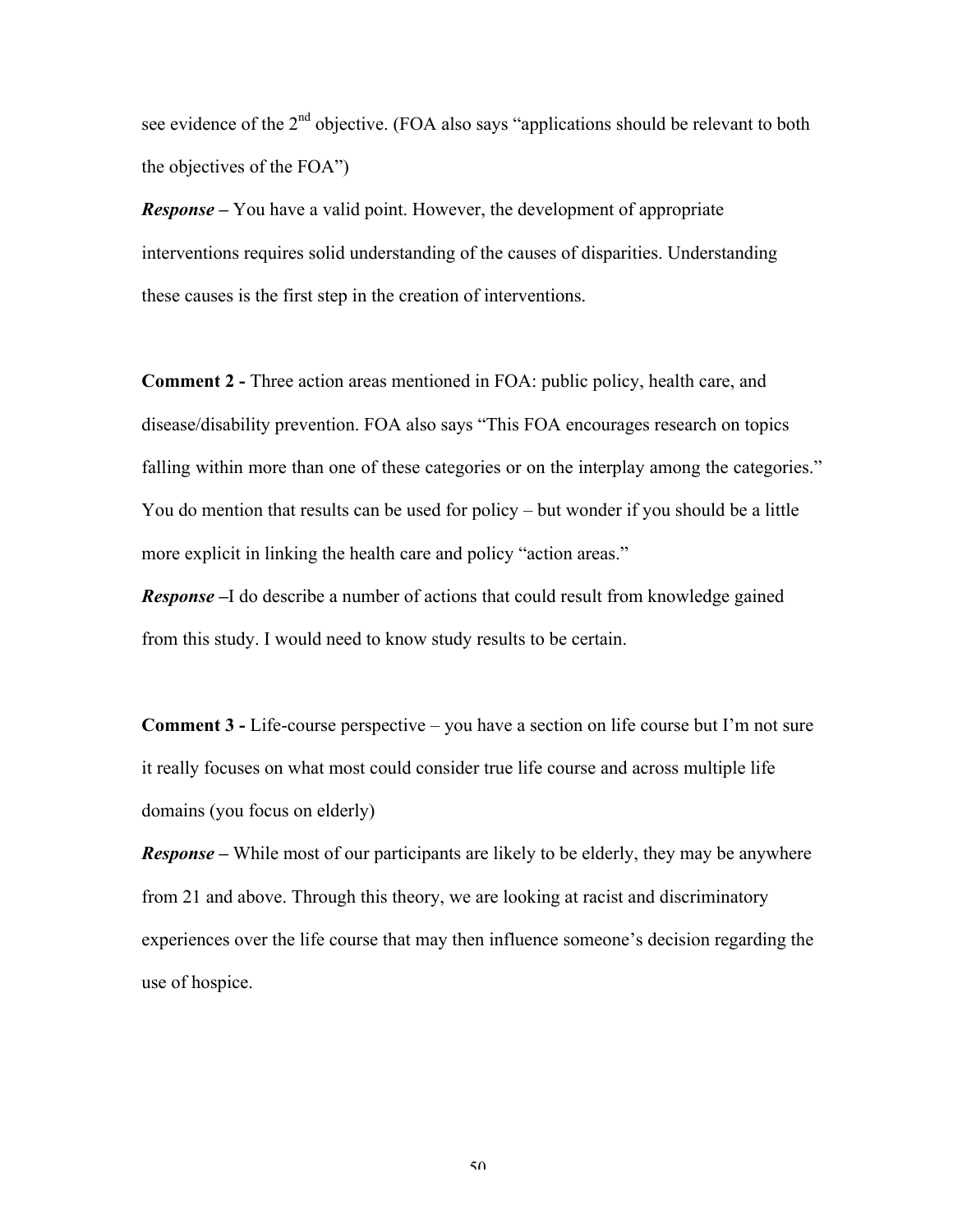see evidence of the 2nd objective. (FOA also says "applications should be relevant to both the objectives of the FOA")

***Response*** – You have a valid point. However, the development of appropriate interventions requires solid understanding of the causes of disparities. Understanding these causes is the first step in the creation of interventions.

**Comment 2 -** Three action areas mentioned in FOA: public policy, health care, and disease/disability prevention. FOA also says "This FOA encourages research on topics falling within more than one of these categories or on the interplay among the categories." You do mention that results can be used for policy – but wonder if you should be a little more explicit in linking the health care and policy "action areas."

***Response*** –I do describe a number of actions that could result from knowledge gained from this study. I would need to know study results to be certain.

**Comment 3 -** Life-course perspective – you have a section on life course but I'm not sure it really focuses on what most could consider true life course and across multiple life domains (you focus on elderly)

***Response*** – While most of our participants are likely to be elderly, they may be anywhere from 21 and above. Through this theory, we are looking at racist and discriminatory experiences over the life course that may then influence someone's decision regarding the use of hospice.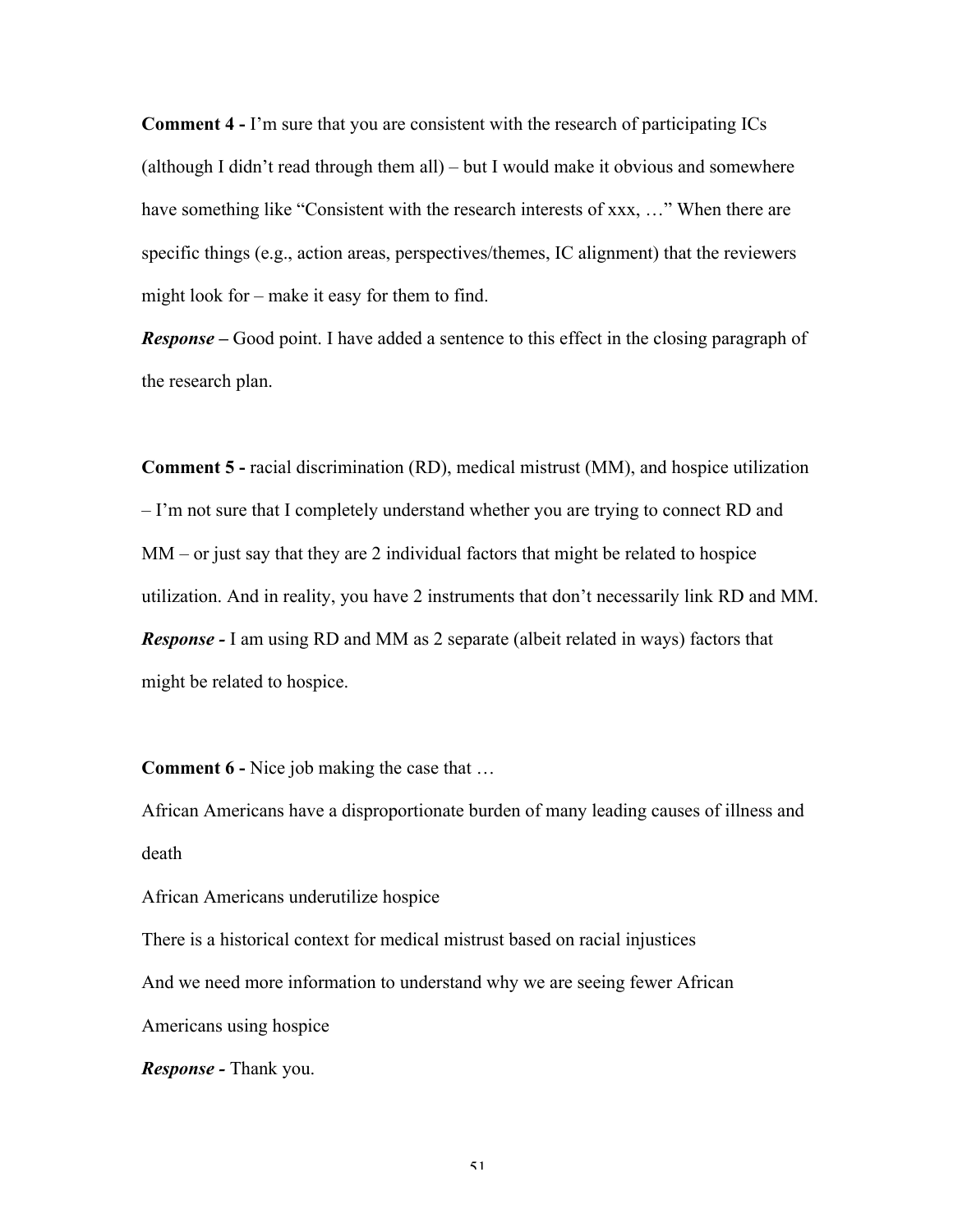**Comment 4 -** I'm sure that you are consistent with the research of participating ICs (although I didn't read through them all) – but I would make it obvious and somewhere have something like "Consistent with the research interests of xxx, …" When there are specific things (e.g., action areas, perspectives/themes, IC alignment) that the reviewers might look for – make it easy for them to find.

***Response* –** Good point. I have added a sentence to this effect in the closing paragraph of the research plan.

**Comment 5 -** racial discrimination (RD), medical mistrust (MM), and hospice utilization – I'm not sure that I completely understand whether you are trying to connect RD and MM – or just say that they are 2 individual factors that might be related to hospice utilization. And in reality, you have 2 instruments that don't necessarily link RD and MM.

***Response* -** I am using RD and MM as 2 separate (albeit related in ways) factors that might be related to hospice.

**Comment 6 -** Nice job making the case that …

African Americans have a disproportionate burden of many leading causes of illness and death

African Americans underutilize hospice

There is a historical context for medical mistrust based on racial injustices

And we need more information to understand why we are seeing fewer African Americans using hospice

***Response* -** Thank you.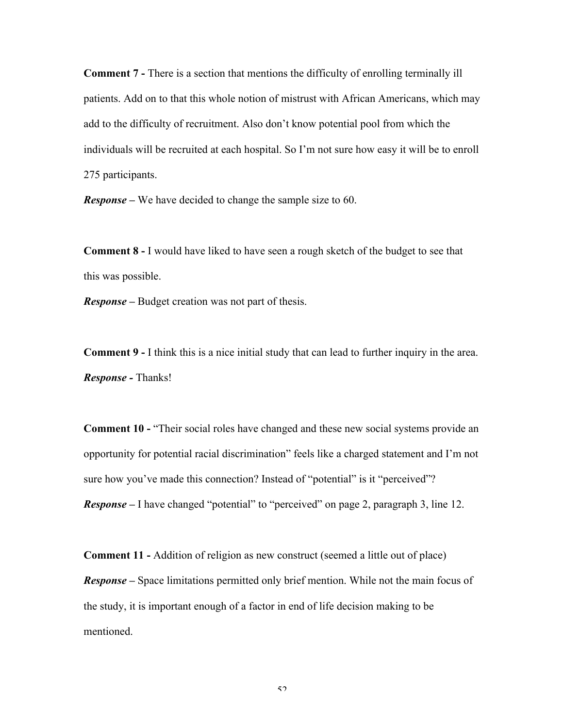**Comment 7 -** There is a section that mentions the difficulty of enrolling terminally ill patients. Add on to that this whole notion of mistrust with African Americans, which may add to the difficulty of recruitment. Also don't know potential pool from which the individuals will be recruited at each hospital. So I'm not sure how easy it will be to enroll 275 participants.

***Response* –** We have decided to change the sample size to 60.

**Comment 8 -** I would have liked to have seen a rough sketch of the budget to see that this was possible.

***Response* –** Budget creation was not part of thesis.

**Comment 9 -** I think this is a nice initial study that can lead to further inquiry in the area.

***Response* -** Thanks!

**Comment 10 -** "Their social roles have changed and these new social systems provide an opportunity for potential racial discrimination" feels like a charged statement and I'm not sure how you've made this connection? Instead of "potential" is it "perceived"?

***Response* –** I have changed "potential" to "perceived" on page 2, paragraph 3, line 12.

**Comment 11 -** Addition of religion as new construct (seemed a little out of place)

***Response* –** Space limitations permitted only brief mention. While not the main focus of the study, it is important enough of a factor in end of life decision making to be mentioned.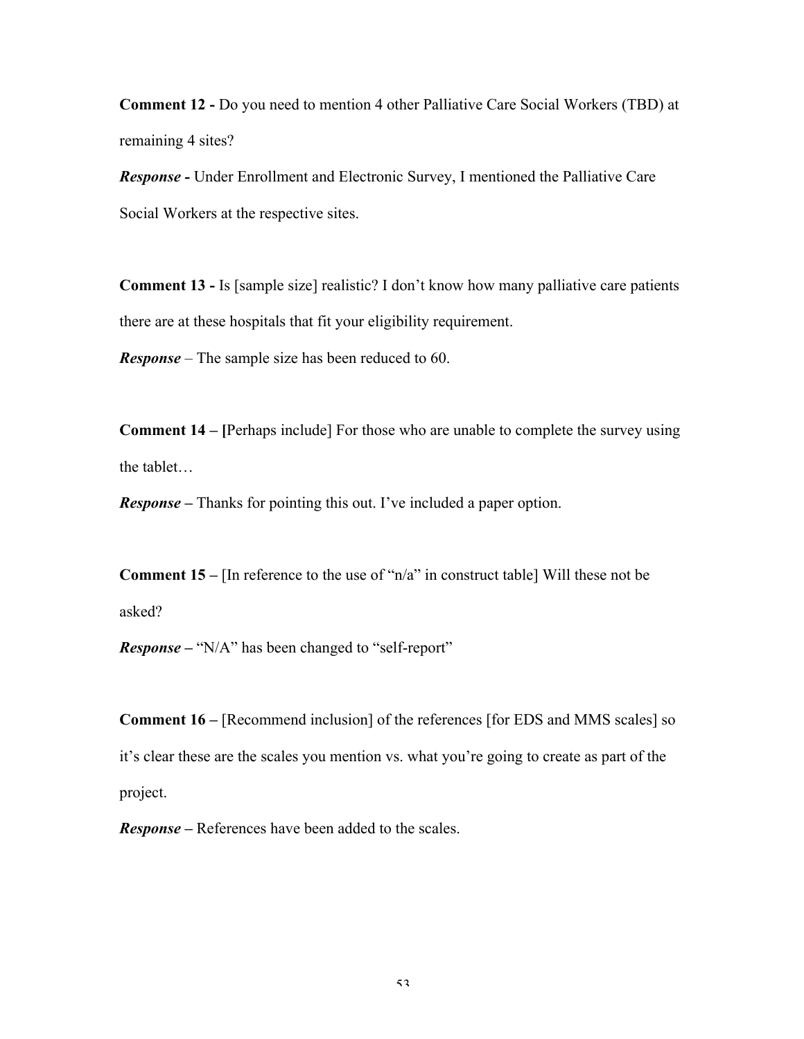**Comment 12 -** Do you need to mention 4 other Palliative Care Social Workers (TBD) at remaining 4 sites?

***Response* -** Under Enrollment and Electronic Survey, I mentioned the Palliative Care Social Workers at the respective sites.

**Comment 13 -** Is [sample size] realistic? I don't know how many palliative care patients there are at these hospitals that fit your eligibility requirement.

***Response*** – The sample size has been reduced to 60.

**Comment 14 – [**Perhaps include] For those who are unable to complete the survey using the tablet…

***Response* –** Thanks for pointing this out. I've included a paper option.

**Comment 15 –** [In reference to the use of "n/a" in construct table] Will these not be asked?

***Response* –** "N/A" has been changed to "self-report"

**Comment 16 –** [Recommend inclusion] of the references [for EDS and MMS scales] so it's clear these are the scales you mention vs. what you're going to create as part of the project.

***Response* –** References have been added to the scales.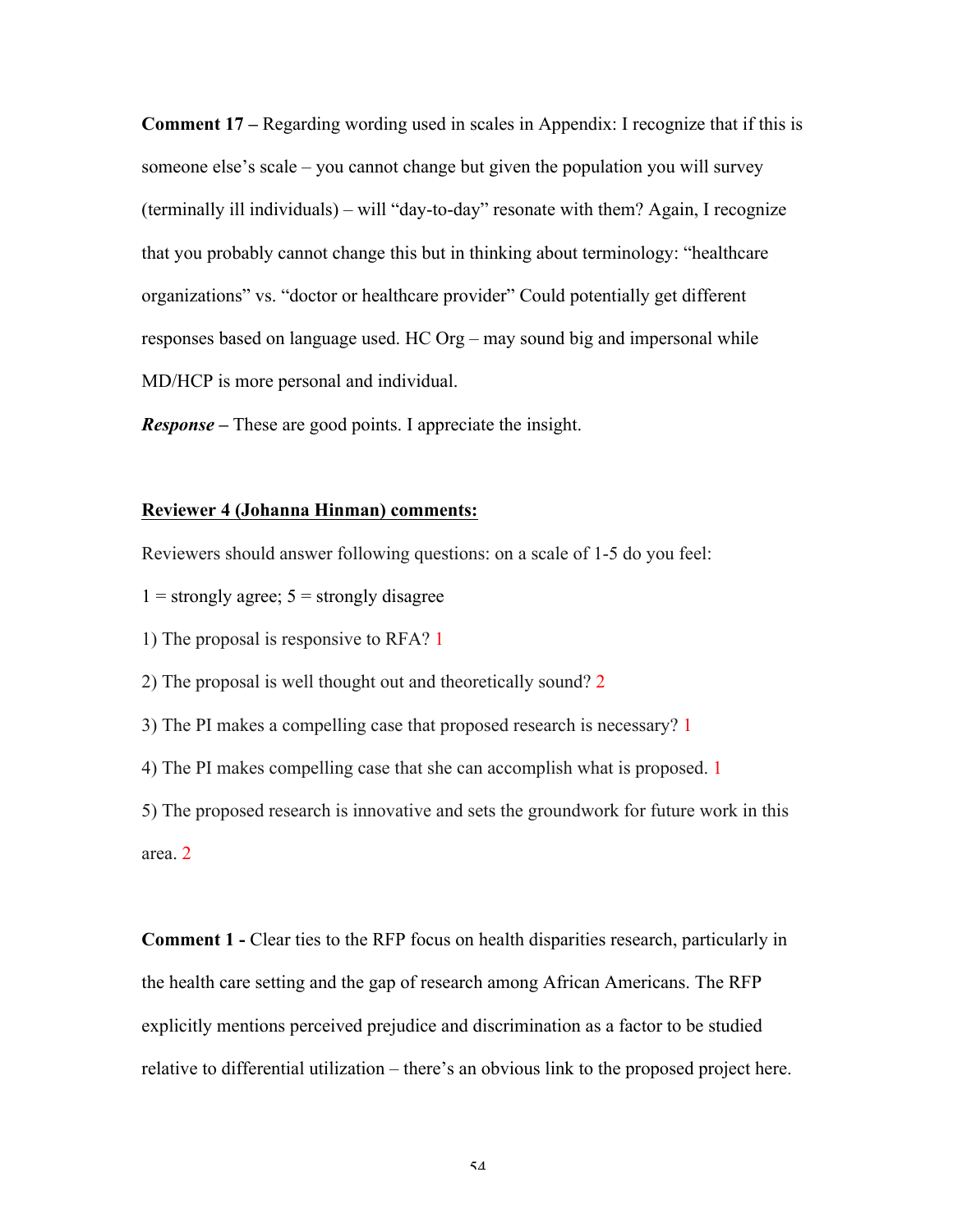**Comment 17 –** Regarding wording used in scales in Appendix: I recognize that if this is someone else's scale – you cannot change but given the population you will survey (terminally ill individuals) – will "day-to-day" resonate with them? Again, I recognize that you probably cannot change this but in thinking about terminology: "healthcare organizations" vs. "doctor or healthcare provider" Could potentially get different responses based on language used. HC Org – may sound big and impersonal while MD/HCP is more personal and individual.

***Response –*** These are good points. I appreciate the insight.

**Reviewer 4 (Johanna Hinman) comments:**

Reviewers should answer following questions: on a scale of 1-5 do you feel:

1 = strongly agree; 5 = strongly disagree

1) The proposal is responsive to RFA? 1

2) The proposal is well thought out and theoretically sound? 2

3) The PI makes a compelling case that proposed research is necessary? 1

4) The PI makes compelling case that she can accomplish what is proposed. 1

5) The proposed research is innovative and sets the groundwork for future work in this area. 2

**Comment 1 -** Clear ties to the RFP focus on health disparities research, particularly in the health care setting and the gap of research among African Americans. The RFP explicitly mentions perceived prejudice and discrimination as a factor to be studied relative to differential utilization – there's an obvious link to the proposed project here.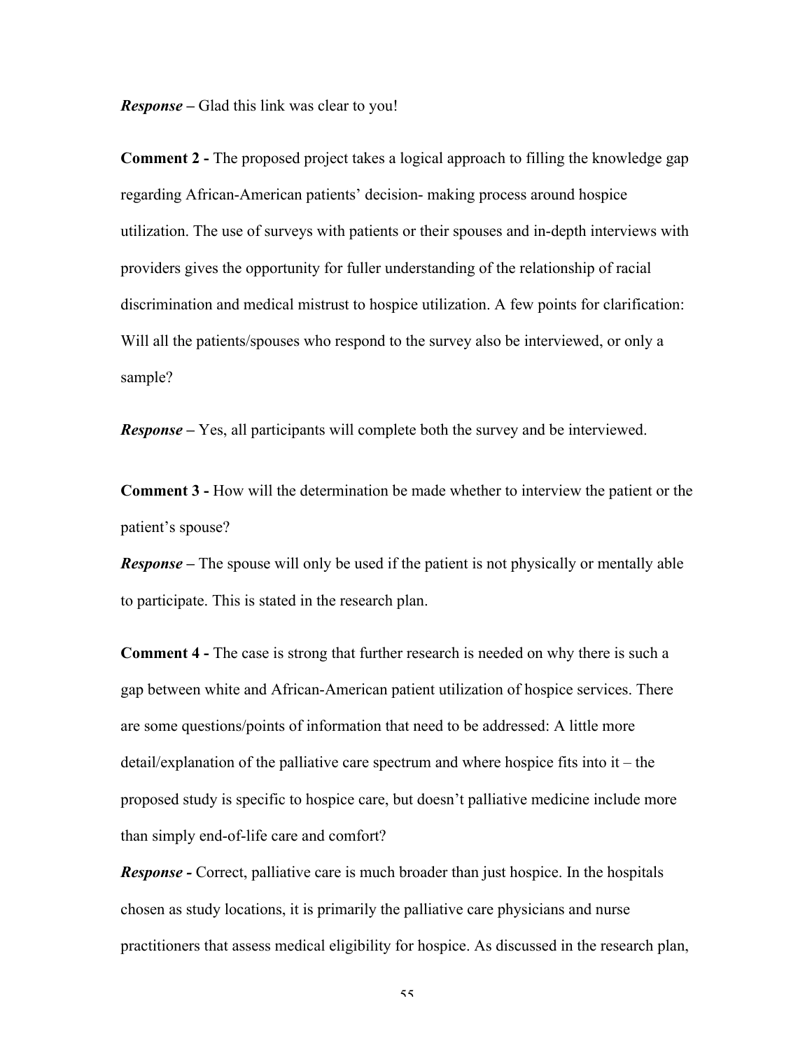***Response*** – Glad this link was clear to you!

**Comment 2 -** The proposed project takes a logical approach to filling the knowledge gap regarding African-American patients' decision- making process around hospice utilization. The use of surveys with patients or their spouses and in-depth interviews with providers gives the opportunity for fuller understanding of the relationship of racial discrimination and medical mistrust to hospice utilization. A few points for clarification: Will all the patients/spouses who respond to the survey also be interviewed, or only a sample?

***Response*** – Yes, all participants will complete both the survey and be interviewed.

**Comment 3 -** How will the determination be made whether to interview the patient or the patient's spouse?

***Response*** – The spouse will only be used if the patient is not physically or mentally able to participate. This is stated in the research plan.

**Comment 4 -** The case is strong that further research is needed on why there is such a gap between white and African-American patient utilization of hospice services. There are some questions/points of information that need to be addressed: A little more detail/explanation of the palliative care spectrum and where hospice fits into it – the proposed study is specific to hospice care, but doesn't palliative medicine include more than simply end-of-life care and comfort?

***Response -*** Correct, palliative care is much broader than just hospice. In the hospitals chosen as study locations, it is primarily the palliative care physicians and nurse practitioners that assess medical eligibility for hospice. As discussed in the research plan,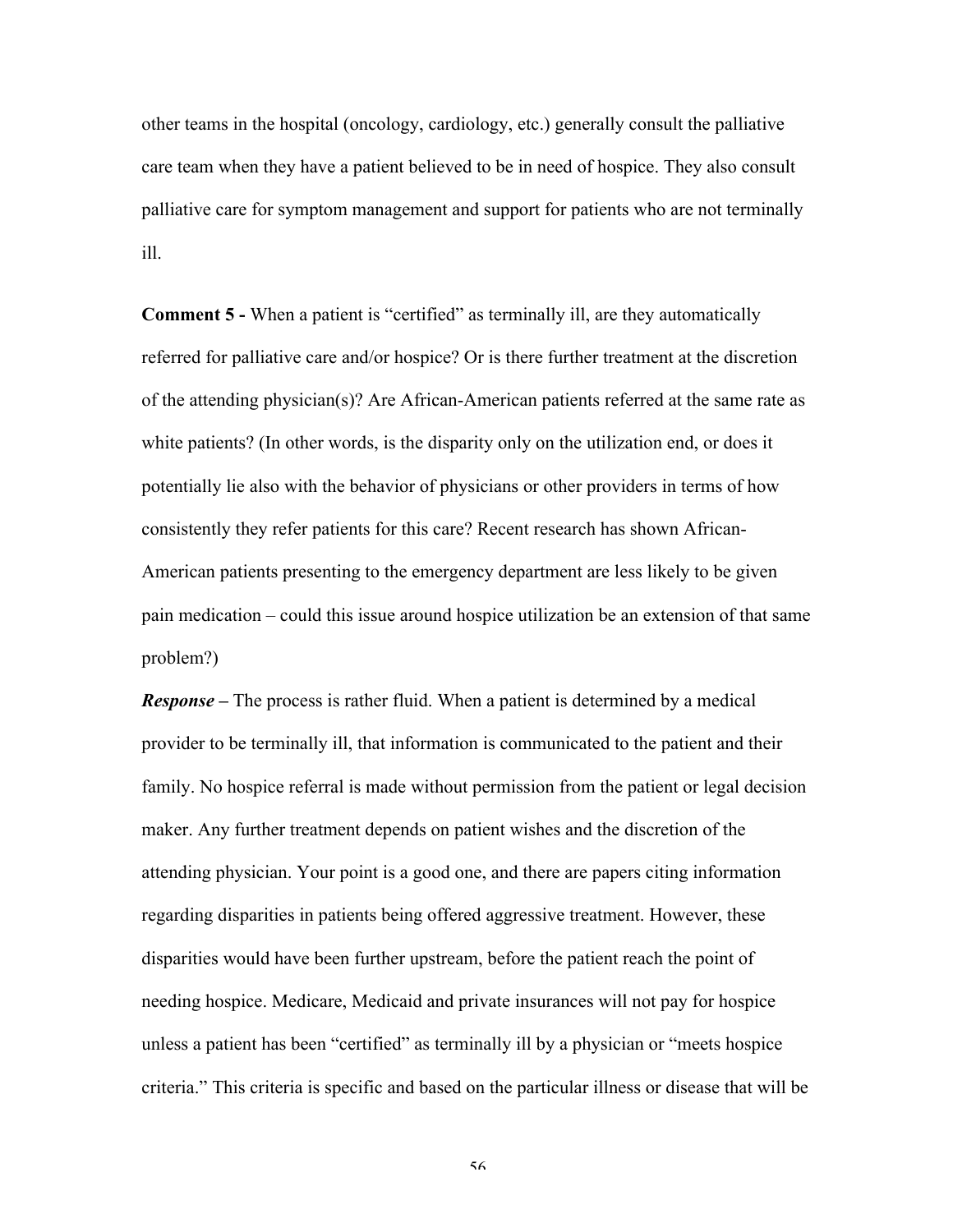other teams in the hospital (oncology, cardiology, etc.) generally consult the palliative care team when they have a patient believed to be in need of hospice. They also consult palliative care for symptom management and support for patients who are not terminally ill.

**Comment 5 -** When a patient is "certified" as terminally ill, are they automatically referred for palliative care and/or hospice? Or is there further treatment at the discretion of the attending physician(s)? Are African-American patients referred at the same rate as white patients? (In other words, is the disparity only on the utilization end, or does it potentially lie also with the behavior of physicians or other providers in terms of how consistently they refer patients for this care? Recent research has shown African-American patients presenting to the emergency department are less likely to be given pain medication – could this issue around hospice utilization be an extension of that same problem?)

***Response –*** The process is rather fluid. When a patient is determined by a medical provider to be terminally ill, that information is communicated to the patient and their family. No hospice referral is made without permission from the patient or legal decision maker. Any further treatment depends on patient wishes and the discretion of the attending physician. Your point is a good one, and there are papers citing information regarding disparities in patients being offered aggressive treatment. However, these disparities would have been further upstream, before the patient reach the point of needing hospice. Medicare, Medicaid and private insurances will not pay for hospice unless a patient has been "certified" as terminally ill by a physician or "meets hospice criteria." This criteria is specific and based on the particular illness or disease that will be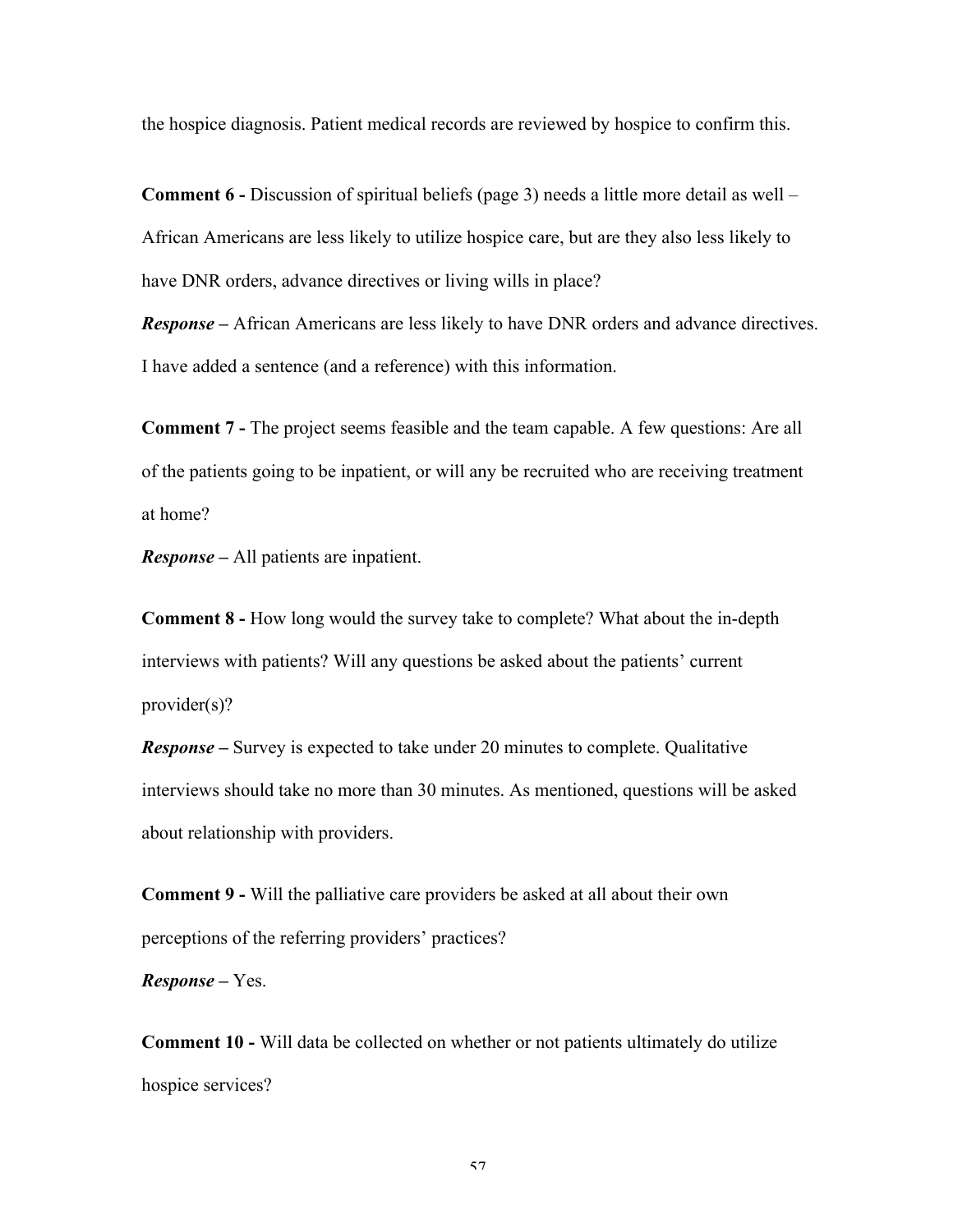the hospice diagnosis. Patient medical records are reviewed by hospice to confirm this.

**Comment 6 -** Discussion of spiritual beliefs (page 3) needs a little more detail as well – African Americans are less likely to utilize hospice care, but are they also less likely to have DNR orders, advance directives or living wills in place?

***Response* –** African Americans are less likely to have DNR orders and advance directives. I have added a sentence (and a reference) with this information.

**Comment 7 -** The project seems feasible and the team capable. A few questions: Are all of the patients going to be inpatient, or will any be recruited who are receiving treatment at home?

***Response* –** All patients are inpatient.

**Comment 8 -** How long would the survey take to complete? What about the in-depth interviews with patients? Will any questions be asked about the patients' current provider(s)?

***Response* –** Survey is expected to take under 20 minutes to complete. Qualitative interviews should take no more than 30 minutes. As mentioned, questions will be asked about relationship with providers.

**Comment 9 -** Will the palliative care providers be asked at all about their own perceptions of the referring providers' practices?

***Response* –** Yes.

**Comment 10 -** Will data be collected on whether or not patients ultimately do utilize hospice services?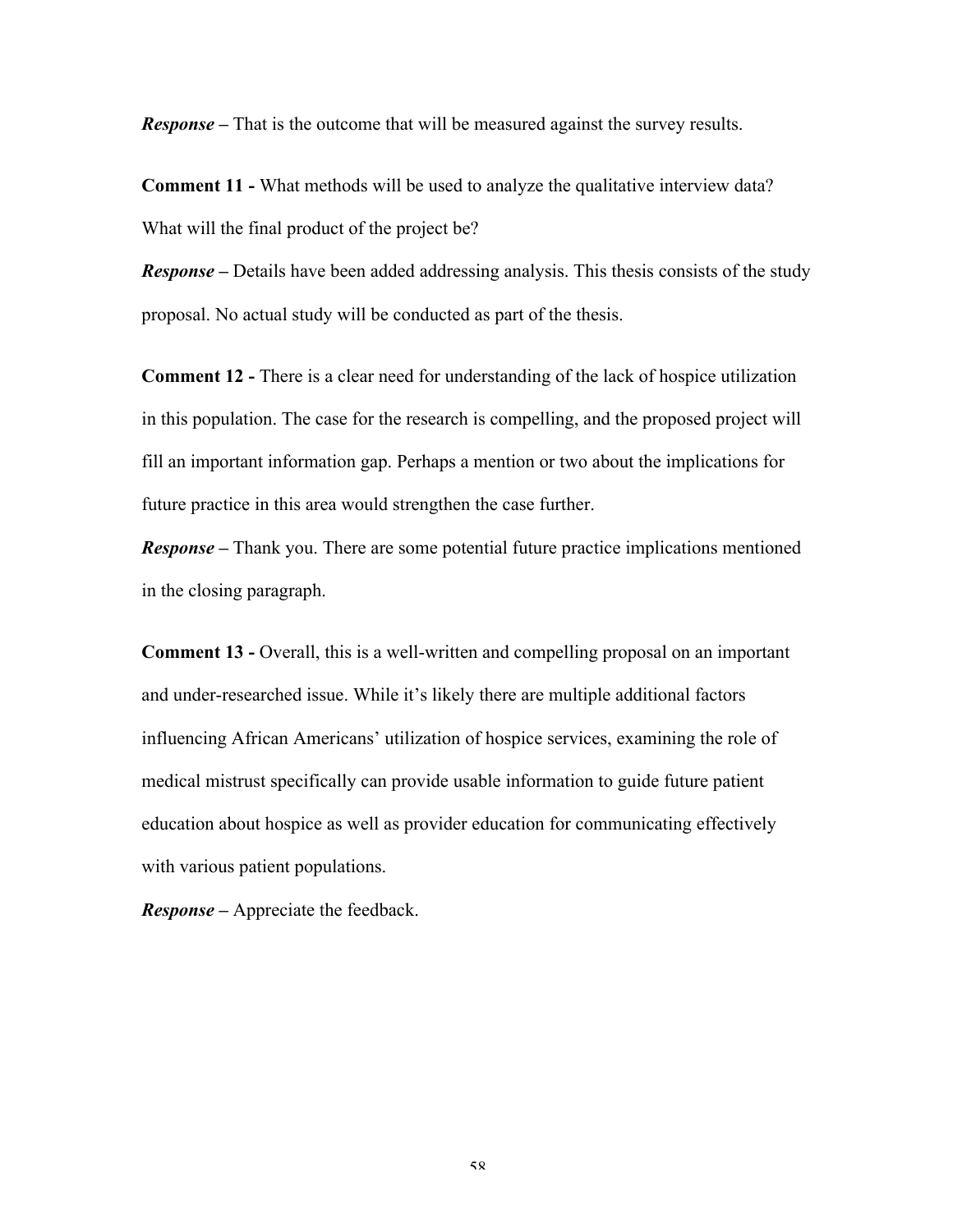***Response* –** That is the outcome that will be measured against the survey results.

**Comment 11 -** What methods will be used to analyze the qualitative interview data? What will the final product of the project be?

***Response* –** Details have been added addressing analysis. This thesis consists of the study proposal. No actual study will be conducted as part of the thesis.

**Comment 12 -** There is a clear need for understanding of the lack of hospice utilization in this population. The case for the research is compelling, and the proposed project will fill an important information gap. Perhaps a mention or two about the implications for future practice in this area would strengthen the case further.

***Response* –** Thank you. There are some potential future practice implications mentioned in the closing paragraph.

**Comment 13 -** Overall, this is a well-written and compelling proposal on an important and under-researched issue. While it's likely there are multiple additional factors influencing African Americans' utilization of hospice services, examining the role of medical mistrust specifically can provide usable information to guide future patient education about hospice as well as provider education for communicating effectively with various patient populations.

***Response* –** Appreciate the feedback.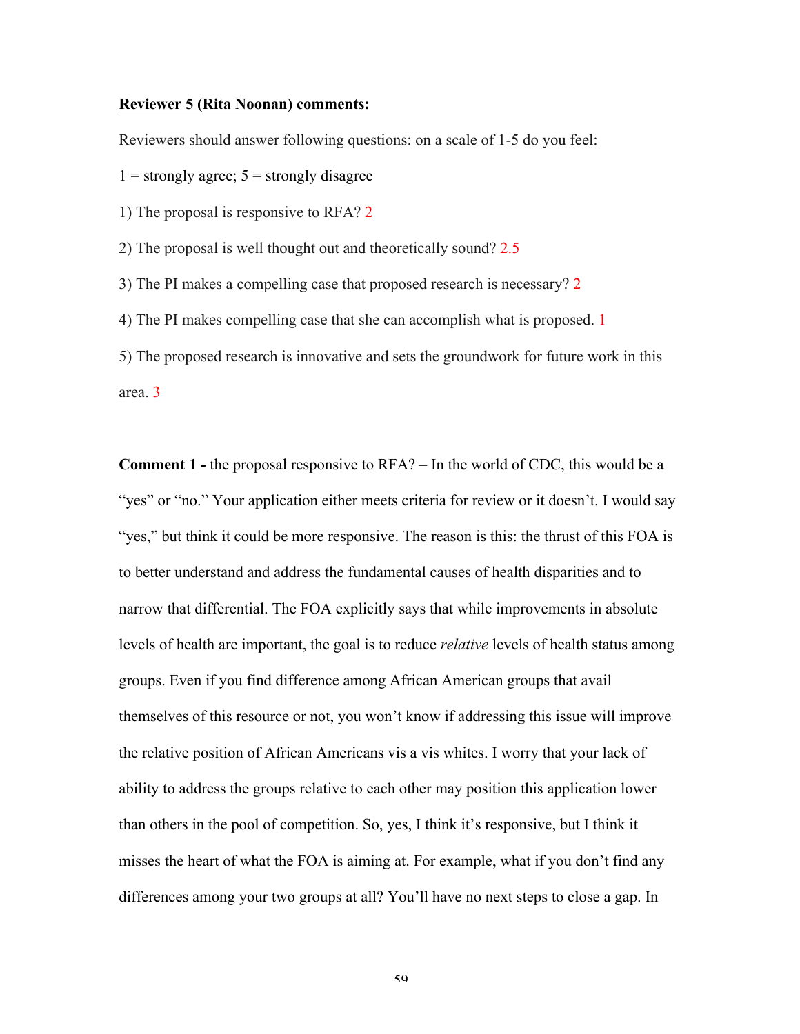**<u>Reviewer 5 (Rita Noonan) comments:</u>**

Reviewers should answer following questions: on a scale of 1-5 do you feel:

1 = strongly agree; 5 = strongly disagree

1) The proposal is responsive to RFA? 2

2) The proposal is well thought out and theoretically sound? 2.5

3) The PI makes a compelling case that proposed research is necessary? 2

4) The PI makes compelling case that she can accomplish what is proposed. 1

5) The proposed research is innovative and sets the groundwork for future work in this area. 3

**Comment 1 -** the proposal responsive to RFA? – In the world of CDC, this would be a "yes" or "no." Your application either meets criteria for review or it doesn't. I would say "yes," but think it could be more responsive. The reason is this: the thrust of this FOA is to better understand and address the fundamental causes of health disparities and to narrow that differential. The FOA explicitly says that while improvements in absolute levels of health are important, the goal is to reduce *relative* levels of health status among groups. Even if you find difference among African American groups that avail themselves of this resource or not, you won't know if addressing this issue will improve the relative position of African Americans vis a vis whites. I worry that your lack of ability to address the groups relative to each other may position this application lower than others in the pool of competition. So, yes, I think it's responsive, but I think it misses the heart of what the FOA is aiming at. For example, what if you don't find any differences among your two groups at all? You'll have no next steps to close a gap. In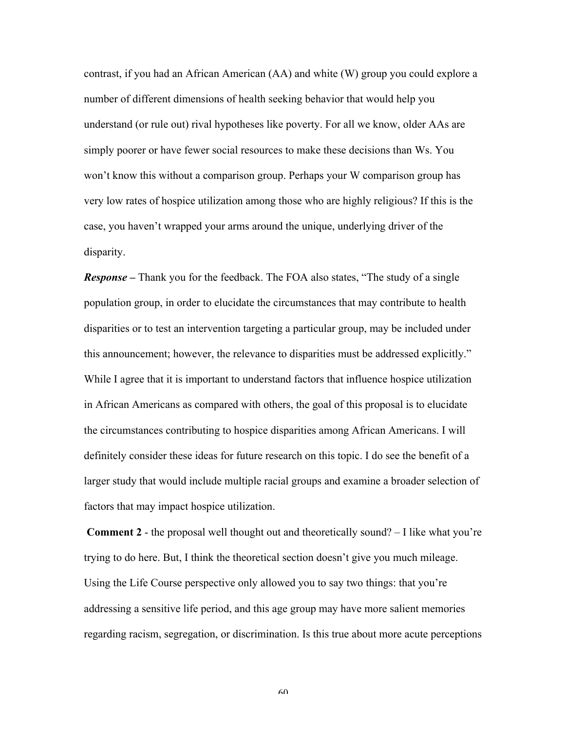contrast, if you had an African American (AA) and white (W) group you could explore a number of different dimensions of health seeking behavior that would help you understand (or rule out) rival hypotheses like poverty. For all we know, older AAs are simply poorer or have fewer social resources to make these decisions than Ws. You won't know this without a comparison group. Perhaps your W comparison group has very low rates of hospice utilization among those who are highly religious? If this is the case, you haven't wrapped your arms around the unique, underlying driver of the disparity.

***Response –*** Thank you for the feedback. The FOA also states, "The study of a single population group, in order to elucidate the circumstances that may contribute to health disparities or to test an intervention targeting a particular group, may be included under this announcement; however, the relevance to disparities must be addressed explicitly." While I agree that it is important to understand factors that influence hospice utilization in African Americans as compared with others, the goal of this proposal is to elucidate the circumstances contributing to hospice disparities among African Americans. I will definitely consider these ideas for future research on this topic. I do see the benefit of a larger study that would include multiple racial groups and examine a broader selection of factors that may impact hospice utilization.

**Comment 2** - the proposal well thought out and theoretically sound? – I like what you're trying to do here. But, I think the theoretical section doesn't give you much mileage. Using the Life Course perspective only allowed you to say two things: that you're addressing a sensitive life period, and this age group may have more salient memories regarding racism, segregation, or discrimination. Is this true about more acute perceptions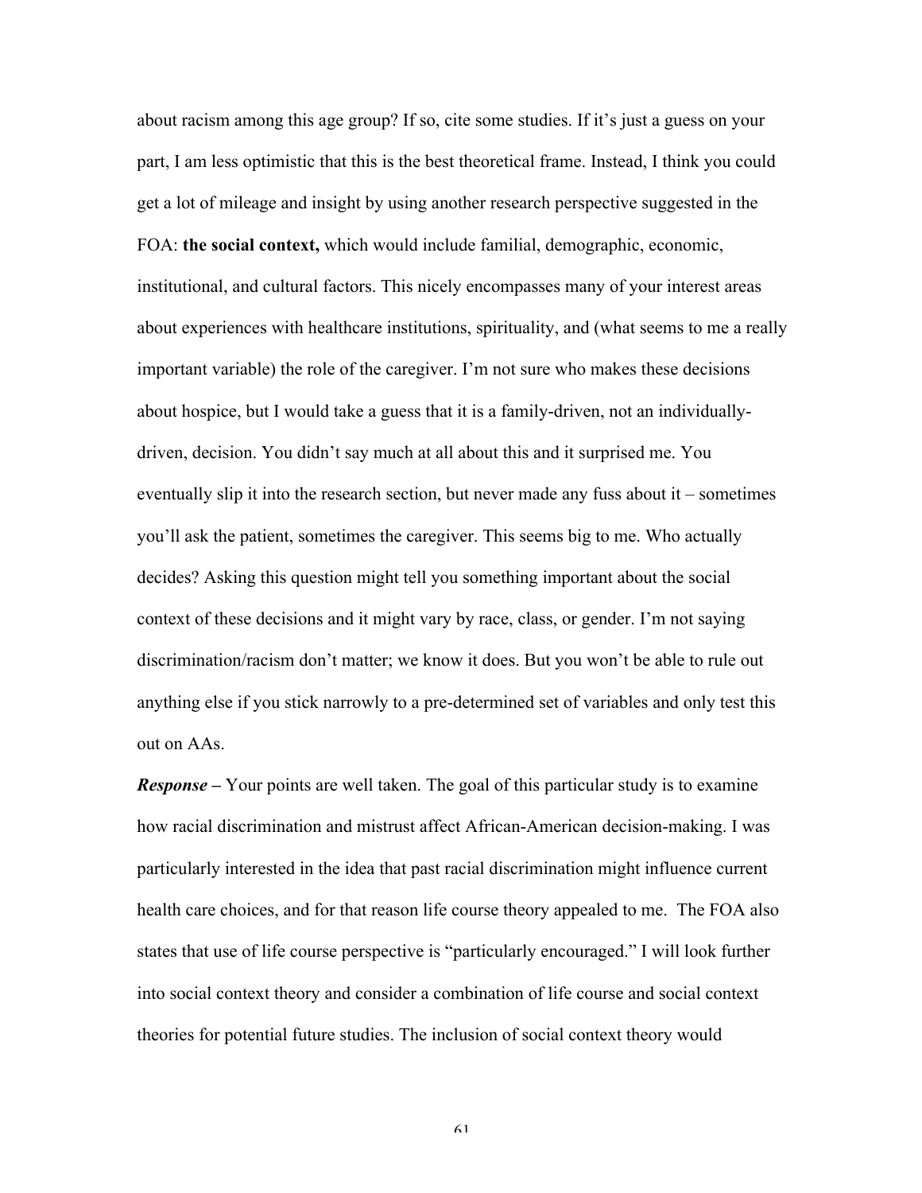about racism among this age group? If so, cite some studies. If it's just a guess on your part, I am less optimistic that this is the best theoretical frame. Instead, I think you could get a lot of mileage and insight by using another research perspective suggested in the FOA: **the social context,** which would include familial, demographic, economic, institutional, and cultural factors. This nicely encompasses many of your interest areas about experiences with healthcare institutions, spirituality, and (what seems to me a really important variable) the role of the caregiver. I'm not sure who makes these decisions about hospice, but I would take a guess that it is a family-driven, not an individually-driven, decision. You didn't say much at all about this and it surprised me. You eventually slip it into the research section, but never made any fuss about it – sometimes you'll ask the patient, sometimes the caregiver. This seems big to me. Who actually decides? Asking this question might tell you something important about the social context of these decisions and it might vary by race, class, or gender. I'm not saying discrimination/racism don't matter; we know it does. But you won't be able to rule out anything else if you stick narrowly to a pre-determined set of variables and only test this out on AAs.

***Response –*** Your points are well taken. The goal of this particular study is to examine how racial discrimination and mistrust affect African-American decision-making. I was particularly interested in the idea that past racial discrimination might influence current health care choices, and for that reason life course theory appealed to me. The FOA also states that use of life course perspective is "particularly encouraged." I will look further into social context theory and consider a combination of life course and social context theories for potential future studies. The inclusion of social context theory would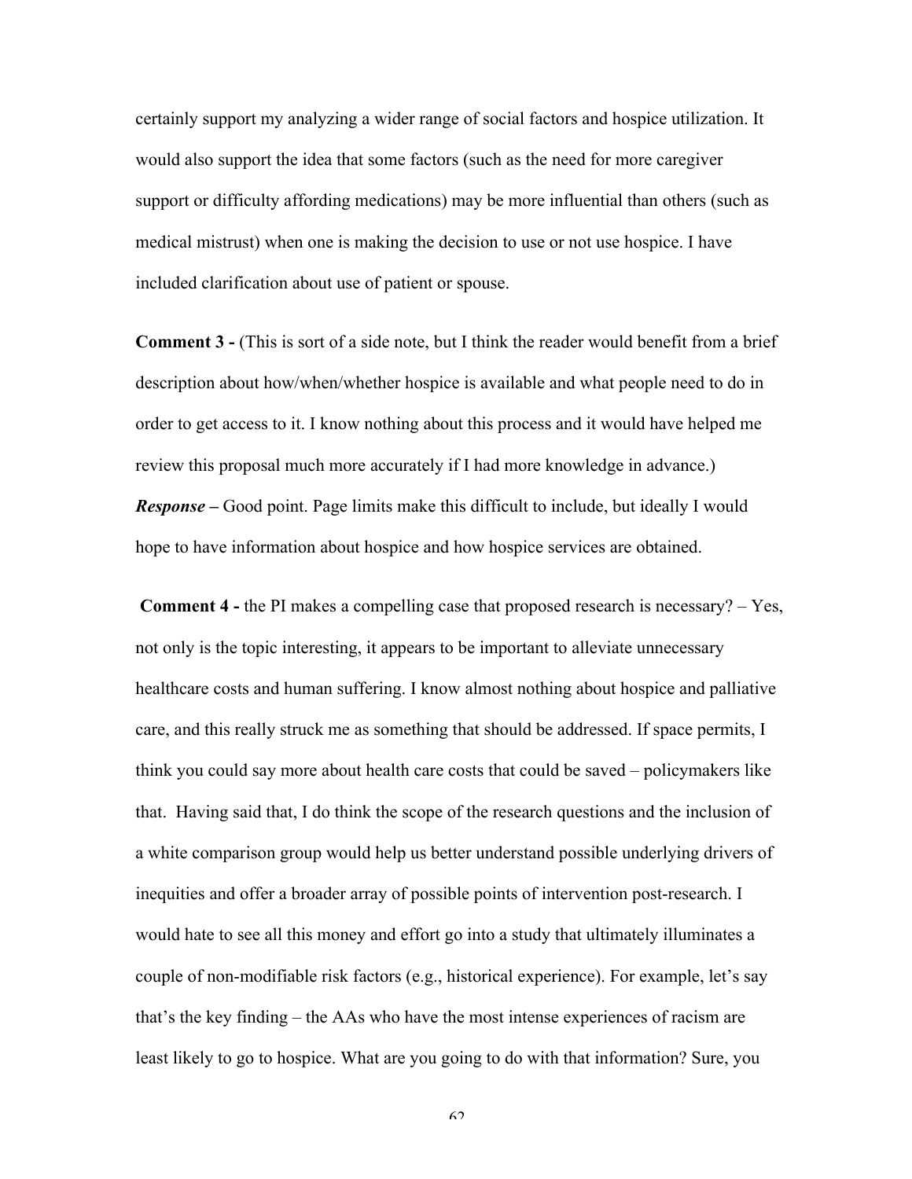certainly support my analyzing a wider range of social factors and hospice utilization. It would also support the idea that some factors (such as the need for more caregiver support or difficulty affording medications) may be more influential than others (such as medical mistrust) when one is making the decision to use or not use hospice. I have included clarification about use of patient or spouse.

**Comment 3 -** (This is sort of a side note, but I think the reader would benefit from a brief description about how/when/whether hospice is available and what people need to do in order to get access to it. I know nothing about this process and it would have helped me review this proposal much more accurately if I had more knowledge in advance.)

***Response –*** Good point. Page limits make this difficult to include, but ideally I would hope to have information about hospice and how hospice services are obtained.

**Comment 4 -** the PI makes a compelling case that proposed research is necessary? – Yes, not only is the topic interesting, it appears to be important to alleviate unnecessary healthcare costs and human suffering. I know almost nothing about hospice and palliative care, and this really struck me as something that should be addressed. If space permits, I think you could say more about health care costs that could be saved – policymakers like that. Having said that, I do think the scope of the research questions and the inclusion of a white comparison group would help us better understand possible underlying drivers of inequities and offer a broader array of possible points of intervention post-research. I would hate to see all this money and effort go into a study that ultimately illuminates a couple of non-modifiable risk factors (e.g., historical experience). For example, let's say that's the key finding – the AAs who have the most intense experiences of racism are least likely to go to hospice. What are you going to do with that information? Sure, you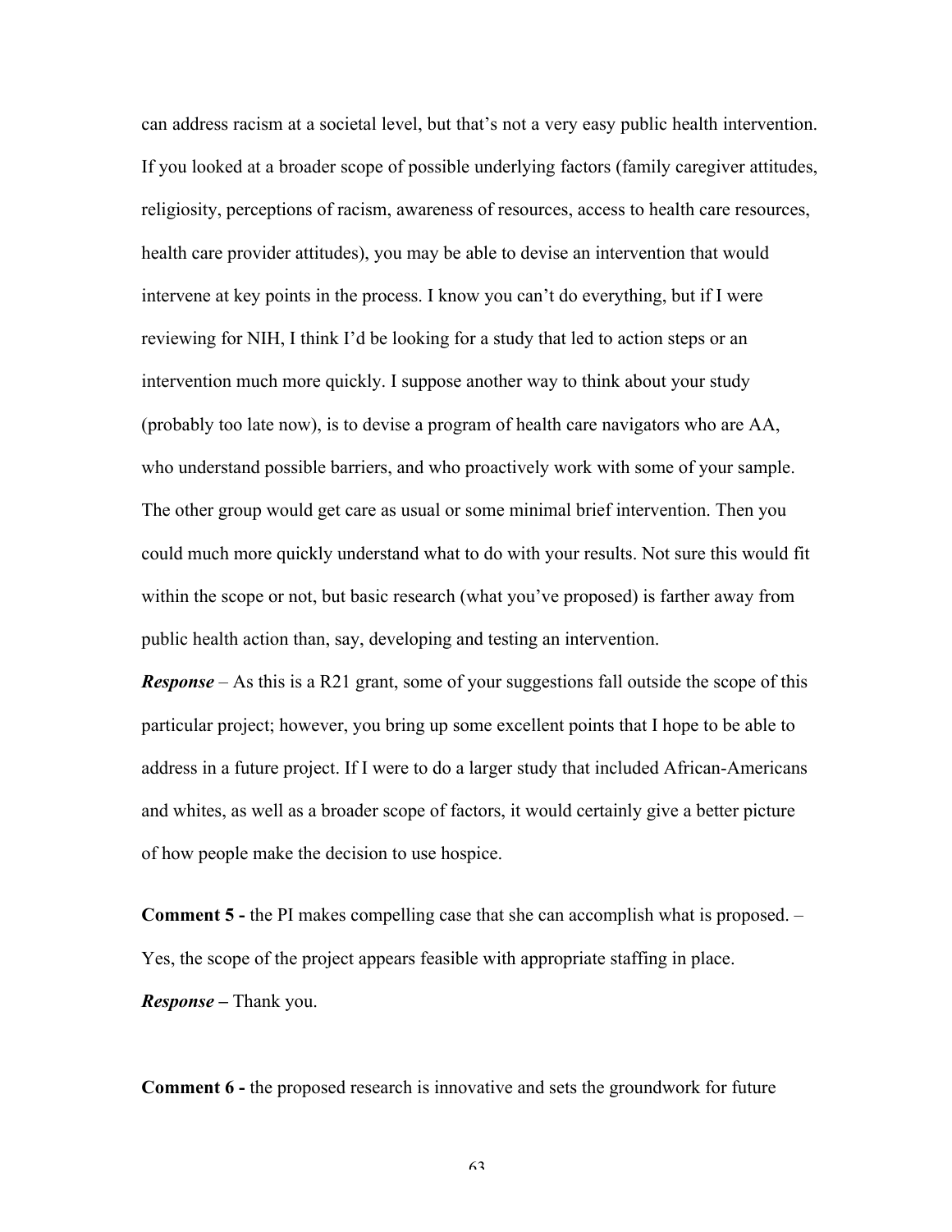can address racism at a societal level, but that's not a very easy public health intervention. If you looked at a broader scope of possible underlying factors (family caregiver attitudes, religiosity, perceptions of racism, awareness of resources, access to health care resources, health care provider attitudes), you may be able to devise an intervention that would intervene at key points in the process. I know you can't do everything, but if I were reviewing for NIH, I think I'd be looking for a study that led to action steps or an intervention much more quickly. I suppose another way to think about your study (probably too late now), is to devise a program of health care navigators who are AA, who understand possible barriers, and who proactively work with some of your sample. The other group would get care as usual or some minimal brief intervention. Then you could much more quickly understand what to do with your results. Not sure this would fit within the scope or not, but basic research (what you've proposed) is farther away from public health action than, say, developing and testing an intervention.

***Response*** – As this is a R21 grant, some of your suggestions fall outside the scope of this particular project; however, you bring up some excellent points that I hope to be able to address in a future project. If I were to do a larger study that included African-Americans and whites, as well as a broader scope of factors, it would certainly give a better picture of how people make the decision to use hospice.

**Comment 5 -** the PI makes compelling case that she can accomplish what is proposed. – Yes, the scope of the project appears feasible with appropriate staffing in place.

***Response –*** Thank you.

**Comment 6 -** the proposed research is innovative and sets the groundwork for future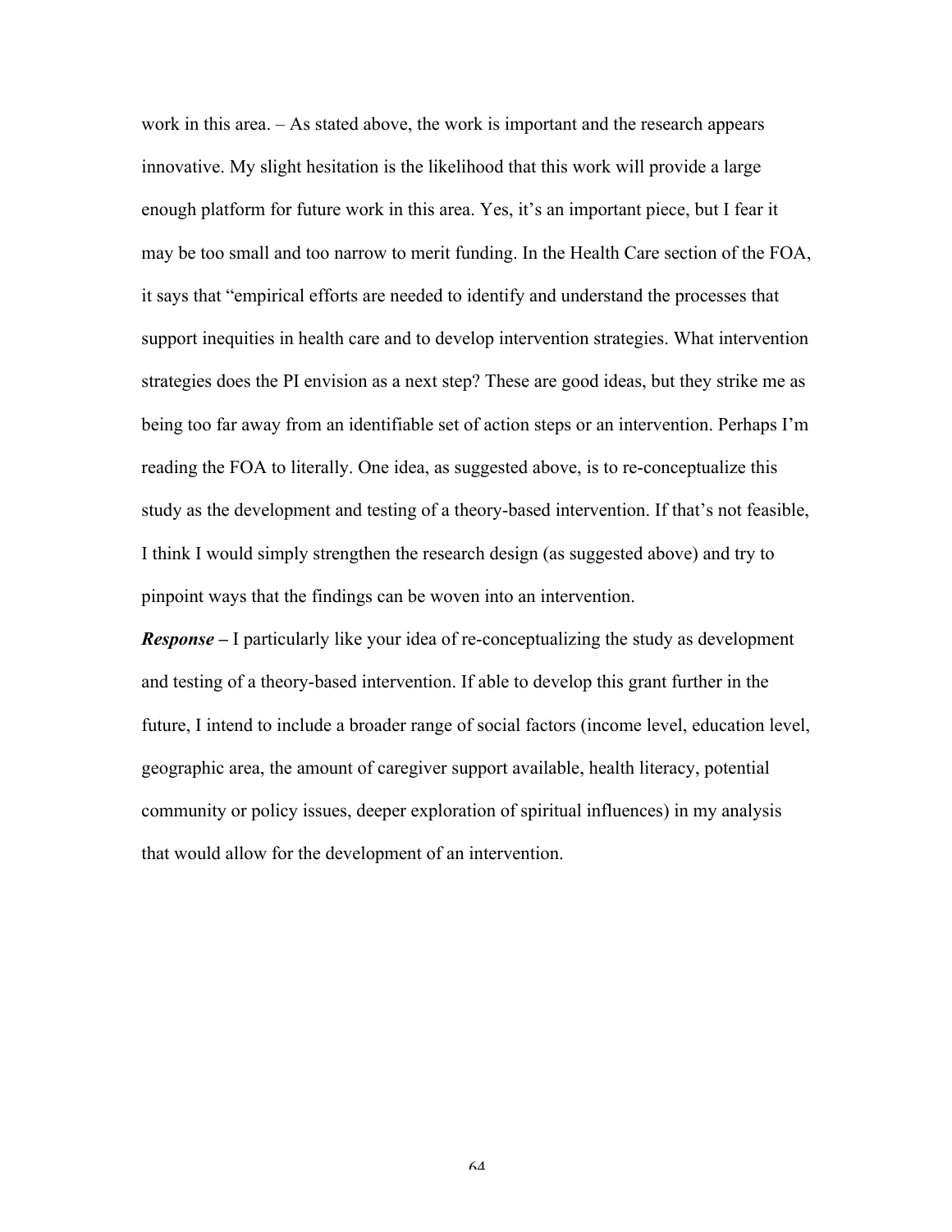work in this area. – As stated above, the work is important and the research appears innovative. My slight hesitation is the likelihood that this work will provide a large enough platform for future work in this area. Yes, it's an important piece, but I fear it may be too small and too narrow to merit funding. In the Health Care section of the FOA, it says that "empirical efforts are needed to identify and understand the processes that support inequities in health care and to develop intervention strategies. What intervention strategies does the PI envision as a next step? These are good ideas, but they strike me as being too far away from an identifiable set of action steps or an intervention. Perhaps I'm reading the FOA to literally. One idea, as suggested above, is to re-conceptualize this study as the development and testing of a theory-based intervention. If that's not feasible, I think I would simply strengthen the research design (as suggested above) and try to pinpoint ways that the findings can be woven into an intervention.

***Response –*** I particularly like your idea of re-conceptualizing the study as development and testing of a theory-based intervention. If able to develop this grant further in the future, I intend to include a broader range of social factors (income level, education level, geographic area, the amount of caregiver support available, health literacy, potential community or policy issues, deeper exploration of spiritual influences) in my analysis that would allow for the development of an intervention.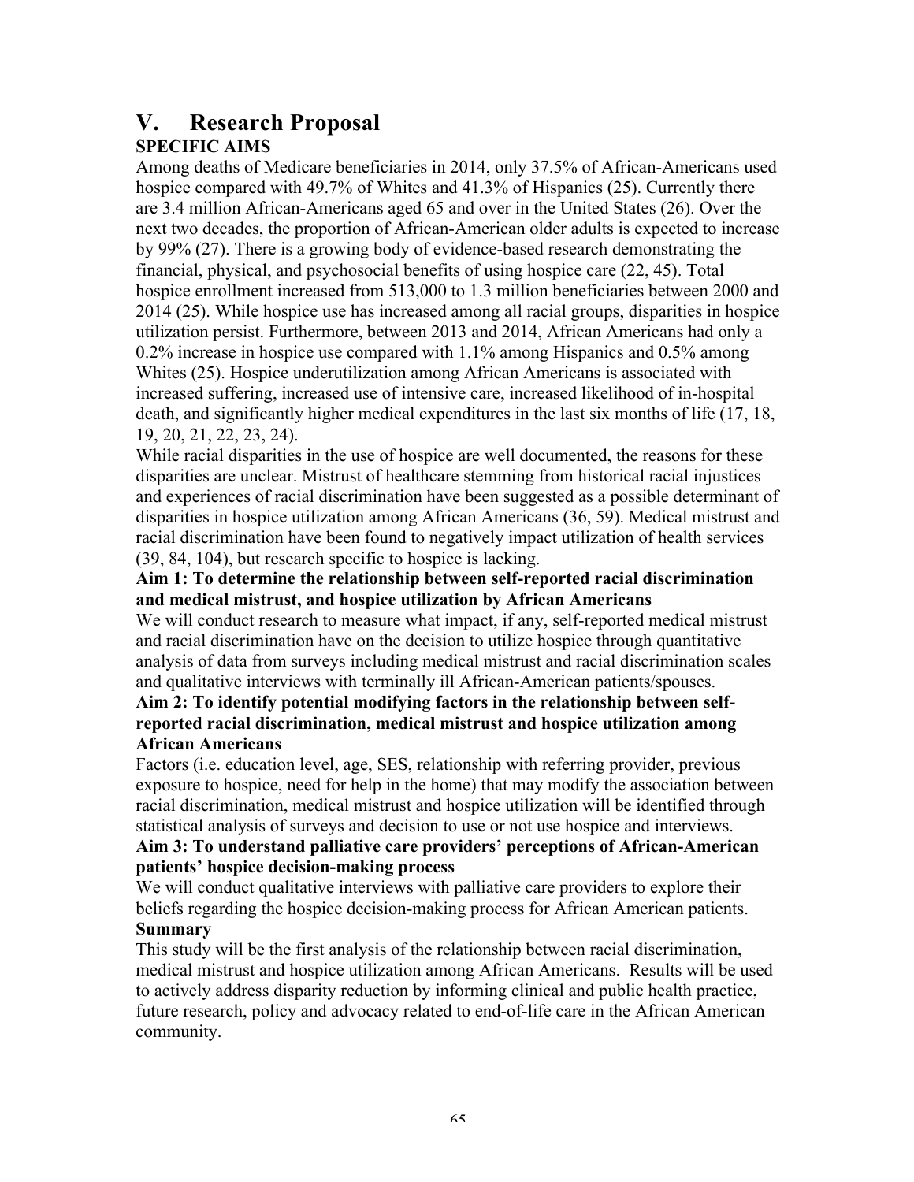# V. Research Proposal

## SPECIFIC AIMS

Among deaths of Medicare beneficiaries in 2014, only 37.5% of African-Americans used hospice compared with 49.7% of Whites and 41.3% of Hispanics (25). Currently there are 3.4 million African-Americans aged 65 and over in the United States (26). Over the next two decades, the proportion of African-American older adults is expected to increase by 99% (27). There is a growing body of evidence-based research demonstrating the financial, physical, and psychosocial benefits of using hospice care (22, 45). Total hospice enrollment increased from 513,000 to 1.3 million beneficiaries between 2000 and 2014 (25). While hospice use has increased among all racial groups, disparities in hospice utilization persist. Furthermore, between 2013 and 2014, African Americans had only a 0.2% increase in hospice use compared with 1.1% among Hispanics and 0.5% among Whites (25). Hospice underutilization among African Americans is associated with increased suffering, increased use of intensive care, increased likelihood of in-hospital death, and significantly higher medical expenditures in the last six months of life (17, 18, 19, 20, 21, 22, 23, 24).

While racial disparities in the use of hospice are well documented, the reasons for these disparities are unclear. Mistrust of healthcare stemming from historical racial injustices and experiences of racial discrimination have been suggested as a possible determinant of disparities in hospice utilization among African Americans (36, 59). Medical mistrust and racial discrimination have been found to negatively impact utilization of health services (39, 84, 104), but research specific to hospice is lacking.

**Aim 1: To determine the relationship between self-reported racial discrimination and medical mistrust, and hospice utilization by African Americans**

We will conduct research to measure what impact, if any, self-reported medical mistrust and racial discrimination have on the decision to utilize hospice through quantitative analysis of data from surveys including medical mistrust and racial discrimination scales and qualitative interviews with terminally ill African-American patients/spouses.

**Aim 2: To identify potential modifying factors in the relationship between self-reported racial discrimination, medical mistrust and hospice utilization among African Americans**

Factors (i.e. education level, age, SES, relationship with referring provider, previous exposure to hospice, need for help in the home) that may modify the association between racial discrimination, medical mistrust and hospice utilization will be identified through statistical analysis of surveys and decision to use or not use hospice and interviews.

**Aim 3: To understand palliative care providers' perceptions of African-American patients' hospice decision-making process**

We will conduct qualitative interviews with palliative care providers to explore their beliefs regarding the hospice decision-making process for African American patients.

**Summary**

This study will be the first analysis of the relationship between racial discrimination, medical mistrust and hospice utilization among African Americans. Results will be used to actively address disparity reduction by informing clinical and public health practice, future research, policy and advocacy related to end-of-life care in the African American community.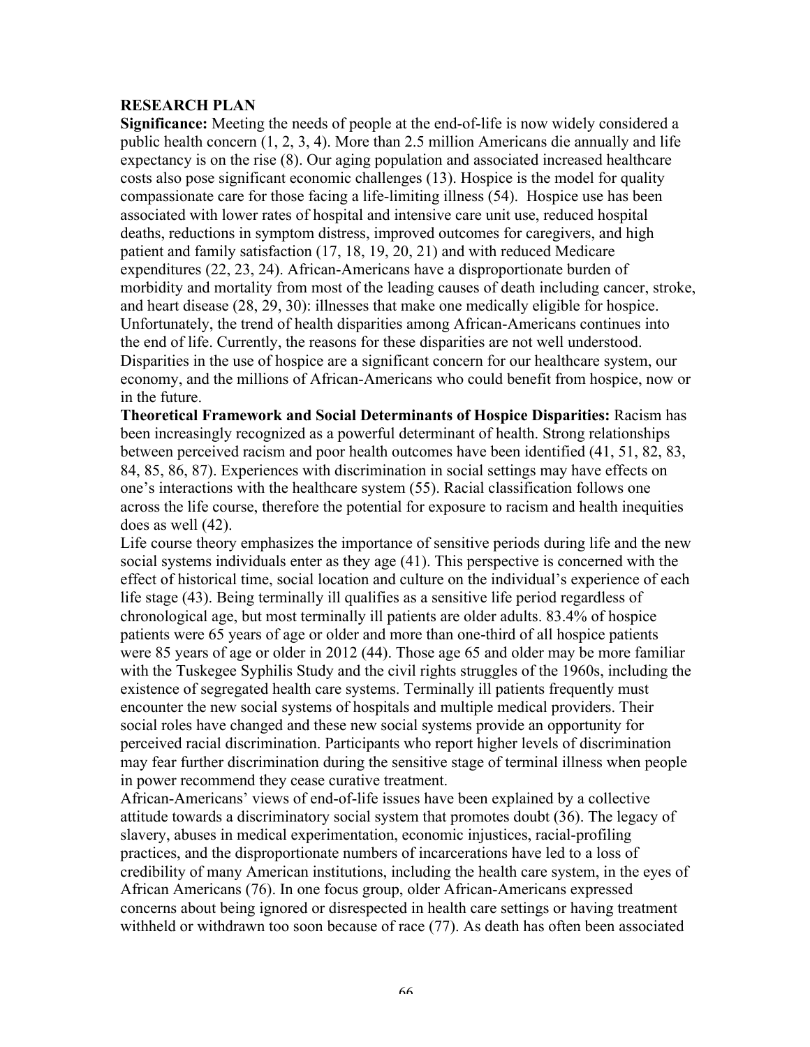## RESEARCH PLAN

**Significance:** Meeting the needs of people at the end-of-life is now widely considered a public health concern (1, 2, 3, 4). More than 2.5 million Americans die annually and life expectancy is on the rise (8). Our aging population and associated increased healthcare costs also pose significant economic challenges (13). Hospice is the model for quality compassionate care for those facing a life-limiting illness (54). Hospice use has been associated with lower rates of hospital and intensive care unit use, reduced hospital deaths, reductions in symptom distress, improved outcomes for caregivers, and high patient and family satisfaction (17, 18, 19, 20, 21) and with reduced Medicare expenditures (22, 23, 24). African-Americans have a disproportionate burden of morbidity and mortality from most of the leading causes of death including cancer, stroke, and heart disease (28, 29, 30): illnesses that make one medically eligible for hospice. Unfortunately, the trend of health disparities among African-Americans continues into the end of life. Currently, the reasons for these disparities are not well understood. Disparities in the use of hospice are a significant concern for our healthcare system, our economy, and the millions of African-Americans who could benefit from hospice, now or in the future.

**Theoretical Framework and Social Determinants of Hospice Disparities:** Racism has been increasingly recognized as a powerful determinant of health. Strong relationships between perceived racism and poor health outcomes have been identified (41, 51, 82, 83, 84, 85, 86, 87). Experiences with discrimination in social settings may have effects on one's interactions with the healthcare system (55). Racial classification follows one across the life course, therefore the potential for exposure to racism and health inequities does as well (42).

Life course theory emphasizes the importance of sensitive periods during life and the new social systems individuals enter as they age (41). This perspective is concerned with the effect of historical time, social location and culture on the individual's experience of each life stage (43). Being terminally ill qualifies as a sensitive life period regardless of chronological age, but most terminally ill patients are older adults. 83.4% of hospice patients were 65 years of age or older and more than one-third of all hospice patients were 85 years of age or older in 2012 (44). Those age 65 and older may be more familiar with the Tuskegee Syphilis Study and the civil rights struggles of the 1960s, including the existence of segregated health care systems. Terminally ill patients frequently must encounter the new social systems of hospitals and multiple medical providers. Their social roles have changed and these new social systems provide an opportunity for perceived racial discrimination. Participants who report higher levels of discrimination may fear further discrimination during the sensitive stage of terminal illness when people in power recommend they cease curative treatment.

African-Americans' views of end-of-life issues have been explained by a collective attitude towards a discriminatory social system that promotes doubt (36). The legacy of slavery, abuses in medical experimentation, economic injustices, racial-profiling practices, and the disproportionate numbers of incarcerations have led to a loss of credibility of many American institutions, including the health care system, in the eyes of African Americans (76). In one focus group, older African-Americans expressed concerns about being ignored or disrespected in health care settings or having treatment withheld or withdrawn too soon because of race (77). As death has often been associated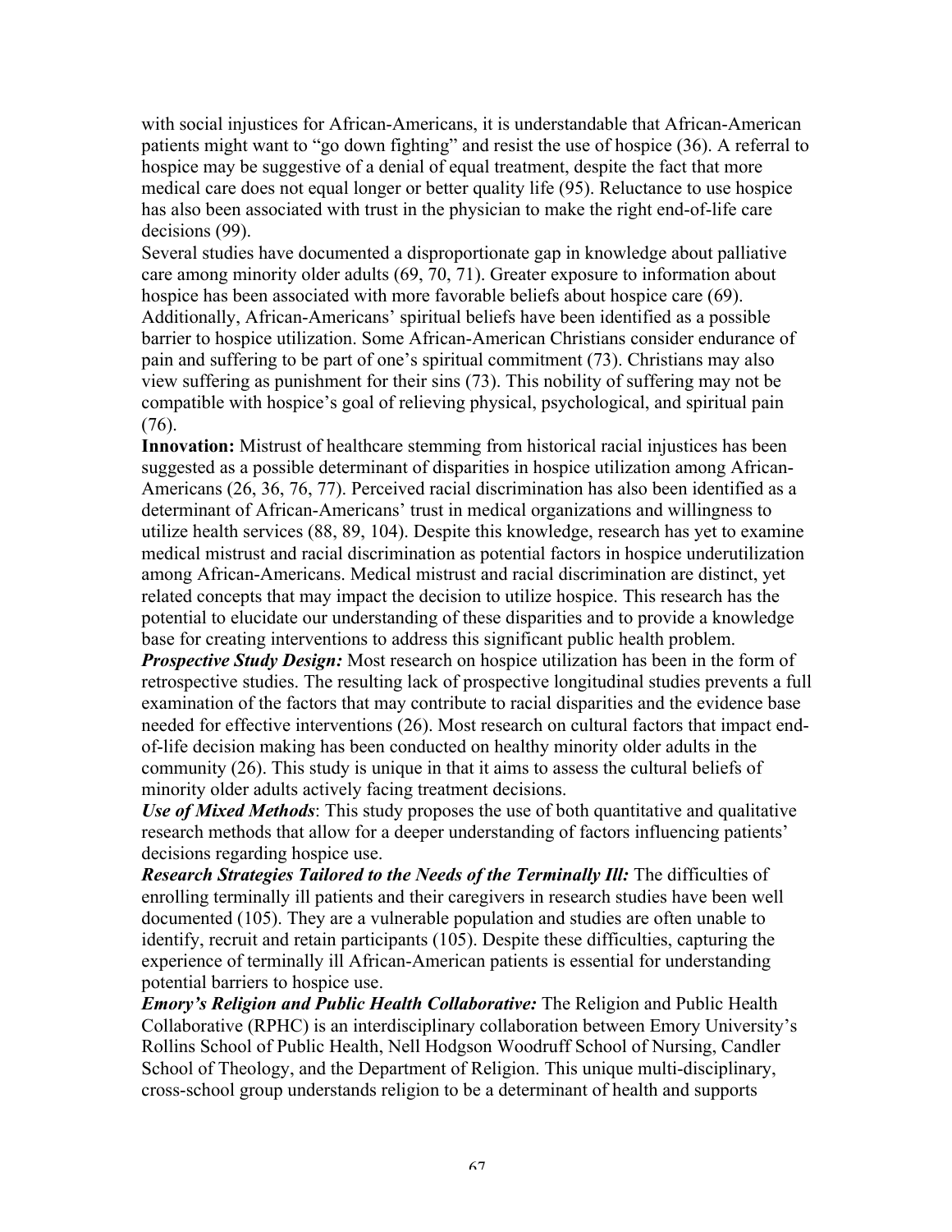with social injustices for African-Americans, it is understandable that African-American patients might want to "go down fighting" and resist the use of hospice (36). A referral to hospice may be suggestive of a denial of equal treatment, despite the fact that more medical care does not equal longer or better quality life (95). Reluctance to use hospice has also been associated with trust in the physician to make the right end-of-life care decisions (99).

Several studies have documented a disproportionate gap in knowledge about palliative care among minority older adults (69, 70, 71). Greater exposure to information about hospice has been associated with more favorable beliefs about hospice care (69). Additionally, African-Americans' spiritual beliefs have been identified as a possible barrier to hospice utilization. Some African-American Christians consider endurance of pain and suffering to be part of one's spiritual commitment (73). Christians may also view suffering as punishment for their sins (73). This nobility of suffering may not be compatible with hospice's goal of relieving physical, psychological, and spiritual pain (76).

**Innovation:** Mistrust of healthcare stemming from historical racial injustices has been suggested as a possible determinant of disparities in hospice utilization among African-Americans (26, 36, 76, 77). Perceived racial discrimination has also been identified as a determinant of African-Americans' trust in medical organizations and willingness to utilize health services (88, 89, 104). Despite this knowledge, research has yet to examine medical mistrust and racial discrimination as potential factors in hospice underutilization among African-Americans. Medical mistrust and racial discrimination are distinct, yet related concepts that may impact the decision to utilize hospice. This research has the potential to elucidate our understanding of these disparities and to provide a knowledge base for creating interventions to address this significant public health problem.

***Prospective Study Design:*** Most research on hospice utilization has been in the form of retrospective studies. The resulting lack of prospective longitudinal studies prevents a full examination of the factors that may contribute to racial disparities and the evidence base needed for effective interventions (26). Most research on cultural factors that impact end-of-life decision making has been conducted on healthy minority older adults in the community (26). This study is unique in that it aims to assess the cultural beliefs of minority older adults actively facing treatment decisions.

***Use of Mixed Methods***: This study proposes the use of both quantitative and qualitative research methods that allow for a deeper understanding of factors influencing patients' decisions regarding hospice use.

***Research Strategies Tailored to the Needs of the Terminally Ill:*** The difficulties of enrolling terminally ill patients and their caregivers in research studies have been well documented (105). They are a vulnerable population and studies are often unable to identify, recruit and retain participants (105). Despite these difficulties, capturing the experience of terminally ill African-American patients is essential for understanding potential barriers to hospice use.

***Emory's Religion and Public Health Collaborative:*** The Religion and Public Health Collaborative (RPHC) is an interdisciplinary collaboration between Emory University's Rollins School of Public Health, Nell Hodgson Woodruff School of Nursing, Candler School of Theology, and the Department of Religion. This unique multi-disciplinary, cross-school group understands religion to be a determinant of health and supports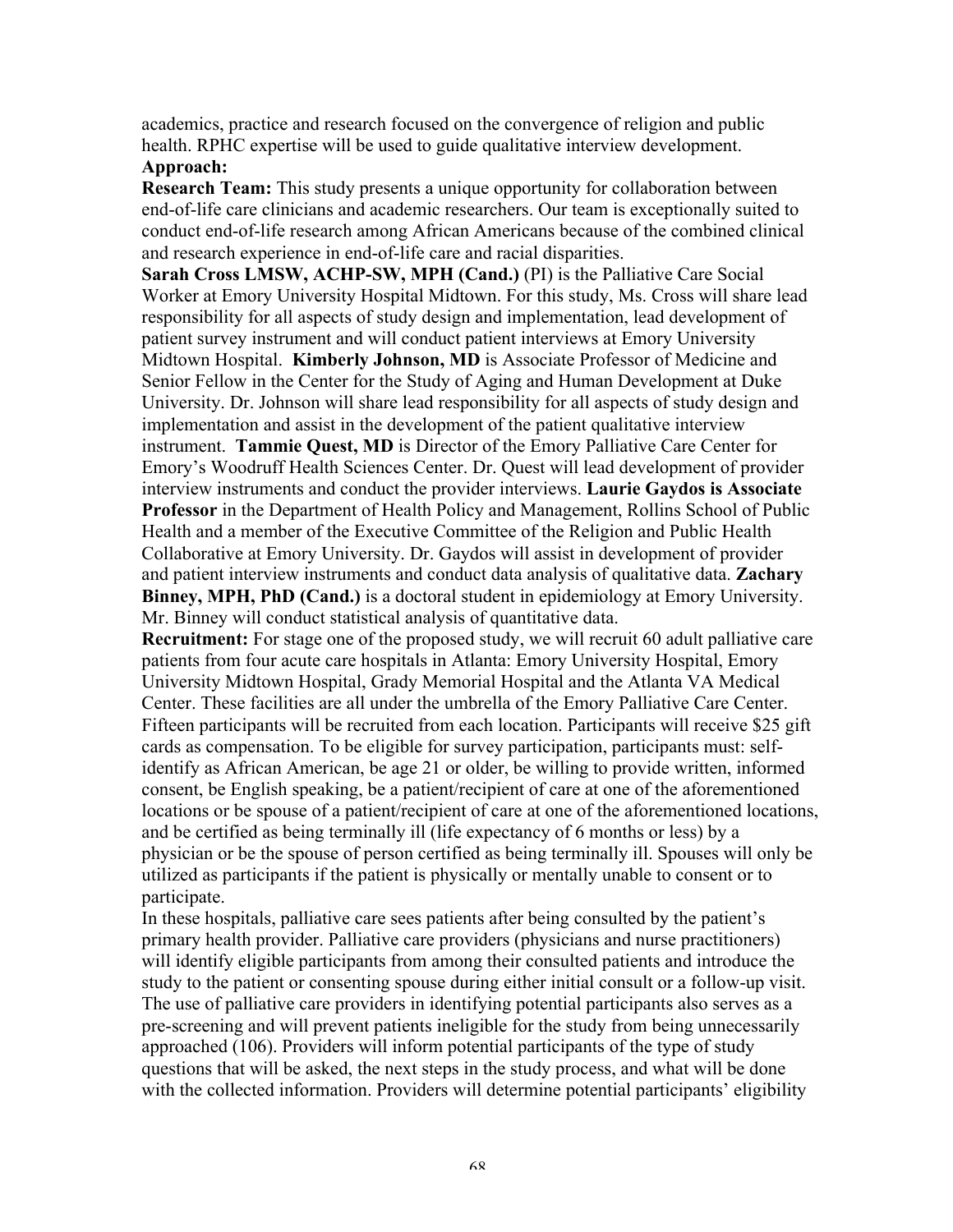academics, practice and research focused on the convergence of religion and public health. RPHC expertise will be used to guide qualitative interview development.

**Approach:**

**Research Team:** This study presents a unique opportunity for collaboration between end-of-life care clinicians and academic researchers. Our team is exceptionally suited to conduct end-of-life research among African Americans because of the combined clinical and research experience in end-of-life care and racial disparities.

**Sarah Cross LMSW, ACHP-SW, MPH (Cand.)** (PI) is the Palliative Care Social Worker at Emory University Hospital Midtown. For this study, Ms. Cross will share lead responsibility for all aspects of study design and implementation, lead development of patient survey instrument and will conduct patient interviews at Emory University Midtown Hospital. **Kimberly Johnson, MD** is Associate Professor of Medicine and Senior Fellow in the Center for the Study of Aging and Human Development at Duke University. Dr. Johnson will share lead responsibility for all aspects of study design and implementation and assist in the development of the patient qualitative interview instrument. **Tammie Quest, MD** is Director of the Emory Palliative Care Center for Emory's Woodruff Health Sciences Center. Dr. Quest will lead development of provider interview instruments and conduct the provider interviews. **Laurie Gaydos is Associate Professor** in the Department of Health Policy and Management, Rollins School of Public Health and a member of the Executive Committee of the Religion and Public Health Collaborative at Emory University. Dr. Gaydos will assist in development of provider and patient interview instruments and conduct data analysis of qualitative data. **Zachary Binney, MPH, PhD (Cand.)** is a doctoral student in epidemiology at Emory University. Mr. Binney will conduct statistical analysis of quantitative data.

**Recruitment:** For stage one of the proposed study, we will recruit 60 adult palliative care patients from four acute care hospitals in Atlanta: Emory University Hospital, Emory University Midtown Hospital, Grady Memorial Hospital and the Atlanta VA Medical Center. These facilities are all under the umbrella of the Emory Palliative Care Center. Fifteen participants will be recruited from each location. Participants will receive $25 gift cards as compensation. To be eligible for survey participation, participants must: self-identify as African American, be age 21 or older, be willing to provide written, informed consent, be English speaking, be a patient/recipient of care at one of the aforementioned locations or be spouse of a patient/recipient of care at one of the aforementioned locations, and be certified as being terminally ill (life expectancy of 6 months or less) by a physician or be the spouse of person certified as being terminally ill. Spouses will only be utilized as participants if the patient is physically or mentally unable to consent or to participate.

In these hospitals, palliative care sees patients after being consulted by the patient's primary health provider. Palliative care providers (physicians and nurse practitioners) will identify eligible participants from among their consulted patients and introduce the study to the patient or consenting spouse during either initial consult or a follow-up visit. The use of palliative care providers in identifying potential participants also serves as a pre-screening and will prevent patients ineligible for the study from being unnecessarily approached (106). Providers will inform potential participants of the type of study questions that will be asked, the next steps in the study process, and what will be done with the collected information. Providers will determine potential participants' eligibility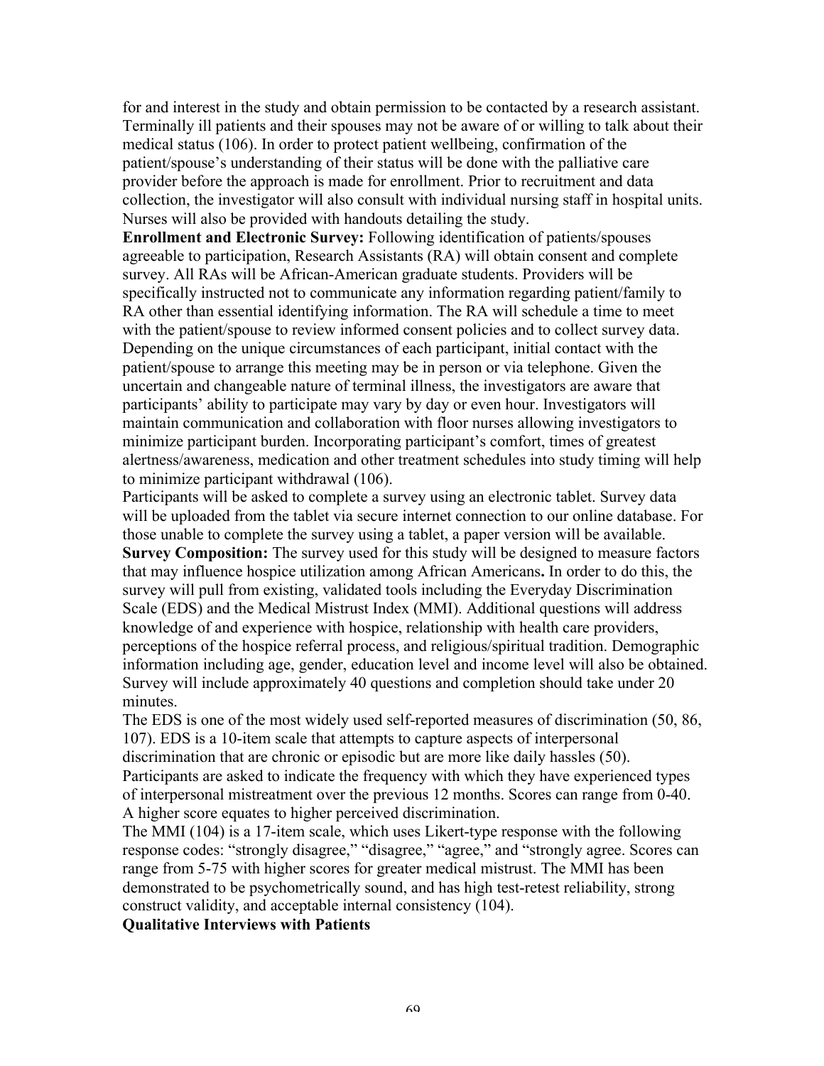for and interest in the study and obtain permission to be contacted by a research assistant. Terminally ill patients and their spouses may not be aware of or willing to talk about their medical status (106). In order to protect patient wellbeing, confirmation of the patient/spouse's understanding of their status will be done with the palliative care provider before the approach is made for enrollment. Prior to recruitment and data collection, the investigator will also consult with individual nursing staff in hospital units. Nurses will also be provided with handouts detailing the study.

**Enrollment and Electronic Survey:** Following identification of patients/spouses agreeable to participation, Research Assistants (RA) will obtain consent and complete survey. All RAs will be African-American graduate students. Providers will be specifically instructed not to communicate any information regarding patient/family to RA other than essential identifying information. The RA will schedule a time to meet with the patient/spouse to review informed consent policies and to collect survey data. Depending on the unique circumstances of each participant, initial contact with the patient/spouse to arrange this meeting may be in person or via telephone. Given the uncertain and changeable nature of terminal illness, the investigators are aware that participants' ability to participate may vary by day or even hour. Investigators will maintain communication and collaboration with floor nurses allowing investigators to minimize participant burden. Incorporating participant's comfort, times of greatest alertness/awareness, medication and other treatment schedules into study timing will help to minimize participant withdrawal (106).

Participants will be asked to complete a survey using an electronic tablet. Survey data will be uploaded from the tablet via secure internet connection to our online database. For those unable to complete the survey using a tablet, a paper version will be available.

**Survey Composition:** The survey used for this study will be designed to measure factors that may influence hospice utilization among African Americans**.** In order to do this, the survey will pull from existing, validated tools including the Everyday Discrimination Scale (EDS) and the Medical Mistrust Index (MMI). Additional questions will address knowledge of and experience with hospice, relationship with health care providers, perceptions of the hospice referral process, and religious/spiritual tradition. Demographic information including age, gender, education level and income level will also be obtained. Survey will include approximately 40 questions and completion should take under 20 minutes.

The EDS is one of the most widely used self-reported measures of discrimination (50, 86, 107). EDS is a 10-item scale that attempts to capture aspects of interpersonal discrimination that are chronic or episodic but are more like daily hassles (50). Participants are asked to indicate the frequency with which they have experienced types of interpersonal mistreatment over the previous 12 months. Scores can range from 0-40. A higher score equates to higher perceived discrimination.

The MMI (104) is a 17-item scale, which uses Likert-type response with the following response codes: "strongly disagree," "disagree," "agree," and "strongly agree. Scores can range from 5-75 with higher scores for greater medical mistrust. The MMI has been demonstrated to be psychometrically sound, and has high test-retest reliability, strong construct validity, and acceptable internal consistency (104).

**Qualitative Interviews with Patients**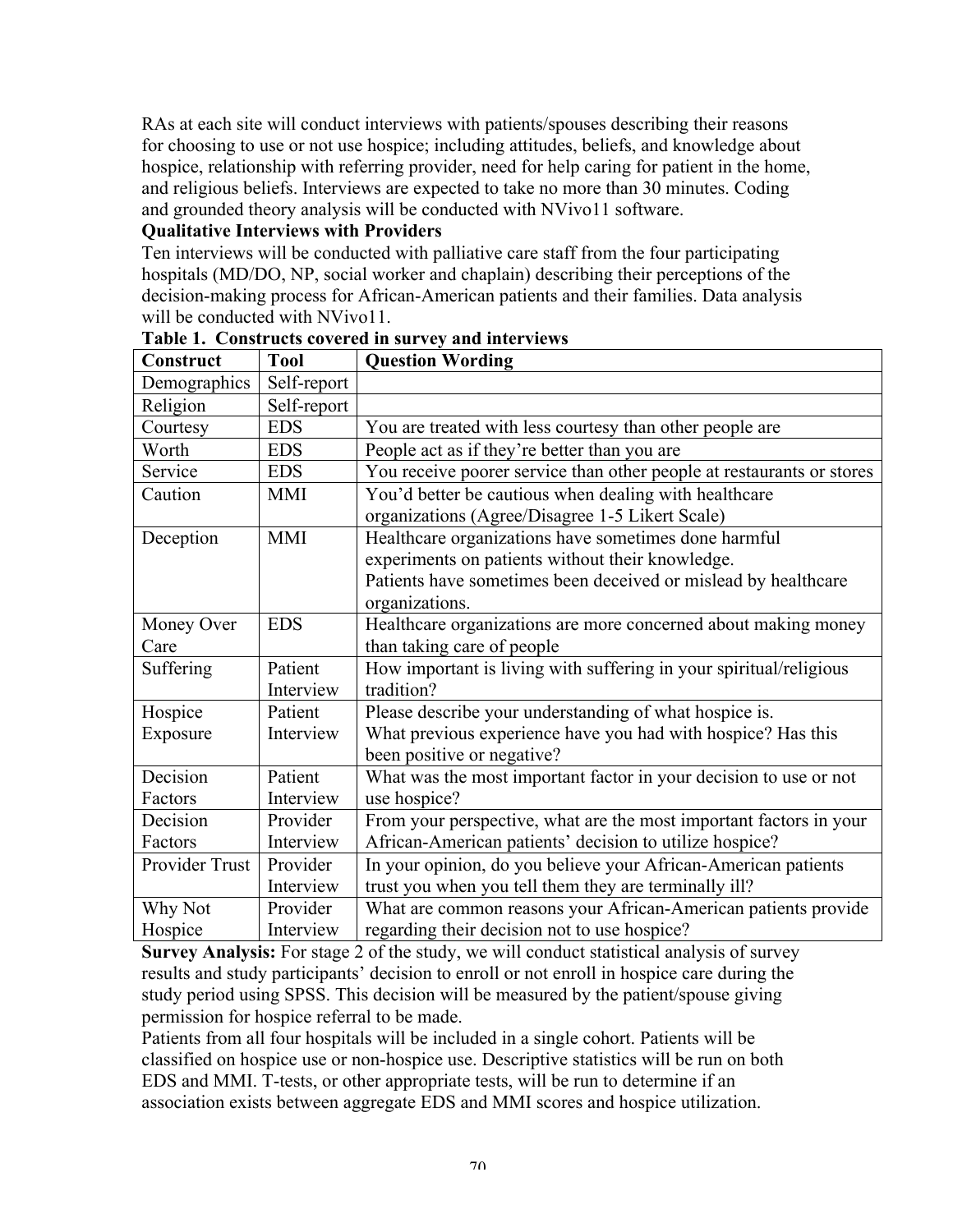RAs at each site will conduct interviews with patients/spouses describing their reasons for choosing to use or not use hospice; including attitudes, beliefs, and knowledge about hospice, relationship with referring provider, need for help caring for patient in the home, and religious beliefs. Interviews are expected to take no more than 30 minutes. Coding and grounded theory analysis will be conducted with NVivo11 software.

**Qualitative Interviews with Providers**

Ten interviews will be conducted with palliative care staff from the four participating hospitals (MD/DO, NP, social worker and chaplain) describing their perceptions of the decision-making process for African-American patients and their families. Data analysis will be conducted with NVivo11.

**Table 1. Constructs covered in survey and interviews**

| Construct | Tool | Question Wording |
|---|---|---|
| Demographics | Self-report | |
| Religion | Self-report | |
| Courtesy | EDS | You are treated with less courtesy than other people are |
| Worth | EDS | People act as if they're better than you are |
| Service | EDS | You receive poorer service than other people at restaurants or stores |
| Caution | MMI | You'd better be cautious when dealing with healthcare organizations (Agree/Disagree 1-5 Likert Scale) |
| Deception | MMI | Healthcare organizations have sometimes done harmful experiments on patients without their knowledge.<br>Patients have sometimes been deceived or mislead by healthcare organizations. |
| Money Over Care | EDS | Healthcare organizations are more concerned about making money than taking care of people |
| Suffering | Patient Interview | How important is living with suffering in your spiritual/religious tradition? |
| Hospice Exposure | Patient Interview | Please describe your understanding of what hospice is.<br>What previous experience have you had with hospice? Has this been positive or negative? |
| Decision Factors | Patient Interview | What was the most important factor in your decision to use or not use hospice? |
| Decision Factors | Provider Interview | From your perspective, what are the most important factors in your African-American patients' decision to utilize hospice? |
| Provider Trust | Provider Interview | In your opinion, do you believe your African-American patients trust you when you tell them they are terminally ill? |
| Why Not Hospice | Provider Interview | What are common reasons your African-American patients provide regarding their decision not to use hospice? |

**Survey Analysis:** For stage 2 of the study, we will conduct statistical analysis of survey results and study participants' decision to enroll or not enroll in hospice care during the study period using SPSS. This decision will be measured by the patient/spouse giving permission for hospice referral to be made.

Patients from all four hospitals will be included in a single cohort. Patients will be classified on hospice use or non-hospice use. Descriptive statistics will be run on both EDS and MMI. T-tests, or other appropriate tests, will be run to determine if an association exists between aggregate EDS and MMI scores and hospice utilization.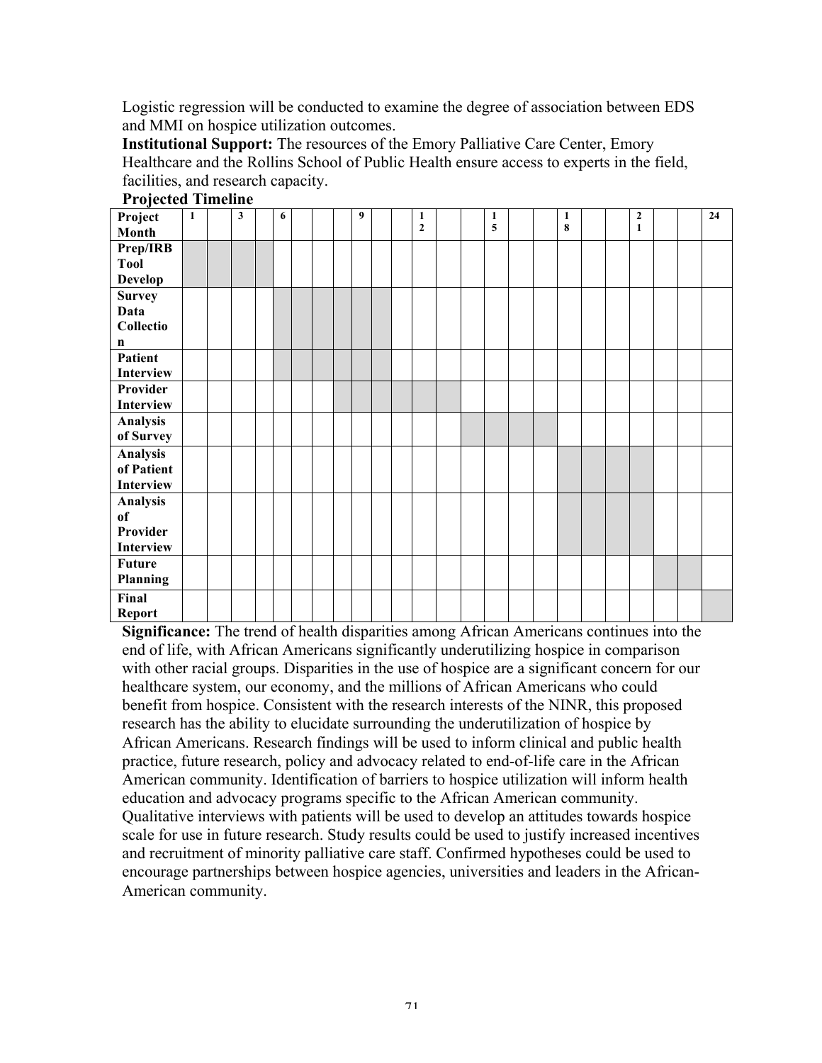Logistic regression will be conducted to examine the degree of association between EDS and MMI on hospice utilization outcomes.

**Institutional Support:** The resources of the Emory Palliative Care Center, Emory Healthcare and the Rollins School of Public Health ensure access to experts in the field, facilities, and research capacity.

**Projected Timeline**

| Project Month | 1 | | 3 | | 6 | | | | 9 | | | 12 | | | 15 | | | 18 | | | 21 | | | 24 |
|---|---|---|---|---|---|---|---|---|---|---|---|---|---|---|---|---|---|---|---|---|---|---|---|---|
| Prep/IRB Tool Develop | ■ | ■ | ■ | ■ | | | | | | | | | | | | | | | | | | | | |
| Survey Data Collection | | | | | ■ | ■ | ■ | ■ | ■ | ■ | | | | | | | | | | | | | | |
| Patient Interview | | | | | ■ | ■ | ■ | ■ | ■ | ■ | | | | | | | | | | | | | | |
| Provider Interview | | | | | | | | ■ | ■ | ■ | ■ | ■ | ■ | | | | | | | | | | | |
| Analysis of Survey | | | | | | | | | | | | | | ■ | ■ | ■ | ■ | | | | | | | |
| Analysis of Patient Interview | | | | | | | | | | | | | | | | | | ■ | ■ | ■ | ■ | | | |
| Analysis of Provider Interview | | | | | | | | | | | | | | | | | | ■ | ■ | ■ | ■ | | | |
| Future Planning | | | | | | | | | | | | | | | | | | | | | | ■ | ■ | |
| Final Report | | | | | | | | | | | | | | | | | | | | | | | | ■ |

**Significance:** The trend of health disparities among African Americans continues into the end of life, with African Americans significantly underutilizing hospice in comparison with other racial groups. Disparities in the use of hospice are a significant concern for our healthcare system, our economy, and the millions of African Americans who could benefit from hospice. Consistent with the research interests of the NINR, this proposed research has the ability to elucidate surrounding the underutilization of hospice by African Americans. Research findings will be used to inform clinical and public health practice, future research, policy and advocacy related to end-of-life care in the African American community. Identification of barriers to hospice utilization will inform health education and advocacy programs specific to the African American community. Qualitative interviews with patients will be used to develop an attitudes towards hospice scale for use in future research. Study results could be used to justify increased incentives and recruitment of minority palliative care staff. Confirmed hypotheses could be used to encourage partnerships between hospice agencies, universities and leaders in the African-American community.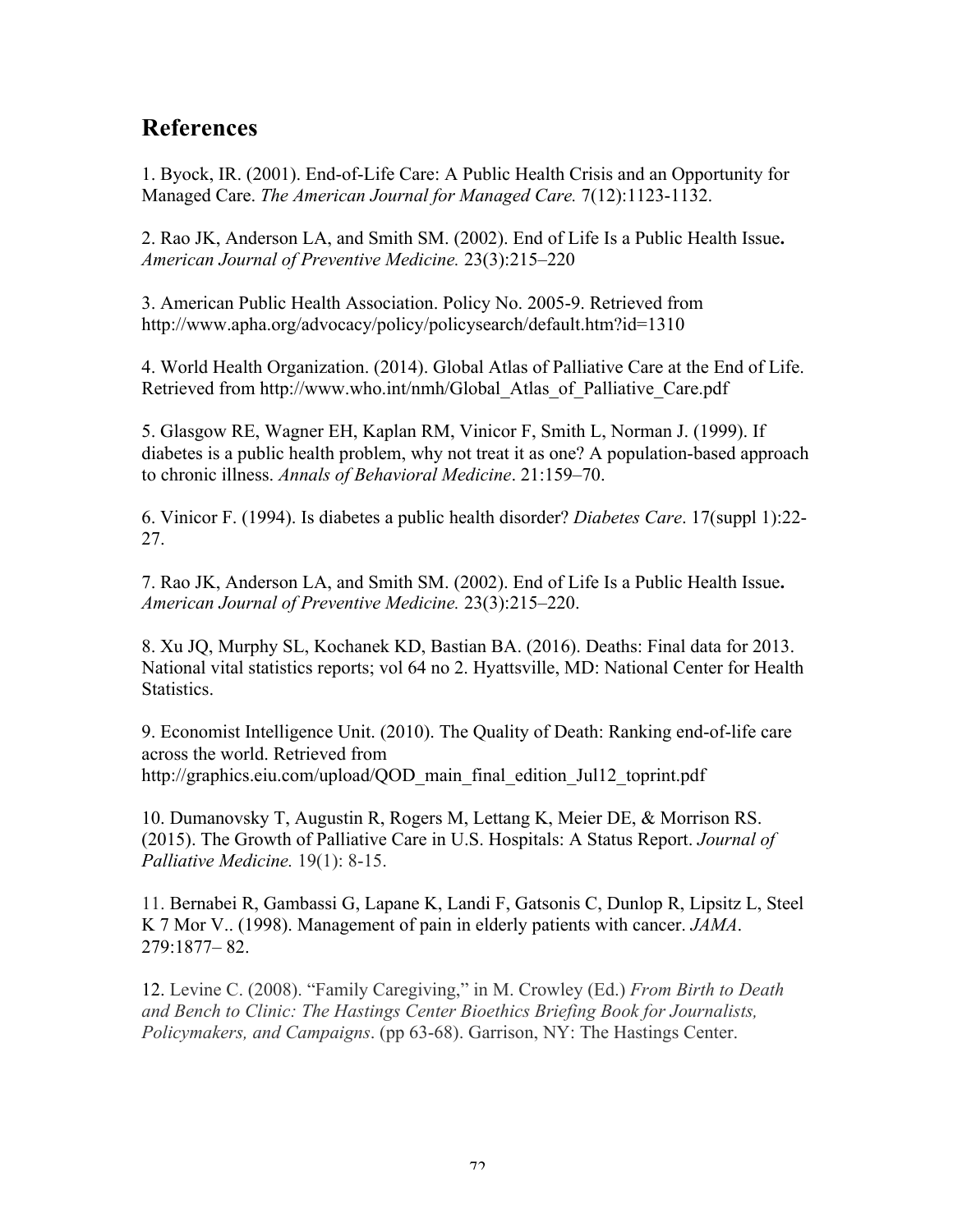## References

1. Byock, IR. (2001). End-of-Life Care: A Public Health Crisis and an Opportunity for Managed Care. *The American Journal for Managed Care.* 7(12):1123-1132.

2. Rao JK, Anderson LA, and Smith SM. (2002). End of Life Is a Public Health Issue**.** *American Journal of Preventive Medicine.* 23(3):215–220

3. American Public Health Association. Policy No. 2005-9. Retrieved from http://www.apha.org/advocacy/policy/policysearch/default.htm?id=1310

4. World Health Organization. (2014). Global Atlas of Palliative Care at the End of Life. Retrieved from http://www.who.int/nmh/Global_Atlas_of_Palliative_Care.pdf

5. Glasgow RE, Wagner EH, Kaplan RM, Vinicor F, Smith L, Norman J. (1999). If diabetes is a public health problem, why not treat it as one? A population-based approach to chronic illness. *Annals of Behavioral Medicine*. 21:159–70.

6. Vinicor F. (1994). Is diabetes a public health disorder? *Diabetes Care*. 17(suppl 1):22-27.

7. Rao JK, Anderson LA, and Smith SM. (2002). End of Life Is a Public Health Issue**.** *American Journal of Preventive Medicine.* 23(3):215–220.

8. Xu JQ, Murphy SL, Kochanek KD, Bastian BA. (2016). Deaths: Final data for 2013. National vital statistics reports; vol 64 no 2. Hyattsville, MD: National Center for Health Statistics.

9. Economist Intelligence Unit. (2010). The Quality of Death: Ranking end-of-life care across the world. Retrieved from http://graphics.eiu.com/upload/QOD_main_final_edition_Jul12_toprint.pdf

10. Dumanovsky T, Augustin R, Rogers M, Lettang K, Meier DE, & Morrison RS. (2015). The Growth of Palliative Care in U.S. Hospitals: A Status Report. *Journal of Palliative Medicine.* 19(1): 8-15.

11. Bernabei R, Gambassi G, Lapane K, Landi F, Gatsonis C, Dunlop R, Lipsitz L, Steel K 7 Mor V.. (1998). Management of pain in elderly patients with cancer. *JAMA*. 279:1877– 82.

12. Levine C. (2008). "Family Caregiving," in M. Crowley (Ed.) *From Birth to Death and Bench to Clinic: The Hastings Center Bioethics Briefing Book for Journalists, Policymakers, and Campaigns*. (pp 63-68). Garrison, NY: The Hastings Center.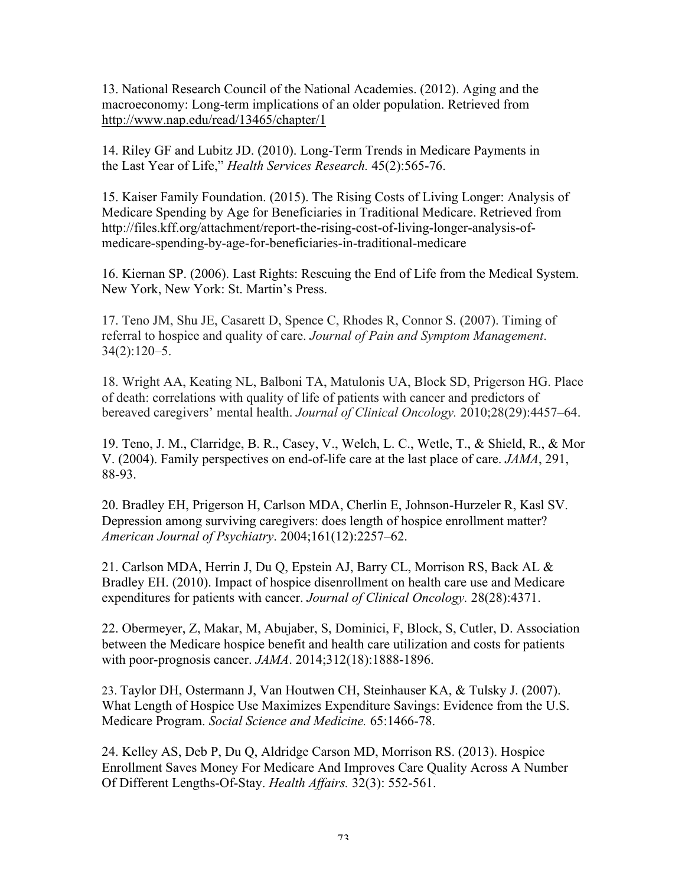13. National Research Council of the National Academies. (2012). Aging and the macroeconomy: Long-term implications of an older population. Retrieved from http://www.nap.edu/read/13465/chapter/1

14. Riley GF and Lubitz JD. (2010). Long-Term Trends in Medicare Payments in the Last Year of Life," *Health Services Research.* 45(2):565-76.

15. Kaiser Family Foundation. (2015). The Rising Costs of Living Longer: Analysis of Medicare Spending by Age for Beneficiaries in Traditional Medicare. Retrieved from http://files.kff.org/attachment/report-the-rising-cost-of-living-longer-analysis-of-medicare-spending-by-age-for-beneficiaries-in-traditional-medicare

16. Kiernan SP. (2006). Last Rights: Rescuing the End of Life from the Medical System. New York, New York: St. Martin's Press.

17. Teno JM, Shu JE, Casarett D, Spence C, Rhodes R, Connor S. (2007). Timing of referral to hospice and quality of care. *Journal of Pain and Symptom Management*. 34(2):120–5.

18. Wright AA, Keating NL, Balboni TA, Matulonis UA, Block SD, Prigerson HG. Place of death: correlations with quality of life of patients with cancer and predictors of bereaved caregivers' mental health. *Journal of Clinical Oncology.* 2010;28(29):4457–64.

19. Teno, J. M., Clarridge, B. R., Casey, V., Welch, L. C., Wetle, T., & Shield, R., & Mor V. (2004). Family perspectives on end-of-life care at the last place of care. *JAMA*, 291, 88-93.

20. Bradley EH, Prigerson H, Carlson MDA, Cherlin E, Johnson-Hurzeler R, Kasl SV. Depression among surviving caregivers: does length of hospice enrollment matter? *American Journal of Psychiatry*. 2004;161(12):2257–62.

21. Carlson MDA, Herrin J, Du Q, Epstein AJ, Barry CL, Morrison RS, Back AL & Bradley EH. (2010). Impact of hospice disenrollment on health care use and Medicare expenditures for patients with cancer. *Journal of Clinical Oncology.* 28(28):4371.

22. Obermeyer, Z, Makar, M, Abujaber, S, Dominici, F, Block, S, Cutler, D. Association between the Medicare hospice benefit and health care utilization and costs for patients with poor-prognosis cancer. *JAMA*. 2014;312(18):1888-1896.

23. Taylor DH, Ostermann J, Van Houtwen CH, Steinhauser KA, & Tulsky J. (2007). What Length of Hospice Use Maximizes Expenditure Savings: Evidence from the U.S. Medicare Program. *Social Science and Medicine.* 65:1466-78.

24. Kelley AS, Deb P, Du Q, Aldridge Carson MD, Morrison RS. (2013). Hospice Enrollment Saves Money For Medicare And Improves Care Quality Across A Number Of Different Lengths-Of-Stay. *Health Affairs.* 32(3): 552-561.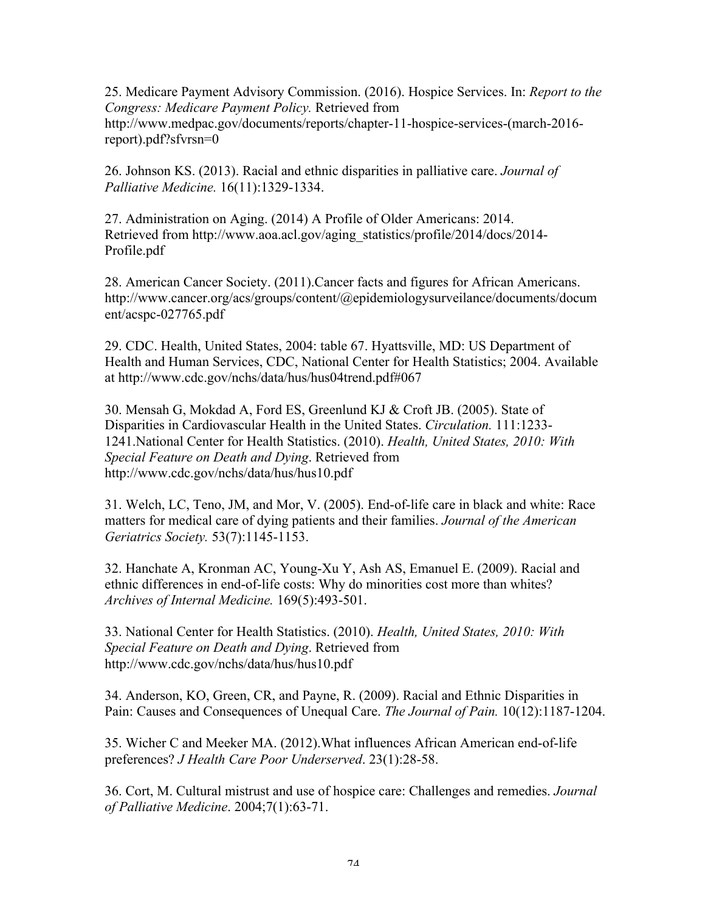25. Medicare Payment Advisory Commission. (2016). Hospice Services. In: *Report to the Congress: Medicare Payment Policy.* Retrieved from http://www.medpac.gov/documents/reports/chapter-11-hospice-services-(march-2016-report).pdf?sfvrsn=0

26. Johnson KS. (2013). Racial and ethnic disparities in palliative care. *Journal of Palliative Medicine.* 16(11):1329-1334.

27. Administration on Aging. (2014) A Profile of Older Americans: 2014. Retrieved from http://www.aoa.acl.gov/aging_statistics/profile/2014/docs/2014-Profile.pdf

28. American Cancer Society. (2011).Cancer facts and figures for African Americans. http://www.cancer.org/acs/groups/content/@epidemiologysurveilance/documents/document/acspc-027765.pdf

29. CDC. Health, United States, 2004: table 67. Hyattsville, MD: US Department of Health and Human Services, CDC, National Center for Health Statistics; 2004. Available at http://www.cdc.gov/nchs/data/hus/hus04trend.pdf#067

30. Mensah G, Mokdad A, Ford ES, Greenlund KJ & Croft JB. (2005). State of Disparities in Cardiovascular Health in the United States. *Circulation.* 111:1233-1241.National Center for Health Statistics. (2010). *Health, United States, 2010: With Special Feature on Death and Dying*. Retrieved from http://www.cdc.gov/nchs/data/hus/hus10.pdf

31. Welch, LC, Teno, JM, and Mor, V. (2005). End-of-life care in black and white: Race matters for medical care of dying patients and their families. *Journal of the American Geriatrics Society.* 53(7):1145-1153.

32. Hanchate A, Kronman AC, Young-Xu Y, Ash AS, Emanuel E. (2009). Racial and ethnic differences in end-of-life costs: Why do minorities cost more than whites? *Archives of Internal Medicine.* 169(5):493-501.

33. National Center for Health Statistics. (2010). *Health, United States, 2010: With Special Feature on Death and Dying*. Retrieved from http://www.cdc.gov/nchs/data/hus/hus10.pdf

34. Anderson, KO, Green, CR, and Payne, R. (2009). Racial and Ethnic Disparities in Pain: Causes and Consequences of Unequal Care. *The Journal of Pain.* 10(12):1187-1204.

35. Wicher C and Meeker MA. (2012).What influences African American end-of-life preferences? *J Health Care Poor Underserved*. 23(1):28-58.

36. Cort, M. Cultural mistrust and use of hospice care: Challenges and remedies. *Journal of Palliative Medicine*. 2004;7(1):63-71.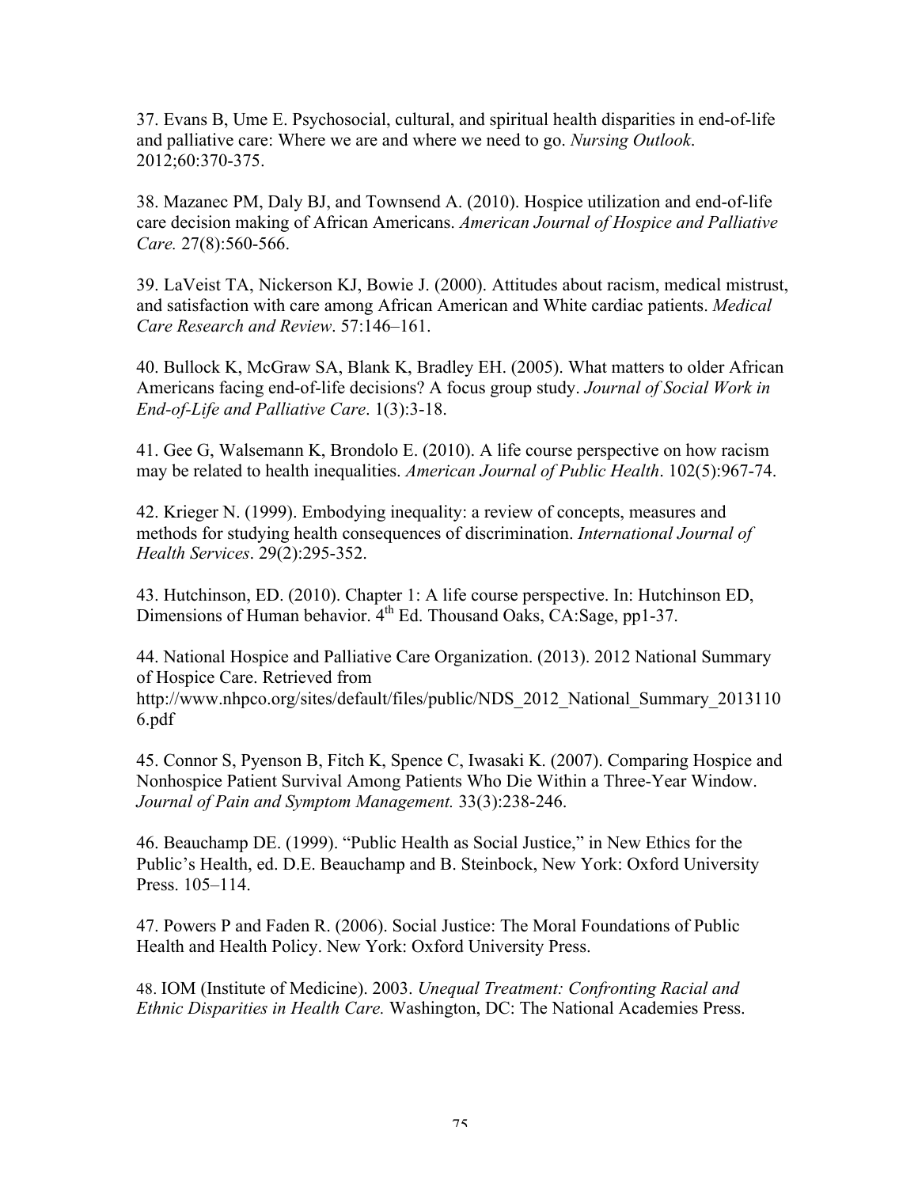37. Evans B, Ume E. Psychosocial, cultural, and spiritual health disparities in end-of-life and palliative care: Where we are and where we need to go. *Nursing Outlook*. 2012;60:370-375.

38. Mazanec PM, Daly BJ, and Townsend A. (2010). Hospice utilization and end-of-life care decision making of African Americans. *American Journal of Hospice and Palliative Care.* 27(8):560-566.

39. LaVeist TA, Nickerson KJ, Bowie J. (2000). Attitudes about racism, medical mistrust, and satisfaction with care among African American and White cardiac patients. *Medical Care Research and Review*. 57:146–161.

40. Bullock K, McGraw SA, Blank K, Bradley EH. (2005). What matters to older African Americans facing end-of-life decisions? A focus group study. *Journal of Social Work in End-of-Life and Palliative Care*. 1(3):3-18.

41. Gee G, Walsemann K, Brondolo E. (2010). A life course perspective on how racism may be related to health inequalities. *American Journal of Public Health*. 102(5):967-74.

42. Krieger N. (1999). Embodying inequality: a review of concepts, measures and methods for studying health consequences of discrimination. *International Journal of Health Services*. 29(2):295-352.

43. Hutchinson, ED. (2010). Chapter 1: A life course perspective. In: Hutchinson ED, Dimensions of Human behavior. 4th Ed. Thousand Oaks, CA:Sage, pp1-37.

44. National Hospice and Palliative Care Organization. (2013). 2012 National Summary of Hospice Care. Retrieved from http://www.nhpco.org/sites/default/files/public/NDS_2012_National_Summary_20131106.pdf

45. Connor S, Pyenson B, Fitch K, Spence C, Iwasaki K. (2007). Comparing Hospice and Nonhospice Patient Survival Among Patients Who Die Within a Three-Year Window. *Journal of Pain and Symptom Management.* 33(3):238-246.

46. Beauchamp DE. (1999). "Public Health as Social Justice," in New Ethics for the Public's Health, ed. D.E. Beauchamp and B. Steinbock, New York: Oxford University Press. 105–114.

47. Powers P and Faden R. (2006). Social Justice: The Moral Foundations of Public Health and Health Policy. New York: Oxford University Press.

48. IOM (Institute of Medicine). 2003. *Unequal Treatment: Confronting Racial and Ethnic Disparities in Health Care.* Washington, DC: The National Academies Press.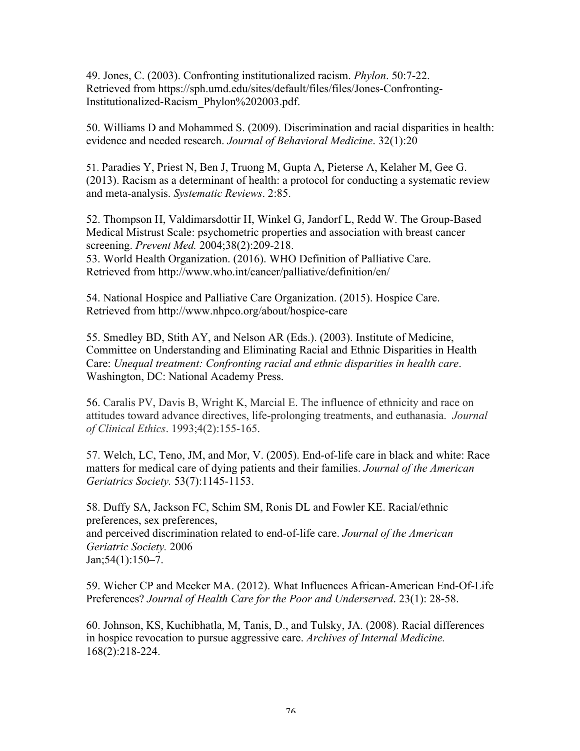49. Jones, C. (2003). Confronting institutionalized racism. *Phylon*. 50:7-22. Retrieved from https://sph.umd.edu/sites/default/files/files/Jones-Confronting-Institutionalized-Racism_Phylon%202003.pdf.

50. Williams D and Mohammed S. (2009). Discrimination and racial disparities in health: evidence and needed research. *Journal of Behavioral Medicine*. 32(1):20

51. Paradies Y, Priest N, Ben J, Truong M, Gupta A, Pieterse A, Kelaher M, Gee G. (2013). Racism as a determinant of health: a protocol for conducting a systematic review and meta-analysis. *Systematic Reviews*. 2:85.

52. Thompson H, Valdimarsdottir H, Winkel G, Jandorf L, Redd W. The Group-Based Medical Mistrust Scale: psychometric properties and association with breast cancer screening. *Prevent Med.* 2004;38(2):209-218.
53. World Health Organization. (2016). WHO Definition of Palliative Care. Retrieved from http://www.who.int/cancer/palliative/definition/en/

54. National Hospice and Palliative Care Organization. (2015). Hospice Care. Retrieved from http://www.nhpco.org/about/hospice-care

55. Smedley BD, Stith AY, and Nelson AR (Eds.). (2003). Institute of Medicine, Committee on Understanding and Eliminating Racial and Ethnic Disparities in Health Care: *Unequal treatment: Confronting racial and ethnic disparities in health care*. Washington, DC: National Academy Press.

56. Caralis PV, Davis B, Wright K, Marcial E. The influence of ethnicity and race on attitudes toward advance directives, life-prolonging treatments, and euthanasia. *Journal of Clinical Ethics*. 1993;4(2):155-165.

57. Welch, LC, Teno, JM, and Mor, V. (2005). End-of-life care in black and white: Race matters for medical care of dying patients and their families. *Journal of the American Geriatrics Society.* 53(7):1145-1153.

58. Duffy SA, Jackson FC, Schim SM, Ronis DL and Fowler KE. Racial/ethnic preferences, sex preferences,
and perceived discrimination related to end-of-life care. *Journal of the American Geriatric Society.* 2006
Jan;54(1):150–7.

59. Wicher CP and Meeker MA. (2012). What Influences African-American End-Of-Life Preferences? *Journal of Health Care for the Poor and Underserved*. 23(1): 28-58.

60. Johnson, KS, Kuchibhatla, M, Tanis, D., and Tulsky, JA. (2008). Racial differences in hospice revocation to pursue aggressive care. *Archives of Internal Medicine.* 168(2):218-224.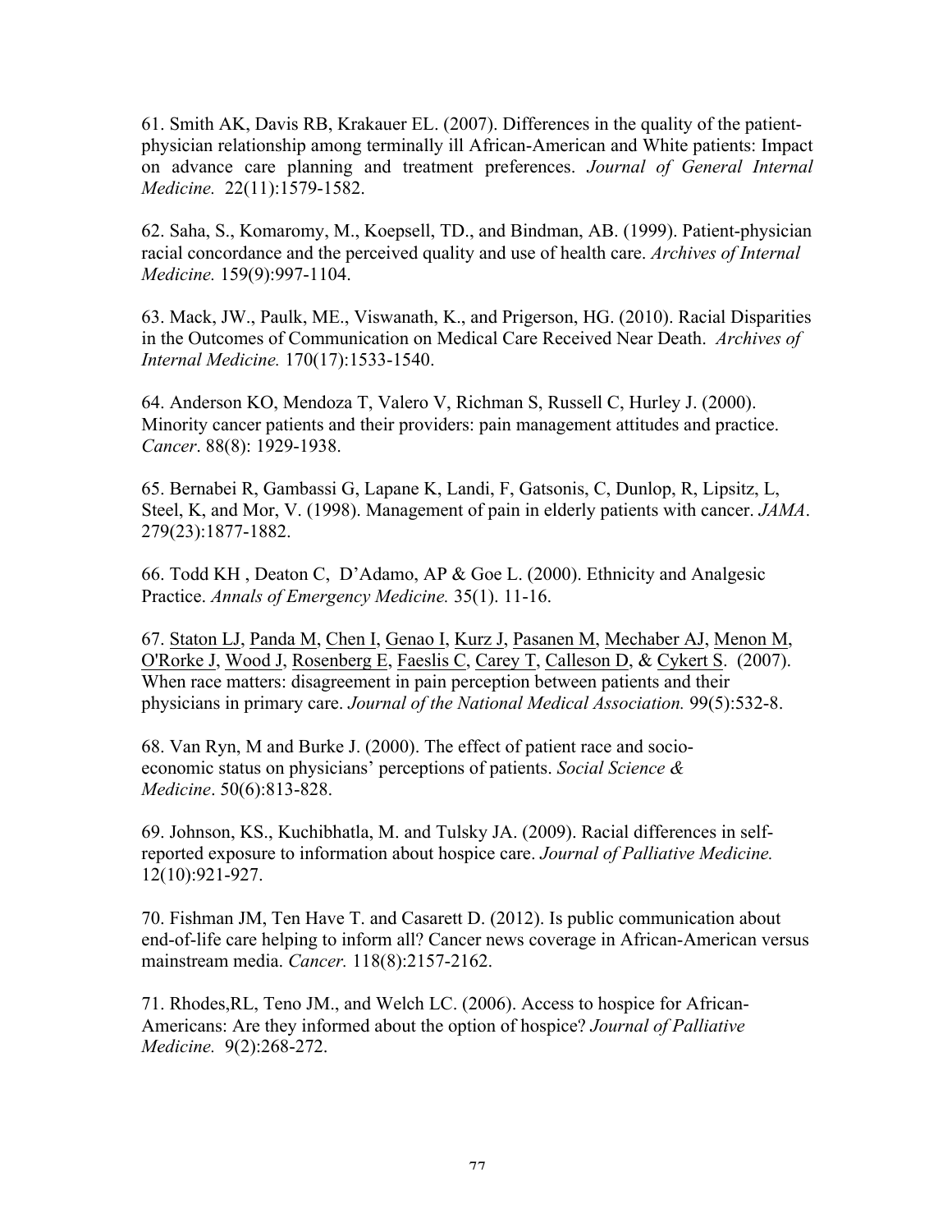61. Smith AK, Davis RB, Krakauer EL. (2007). Differences in the quality of the patient-physician relationship among terminally ill African-American and White patients: Impact on advance care planning and treatment preferences. *Journal of General Internal Medicine.* 22(11):1579-1582.

62. Saha, S., Komaromy, M., Koepsell, TD., and Bindman, AB. (1999). Patient-physician racial concordance and the perceived quality and use of health care. *Archives of Internal Medicine.* 159(9):997-1104.

63. Mack, JW., Paulk, ME., Viswanath, K., and Prigerson, HG. (2010). Racial Disparities in the Outcomes of Communication on Medical Care Received Near Death. *Archives of Internal Medicine.* 170(17):1533-1540.

64. Anderson KO, Mendoza T, Valero V, Richman S, Russell C, Hurley J. (2000). Minority cancer patients and their providers: pain management attitudes and practice. *Cancer*. 88(8): 1929-1938.

65. Bernabei R, Gambassi G, Lapane K, Landi, F, Gatsonis, C, Dunlop, R, Lipsitz, L, Steel, K, and Mor, V. (1998). Management of pain in elderly patients with cancer. *JAMA*. 279(23):1877-1882.

66. Todd KH , Deaton C, D'Adamo, AP & Goe L. (2000). Ethnicity and Analgesic Practice. *Annals of Emergency Medicine.* 35(1). 11-16.

67. Staton LJ, Panda M, Chen I, Genao I, Kurz J, Pasanen M, Mechaber AJ, Menon M, O'Rorke J, Wood J, Rosenberg E, Faeslis C, Carey T, Calleson D, & Cykert S. (2007). When race matters: disagreement in pain perception between patients and their physicians in primary care. *Journal of the National Medical Association.* 99(5):532-8.

68. Van Ryn, M and Burke J. (2000). The effect of patient race and socio-economic status on physicians' perceptions of patients. *Social Science & Medicine*. 50(6):813-828.

69. Johnson, KS., Kuchibhatla, M. and Tulsky JA. (2009). Racial differences in self-reported exposure to information about hospice care. *Journal of Palliative Medicine.* 12(10):921-927.

70. Fishman JM, Ten Have T. and Casarett D. (2012). Is public communication about end-of-life care helping to inform all? Cancer news coverage in African-American versus mainstream media. *Cancer.* 118(8):2157-2162.

71. Rhodes,RL, Teno JM., and Welch LC. (2006). Access to hospice for African-Americans: Are they informed about the option of hospice? *Journal of Palliative Medicine.* 9(2):268-272.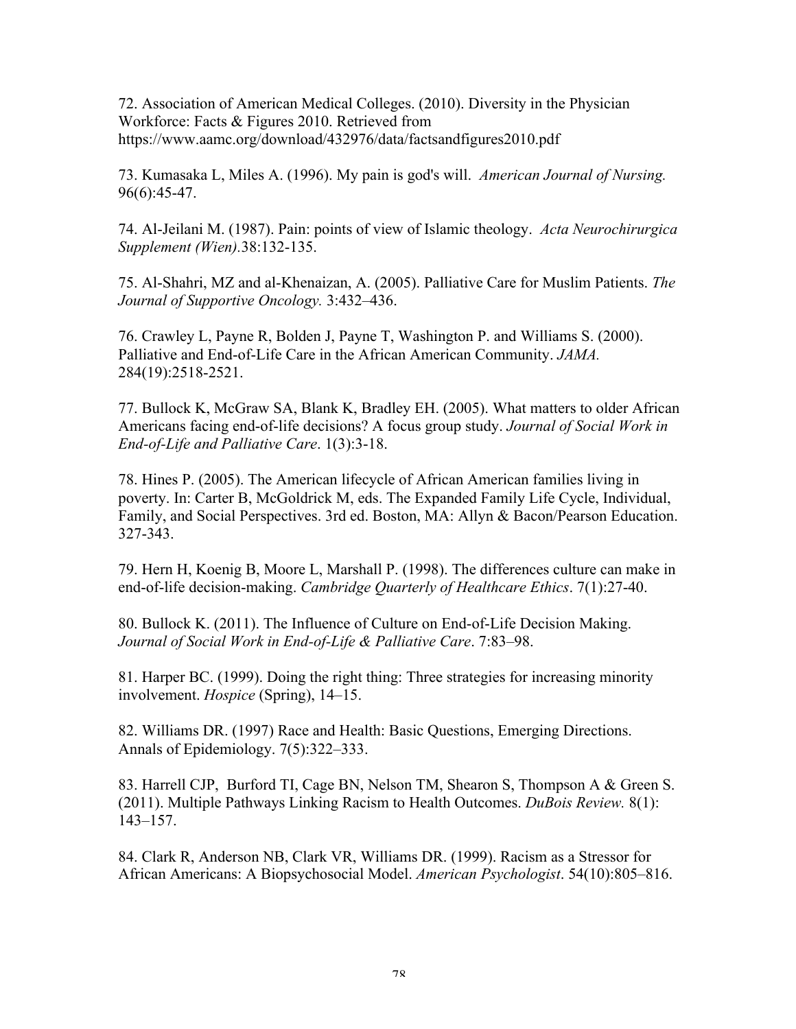72. Association of American Medical Colleges. (2010). Diversity in the Physician Workforce: Facts & Figures 2010. Retrieved from https://www.aamc.org/download/432976/data/factsandfigures2010.pdf

73. Kumasaka L, Miles A. (1996). My pain is god's will. *American Journal of Nursing.* 96(6):45-47.

74. Al-Jeilani M. (1987). Pain: points of view of Islamic theology. *Acta Neurochirurgica Supplement (Wien).*38:132-135.

75. Al-Shahri, MZ and al-Khenaizan, A. (2005). Palliative Care for Muslim Patients. *The Journal of Supportive Oncology.* 3:432–436.

76. Crawley L, Payne R, Bolden J, Payne T, Washington P. and Williams S. (2000). Palliative and End-of-Life Care in the African American Community. *JAMA.* 284(19):2518-2521.

77. Bullock K, McGraw SA, Blank K, Bradley EH. (2005). What matters to older African Americans facing end-of-life decisions? A focus group study. *Journal of Social Work in End-of-Life and Palliative Care*. 1(3):3-18.

78. Hines P. (2005). The American lifecycle of African American families living in poverty. In: Carter B, McGoldrick M, eds. The Expanded Family Life Cycle, Individual, Family, and Social Perspectives. 3rd ed. Boston, MA: Allyn & Bacon/Pearson Education. 327-343.

79. Hern H, Koenig B, Moore L, Marshall P. (1998). The differences culture can make in end-of-life decision-making. *Cambridge Quarterly of Healthcare Ethics*. 7(1):27-40.

80. Bullock K. (2011). The Influence of Culture on End-of-Life Decision Making. *Journal of Social Work in End-of-Life & Palliative Care*. 7:83–98.

81. Harper BC. (1999). Doing the right thing: Three strategies for increasing minority involvement. *Hospice* (Spring), 14–15.

82. Williams DR. (1997) Race and Health: Basic Questions, Emerging Directions. Annals of Epidemiology. 7(5):322–333.

83. Harrell CJP, Burford TI, Cage BN, Nelson TM, Shearon S, Thompson A & Green S. (2011). Multiple Pathways Linking Racism to Health Outcomes. *DuBois Review.* 8(1): 143–157.

84. Clark R, Anderson NB, Clark VR, Williams DR. (1999). Racism as a Stressor for African Americans: A Biopsychosocial Model. *American Psychologist*. 54(10):805–816.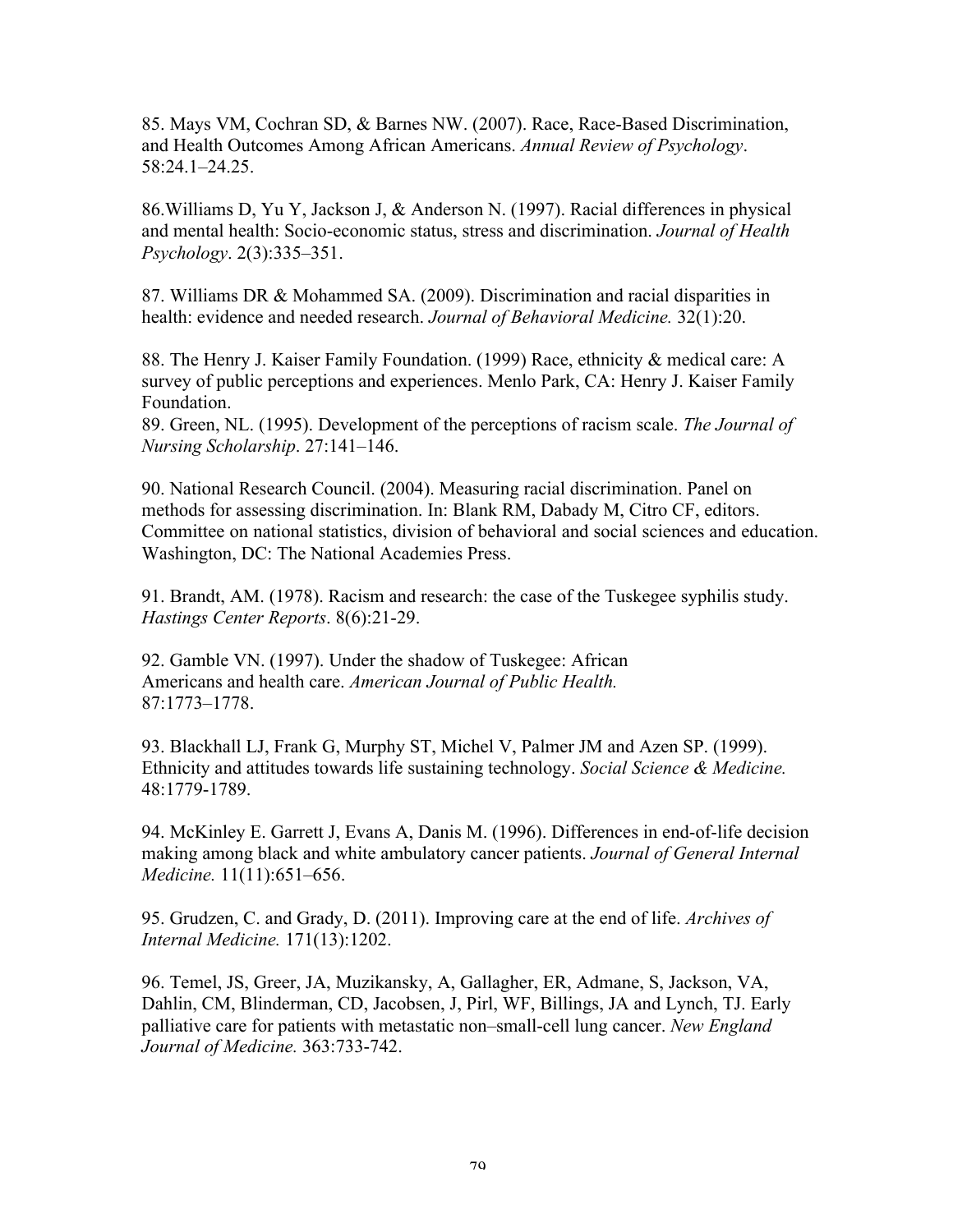85. Mays VM, Cochran SD, & Barnes NW. (2007). Race, Race-Based Discrimination, and Health Outcomes Among African Americans. *Annual Review of Psychology*. 58:24.1–24.25.

86.Williams D, Yu Y, Jackson J, & Anderson N. (1997). Racial differences in physical and mental health: Socio-economic status, stress and discrimination. *Journal of Health Psychology*. 2(3):335–351.

87. Williams DR & Mohammed SA. (2009). Discrimination and racial disparities in health: evidence and needed research. *Journal of Behavioral Medicine.* 32(1):20.

88. The Henry J. Kaiser Family Foundation. (1999) Race, ethnicity & medical care: A survey of public perceptions and experiences. Menlo Park, CA: Henry J. Kaiser Family Foundation.

89. Green, NL. (1995). Development of the perceptions of racism scale. *The Journal of Nursing Scholarship*. 27:141–146.

90. National Research Council. (2004). Measuring racial discrimination. Panel on methods for assessing discrimination. In: Blank RM, Dabady M, Citro CF, editors. Committee on national statistics, division of behavioral and social sciences and education. Washington, DC: The National Academies Press.

91. Brandt, AM. (1978). Racism and research: the case of the Tuskegee syphilis study. *Hastings Center Reports*. 8(6):21-29.

92. Gamble VN. (1997). Under the shadow of Tuskegee: African Americans and health care. *American Journal of Public Health.* 87:1773–1778.

93. Blackhall LJ, Frank G, Murphy ST, Michel V, Palmer JM and Azen SP. (1999). Ethnicity and attitudes towards life sustaining technology. *Social Science & Medicine.* 48:1779-1789.

94. McKinley E. Garrett J, Evans A, Danis M. (1996). Differences in end-of-life decision making among black and white ambulatory cancer patients. *Journal of General Internal Medicine.* 11(11):651–656.

95. Grudzen, C. and Grady, D. (2011). Improving care at the end of life. *Archives of Internal Medicine.* 171(13):1202.

96. Temel, JS, Greer, JA, Muzikansky, A, Gallagher, ER, Admane, S, Jackson, VA, Dahlin, CM, Blinderman, CD, Jacobsen, J, Pirl, WF, Billings, JA and Lynch, TJ. Early palliative care for patients with metastatic non–small-cell lung cancer. *New England Journal of Medicine.* 363:733-742.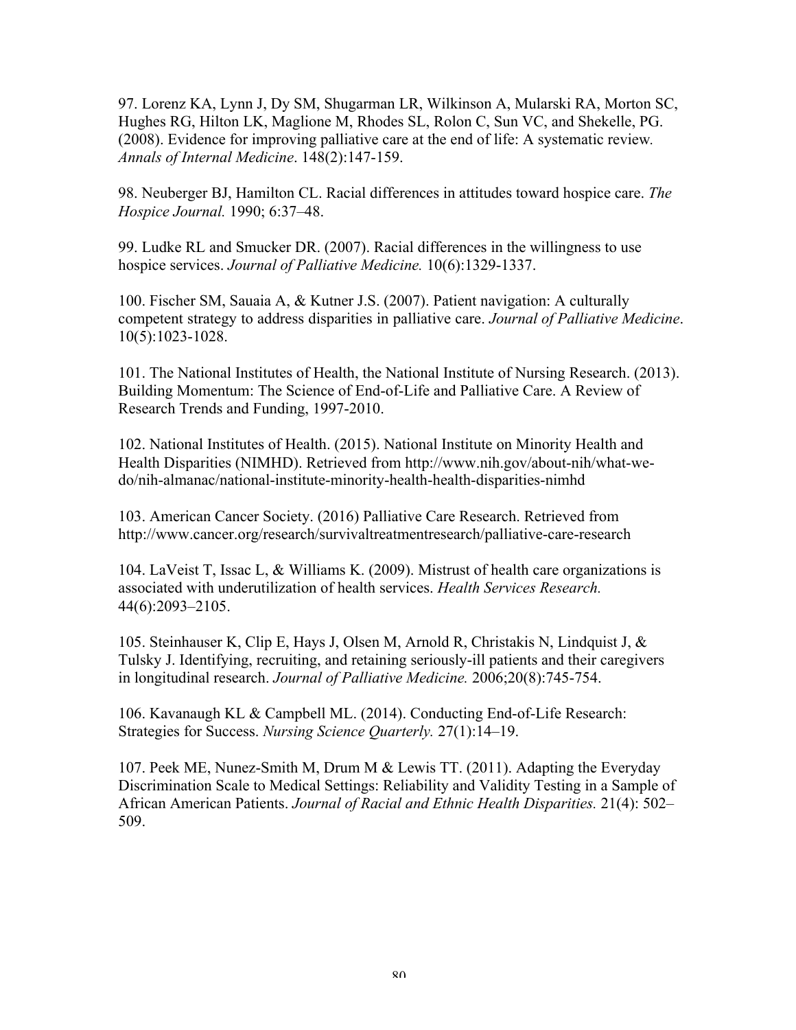97. Lorenz KA, Lynn J, Dy SM, Shugarman LR, Wilkinson A, Mularski RA, Morton SC, Hughes RG, Hilton LK, Maglione M, Rhodes SL, Rolon C, Sun VC, and Shekelle, PG. (2008). Evidence for improving palliative care at the end of life: A systematic review. *Annals of Internal Medicine*. 148(2):147-159.

98. Neuberger BJ, Hamilton CL. Racial differences in attitudes toward hospice care. *The Hospice Journal.* 1990; 6:37–48.

99. Ludke RL and Smucker DR. (2007). Racial differences in the willingness to use hospice services. *Journal of Palliative Medicine.* 10(6):1329-1337.

100. Fischer SM, Sauaia A, & Kutner J.S. (2007). Patient navigation: A culturally competent strategy to address disparities in palliative care. *Journal of Palliative Medicine*. 10(5):1023-1028.

101. The National Institutes of Health, the National Institute of Nursing Research. (2013). Building Momentum: The Science of End-of-Life and Palliative Care. A Review of Research Trends and Funding, 1997-2010.

102. National Institutes of Health. (2015). National Institute on Minority Health and Health Disparities (NIMHD). Retrieved from http://www.nih.gov/about-nih/what-we-do/nih-almanac/national-institute-minority-health-health-disparities-nimhd

103. American Cancer Society. (2016) Palliative Care Research. Retrieved from http://www.cancer.org/research/survivaltreatmentresearch/palliative-care-research

104. LaVeist T, Issac L, & Williams K. (2009). Mistrust of health care organizations is associated with underutilization of health services. *Health Services Research.* 44(6):2093–2105.

105. Steinhauser K, Clip E, Hays J, Olsen M, Arnold R, Christakis N, Lindquist J, & Tulsky J. Identifying, recruiting, and retaining seriously-ill patients and their caregivers in longitudinal research. *Journal of Palliative Medicine.* 2006;20(8):745-754.

106. Kavanaugh KL & Campbell ML. (2014). Conducting End-of-Life Research: Strategies for Success. *Nursing Science Quarterly.* 27(1):14–19.

107. Peek ME, Nunez-Smith M, Drum M & Lewis TT. (2011). Adapting the Everyday Discrimination Scale to Medical Settings: Reliability and Validity Testing in a Sample of African American Patients. *Journal of Racial and Ethnic Health Disparities.* 21(4): 502–509.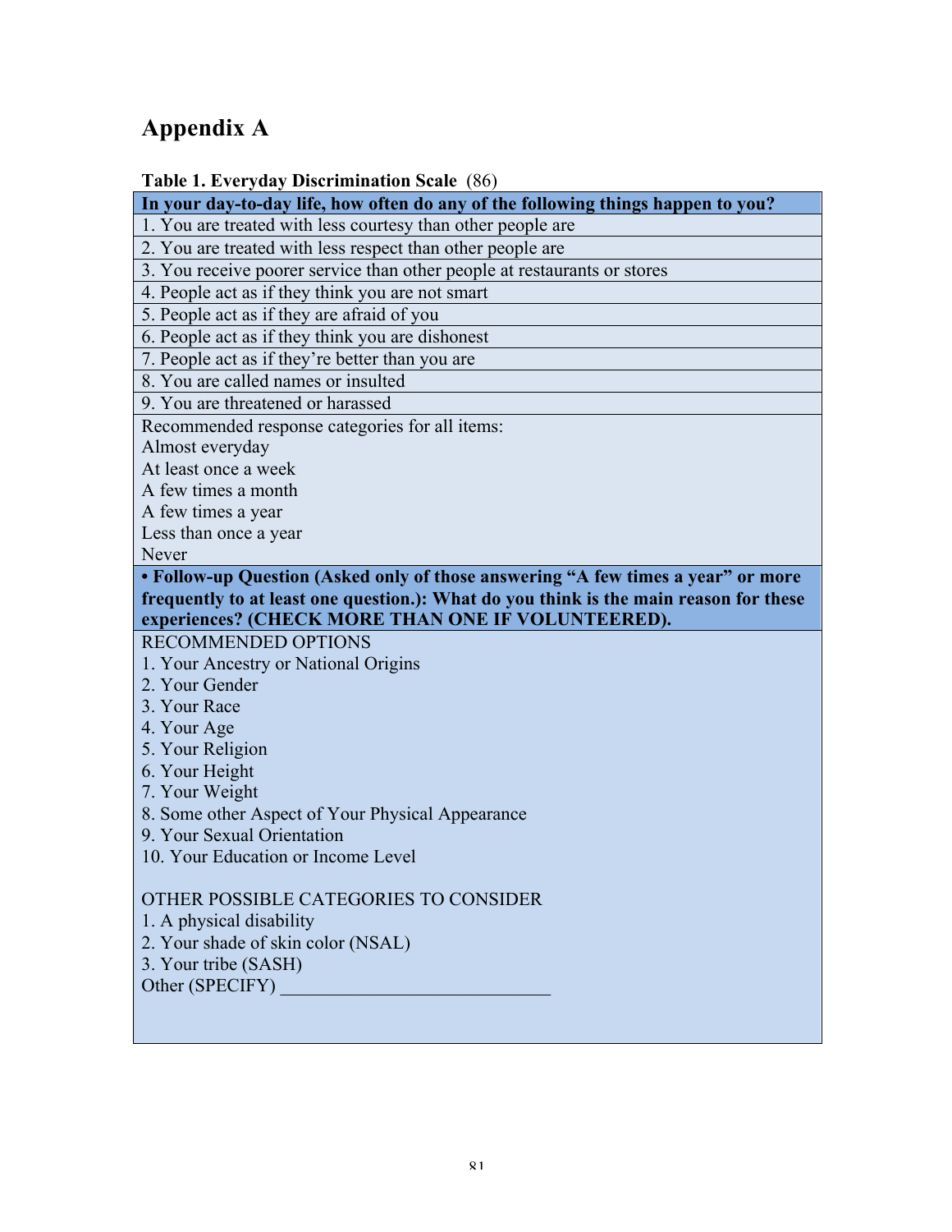# Appendix A

**Table 1. Everyday Discrimination Scale** (86)

| **In your day-to-day life, how often do any of the following things happen to you?** |
|---|
| 1. You are treated with less courtesy than other people are |
| 2. You are treated with less respect than other people are |
| 3. You receive poorer service than other people at restaurants or stores |
| 4. People act as if they think you are not smart |
| 5. People act as if they are afraid of you |
| 6. People act as if they think you are dishonest |
| 7. People act as if they're better than you are |
| 8. You are called names or insulted |
| 9. You are threatened or harassed |
| Recommended response categories for all items:<br>Almost everyday<br>At least once a week<br>A few times a month<br>A few times a year<br>Less than once a year<br>Never |
| **• Follow-up Question (Asked only of those answering "A few times a year" or more frequently to at least one question.): What do you think is the main reason for these experiences? (CHECK MORE THAN ONE IF VOLUNTEERED).** |
| RECOMMENDED OPTIONS<br>1. Your Ancestry or National Origins<br>2. Your Gender<br>3. Your Race<br>4. Your Age<br>5. Your Religion<br>6. Your Height<br>7. Your Weight<br>8. Some other Aspect of Your Physical Appearance<br>9. Your Sexual Orientation<br>10. Your Education or Income Level<br><br>OTHER POSSIBLE CATEGORIES TO CONSIDER<br>1. A physical disability<br>2. Your shade of skin color (NSAL)<br>3. Your tribe (SASH)<br>Other (SPECIFY) ______________________________ |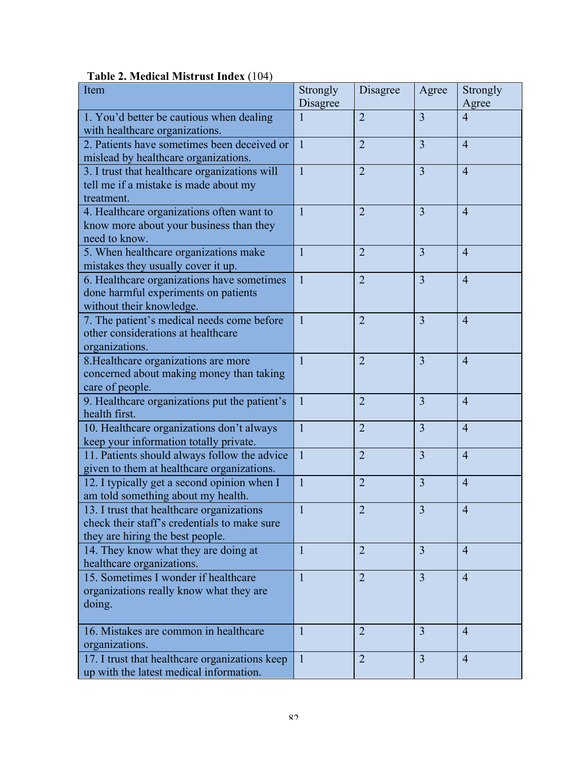**Table 2. Medical Mistrust Index** (104)

| Item | Strongly Disagree | Disagree | Agree | Strongly Agree |
|---|---|---|---|---|
| 1. You'd better be cautious when dealing with healthcare organizations. | 1 | 2 | 3 | 4 |
| 2. Patients have sometimes been deceived or mislead by healthcare organizations. | 1 | 2 | 3 | 4 |
| 3. I trust that healthcare organizations will tell me if a mistake is made about my treatment. | 1 | 2 | 3 | 4 |
| 4. Healthcare organizations often want to know more about your business than they need to know. | 1 | 2 | 3 | 4 |
| 5. When healthcare organizations make mistakes they usually cover it up. | 1 | 2 | 3 | 4 |
| 6. Healthcare organizations have sometimes done harmful experiments on patients without their knowledge. | 1 | 2 | 3 | 4 |
| 7. The patient's medical needs come before other considerations at healthcare organizations. | 1 | 2 | 3 | 4 |
| 8.Healthcare organizations are more concerned about making money than taking care of people. | 1 | 2 | 3 | 4 |
| 9. Healthcare organizations put the patient's health first. | 1 | 2 | 3 | 4 |
| 10. Healthcare organizations don't always keep your information totally private. | 1 | 2 | 3 | 4 |
| 11. Patients should always follow the advice given to them at healthcare organizations. | 1 | 2 | 3 | 4 |
| 12. I typically get a second opinion when I am told something about my health. | 1 | 2 | 3 | 4 |
| 13. I trust that healthcare organizations check their staff's credentials to make sure they are hiring the best people. | 1 | 2 | 3 | 4 |
| 14. They know what they are doing at healthcare organizations. | 1 | 2 | 3 | 4 |
| 15. Sometimes I wonder if healthcare organizations really know what they are doing. | 1 | 2 | 3 | 4 |
| 16. Mistakes are common in healthcare organizations. | 1 | 2 | 3 | 4 |
| 17. I trust that healthcare organizations keep up with the latest medical information. | 1 | 2 | 3 | 4 |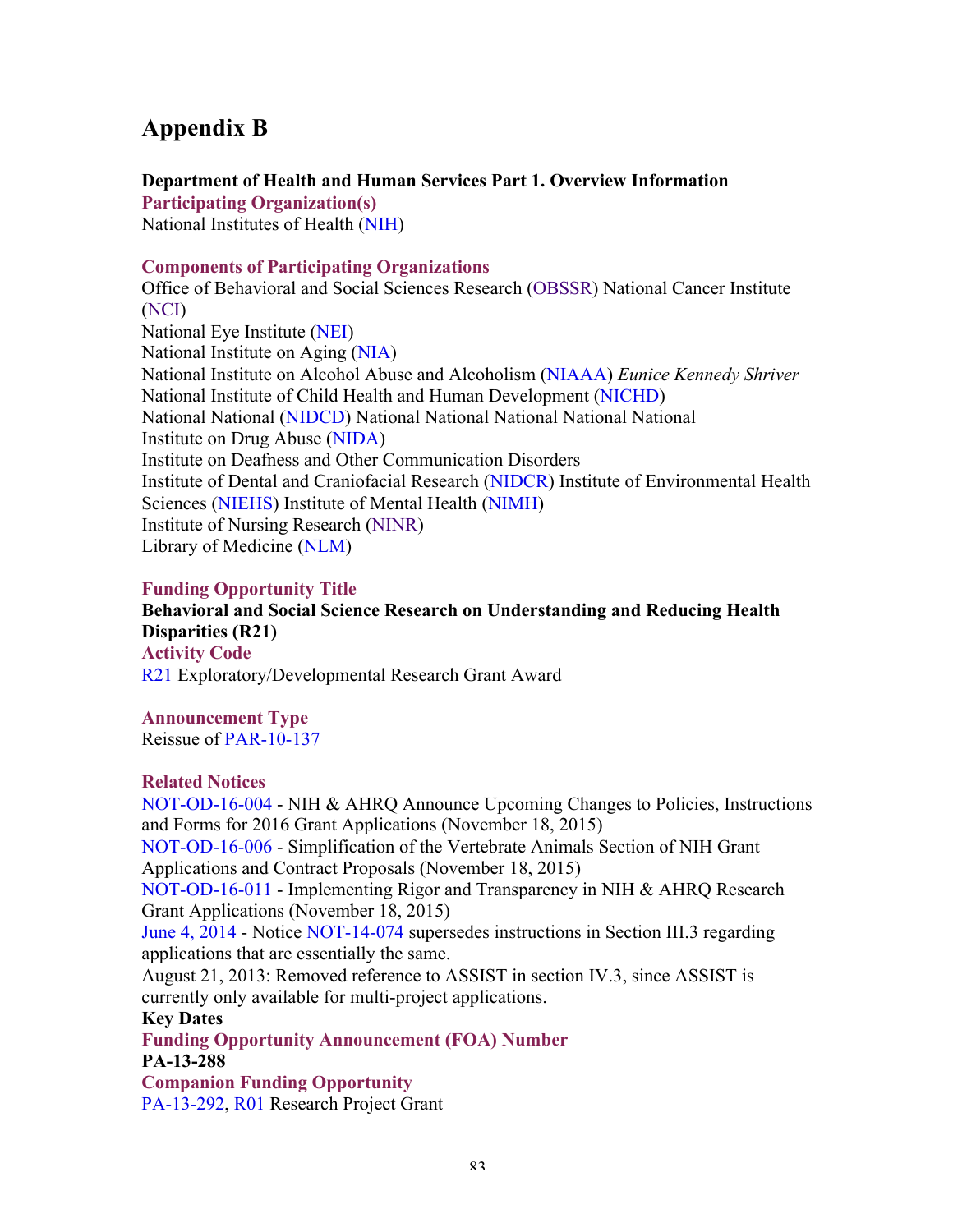# Appendix B

**Department of Health and Human Services Part 1. Overview Information**

**Participating Organization(s)**

National Institutes of Health (NIH)

**Components of Participating Organizations**

Office of Behavioral and Social Sciences Research (OBSSR) National Cancer Institute (NCI)
National Eye Institute (NEI)
National Institute on Aging (NIA)
National Institute on Alcohol Abuse and Alcoholism (NIAAA) *Eunice Kennedy Shriver* National Institute of Child Health and Human Development (NICHD)
National National (NIDCD) National National National National National
Institute on Drug Abuse (NIDA)
Institute on Deafness and Other Communication Disorders
Institute of Dental and Craniofacial Research (NIDCR) Institute of Environmental Health Sciences (NIEHS) Institute of Mental Health (NIMH)
Institute of Nursing Research (NINR)
Library of Medicine (NLM)

**Funding Opportunity Title**

**Behavioral and Social Science Research on Understanding and Reducing Health Disparities (R21)**

**Activity Code**

R21 Exploratory/Developmental Research Grant Award

**Announcement Type**

Reissue of PAR-10-137

**Related Notices**

NOT-OD-16-004 - NIH & AHRQ Announce Upcoming Changes to Policies, Instructions and Forms for 2016 Grant Applications (November 18, 2015)
NOT-OD-16-006 - Simplification of the Vertebrate Animals Section of NIH Grant Applications and Contract Proposals (November 18, 2015)
NOT-OD-16-011 - Implementing Rigor and Transparency in NIH & AHRQ Research Grant Applications (November 18, 2015)
June 4, 2014 - Notice NOT-14-074 supersedes instructions in Section III.3 regarding applications that are essentially the same.
August 21, 2013: Removed reference to ASSIST in section IV.3, since ASSIST is currently only available for multi-project applications.

**Key Dates**

**Funding Opportunity Announcement (FOA) Number**

**PA-13-288**

**Companion Funding Opportunity**

PA-13-292, R01 Research Project Grant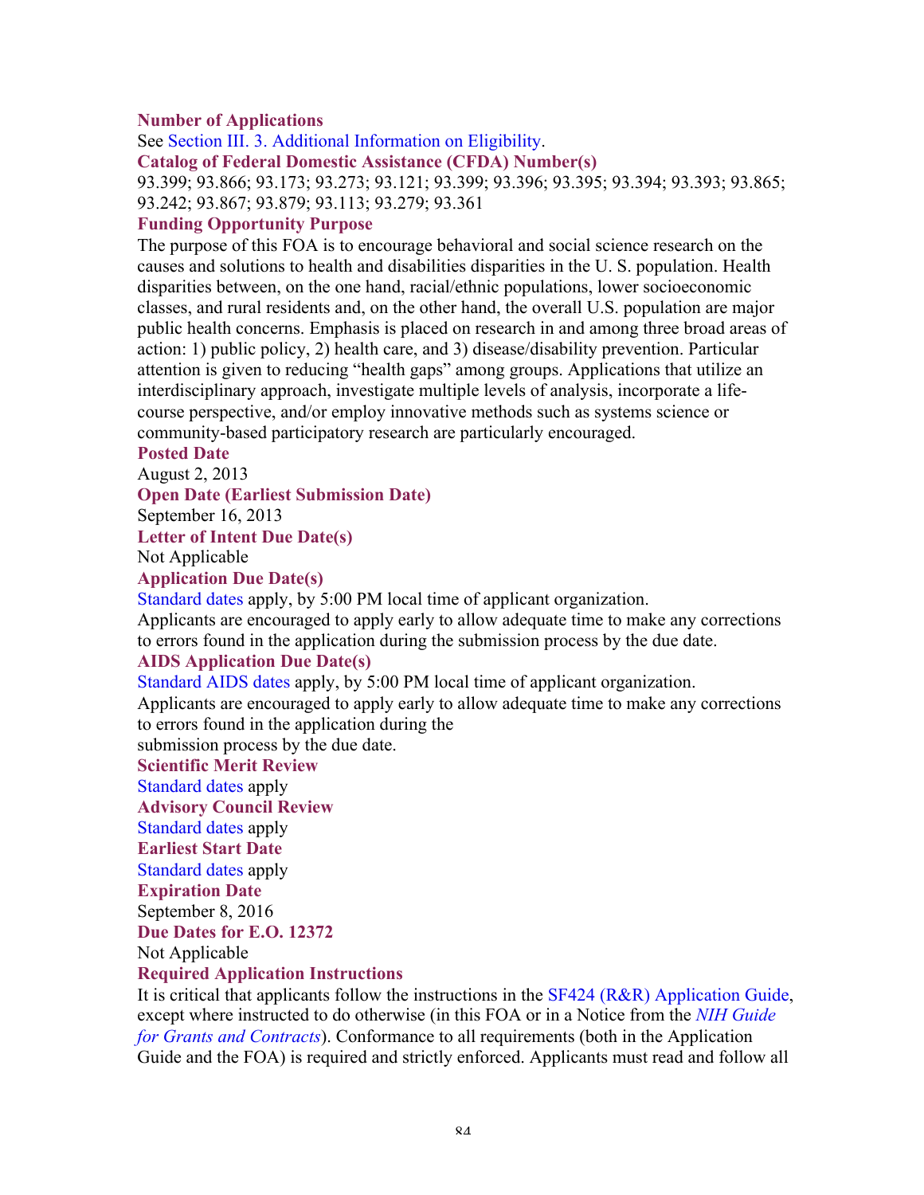**Number of Applications**

See Section III. 3. Additional Information on Eligibility.

**Catalog of Federal Domestic Assistance (CFDA) Number(s)**

93.399; 93.866; 93.173; 93.273; 93.121; 93.399; 93.396; 93.395; 93.394; 93.393; 93.865; 93.242; 93.867; 93.879; 93.113; 93.279; 93.361

**Funding Opportunity Purpose**

The purpose of this FOA is to encourage behavioral and social science research on the causes and solutions to health and disabilities disparities in the U. S. population. Health disparities between, on the one hand, racial/ethnic populations, lower socioeconomic classes, and rural residents and, on the other hand, the overall U.S. population are major public health concerns. Emphasis is placed on research in and among three broad areas of action: 1) public policy, 2) health care, and 3) disease/disability prevention. Particular attention is given to reducing "health gaps" among groups. Applications that utilize an interdisciplinary approach, investigate multiple levels of analysis, incorporate a life-course perspective, and/or employ innovative methods such as systems science or community-based participatory research are particularly encouraged.

**Posted Date**

August 2, 2013

**Open Date (Earliest Submission Date)**

September 16, 2013

**Letter of Intent Due Date(s)**

Not Applicable

**Application Due Date(s)**

Standard dates apply, by 5:00 PM local time of applicant organization.

Applicants are encouraged to apply early to allow adequate time to make any corrections to errors found in the application during the submission process by the due date.

**AIDS Application Due Date(s)**

Standard AIDS dates apply, by 5:00 PM local time of applicant organization.

Applicants are encouraged to apply early to allow adequate time to make any corrections to errors found in the application during the submission process by the due date.

**Scientific Merit Review**

Standard dates apply

**Advisory Council Review**

Standard dates apply

**Earliest Start Date**

Standard dates apply

**Expiration Date**

September 8, 2016

**Due Dates for E.O. 12372**

Not Applicable

**Required Application Instructions**

It is critical that applicants follow the instructions in the SF424 (R&R) Application Guide, except where instructed to do otherwise (in this FOA or in a Notice from the *NIH Guide for Grants and Contracts*). Conformance to all requirements (both in the Application Guide and the FOA) is required and strictly enforced. Applicants must read and follow all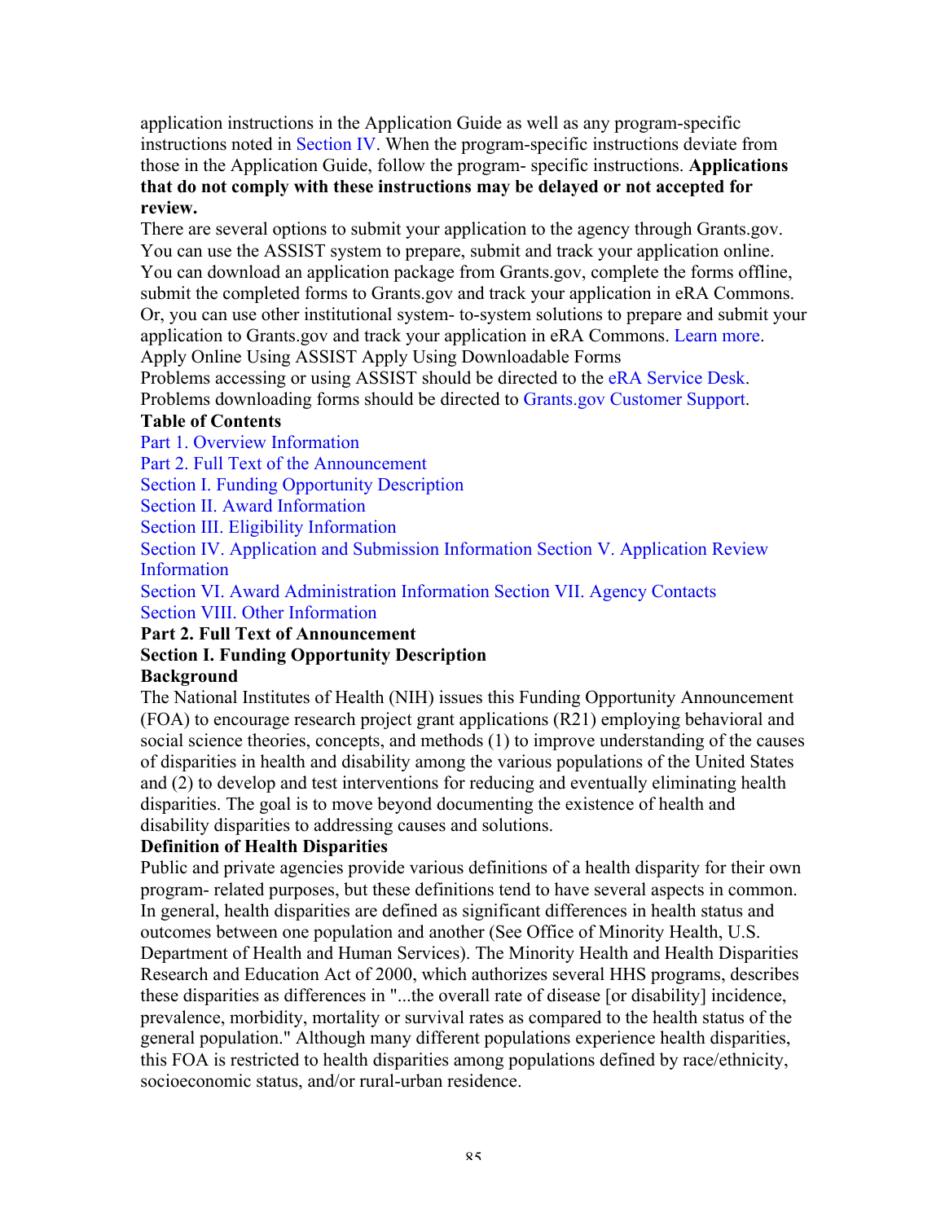application instructions in the Application Guide as well as any program-specific instructions noted in Section IV. When the program-specific instructions deviate from those in the Application Guide, follow the program- specific instructions. **Applications that do not comply with these instructions may be delayed or not accepted for review.**

There are several options to submit your application to the agency through Grants.gov. You can use the ASSIST system to prepare, submit and track your application online. You can download an application package from Grants.gov, complete the forms offline, submit the completed forms to Grants.gov and track your application in eRA Commons. Or, you can use other institutional system- to-system solutions to prepare and submit your application to Grants.gov and track your application in eRA Commons. Learn more.

Apply Online Using ASSIST Apply Using Downloadable Forms

Problems accessing or using ASSIST should be directed to the eRA Service Desk.

Problems downloading forms should be directed to Grants.gov Customer Support.

**Table of Contents**

Part 1. Overview Information

Part 2. Full Text of the Announcement

Section I. Funding Opportunity Description

Section II. Award Information

Section III. Eligibility Information

Section IV. Application and Submission Information Section V. Application Review Information

Section VI. Award Administration Information Section VII. Agency Contacts

Section VIII. Other Information

**Part 2. Full Text of Announcement**

**Section I. Funding Opportunity Description**

**Background**

The National Institutes of Health (NIH) issues this Funding Opportunity Announcement (FOA) to encourage research project grant applications (R21) employing behavioral and social science theories, concepts, and methods (1) to improve understanding of the causes of disparities in health and disability among the various populations of the United States and (2) to develop and test interventions for reducing and eventually eliminating health disparities. The goal is to move beyond documenting the existence of health and disability disparities to addressing causes and solutions.

**Definition of Health Disparities**

Public and private agencies provide various definitions of a health disparity for their own program- related purposes, but these definitions tend to have several aspects in common. In general, health disparities are defined as significant differences in health status and outcomes between one population and another (See Office of Minority Health, U.S. Department of Health and Human Services). The Minority Health and Health Disparities Research and Education Act of 2000, which authorizes several HHS programs, describes these disparities as differences in "...the overall rate of disease [or disability] incidence, prevalence, morbidity, mortality or survival rates as compared to the health status of the general population." Although many different populations experience health disparities, this FOA is restricted to health disparities among populations defined by race/ethnicity, socioeconomic status, and/or rural-urban residence.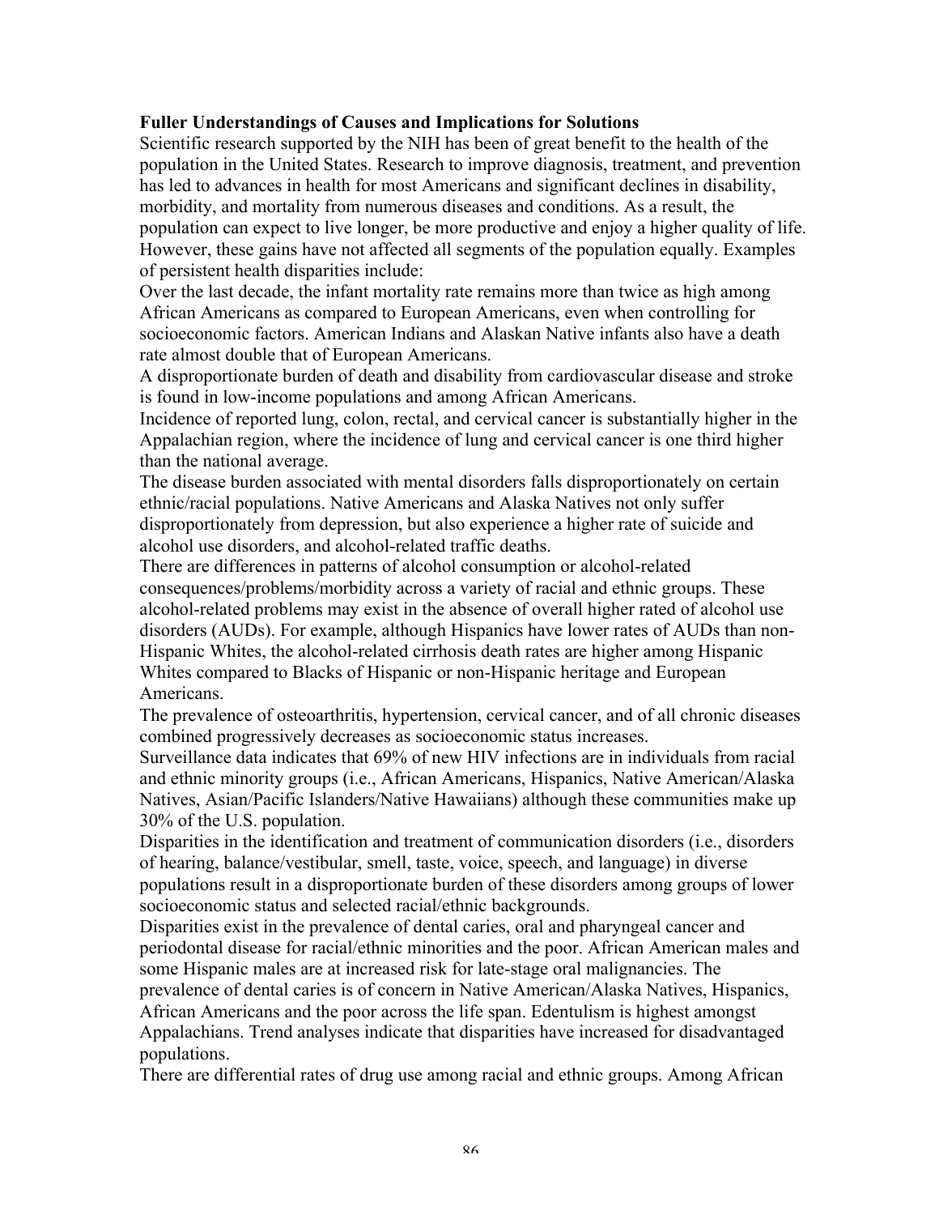**Fuller Understandings of Causes and Implications for Solutions**

Scientific research supported by the NIH has been of great benefit to the health of the population in the United States. Research to improve diagnosis, treatment, and prevention has led to advances in health for most Americans and significant declines in disability, morbidity, and mortality from numerous diseases and conditions. As a result, the population can expect to live longer, be more productive and enjoy a higher quality of life. However, these gains have not affected all segments of the population equally. Examples of persistent health disparities include:

Over the last decade, the infant mortality rate remains more than twice as high among African Americans as compared to European Americans, even when controlling for socioeconomic factors. American Indians and Alaskan Native infants also have a death rate almost double that of European Americans.

A disproportionate burden of death and disability from cardiovascular disease and stroke is found in low-income populations and among African Americans.

Incidence of reported lung, colon, rectal, and cervical cancer is substantially higher in the Appalachian region, where the incidence of lung and cervical cancer is one third higher than the national average.

The disease burden associated with mental disorders falls disproportionately on certain ethnic/racial populations. Native Americans and Alaska Natives not only suffer disproportionately from depression, but also experience a higher rate of suicide and alcohol use disorders, and alcohol-related traffic deaths.

There are differences in patterns of alcohol consumption or alcohol-related consequences/problems/morbidity across a variety of racial and ethnic groups. These alcohol-related problems may exist in the absence of overall higher rated of alcohol use disorders (AUDs). For example, although Hispanics have lower rates of AUDs than non-Hispanic Whites, the alcohol-related cirrhosis death rates are higher among Hispanic Whites compared to Blacks of Hispanic or non-Hispanic heritage and European Americans.

The prevalence of osteoarthritis, hypertension, cervical cancer, and of all chronic diseases combined progressively decreases as socioeconomic status increases.

Surveillance data indicates that 69% of new HIV infections are in individuals from racial and ethnic minority groups (i.e., African Americans, Hispanics, Native American/Alaska Natives, Asian/Pacific Islanders/Native Hawaiians) although these communities make up 30% of the U.S. population.

Disparities in the identification and treatment of communication disorders (i.e., disorders of hearing, balance/vestibular, smell, taste, voice, speech, and language) in diverse populations result in a disproportionate burden of these disorders among groups of lower socioeconomic status and selected racial/ethnic backgrounds.

Disparities exist in the prevalence of dental caries, oral and pharyngeal cancer and periodontal disease for racial/ethnic minorities and the poor. African American males and some Hispanic males are at increased risk for late-stage oral malignancies. The prevalence of dental caries is of concern in Native American/Alaska Natives, Hispanics, African Americans and the poor across the life span. Edentulism is highest amongst Appalachians. Trend analyses indicate that disparities have increased for disadvantaged populations.

There are differential rates of drug use among racial and ethnic groups. Among African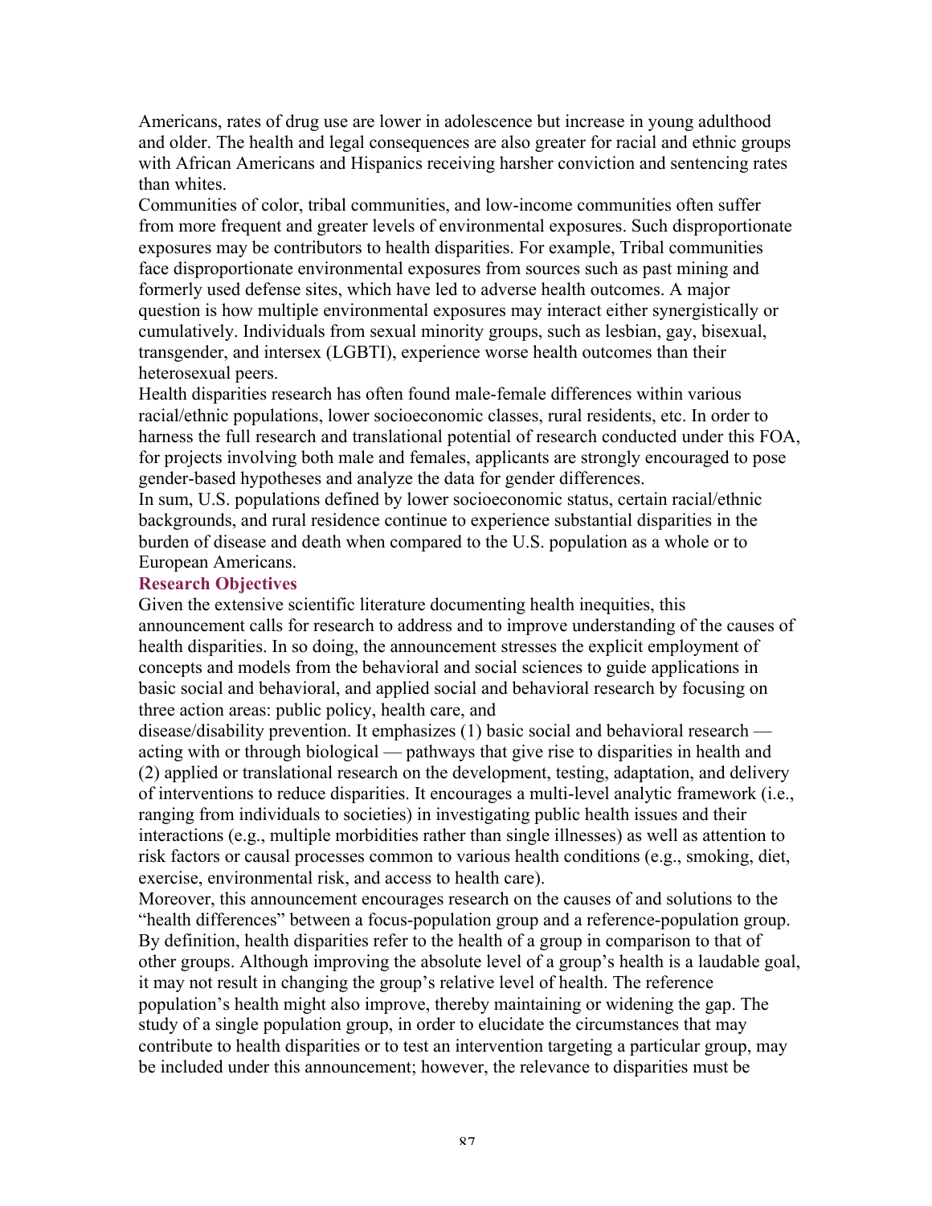Americans, rates of drug use are lower in adolescence but increase in young adulthood and older. The health and legal consequences are also greater for racial and ethnic groups with African Americans and Hispanics receiving harsher conviction and sentencing rates than whites.

Communities of color, tribal communities, and low-income communities often suffer from more frequent and greater levels of environmental exposures. Such disproportionate exposures may be contributors to health disparities. For example, Tribal communities face disproportionate environmental exposures from sources such as past mining and formerly used defense sites, which have led to adverse health outcomes. A major question is how multiple environmental exposures may interact either synergistically or cumulatively. Individuals from sexual minority groups, such as lesbian, gay, bisexual, transgender, and intersex (LGBTI), experience worse health outcomes than their heterosexual peers.

Health disparities research has often found male-female differences within various racial/ethnic populations, lower socioeconomic classes, rural residents, etc. In order to harness the full research and translational potential of research conducted under this FOA, for projects involving both male and females, applicants are strongly encouraged to pose gender-based hypotheses and analyze the data for gender differences.

In sum, U.S. populations defined by lower socioeconomic status, certain racial/ethnic backgrounds, and rural residence continue to experience substantial disparities in the burden of disease and death when compared to the U.S. population as a whole or to European Americans.

### Research Objectives

Given the extensive scientific literature documenting health inequities, this announcement calls for research to address and to improve understanding of the causes of health disparities. In so doing, the announcement stresses the explicit employment of concepts and models from the behavioral and social sciences to guide applications in basic social and behavioral, and applied social and behavioral research by focusing on three action areas: public policy, health care, and disease/disability prevention. It emphasizes (1) basic social and behavioral research — acting with or through biological — pathways that give rise to disparities in health and (2) applied or translational research on the development, testing, adaptation, and delivery of interventions to reduce disparities. It encourages a multi-level analytic framework (i.e., ranging from individuals to societies) in investigating public health issues and their interactions (e.g., multiple morbidities rather than single illnesses) as well as attention to risk factors or causal processes common to various health conditions (e.g., smoking, diet, exercise, environmental risk, and access to health care).

Moreover, this announcement encourages research on the causes of and solutions to the "health differences" between a focus-population group and a reference-population group. By definition, health disparities refer to the health of a group in comparison to that of other groups. Although improving the absolute level of a group's health is a laudable goal, it may not result in changing the group's relative level of health. The reference population's health might also improve, thereby maintaining or widening the gap. The study of a single population group, in order to elucidate the circumstances that may contribute to health disparities or to test an intervention targeting a particular group, may be included under this announcement; however, the relevance to disparities must be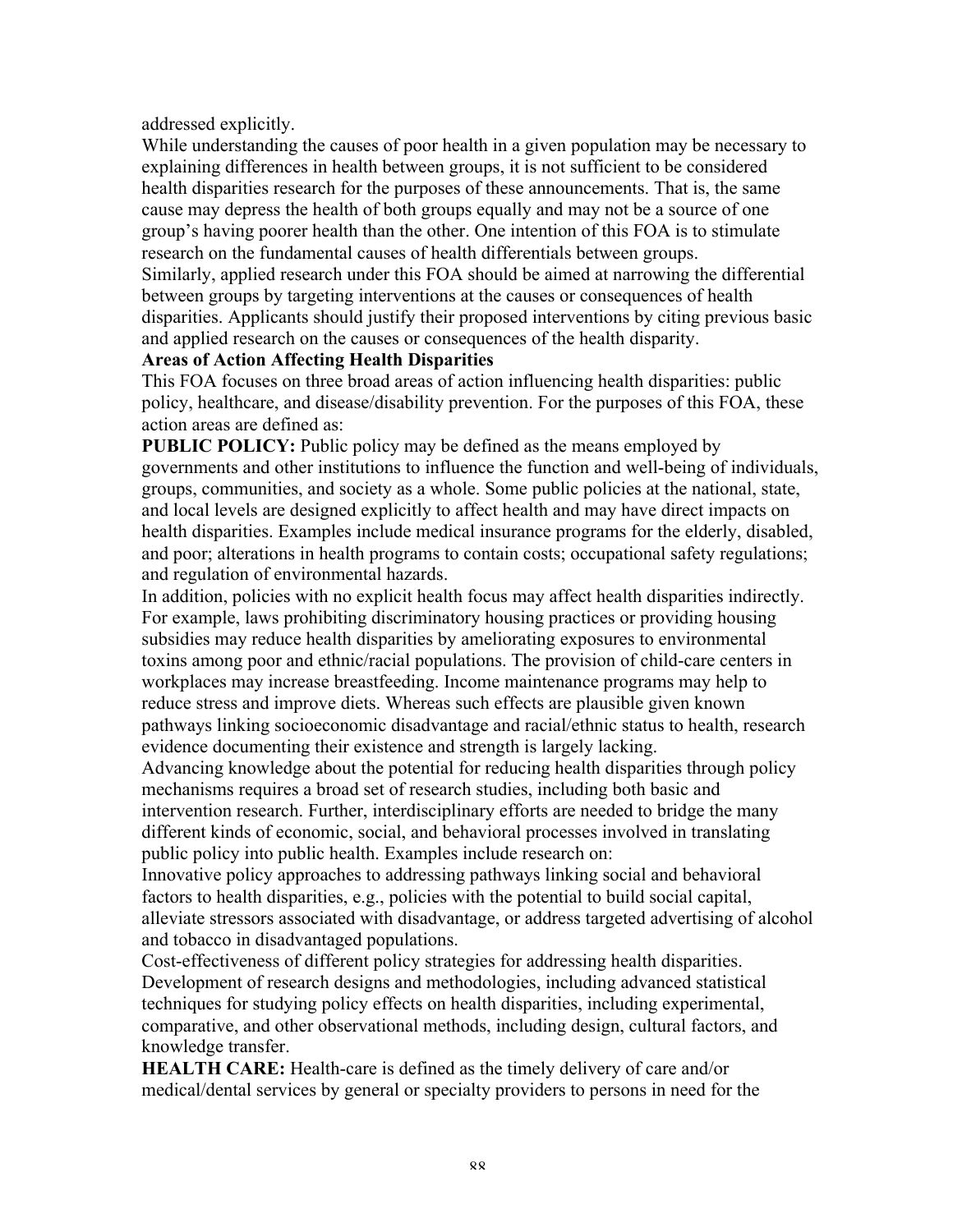addressed explicitly.

While understanding the causes of poor health in a given population may be necessary to explaining differences in health between groups, it is not sufficient to be considered health disparities research for the purposes of these announcements. That is, the same cause may depress the health of both groups equally and may not be a source of one group's having poorer health than the other. One intention of this FOA is to stimulate research on the fundamental causes of health differentials between groups.

Similarly, applied research under this FOA should be aimed at narrowing the differential between groups by targeting interventions at the causes or consequences of health disparities. Applicants should justify their proposed interventions by citing previous basic and applied research on the causes or consequences of the health disparity.

**Areas of Action Affecting Health Disparities**

This FOA focuses on three broad areas of action influencing health disparities: public policy, healthcare, and disease/disability prevention. For the purposes of this FOA, these action areas are defined as:

**PUBLIC POLICY:** Public policy may be defined as the means employed by governments and other institutions to influence the function and well-being of individuals, groups, communities, and society as a whole. Some public policies at the national, state, and local levels are designed explicitly to affect health and may have direct impacts on health disparities. Examples include medical insurance programs for the elderly, disabled, and poor; alterations in health programs to contain costs; occupational safety regulations; and regulation of environmental hazards.

In addition, policies with no explicit health focus may affect health disparities indirectly. For example, laws prohibiting discriminatory housing practices or providing housing subsidies may reduce health disparities by ameliorating exposures to environmental toxins among poor and ethnic/racial populations. The provision of child-care centers in workplaces may increase breastfeeding. Income maintenance programs may help to reduce stress and improve diets. Whereas such effects are plausible given known pathways linking socioeconomic disadvantage and racial/ethnic status to health, research evidence documenting their existence and strength is largely lacking.

Advancing knowledge about the potential for reducing health disparities through policy mechanisms requires a broad set of research studies, including both basic and intervention research. Further, interdisciplinary efforts are needed to bridge the many different kinds of economic, social, and behavioral processes involved in translating public policy into public health. Examples include research on:

Innovative policy approaches to addressing pathways linking social and behavioral factors to health disparities, e.g., policies with the potential to build social capital, alleviate stressors associated with disadvantage, or address targeted advertising of alcohol and tobacco in disadvantaged populations.

Cost-effectiveness of different policy strategies for addressing health disparities.

Development of research designs and methodologies, including advanced statistical techniques for studying policy effects on health disparities, including experimental, comparative, and other observational methods, including design, cultural factors, and knowledge transfer.

**HEALTH CARE:** Health-care is defined as the timely delivery of care and/or medical/dental services by general or specialty providers to persons in need for the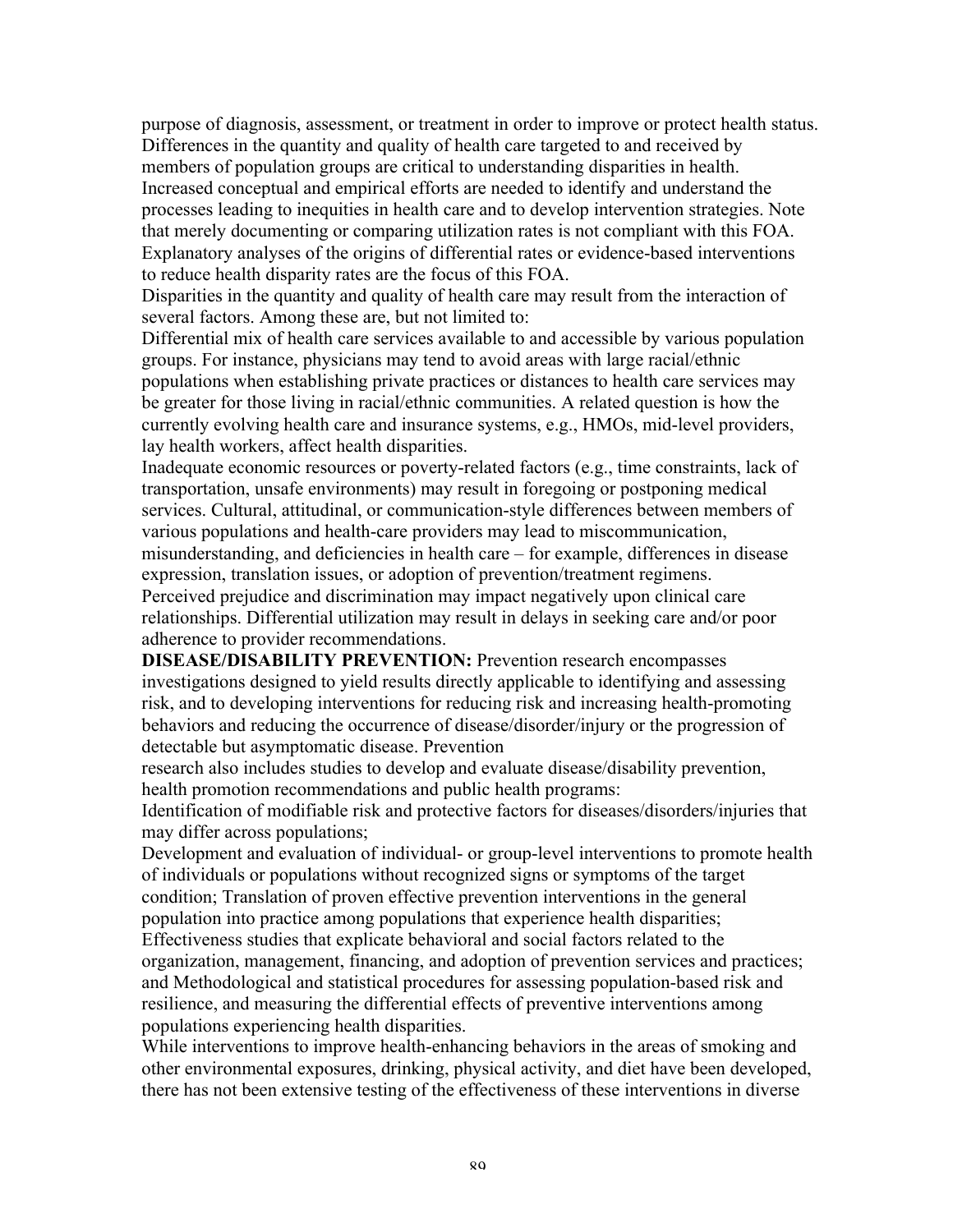purpose of diagnosis, assessment, or treatment in order to improve or protect health status. Differences in the quantity and quality of health care targeted to and received by members of population groups are critical to understanding disparities in health. Increased conceptual and empirical efforts are needed to identify and understand the processes leading to inequities in health care and to develop intervention strategies. Note that merely documenting or comparing utilization rates is not compliant with this FOA. Explanatory analyses of the origins of differential rates or evidence-based interventions to reduce health disparity rates are the focus of this FOA.

Disparities in the quantity and quality of health care may result from the interaction of several factors. Among these are, but not limited to:

Differential mix of health care services available to and accessible by various population groups. For instance, physicians may tend to avoid areas with large racial/ethnic populations when establishing private practices or distances to health care services may be greater for those living in racial/ethnic communities. A related question is how the currently evolving health care and insurance systems, e.g., HMOs, mid-level providers, lay health workers, affect health disparities.

Inadequate economic resources or poverty-related factors (e.g., time constraints, lack of transportation, unsafe environments) may result in foregoing or postponing medical services. Cultural, attitudinal, or communication-style differences between members of various populations and health-care providers may lead to miscommunication, misunderstanding, and deficiencies in health care – for example, differences in disease expression, translation issues, or adoption of prevention/treatment regimens.

Perceived prejudice and discrimination may impact negatively upon clinical care relationships. Differential utilization may result in delays in seeking care and/or poor adherence to provider recommendations.

**DISEASE/DISABILITY PREVENTION:** Prevention research encompasses investigations designed to yield results directly applicable to identifying and assessing risk, and to developing interventions for reducing risk and increasing health-promoting behaviors and reducing the occurrence of disease/disorder/injury or the progression of detectable but asymptomatic disease. Prevention research also includes studies to develop and evaluate disease/disability prevention, health promotion recommendations and public health programs:

Identification of modifiable risk and protective factors for diseases/disorders/injuries that may differ across populations;

Development and evaluation of individual- or group-level interventions to promote health of individuals or populations without recognized signs or symptoms of the target condition; Translation of proven effective prevention interventions in the general population into practice among populations that experience health disparities; Effectiveness studies that explicate behavioral and social factors related to the organization, management, financing, and adoption of prevention services and practices; and Methodological and statistical procedures for assessing population-based risk and resilience, and measuring the differential effects of preventive interventions among populations experiencing health disparities.

While interventions to improve health-enhancing behaviors in the areas of smoking and other environmental exposures, drinking, physical activity, and diet have been developed, there has not been extensive testing of the effectiveness of these interventions in diverse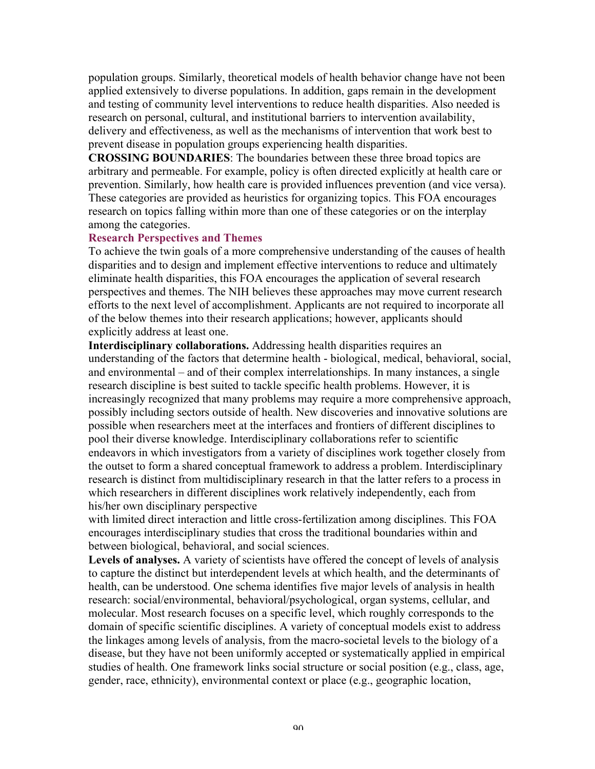population groups. Similarly, theoretical models of health behavior change have not been applied extensively to diverse populations. In addition, gaps remain in the development and testing of community level interventions to reduce health disparities. Also needed is research on personal, cultural, and institutional barriers to intervention availability, delivery and effectiveness, as well as the mechanisms of intervention that work best to prevent disease in population groups experiencing health disparities.

**CROSSING BOUNDARIES**: The boundaries between these three broad topics are arbitrary and permeable. For example, policy is often directed explicitly at health care or prevention. Similarly, how health care is provided influences prevention (and vice versa). These categories are provided as heuristics for organizing topics. This FOA encourages research on topics falling within more than one of these categories or on the interplay among the categories.

**Research Perspectives and Themes**

To achieve the twin goals of a more comprehensive understanding of the causes of health disparities and to design and implement effective interventions to reduce and ultimately eliminate health disparities, this FOA encourages the application of several research perspectives and themes. The NIH believes these approaches may move current research efforts to the next level of accomplishment. Applicants are not required to incorporate all of the below themes into their research applications; however, applicants should explicitly address at least one.

**Interdisciplinary collaborations.** Addressing health disparities requires an understanding of the factors that determine health - biological, medical, behavioral, social, and environmental – and of their complex interrelationships. In many instances, a single research discipline is best suited to tackle specific health problems. However, it is increasingly recognized that many problems may require a more comprehensive approach, possibly including sectors outside of health. New discoveries and innovative solutions are possible when researchers meet at the interfaces and frontiers of different disciplines to pool their diverse knowledge. Interdisciplinary collaborations refer to scientific endeavors in which investigators from a variety of disciplines work together closely from the outset to form a shared conceptual framework to address a problem. Interdisciplinary research is distinct from multidisciplinary research in that the latter refers to a process in which researchers in different disciplines work relatively independently, each from his/her own disciplinary perspective with limited direct interaction and little cross-fertilization among disciplines. This FOA encourages interdisciplinary studies that cross the traditional boundaries within and between biological, behavioral, and social sciences.

**Levels of analyses.** A variety of scientists have offered the concept of levels of analysis to capture the distinct but interdependent levels at which health, and the determinants of health, can be understood. One schema identifies five major levels of analysis in health research: social/environmental, behavioral/psychological, organ systems, cellular, and molecular. Most research focuses on a specific level, which roughly corresponds to the domain of specific scientific disciplines. A variety of conceptual models exist to address the linkages among levels of analysis, from the macro-societal levels to the biology of a disease, but they have not been uniformly accepted or systematically applied in empirical studies of health. One framework links social structure or social position (e.g., class, age, gender, race, ethnicity), environmental context or place (e.g., geographic location,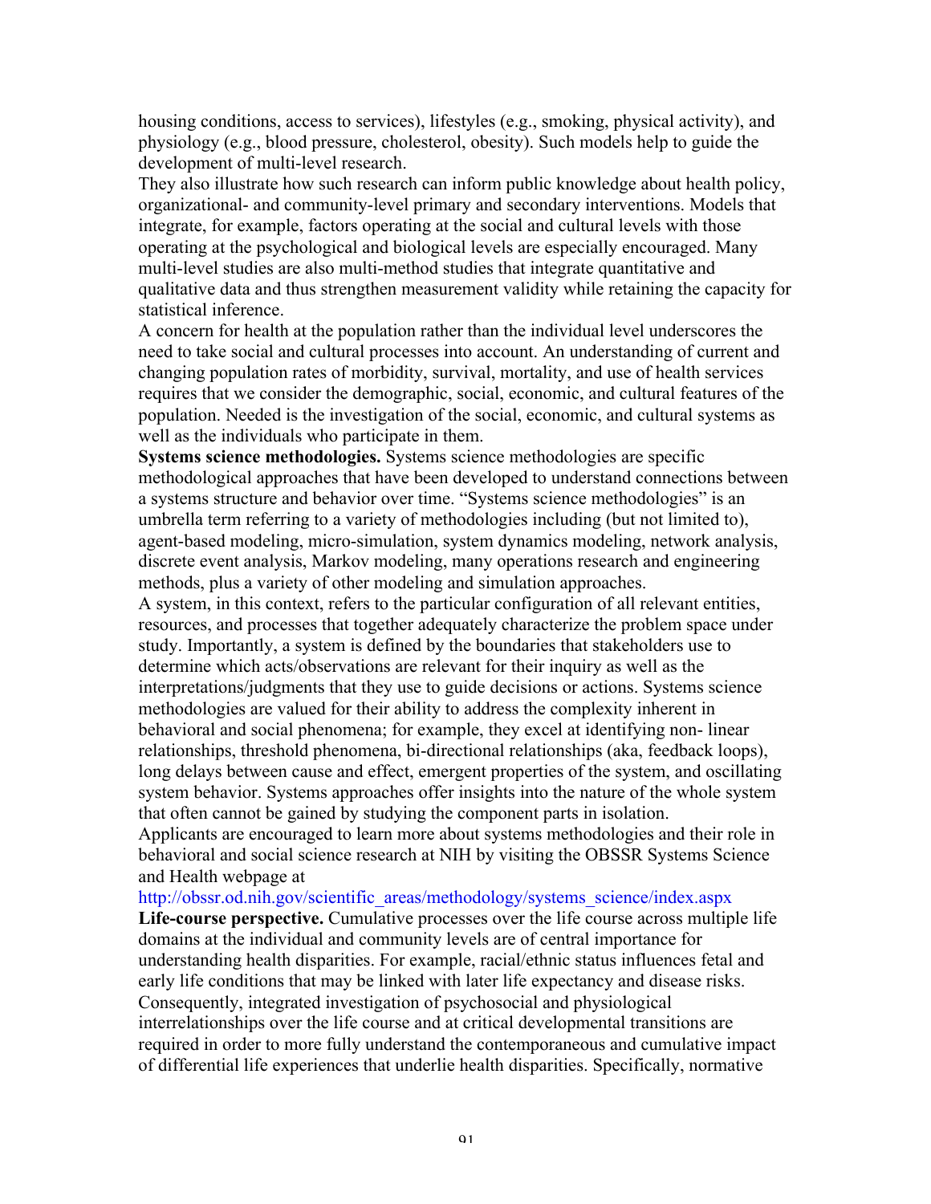housing conditions, access to services), lifestyles (e.g., smoking, physical activity), and physiology (e.g., blood pressure, cholesterol, obesity). Such models help to guide the development of multi-level research.

They also illustrate how such research can inform public knowledge about health policy, organizational- and community-level primary and secondary interventions. Models that integrate, for example, factors operating at the social and cultural levels with those operating at the psychological and biological levels are especially encouraged. Many multi-level studies are also multi-method studies that integrate quantitative and qualitative data and thus strengthen measurement validity while retaining the capacity for statistical inference.

A concern for health at the population rather than the individual level underscores the need to take social and cultural processes into account. An understanding of current and changing population rates of morbidity, survival, mortality, and use of health services requires that we consider the demographic, social, economic, and cultural features of the population. Needed is the investigation of the social, economic, and cultural systems as well as the individuals who participate in them.

**Systems science methodologies.** Systems science methodologies are specific methodological approaches that have been developed to understand connections between a systems structure and behavior over time. "Systems science methodologies" is an umbrella term referring to a variety of methodologies including (but not limited to), agent-based modeling, micro-simulation, system dynamics modeling, network analysis, discrete event analysis, Markov modeling, many operations research and engineering methods, plus a variety of other modeling and simulation approaches.

A system, in this context, refers to the particular configuration of all relevant entities, resources, and processes that together adequately characterize the problem space under study. Importantly, a system is defined by the boundaries that stakeholders use to determine which acts/observations are relevant for their inquiry as well as the interpretations/judgments that they use to guide decisions or actions. Systems science methodologies are valued for their ability to address the complexity inherent in behavioral and social phenomena; for example, they excel at identifying non- linear relationships, threshold phenomena, bi-directional relationships (aka, feedback loops), long delays between cause and effect, emergent properties of the system, and oscillating system behavior. Systems approaches offer insights into the nature of the whole system that often cannot be gained by studying the component parts in isolation.

Applicants are encouraged to learn more about systems methodologies and their role in behavioral and social science research at NIH by visiting the OBSSR Systems Science and Health webpage at
http://obssr.od.nih.gov/scientific_areas/methodology/systems_science/index.aspx

**Life-course perspective.** Cumulative processes over the life course across multiple life domains at the individual and community levels are of central importance for understanding health disparities. For example, racial/ethnic status influences fetal and early life conditions that may be linked with later life expectancy and disease risks. Consequently, integrated investigation of psychosocial and physiological interrelationships over the life course and at critical developmental transitions are required in order to more fully understand the contemporaneous and cumulative impact of differential life experiences that underlie health disparities. Specifically, normative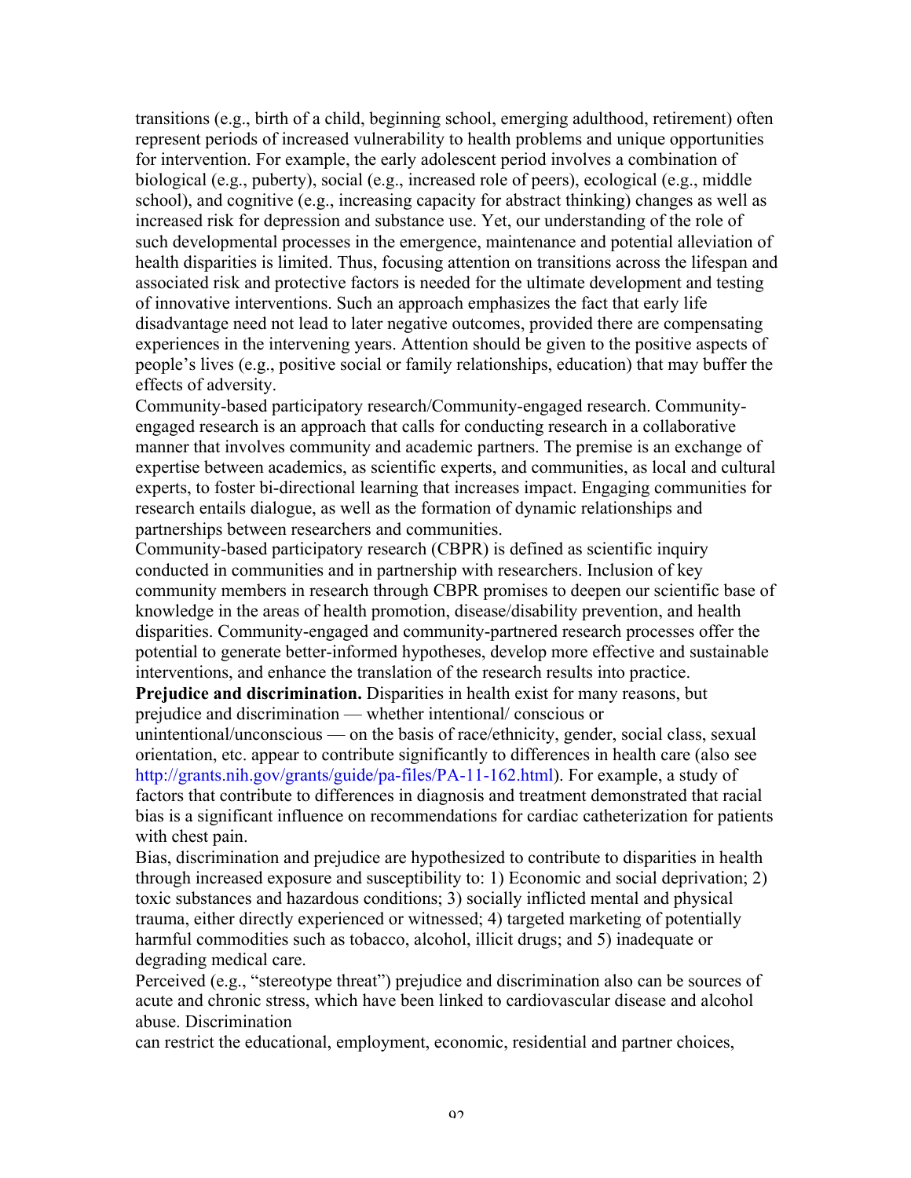transitions (e.g., birth of a child, beginning school, emerging adulthood, retirement) often represent periods of increased vulnerability to health problems and unique opportunities for intervention. For example, the early adolescent period involves a combination of biological (e.g., puberty), social (e.g., increased role of peers), ecological (e.g., middle school), and cognitive (e.g., increasing capacity for abstract thinking) changes as well as increased risk for depression and substance use. Yet, our understanding of the role of such developmental processes in the emergence, maintenance and potential alleviation of health disparities is limited. Thus, focusing attention on transitions across the lifespan and associated risk and protective factors is needed for the ultimate development and testing of innovative interventions. Such an approach emphasizes the fact that early life disadvantage need not lead to later negative outcomes, provided there are compensating experiences in the intervening years. Attention should be given to the positive aspects of people's lives (e.g., positive social or family relationships, education) that may buffer the effects of adversity.

Community-based participatory research/Community-engaged research. Community-engaged research is an approach that calls for conducting research in a collaborative manner that involves community and academic partners. The premise is an exchange of expertise between academics, as scientific experts, and communities, as local and cultural experts, to foster bi-directional learning that increases impact. Engaging communities for research entails dialogue, as well as the formation of dynamic relationships and partnerships between researchers and communities.

Community-based participatory research (CBPR) is defined as scientific inquiry conducted in communities and in partnership with researchers. Inclusion of key community members in research through CBPR promises to deepen our scientific base of knowledge in the areas of health promotion, disease/disability prevention, and health disparities. Community-engaged and community-partnered research processes offer the potential to generate better-informed hypotheses, develop more effective and sustainable interventions, and enhance the translation of the research results into practice.

**Prejudice and discrimination.** Disparities in health exist for many reasons, but prejudice and discrimination — whether intentional/ conscious or unintentional/unconscious — on the basis of race/ethnicity, gender, social class, sexual orientation, etc. appear to contribute significantly to differences in health care (also see http://grants.nih.gov/grants/guide/pa-files/PA-11-162.html). For example, a study of factors that contribute to differences in diagnosis and treatment demonstrated that racial bias is a significant influence on recommendations for cardiac catheterization for patients with chest pain.

Bias, discrimination and prejudice are hypothesized to contribute to disparities in health through increased exposure and susceptibility to: 1) Economic and social deprivation; 2) toxic substances and hazardous conditions; 3) socially inflicted mental and physical trauma, either directly experienced or witnessed; 4) targeted marketing of potentially harmful commodities such as tobacco, alcohol, illicit drugs; and 5) inadequate or degrading medical care.

Perceived (e.g., "stereotype threat") prejudice and discrimination also can be sources of acute and chronic stress, which have been linked to cardiovascular disease and alcohol abuse. Discrimination can restrict the educational, employment, economic, residential and partner choices,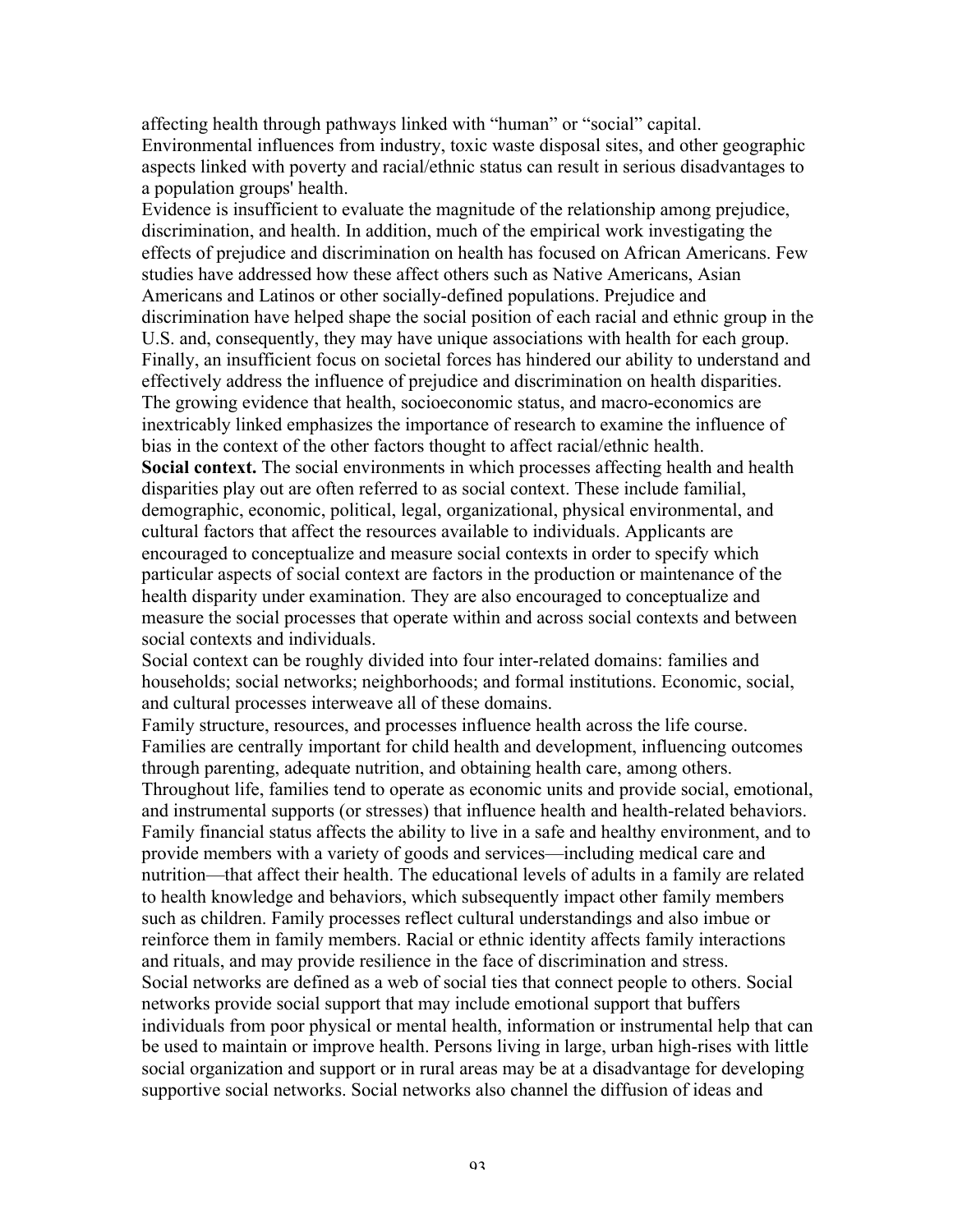affecting health through pathways linked with "human" or "social" capital. Environmental influences from industry, toxic waste disposal sites, and other geographic aspects linked with poverty and racial/ethnic status can result in serious disadvantages to a population groups' health.

Evidence is insufficient to evaluate the magnitude of the relationship among prejudice, discrimination, and health. In addition, much of the empirical work investigating the effects of prejudice and discrimination on health has focused on African Americans. Few studies have addressed how these affect others such as Native Americans, Asian Americans and Latinos or other socially-defined populations. Prejudice and discrimination have helped shape the social position of each racial and ethnic group in the U.S. and, consequently, they may have unique associations with health for each group. Finally, an insufficient focus on societal forces has hindered our ability to understand and effectively address the influence of prejudice and discrimination on health disparities. The growing evidence that health, socioeconomic status, and macro-economics are inextricably linked emphasizes the importance of research to examine the influence of bias in the context of the other factors thought to affect racial/ethnic health.

**Social context.** The social environments in which processes affecting health and health disparities play out are often referred to as social context. These include familial, demographic, economic, political, legal, organizational, physical environmental, and cultural factors that affect the resources available to individuals. Applicants are encouraged to conceptualize and measure social contexts in order to specify which particular aspects of social context are factors in the production or maintenance of the health disparity under examination. They are also encouraged to conceptualize and measure the social processes that operate within and across social contexts and between social contexts and individuals.

Social context can be roughly divided into four inter-related domains: families and households; social networks; neighborhoods; and formal institutions. Economic, social, and cultural processes interweave all of these domains.

Family structure, resources, and processes influence health across the life course. Families are centrally important for child health and development, influencing outcomes through parenting, adequate nutrition, and obtaining health care, among others. Throughout life, families tend to operate as economic units and provide social, emotional, and instrumental supports (or stresses) that influence health and health-related behaviors. Family financial status affects the ability to live in a safe and healthy environment, and to provide members with a variety of goods and services—including medical care and nutrition—that affect their health. The educational levels of adults in a family are related to health knowledge and behaviors, which subsequently impact other family members such as children. Family processes reflect cultural understandings and also imbue or reinforce them in family members. Racial or ethnic identity affects family interactions and rituals, and may provide resilience in the face of discrimination and stress.

Social networks are defined as a web of social ties that connect people to others. Social networks provide social support that may include emotional support that buffers individuals from poor physical or mental health, information or instrumental help that can be used to maintain or improve health. Persons living in large, urban high-rises with little social organization and support or in rural areas may be at a disadvantage for developing supportive social networks. Social networks also channel the diffusion of ideas and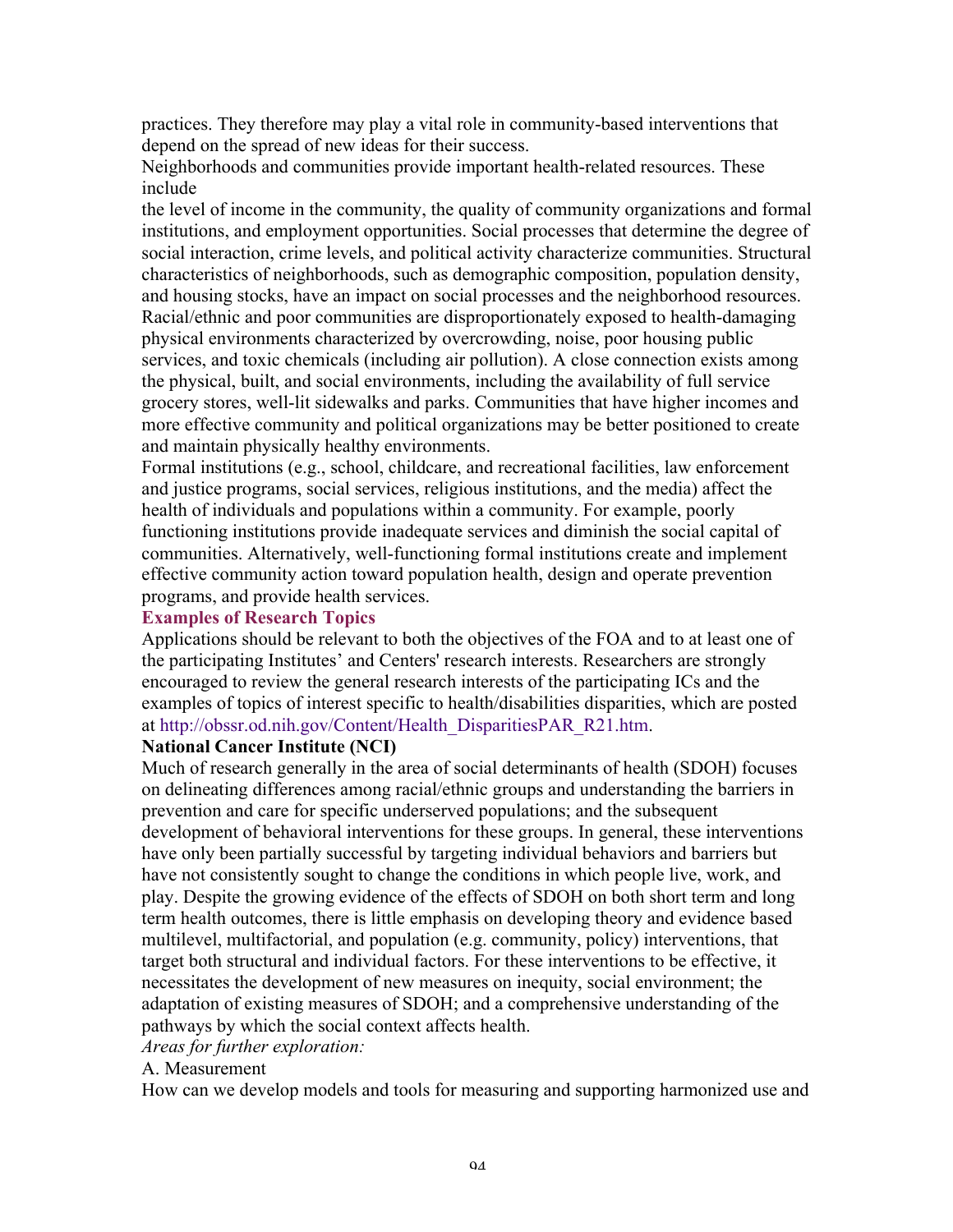practices. They therefore may play a vital role in community-based interventions that depend on the spread of new ideas for their success.

Neighborhoods and communities provide important health-related resources. These include
the level of income in the community, the quality of community organizations and formal institutions, and employment opportunities. Social processes that determine the degree of social interaction, crime levels, and political activity characterize communities. Structural characteristics of neighborhoods, such as demographic composition, population density, and housing stocks, have an impact on social processes and the neighborhood resources. Racial/ethnic and poor communities are disproportionately exposed to health-damaging physical environments characterized by overcrowding, noise, poor housing public services, and toxic chemicals (including air pollution). A close connection exists among the physical, built, and social environments, including the availability of full service grocery stores, well-lit sidewalks and parks. Communities that have higher incomes and more effective community and political organizations may be better positioned to create and maintain physically healthy environments.

Formal institutions (e.g., school, childcare, and recreational facilities, law enforcement and justice programs, social services, religious institutions, and the media) affect the health of individuals and populations within a community. For example, poorly functioning institutions provide inadequate services and diminish the social capital of communities. Alternatively, well-functioning formal institutions create and implement effective community action toward population health, design and operate prevention programs, and provide health services.

### Examples of Research Topics

Applications should be relevant to both the objectives of the FOA and to at least one of the participating Institutes' and Centers' research interests. Researchers are strongly encouraged to review the general research interests of the participating ICs and the examples of topics of interest specific to health/disabilities disparities, which are posted at http://obssr.od.nih.gov/Content/Health_DisparitiesPAR_R21.htm.

**National Cancer Institute (NCI)**

Much of research generally in the area of social determinants of health (SDOH) focuses on delineating differences among racial/ethnic groups and understanding the barriers in prevention and care for specific underserved populations; and the subsequent development of behavioral interventions for these groups. In general, these interventions have only been partially successful by targeting individual behaviors and barriers but have not consistently sought to change the conditions in which people live, work, and play. Despite the growing evidence of the effects of SDOH on both short term and long term health outcomes, there is little emphasis on developing theory and evidence based multilevel, multifactorial, and population (e.g. community, policy) interventions, that target both structural and individual factors. For these interventions to be effective, it necessitates the development of new measures on inequity, social environment; the adaptation of existing measures of SDOH; and a comprehensive understanding of the pathways by which the social context affects health.

*Areas for further exploration:*

A. Measurement

How can we develop models and tools for measuring and supporting harmonized use and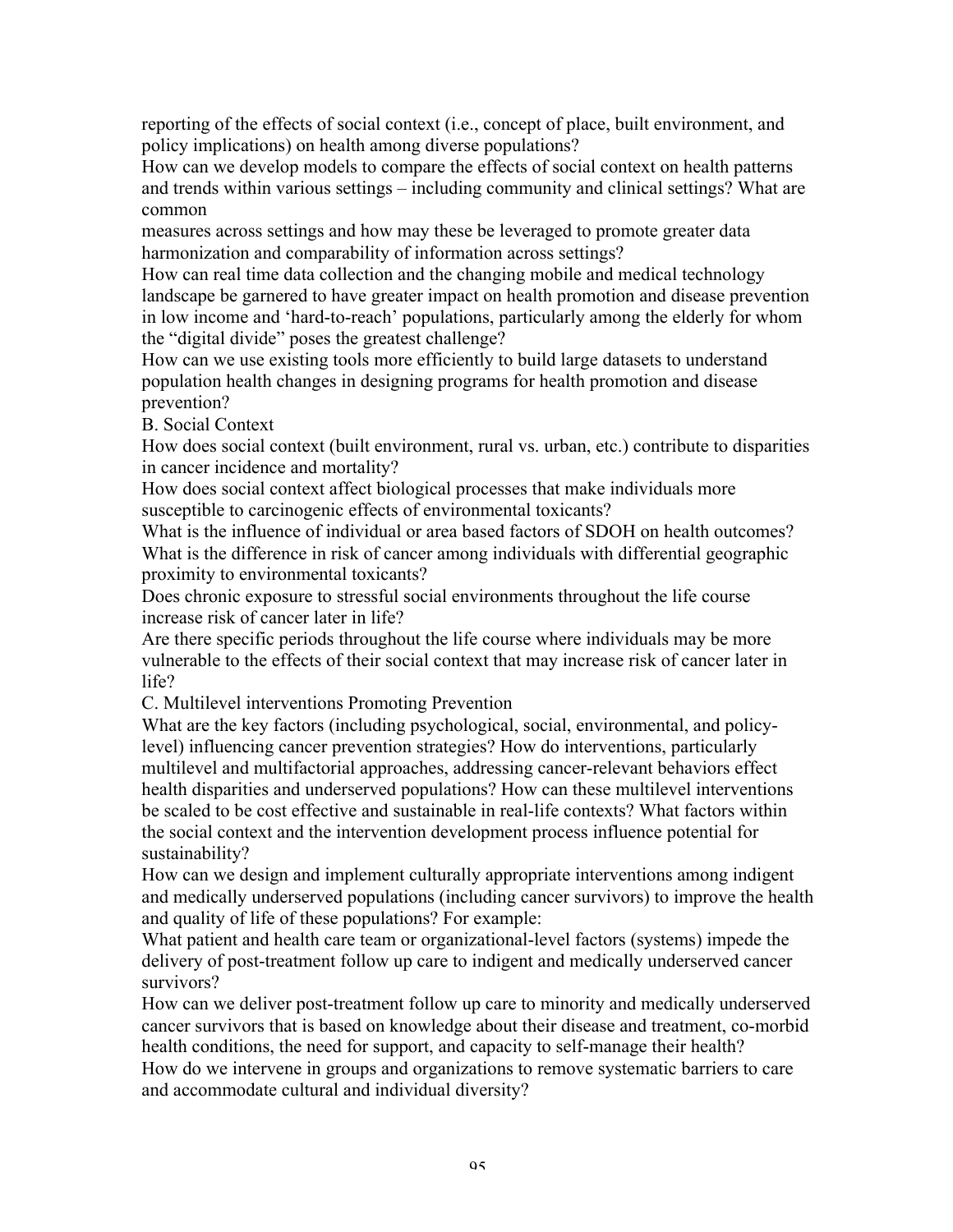reporting of the effects of social context (i.e., concept of place, built environment, and policy implications) on health among diverse populations?

How can we develop models to compare the effects of social context on health patterns and trends within various settings – including community and clinical settings? What are common measures across settings and how may these be leveraged to promote greater data harmonization and comparability of information across settings?

How can real time data collection and the changing mobile and medical technology landscape be garnered to have greater impact on health promotion and disease prevention in low income and 'hard-to-reach' populations, particularly among the elderly for whom the "digital divide" poses the greatest challenge?

How can we use existing tools more efficiently to build large datasets to understand population health changes in designing programs for health promotion and disease prevention?

B. Social Context

How does social context (built environment, rural vs. urban, etc.) contribute to disparities in cancer incidence and mortality?

How does social context affect biological processes that make individuals more susceptible to carcinogenic effects of environmental toxicants?

What is the influence of individual or area based factors of SDOH on health outcomes?

What is the difference in risk of cancer among individuals with differential geographic proximity to environmental toxicants?

Does chronic exposure to stressful social environments throughout the life course increase risk of cancer later in life?

Are there specific periods throughout the life course where individuals may be more vulnerable to the effects of their social context that may increase risk of cancer later in life?

C. Multilevel interventions Promoting Prevention

What are the key factors (including psychological, social, environmental, and policy-level) influencing cancer prevention strategies? How do interventions, particularly multilevel and multifactorial approaches, addressing cancer-relevant behaviors effect health disparities and underserved populations? How can these multilevel interventions be scaled to be cost effective and sustainable in real-life contexts? What factors within the social context and the intervention development process influence potential for sustainability?

How can we design and implement culturally appropriate interventions among indigent and medically underserved populations (including cancer survivors) to improve the health and quality of life of these populations? For example:

What patient and health care team or organizational-level factors (systems) impede the delivery of post-treatment follow up care to indigent and medically underserved cancer survivors?

How can we deliver post-treatment follow up care to minority and medically underserved cancer survivors that is based on knowledge about their disease and treatment, co-morbid health conditions, the need for support, and capacity to self-manage their health?

How do we intervene in groups and organizations to remove systematic barriers to care and accommodate cultural and individual diversity?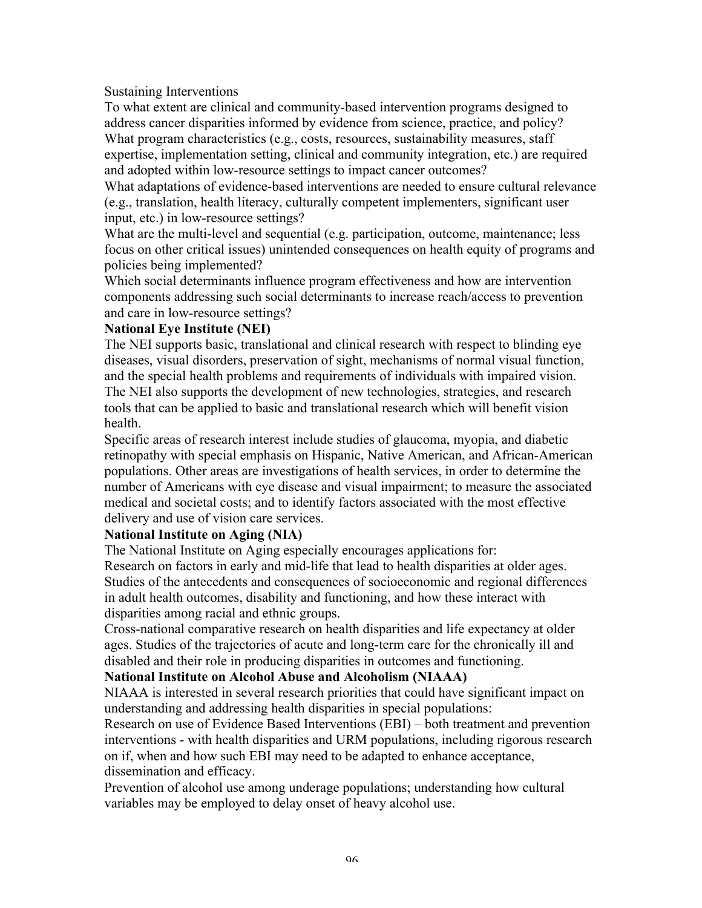Sustaining Interventions

To what extent are clinical and community-based intervention programs designed to address cancer disparities informed by evidence from science, practice, and policy?

What program characteristics (e.g., costs, resources, sustainability measures, staff expertise, implementation setting, clinical and community integration, etc.) are required and adopted within low-resource settings to impact cancer outcomes?

What adaptations of evidence-based interventions are needed to ensure cultural relevance (e.g., translation, health literacy, culturally competent implementers, significant user input, etc.) in low-resource settings?

What are the multi-level and sequential (e.g. participation, outcome, maintenance; less focus on other critical issues) unintended consequences on health equity of programs and policies being implemented?

Which social determinants influence program effectiveness and how are intervention components addressing such social determinants to increase reach/access to prevention and care in low-resource settings?

**National Eye Institute (NEI)**

The NEI supports basic, translational and clinical research with respect to blinding eye diseases, visual disorders, preservation of sight, mechanisms of normal visual function, and the special health problems and requirements of individuals with impaired vision. The NEI also supports the development of new technologies, strategies, and research tools that can be applied to basic and translational research which will benefit vision health.

Specific areas of research interest include studies of glaucoma, myopia, and diabetic retinopathy with special emphasis on Hispanic, Native American, and African-American populations. Other areas are investigations of health services, in order to determine the number of Americans with eye disease and visual impairment; to measure the associated medical and societal costs; and to identify factors associated with the most effective delivery and use of vision care services.

**National Institute on Aging (NIA)**

The National Institute on Aging especially encourages applications for:

Research on factors in early and mid-life that lead to health disparities at older ages.

Studies of the antecedents and consequences of socioeconomic and regional differences in adult health outcomes, disability and functioning, and how these interact with disparities among racial and ethnic groups.

Cross-national comparative research on health disparities and life expectancy at older ages. Studies of the trajectories of acute and long-term care for the chronically ill and disabled and their role in producing disparities in outcomes and functioning.

**National Institute on Alcohol Abuse and Alcoholism (NIAAA)**

NIAAA is interested in several research priorities that could have significant impact on understanding and addressing health disparities in special populations:

Research on use of Evidence Based Interventions (EBI) – both treatment and prevention interventions - with health disparities and URM populations, including rigorous research on if, when and how such EBI may need to be adapted to enhance acceptance, dissemination and efficacy.

Prevention of alcohol use among underage populations; understanding how cultural variables may be employed to delay onset of heavy alcohol use.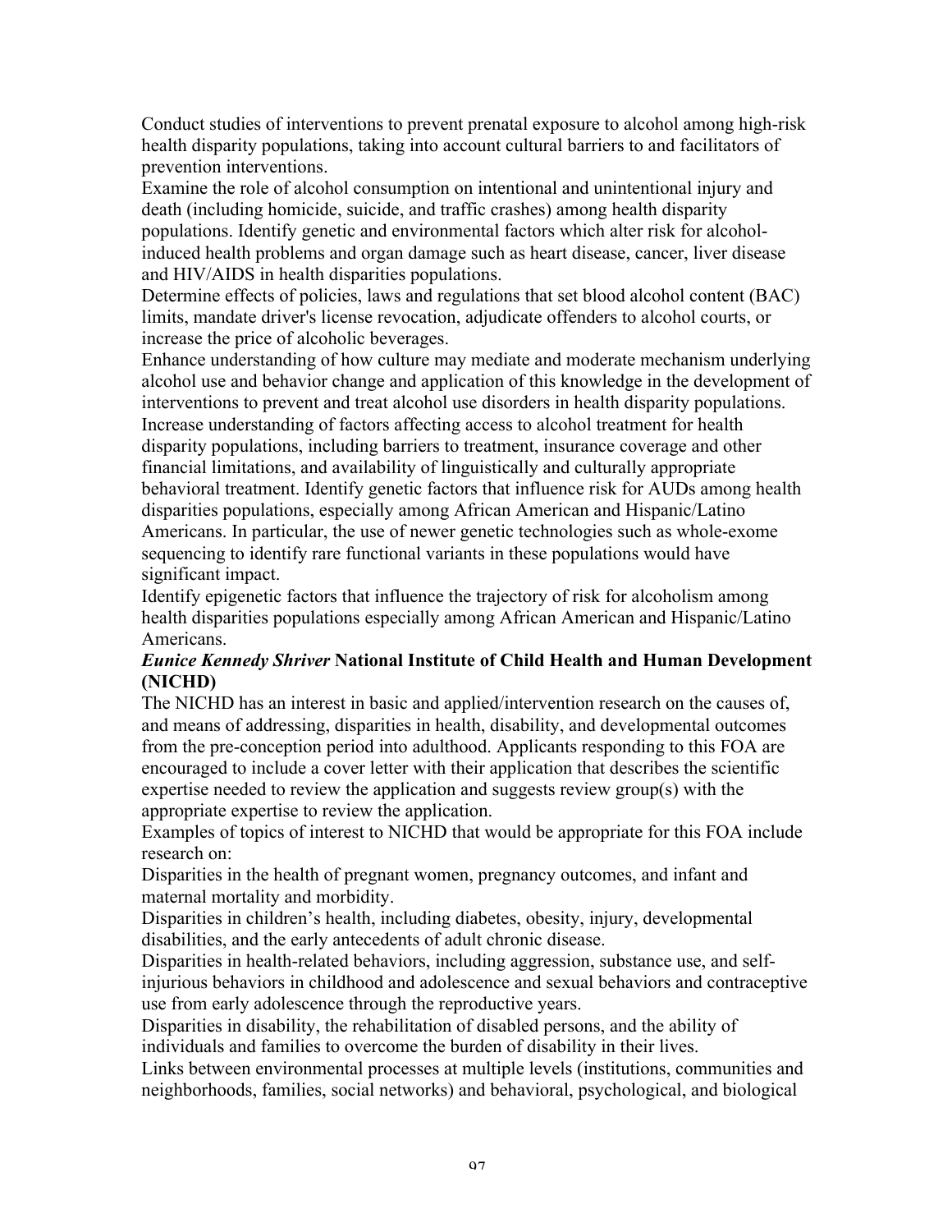Conduct studies of interventions to prevent prenatal exposure to alcohol among high-risk health disparity populations, taking into account cultural barriers to and facilitators of prevention interventions.

Examine the role of alcohol consumption on intentional and unintentional injury and death (including homicide, suicide, and traffic crashes) among health disparity populations. Identify genetic and environmental factors which alter risk for alcohol-induced health problems and organ damage such as heart disease, cancer, liver disease and HIV/AIDS in health disparities populations.

Determine effects of policies, laws and regulations that set blood alcohol content (BAC) limits, mandate driver's license revocation, adjudicate offenders to alcohol courts, or increase the price of alcoholic beverages.

Enhance understanding of how culture may mediate and moderate mechanism underlying alcohol use and behavior change and application of this knowledge in the development of interventions to prevent and treat alcohol use disorders in health disparity populations.

Increase understanding of factors affecting access to alcohol treatment for health disparity populations, including barriers to treatment, insurance coverage and other financial limitations, and availability of linguistically and culturally appropriate behavioral treatment. Identify genetic factors that influence risk for AUDs among health disparities populations, especially among African American and Hispanic/Latino Americans. In particular, the use of newer genetic technologies such as whole-exome sequencing to identify rare functional variants in these populations would have significant impact.

Identify epigenetic factors that influence the trajectory of risk for alcoholism among health disparities populations especially among African American and Hispanic/Latino Americans.

**_Eunice Kennedy Shriver_ National Institute of Child Health and Human Development (NICHD)**

The NICHD has an interest in basic and applied/intervention research on the causes of, and means of addressing, disparities in health, disability, and developmental outcomes from the pre-conception period into adulthood. Applicants responding to this FOA are encouraged to include a cover letter with their application that describes the scientific expertise needed to review the application and suggests review group(s) with the appropriate expertise to review the application.

Examples of topics of interest to NICHD that would be appropriate for this FOA include research on:

Disparities in the health of pregnant women, pregnancy outcomes, and infant and maternal mortality and morbidity.

Disparities in children's health, including diabetes, obesity, injury, developmental disabilities, and the early antecedents of adult chronic disease.

Disparities in health-related behaviors, including aggression, substance use, and self-injurious behaviors in childhood and adolescence and sexual behaviors and contraceptive use from early adolescence through the reproductive years.

Disparities in disability, the rehabilitation of disabled persons, and the ability of individuals and families to overcome the burden of disability in their lives.

Links between environmental processes at multiple levels (institutions, communities and neighborhoods, families, social networks) and behavioral, psychological, and biological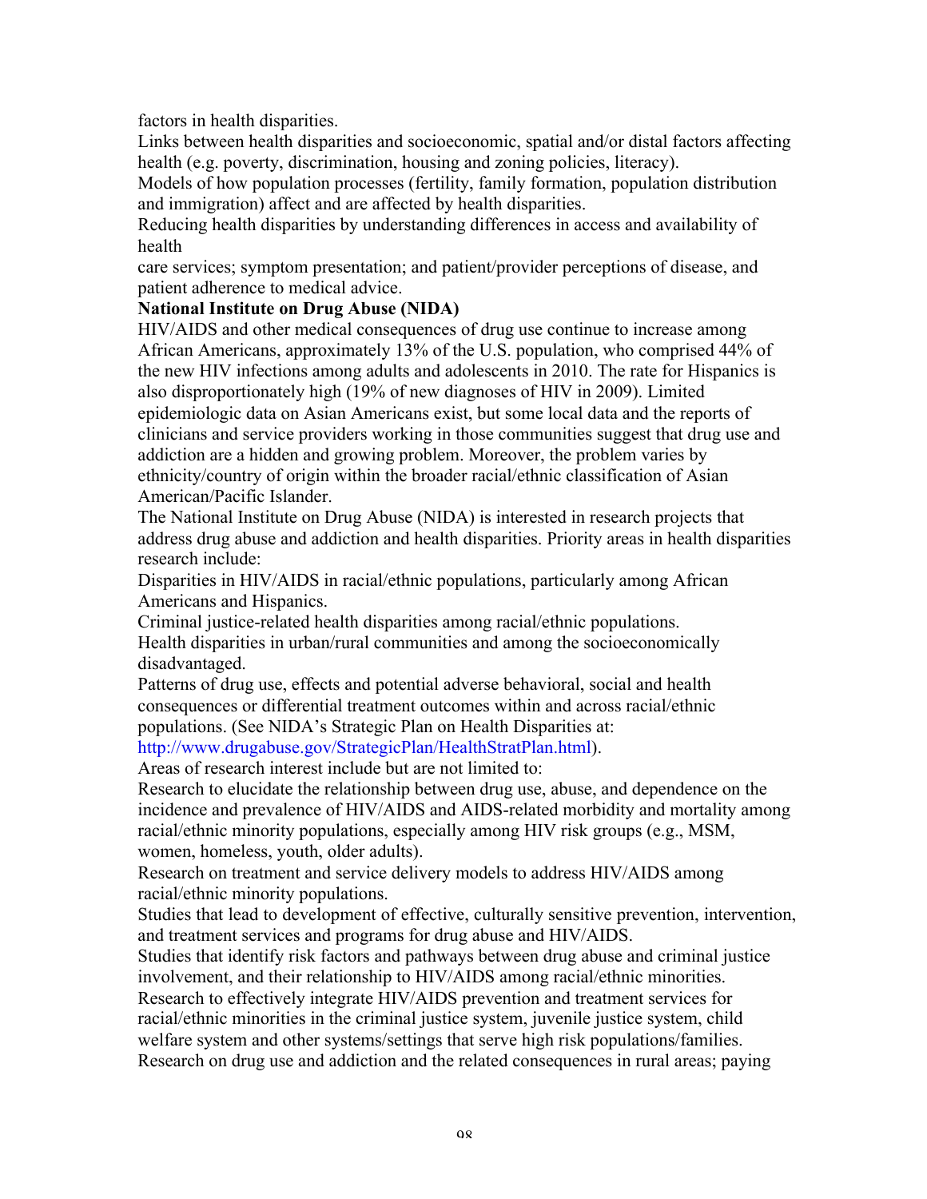factors in health disparities.

Links between health disparities and socioeconomic, spatial and/or distal factors affecting health (e.g. poverty, discrimination, housing and zoning policies, literacy).

Models of how population processes (fertility, family formation, population distribution and immigration) affect and are affected by health disparities.

Reducing health disparities by understanding differences in access and availability of health
care services; symptom presentation; and patient/provider perceptions of disease, and patient adherence to medical advice.

**National Institute on Drug Abuse (NIDA)**

HIV/AIDS and other medical consequences of drug use continue to increase among African Americans, approximately 13% of the U.S. population, who comprised 44% of the new HIV infections among adults and adolescents in 2010. The rate for Hispanics is also disproportionately high (19% of new diagnoses of HIV in 2009). Limited epidemiologic data on Asian Americans exist, but some local data and the reports of clinicians and service providers working in those communities suggest that drug use and addiction are a hidden and growing problem. Moreover, the problem varies by ethnicity/country of origin within the broader racial/ethnic classification of Asian American/Pacific Islander.

The National Institute on Drug Abuse (NIDA) is interested in research projects that address drug abuse and addiction and health disparities. Priority areas in health disparities research include:

Disparities in HIV/AIDS in racial/ethnic populations, particularly among African Americans and Hispanics.

Criminal justice-related health disparities among racial/ethnic populations.

Health disparities in urban/rural communities and among the socioeconomically disadvantaged.

Patterns of drug use, effects and potential adverse behavioral, social and health consequences or differential treatment outcomes within and across racial/ethnic populations. (See NIDA's Strategic Plan on Health Disparities at: http://www.drugabuse.gov/StrategicPlan/HealthStratPlan.html).

Areas of research interest include but are not limited to:

Research to elucidate the relationship between drug use, abuse, and dependence on the incidence and prevalence of HIV/AIDS and AIDS-related morbidity and mortality among racial/ethnic minority populations, especially among HIV risk groups (e.g., MSM, women, homeless, youth, older adults).

Research on treatment and service delivery models to address HIV/AIDS among racial/ethnic minority populations.

Studies that lead to development of effective, culturally sensitive prevention, intervention, and treatment services and programs for drug abuse and HIV/AIDS.

Studies that identify risk factors and pathways between drug abuse and criminal justice involvement, and their relationship to HIV/AIDS among racial/ethnic minorities.

Research to effectively integrate HIV/AIDS prevention and treatment services for racial/ethnic minorities in the criminal justice system, juvenile justice system, child welfare system and other systems/settings that serve high risk populations/families.

Research on drug use and addiction and the related consequences in rural areas; paying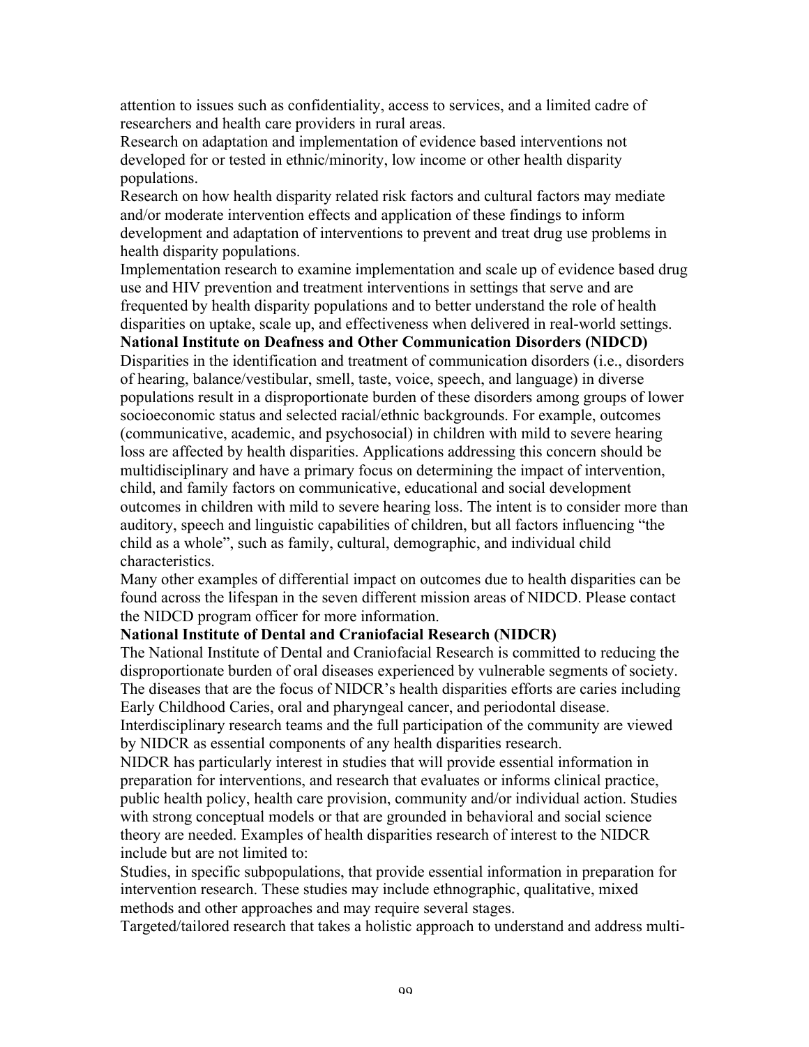attention to issues such as confidentiality, access to services, and a limited cadre of researchers and health care providers in rural areas.

Research on adaptation and implementation of evidence based interventions not developed for or tested in ethnic/minority, low income or other health disparity populations.

Research on how health disparity related risk factors and cultural factors may mediate and/or moderate intervention effects and application of these findings to inform development and adaptation of interventions to prevent and treat drug use problems in health disparity populations.

Implementation research to examine implementation and scale up of evidence based drug use and HIV prevention and treatment interventions in settings that serve and are frequented by health disparity populations and to better understand the role of health disparities on uptake, scale up, and effectiveness when delivered in real-world settings.

**National Institute on Deafness and Other Communication Disorders (NIDCD)**

Disparities in the identification and treatment of communication disorders (i.e., disorders of hearing, balance/vestibular, smell, taste, voice, speech, and language) in diverse populations result in a disproportionate burden of these disorders among groups of lower socioeconomic status and selected racial/ethnic backgrounds. For example, outcomes (communicative, academic, and psychosocial) in children with mild to severe hearing loss are affected by health disparities. Applications addressing this concern should be multidisciplinary and have a primary focus on determining the impact of intervention, child, and family factors on communicative, educational and social development outcomes in children with mild to severe hearing loss. The intent is to consider more than auditory, speech and linguistic capabilities of children, but all factors influencing "the child as a whole", such as family, cultural, demographic, and individual child characteristics.

Many other examples of differential impact on outcomes due to health disparities can be found across the lifespan in the seven different mission areas of NIDCD. Please contact the NIDCD program officer for more information.

**National Institute of Dental and Craniofacial Research (NIDCR)**

The National Institute of Dental and Craniofacial Research is committed to reducing the disproportionate burden of oral diseases experienced by vulnerable segments of society. The diseases that are the focus of NIDCR's health disparities efforts are caries including Early Childhood Caries, oral and pharyngeal cancer, and periodontal disease.

Interdisciplinary research teams and the full participation of the community are viewed by NIDCR as essential components of any health disparities research.

NIDCR has particularly interest in studies that will provide essential information in preparation for interventions, and research that evaluates or informs clinical practice, public health policy, health care provision, community and/or individual action. Studies with strong conceptual models or that are grounded in behavioral and social science theory are needed. Examples of health disparities research of interest to the NIDCR include but are not limited to:

Studies, in specific subpopulations, that provide essential information in preparation for intervention research. These studies may include ethnographic, qualitative, mixed methods and other approaches and may require several stages.

Targeted/tailored research that takes a holistic approach to understand and address multi-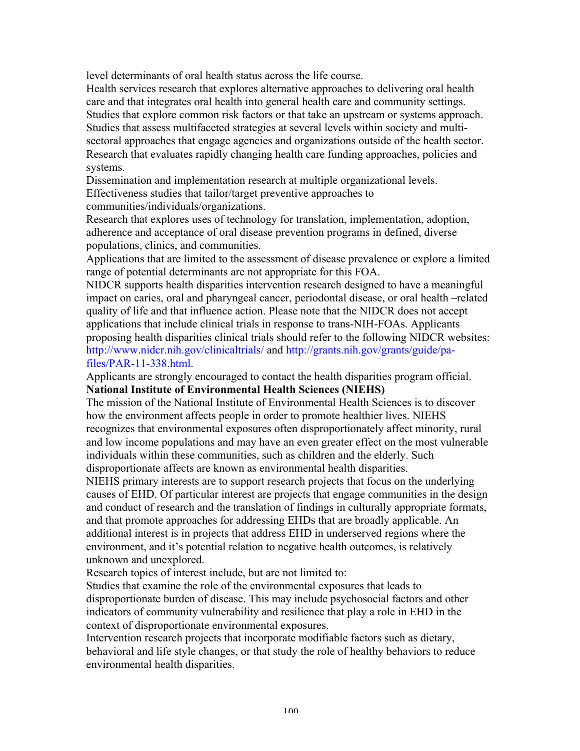level determinants of oral health status across the life course.

Health services research that explores alternative approaches to delivering oral health care and that integrates oral health into general health care and community settings.

Studies that explore common risk factors or that take an upstream or systems approach.

Studies that assess multifaceted strategies at several levels within society and multi-sectoral approaches that engage agencies and organizations outside of the health sector.

Research that evaluates rapidly changing health care funding approaches, policies and systems.

Dissemination and implementation research at multiple organizational levels.

Effectiveness studies that tailor/target preventive approaches to communities/individuals/organizations.

Research that explores uses of technology for translation, implementation, adoption, adherence and acceptance of oral disease prevention programs in defined, diverse populations, clinics, and communities.

Applications that are limited to the assessment of disease prevalence or explore a limited range of potential determinants are not appropriate for this FOA.

NIDCR supports health disparities intervention research designed to have a meaningful impact on caries, oral and pharyngeal cancer, periodontal disease, or oral health –related quality of life and that influence action. Please note that the NIDCR does not accept applications that include clinical trials in response to trans-NIH-FOAs. Applicants proposing health disparities clinical trials should refer to the following NIDCR websites: http://www.nidcr.nih.gov/clinicaltrials/ and http://grants.nih.gov/grants/guide/pa-files/PAR-11-338.html.

Applicants are strongly encouraged to contact the health disparities program official.

**National Institute of Environmental Health Sciences (NIEHS)**

The mission of the National Institute of Environmental Health Sciences is to discover how the environment affects people in order to promote healthier lives. NIEHS recognizes that environmental exposures often disproportionately affect minority, rural and low income populations and may have an even greater effect on the most vulnerable individuals within these communities, such as children and the elderly. Such disproportionate affects are known as environmental health disparities.

NIEHS primary interests are to support research projects that focus on the underlying causes of EHD. Of particular interest are projects that engage communities in the design and conduct of research and the translation of findings in culturally appropriate formats, and that promote approaches for addressing EHDs that are broadly applicable. An additional interest is in projects that address EHD in underserved regions where the environment, and it's potential relation to negative health outcomes, is relatively unknown and unexplored.

Research topics of interest include, but are not limited to:

Studies that examine the role of the environmental exposures that leads to disproportionate burden of disease. This may include psychosocial factors and other indicators of community vulnerability and resilience that play a role in EHD in the context of disproportionate environmental exposures.

Intervention research projects that incorporate modifiable factors such as dietary, behavioral and life style changes, or that study the role of healthy behaviors to reduce environmental health disparities.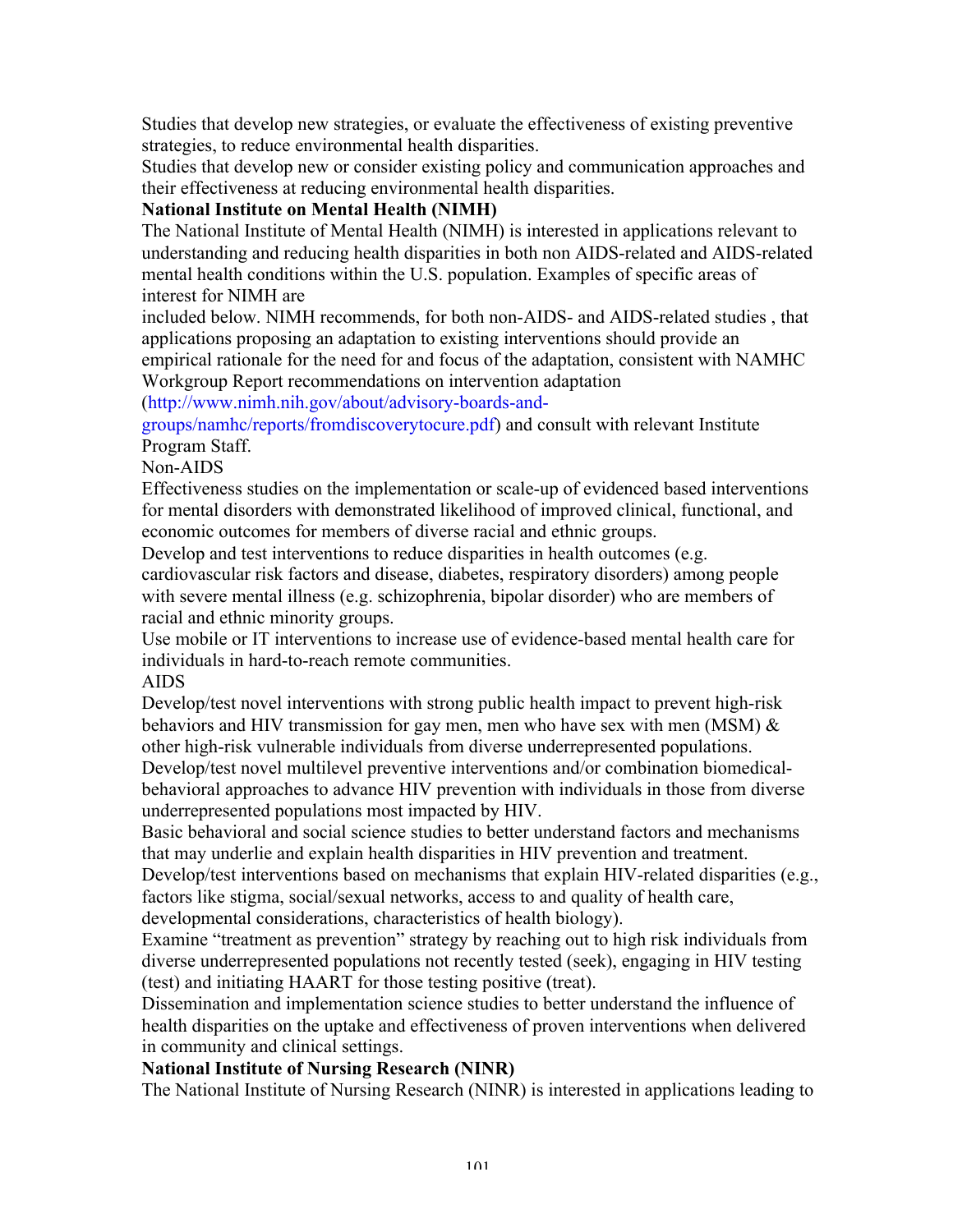Studies that develop new strategies, or evaluate the effectiveness of existing preventive strategies, to reduce environmental health disparities.

Studies that develop new or consider existing policy and communication approaches and their effectiveness at reducing environmental health disparities.

**National Institute on Mental Health (NIMH)**

The National Institute of Mental Health (NIMH) is interested in applications relevant to understanding and reducing health disparities in both non AIDS-related and AIDS-related mental health conditions within the U.S. population. Examples of specific areas of interest for NIMH are included below. NIMH recommends, for both non-AIDS- and AIDS-related studies , that applications proposing an adaptation to existing interventions should provide an empirical rationale for the need for and focus of the adaptation, consistent with NAMHC Workgroup Report recommendations on intervention adaptation (http://www.nimh.nih.gov/about/advisory-boards-and-groups/namhc/reports/fromdiscoverytocure.pdf) and consult with relevant Institute Program Staff.

Non-AIDS

Effectiveness studies on the implementation or scale-up of evidenced based interventions for mental disorders with demonstrated likelihood of improved clinical, functional, and economic outcomes for members of diverse racial and ethnic groups.

Develop and test interventions to reduce disparities in health outcomes (e.g. cardiovascular risk factors and disease, diabetes, respiratory disorders) among people with severe mental illness (e.g. schizophrenia, bipolar disorder) who are members of racial and ethnic minority groups.

Use mobile or IT interventions to increase use of evidence-based mental health care for individuals in hard-to-reach remote communities.

AIDS

Develop/test novel interventions with strong public health impact to prevent high-risk behaviors and HIV transmission for gay men, men who have sex with men (MSM) & other high-risk vulnerable individuals from diverse underrepresented populations.

Develop/test novel multilevel preventive interventions and/or combination biomedical-behavioral approaches to advance HIV prevention with individuals in those from diverse underrepresented populations most impacted by HIV.

Basic behavioral and social science studies to better understand factors and mechanisms that may underlie and explain health disparities in HIV prevention and treatment.

Develop/test interventions based on mechanisms that explain HIV-related disparities (e.g., factors like stigma, social/sexual networks, access to and quality of health care, developmental considerations, characteristics of health biology).

Examine "treatment as prevention" strategy by reaching out to high risk individuals from diverse underrepresented populations not recently tested (seek), engaging in HIV testing (test) and initiating HAART for those testing positive (treat).

Dissemination and implementation science studies to better understand the influence of health disparities on the uptake and effectiveness of proven interventions when delivered in community and clinical settings.

**National Institute of Nursing Research (NINR)**

The National Institute of Nursing Research (NINR) is interested in applications leading to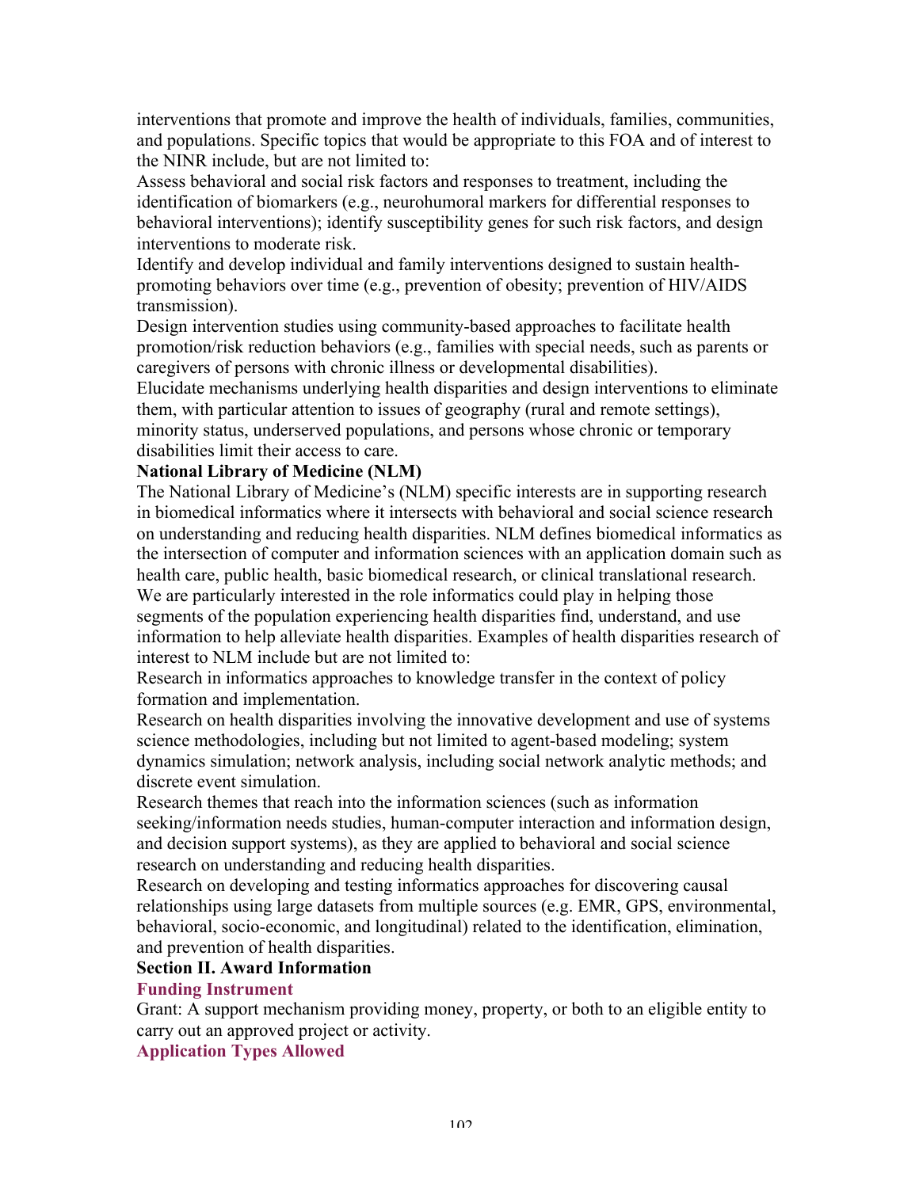interventions that promote and improve the health of individuals, families, communities, and populations. Specific topics that would be appropriate to this FOA and of interest to the NINR include, but are not limited to:

Assess behavioral and social risk factors and responses to treatment, including the identification of biomarkers (e.g., neurohumoral markers for differential responses to behavioral interventions); identify susceptibility genes for such risk factors, and design interventions to moderate risk.

Identify and develop individual and family interventions designed to sustain health-promoting behaviors over time (e.g., prevention of obesity; prevention of HIV/AIDS transmission).

Design intervention studies using community-based approaches to facilitate health promotion/risk reduction behaviors (e.g., families with special needs, such as parents or caregivers of persons with chronic illness or developmental disabilities).

Elucidate mechanisms underlying health disparities and design interventions to eliminate them, with particular attention to issues of geography (rural and remote settings), minority status, underserved populations, and persons whose chronic or temporary disabilities limit their access to care.

**National Library of Medicine (NLM)**

The National Library of Medicine's (NLM) specific interests are in supporting research in biomedical informatics where it intersects with behavioral and social science research on understanding and reducing health disparities. NLM defines biomedical informatics as the intersection of computer and information sciences with an application domain such as health care, public health, basic biomedical research, or clinical translational research. We are particularly interested in the role informatics could play in helping those segments of the population experiencing health disparities find, understand, and use information to help alleviate health disparities. Examples of health disparities research of interest to NLM include but are not limited to:

Research in informatics approaches to knowledge transfer in the context of policy formation and implementation.

Research on health disparities involving the innovative development and use of systems science methodologies, including but not limited to agent-based modeling; system dynamics simulation; network analysis, including social network analytic methods; and discrete event simulation.

Research themes that reach into the information sciences (such as information seeking/information needs studies, human-computer interaction and information design, and decision support systems), as they are applied to behavioral and social science research on understanding and reducing health disparities.

Research on developing and testing informatics approaches for discovering causal relationships using large datasets from multiple sources (e.g. EMR, GPS, environmental, behavioral, socio-economic, and longitudinal) related to the identification, elimination, and prevention of health disparities.

**Section II. Award Information**

**Funding Instrument**

Grant: A support mechanism providing money, property, or both to an eligible entity to carry out an approved project or activity.

**Application Types Allowed**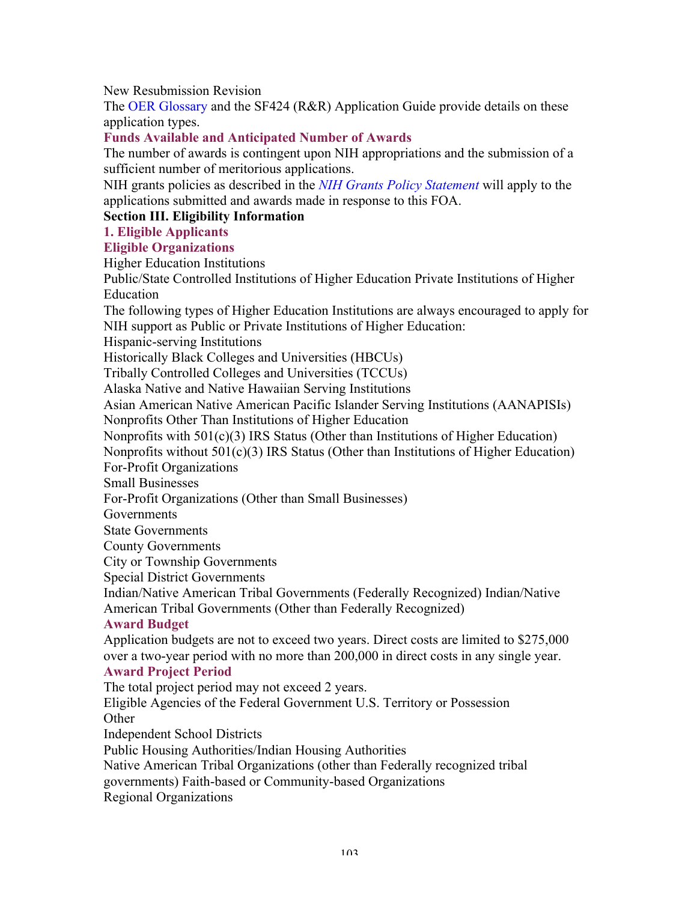New Resubmission Revision

The OER Glossary and the SF424 (R&R) Application Guide provide details on these application types.

### Funds Available and Anticipated Number of Awards

The number of awards is contingent upon NIH appropriations and the submission of a sufficient number of meritorious applications.

NIH grants policies as described in the *NIH Grants Policy Statement* will apply to the applications submitted and awards made in response to this FOA.

## Section III. Eligibility Information

### 1. Eligible Applicants

### Eligible Organizations

Higher Education Institutions

Public/State Controlled Institutions of Higher Education Private Institutions of Higher Education

The following types of Higher Education Institutions are always encouraged to apply for NIH support as Public or Private Institutions of Higher Education:

Hispanic-serving Institutions

Historically Black Colleges and Universities (HBCUs)

Tribally Controlled Colleges and Universities (TCCUs)

Alaska Native and Native Hawaiian Serving Institutions

Asian American Native American Pacific Islander Serving Institutions (AANAPISIs)

Nonprofits Other Than Institutions of Higher Education

Nonprofits with 501(c)(3) IRS Status (Other than Institutions of Higher Education)

Nonprofits without 501(c)(3) IRS Status (Other than Institutions of Higher Education)

For-Profit Organizations

Small Businesses

For-Profit Organizations (Other than Small Businesses)

Governments

State Governments

County Governments

City or Township Governments

Special District Governments

Indian/Native American Tribal Governments (Federally Recognized) Indian/Native American Tribal Governments (Other than Federally Recognized)

### Award Budget

Application budgets are not to exceed two years. Direct costs are limited to $275,000 over a two-year period with no more than 200,000 in direct costs in any single year.

### Award Project Period

The total project period may not exceed 2 years.

Eligible Agencies of the Federal Government U.S. Territory or Possession

Other

Independent School Districts

Public Housing Authorities/Indian Housing Authorities

Native American Tribal Organizations (other than Federally recognized tribal governments) Faith-based or Community-based Organizations

Regional Organizations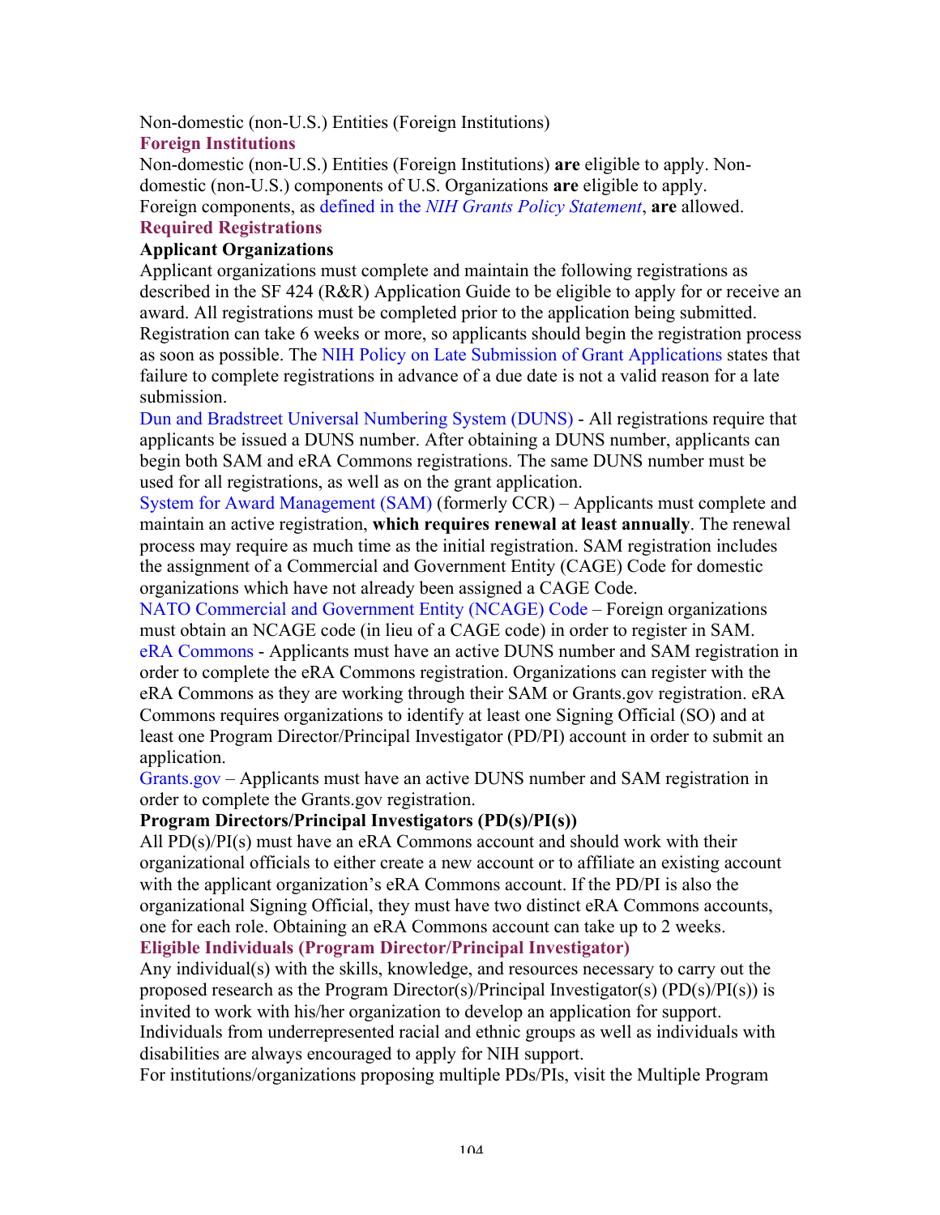Non-domestic (non-U.S.) Entities (Foreign Institutions)

### Foreign Institutions

Non-domestic (non-U.S.) Entities (Foreign Institutions) **are** eligible to apply. Non-domestic (non-U.S.) components of U.S. Organizations **are** eligible to apply.
Foreign components, as defined in the *NIH Grants Policy Statement*, **are** allowed.

### Required Registrations

**Applicant Organizations**

Applicant organizations must complete and maintain the following registrations as described in the SF 424 (R&R) Application Guide to be eligible to apply for or receive an award. All registrations must be completed prior to the application being submitted. Registration can take 6 weeks or more, so applicants should begin the registration process as soon as possible. The NIH Policy on Late Submission of Grant Applications states that failure to complete registrations in advance of a due date is not a valid reason for a late submission.

Dun and Bradstreet Universal Numbering System (DUNS) - All registrations require that applicants be issued a DUNS number. After obtaining a DUNS number, applicants can begin both SAM and eRA Commons registrations. The same DUNS number must be used for all registrations, as well as on the grant application.

System for Award Management (SAM) (formerly CCR) – Applicants must complete and maintain an active registration, **which requires renewal at least annually**. The renewal process may require as much time as the initial registration. SAM registration includes the assignment of a Commercial and Government Entity (CAGE) Code for domestic organizations which have not already been assigned a CAGE Code.

NATO Commercial and Government Entity (NCAGE) Code – Foreign organizations must obtain an NCAGE code (in lieu of a CAGE code) in order to register in SAM.

eRA Commons - Applicants must have an active DUNS number and SAM registration in order to complete the eRA Commons registration. Organizations can register with the eRA Commons as they are working through their SAM or Grants.gov registration. eRA Commons requires organizations to identify at least one Signing Official (SO) and at least one Program Director/Principal Investigator (PD/PI) account in order to submit an application.

Grants.gov – Applicants must have an active DUNS number and SAM registration in order to complete the Grants.gov registration.

**Program Directors/Principal Investigators (PD(s)/PI(s))**

All PD(s)/PI(s) must have an eRA Commons account and should work with their organizational officials to either create a new account or to affiliate an existing account with the applicant organization's eRA Commons account. If the PD/PI is also the organizational Signing Official, they must have two distinct eRA Commons accounts, one for each role. Obtaining an eRA Commons account can take up to 2 weeks.

### Eligible Individuals (Program Director/Principal Investigator)

Any individual(s) with the skills, knowledge, and resources necessary to carry out the proposed research as the Program Director(s)/Principal Investigator(s) (PD(s)/PI(s)) is invited to work with his/her organization to develop an application for support. Individuals from underrepresented racial and ethnic groups as well as individuals with disabilities are always encouraged to apply for NIH support.

For institutions/organizations proposing multiple PDs/PIs, visit the Multiple Program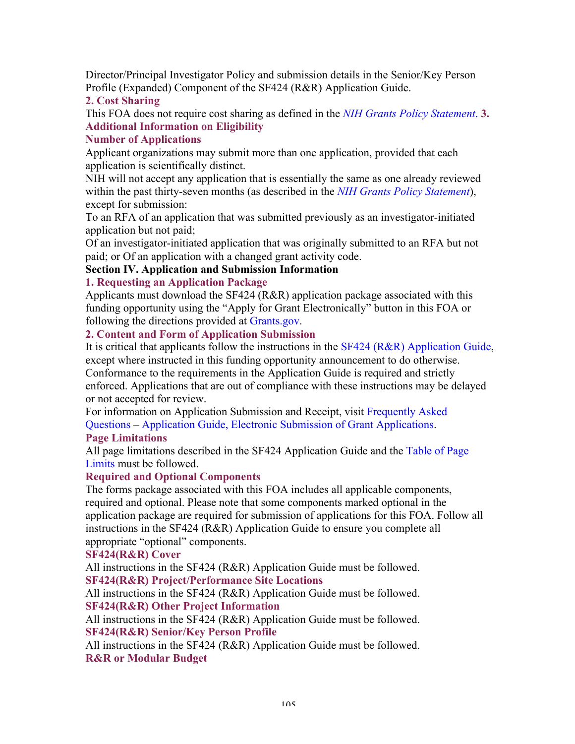Director/Principal Investigator Policy and submission details in the Senior/Key Person Profile (Expanded) Component of the SF424 (R&R) Application Guide.

### 2. Cost Sharing

This FOA does not require cost sharing as defined in the *NIH Grants Policy Statement*.

### 3. Additional Information on Eligibility

#### Number of Applications

Applicant organizations may submit more than one application, provided that each application is scientifically distinct.

NIH will not accept any application that is essentially the same as one already reviewed within the past thirty-seven months (as described in the *NIH Grants Policy Statement*), except for submission:

To an RFA of an application that was submitted previously as an investigator-initiated application but not paid;

Of an investigator-initiated application that was originally submitted to an RFA but not paid; or Of an application with a changed grant activity code.

## Section IV. Application and Submission Information

### 1. Requesting an Application Package

Applicants must download the SF424 (R&R) application package associated with this funding opportunity using the "Apply for Grant Electronically" button in this FOA or following the directions provided at Grants.gov.

### 2. Content and Form of Application Submission

It is critical that applicants follow the instructions in the SF424 (R&R) Application Guide, except where instructed in this funding opportunity announcement to do otherwise. Conformance to the requirements in the Application Guide is required and strictly enforced. Applications that are out of compliance with these instructions may be delayed or not accepted for review.

For information on Application Submission and Receipt, visit Frequently Asked Questions – Application Guide, Electronic Submission of Grant Applications.

#### Page Limitations

All page limitations described in the SF424 Application Guide and the Table of Page Limits must be followed.

#### Required and Optional Components

The forms package associated with this FOA includes all applicable components, required and optional. Please note that some components marked optional in the application package are required for submission of applications for this FOA. Follow all instructions in the SF424 (R&R) Application Guide to ensure you complete all appropriate "optional" components.

#### SF424(R&R) Cover

All instructions in the SF424 (R&R) Application Guide must be followed.

#### SF424(R&R) Project/Performance Site Locations

All instructions in the SF424 (R&R) Application Guide must be followed.

#### SF424(R&R) Other Project Information

All instructions in the SF424 (R&R) Application Guide must be followed.

#### SF424(R&R) Senior/Key Person Profile

All instructions in the SF424 (R&R) Application Guide must be followed.

#### R&R or Modular Budget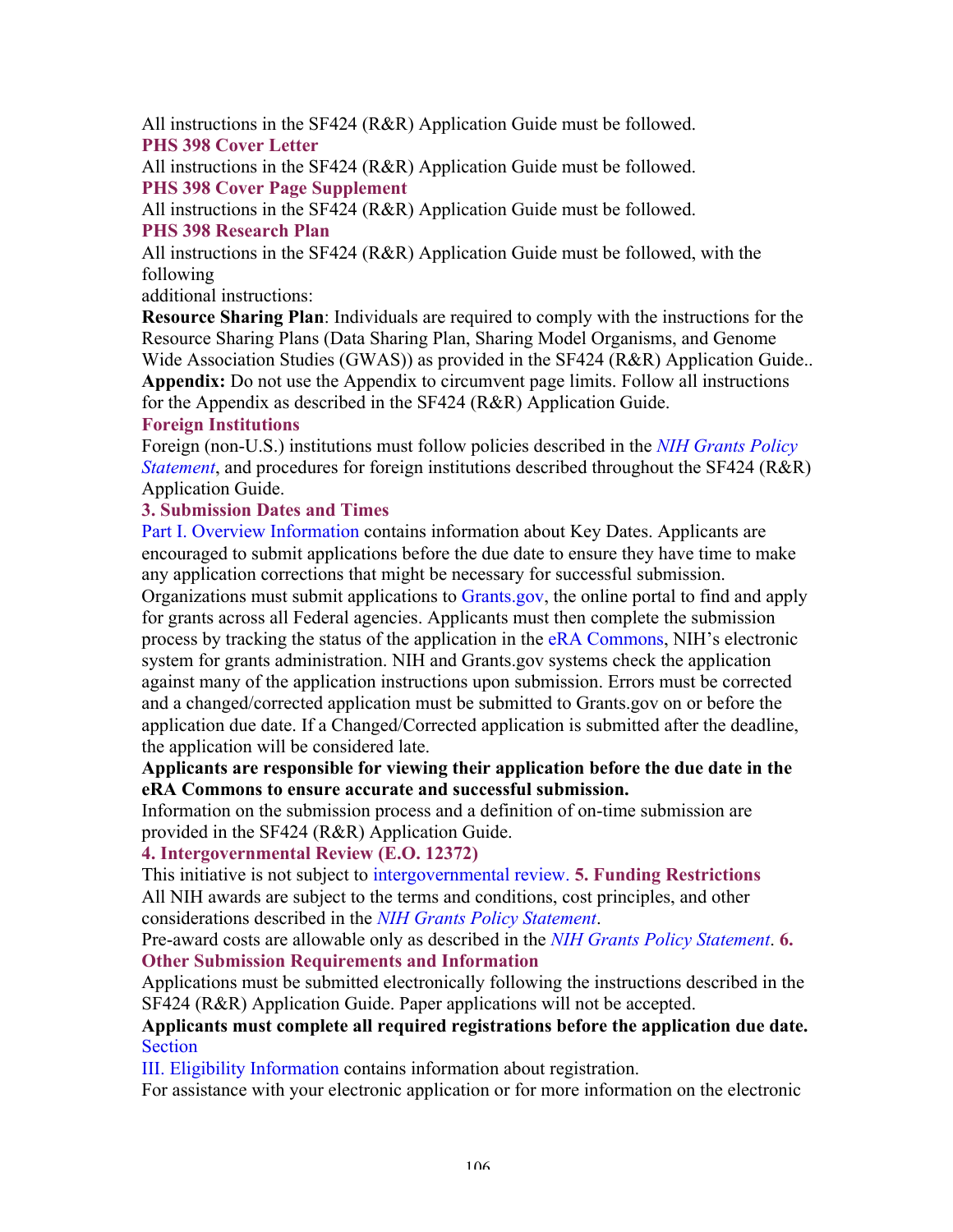All instructions in the SF424 (R&R) Application Guide must be followed.

### PHS 398 Cover Letter

All instructions in the SF424 (R&R) Application Guide must be followed.

### PHS 398 Cover Page Supplement

All instructions in the SF424 (R&R) Application Guide must be followed.

### PHS 398 Research Plan

All instructions in the SF424 (R&R) Application Guide must be followed, with the following additional instructions:

**Resource Sharing Plan**: Individuals are required to comply with the instructions for the Resource Sharing Plans (Data Sharing Plan, Sharing Model Organisms, and Genome Wide Association Studies (GWAS)) as provided in the SF424 (R&R) Application Guide..

**Appendix:** Do not use the Appendix to circumvent page limits. Follow all instructions for the Appendix as described in the SF424 (R&R) Application Guide.

### Foreign Institutions

Foreign (non-U.S.) institutions must follow policies described in the *NIH Grants Policy Statement*, and procedures for foreign institutions described throughout the SF424 (R&R) Application Guide.

### 3. Submission Dates and Times

Part I. Overview Information contains information about Key Dates. Applicants are encouraged to submit applications before the due date to ensure they have time to make any application corrections that might be necessary for successful submission.

Organizations must submit applications to Grants.gov, the online portal to find and apply for grants across all Federal agencies. Applicants must then complete the submission process by tracking the status of the application in the eRA Commons, NIH's electronic system for grants administration. NIH and Grants.gov systems check the application against many of the application instructions upon submission. Errors must be corrected and a changed/corrected application must be submitted to Grants.gov on or before the application due date. If a Changed/Corrected application is submitted after the deadline, the application will be considered late.

**Applicants are responsible for viewing their application before the due date in the eRA Commons to ensure accurate and successful submission.**

Information on the submission process and a definition of on-time submission are provided in the SF424 (R&R) Application Guide.

### 4. Intergovernmental Review (E.O. 12372)

This initiative is not subject to intergovernmental review.

### 5. Funding Restrictions

All NIH awards are subject to the terms and conditions, cost principles, and other considerations described in the *NIH Grants Policy Statement*.

Pre-award costs are allowable only as described in the *NIH Grants Policy Statement*.

### 6. Other Submission Requirements and Information

Applications must be submitted electronically following the instructions described in the SF424 (R&R) Application Guide. Paper applications will not be accepted.

**Applicants must complete all required registrations before the application due date.** Section III. Eligibility Information contains information about registration.

For assistance with your electronic application or for more information on the electronic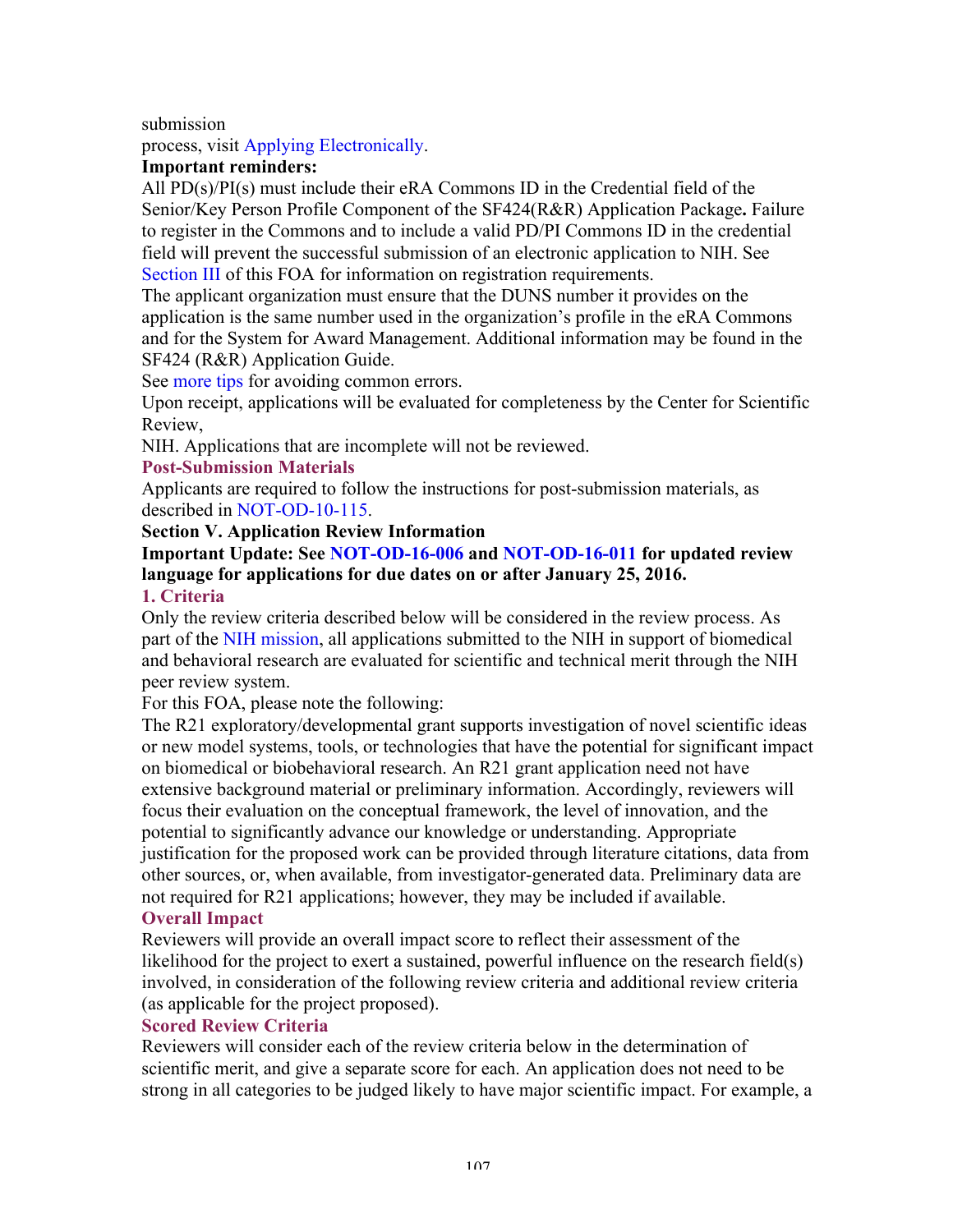submission
process, visit Applying Electronically.

**Important reminders:**

All PD(s)/PI(s) must include their eRA Commons ID in the Credential field of the Senior/Key Person Profile Component of the SF424(R&R) Application Package**.** Failure to register in the Commons and to include a valid PD/PI Commons ID in the credential field will prevent the successful submission of an electronic application to NIH. See Section III of this FOA for information on registration requirements.

The applicant organization must ensure that the DUNS number it provides on the application is the same number used in the organization's profile in the eRA Commons and for the System for Award Management. Additional information may be found in the SF424 (R&R) Application Guide.

See more tips for avoiding common errors.

Upon receipt, applications will be evaluated for completeness by the Center for Scientific Review,
NIH. Applications that are incomplete will not be reviewed.

### Post-Submission Materials

Applicants are required to follow the instructions for post-submission materials, as described in NOT-OD-10-115.

## Section V. Application Review Information

**Important Update: See NOT-OD-16-006 and NOT-OD-16-011 for updated review language for applications for due dates on or after January 25, 2016.**

### 1. Criteria

Only the review criteria described below will be considered in the review process. As part of the NIH mission, all applications submitted to the NIH in support of biomedical and behavioral research are evaluated for scientific and technical merit through the NIH peer review system.

For this FOA, please note the following:

The R21 exploratory/developmental grant supports investigation of novel scientific ideas or new model systems, tools, or technologies that have the potential for significant impact on biomedical or biobehavioral research. An R21 grant application need not have extensive background material or preliminary information. Accordingly, reviewers will focus their evaluation on the conceptual framework, the level of innovation, and the potential to significantly advance our knowledge or understanding. Appropriate justification for the proposed work can be provided through literature citations, data from other sources, or, when available, from investigator-generated data. Preliminary data are not required for R21 applications; however, they may be included if available.

### Overall Impact

Reviewers will provide an overall impact score to reflect their assessment of the likelihood for the project to exert a sustained, powerful influence on the research field(s) involved, in consideration of the following review criteria and additional review criteria (as applicable for the project proposed).

### Scored Review Criteria

Reviewers will consider each of the review criteria below in the determination of scientific merit, and give a separate score for each. An application does not need to be strong in all categories to be judged likely to have major scientific impact. For example, a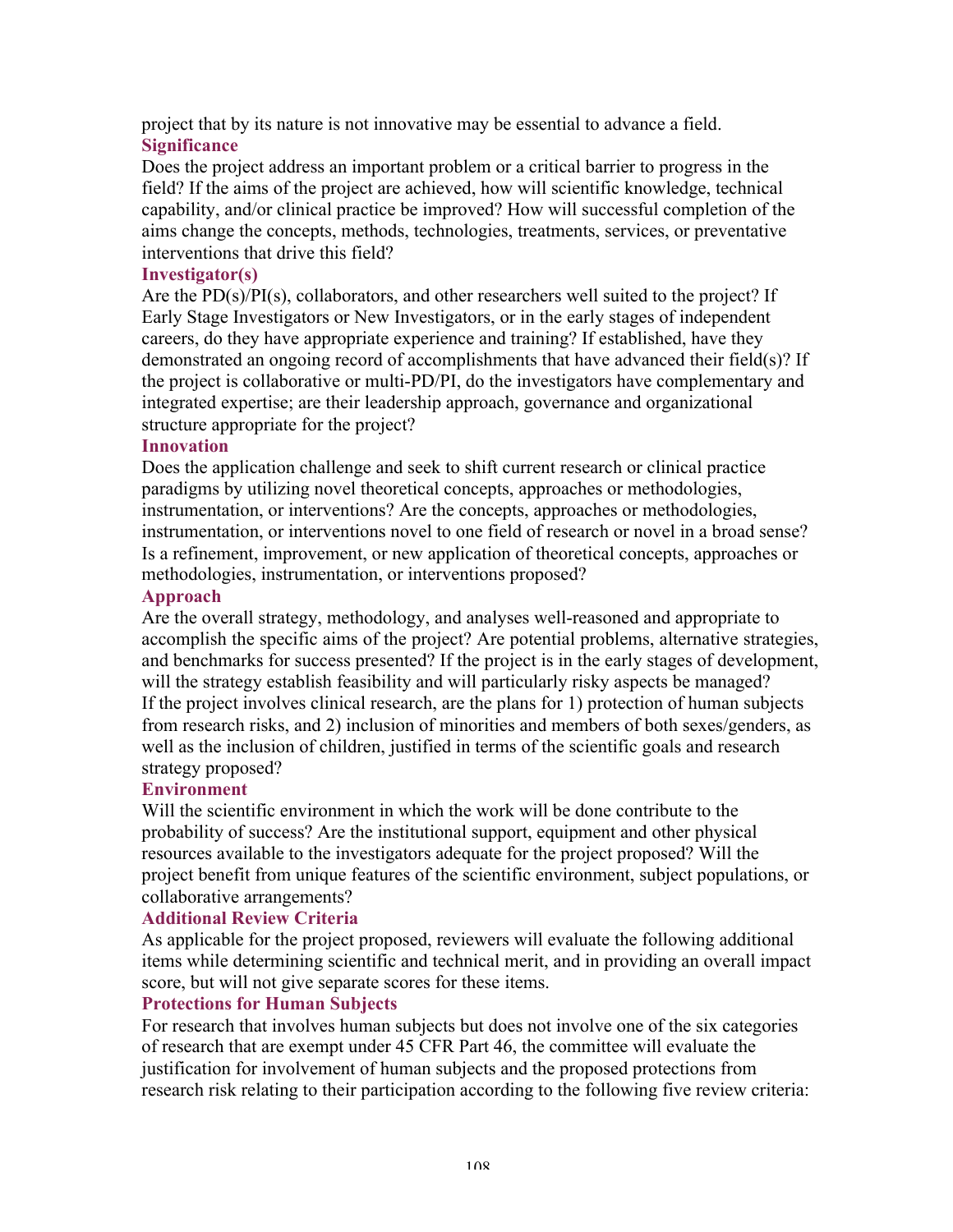project that by its nature is not innovative may be essential to advance a field.

### Significance

Does the project address an important problem or a critical barrier to progress in the field? If the aims of the project are achieved, how will scientific knowledge, technical capability, and/or clinical practice be improved? How will successful completion of the aims change the concepts, methods, technologies, treatments, services, or preventative interventions that drive this field?

### Investigator(s)

Are the PD(s)/PI(s), collaborators, and other researchers well suited to the project? If Early Stage Investigators or New Investigators, or in the early stages of independent careers, do they have appropriate experience and training? If established, have they demonstrated an ongoing record of accomplishments that have advanced their field(s)? If the project is collaborative or multi-PD/PI, do the investigators have complementary and integrated expertise; are their leadership approach, governance and organizational structure appropriate for the project?

### Innovation

Does the application challenge and seek to shift current research or clinical practice paradigms by utilizing novel theoretical concepts, approaches or methodologies, instrumentation, or interventions? Are the concepts, approaches or methodologies, instrumentation, or interventions novel to one field of research or novel in a broad sense? Is a refinement, improvement, or new application of theoretical concepts, approaches or methodologies, instrumentation, or interventions proposed?

### Approach

Are the overall strategy, methodology, and analyses well-reasoned and appropriate to accomplish the specific aims of the project? Are potential problems, alternative strategies, and benchmarks for success presented? If the project is in the early stages of development, will the strategy establish feasibility and will particularly risky aspects be managed? If the project involves clinical research, are the plans for 1) protection of human subjects from research risks, and 2) inclusion of minorities and members of both sexes/genders, as well as the inclusion of children, justified in terms of the scientific goals and research strategy proposed?

### Environment

Will the scientific environment in which the work will be done contribute to the probability of success? Are the institutional support, equipment and other physical resources available to the investigators adequate for the project proposed? Will the project benefit from unique features of the scientific environment, subject populations, or collaborative arrangements?

### Additional Review Criteria

As applicable for the project proposed, reviewers will evaluate the following additional items while determining scientific and technical merit, and in providing an overall impact score, but will not give separate scores for these items.

### Protections for Human Subjects

For research that involves human subjects but does not involve one of the six categories of research that are exempt under 45 CFR Part 46, the committee will evaluate the justification for involvement of human subjects and the proposed protections from research risk relating to their participation according to the following five review criteria: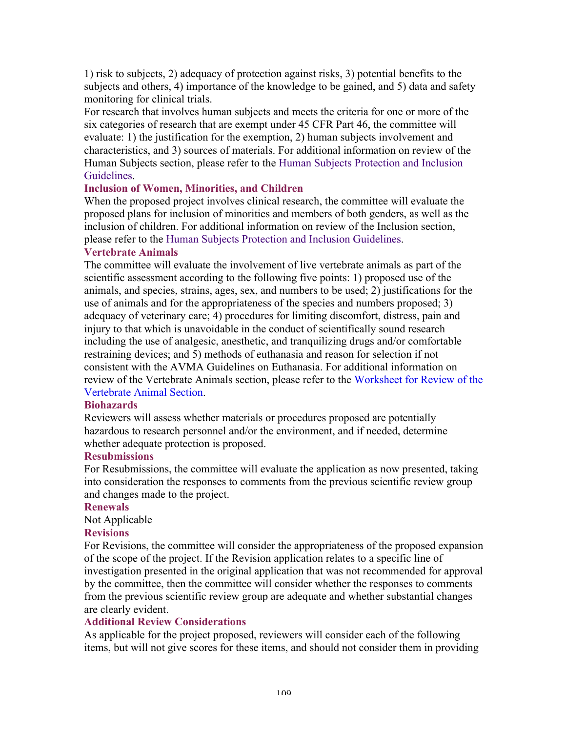1) risk to subjects, 2) adequacy of protection against risks, 3) potential benefits to the subjects and others, 4) importance of the knowledge to be gained, and 5) data and safety monitoring for clinical trials.

For research that involves human subjects and meets the criteria for one or more of the six categories of research that are exempt under 45 CFR Part 46, the committee will evaluate: 1) the justification for the exemption, 2) human subjects involvement and characteristics, and 3) sources of materials. For additional information on review of the Human Subjects section, please refer to the Human Subjects Protection and Inclusion Guidelines.

### Inclusion of Women, Minorities, and Children

When the proposed project involves clinical research, the committee will evaluate the proposed plans for inclusion of minorities and members of both genders, as well as the inclusion of children. For additional information on review of the Inclusion section, please refer to the Human Subjects Protection and Inclusion Guidelines.

### Vertebrate Animals

The committee will evaluate the involvement of live vertebrate animals as part of the scientific assessment according to the following five points: 1) proposed use of the animals, and species, strains, ages, sex, and numbers to be used; 2) justifications for the use of animals and for the appropriateness of the species and numbers proposed; 3) adequacy of veterinary care; 4) procedures for limiting discomfort, distress, pain and injury to that which is unavoidable in the conduct of scientifically sound research including the use of analgesic, anesthetic, and tranquilizing drugs and/or comfortable restraining devices; and 5) methods of euthanasia and reason for selection if not consistent with the AVMA Guidelines on Euthanasia. For additional information on review of the Vertebrate Animals section, please refer to the Worksheet for Review of the Vertebrate Animal Section.

### Biohazards

Reviewers will assess whether materials or procedures proposed are potentially hazardous to research personnel and/or the environment, and if needed, determine whether adequate protection is proposed.

### Resubmissions

For Resubmissions, the committee will evaluate the application as now presented, taking into consideration the responses to comments from the previous scientific review group and changes made to the project.

### Renewals

Not Applicable

### Revisions

For Revisions, the committee will consider the appropriateness of the proposed expansion of the scope of the project. If the Revision application relates to a specific line of investigation presented in the original application that was not recommended for approval by the committee, then the committee will consider whether the responses to comments from the previous scientific review group are adequate and whether substantial changes are clearly evident.

### Additional Review Considerations

As applicable for the project proposed, reviewers will consider each of the following items, but will not give scores for these items, and should not consider them in providing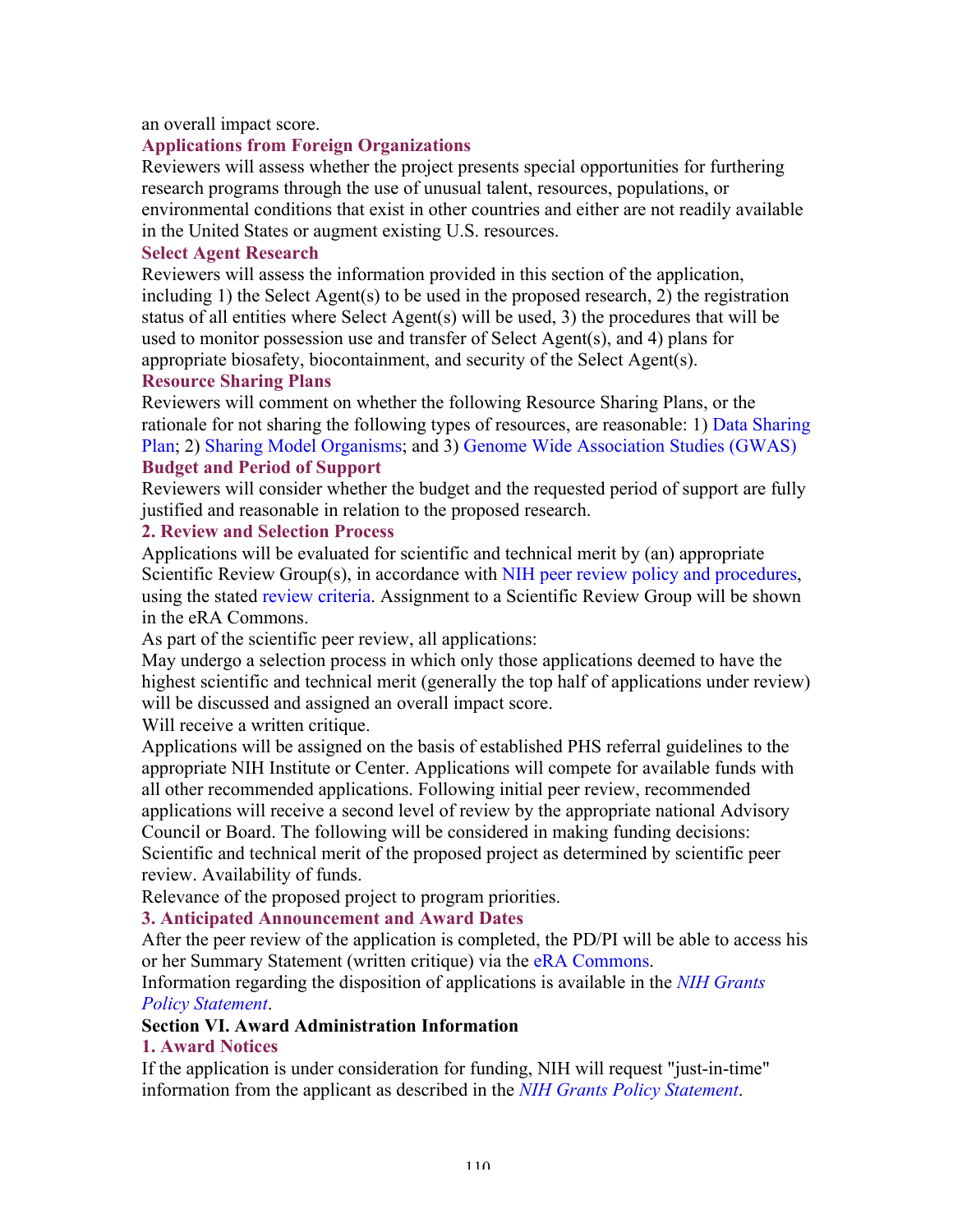an overall impact score.

### Applications from Foreign Organizations

Reviewers will assess whether the project presents special opportunities for furthering research programs through the use of unusual talent, resources, populations, or environmental conditions that exist in other countries and either are not readily available in the United States or augment existing U.S. resources.

### Select Agent Research

Reviewers will assess the information provided in this section of the application, including 1) the Select Agent(s) to be used in the proposed research, 2) the registration status of all entities where Select Agent(s) will be used, 3) the procedures that will be used to monitor possession use and transfer of Select Agent(s), and 4) plans for appropriate biosafety, biocontainment, and security of the Select Agent(s).

### Resource Sharing Plans

Reviewers will comment on whether the following Resource Sharing Plans, or the rationale for not sharing the following types of resources, are reasonable: 1) Data Sharing Plan; 2) Sharing Model Organisms; and 3) Genome Wide Association Studies (GWAS)

### Budget and Period of Support

Reviewers will consider whether the budget and the requested period of support are fully justified and reasonable in relation to the proposed research.

### 2. Review and Selection Process

Applications will be evaluated for scientific and technical merit by (an) appropriate Scientific Review Group(s), in accordance with NIH peer review policy and procedures, using the stated review criteria. Assignment to a Scientific Review Group will be shown in the eRA Commons.

As part of the scientific peer review, all applications:

May undergo a selection process in which only those applications deemed to have the highest scientific and technical merit (generally the top half of applications under review) will be discussed and assigned an overall impact score.

Will receive a written critique.

Applications will be assigned on the basis of established PHS referral guidelines to the appropriate NIH Institute or Center. Applications will compete for available funds with all other recommended applications. Following initial peer review, recommended applications will receive a second level of review by the appropriate national Advisory Council or Board. The following will be considered in making funding decisions: Scientific and technical merit of the proposed project as determined by scientific peer review. Availability of funds.

Relevance of the proposed project to program priorities.

### 3. Anticipated Announcement and Award Dates

After the peer review of the application is completed, the PD/PI will be able to access his or her Summary Statement (written critique) via the eRA Commons.

Information regarding the disposition of applications is available in the *NIH Grants Policy Statement*.

## Section VI. Award Administration Information

### 1. Award Notices

If the application is under consideration for funding, NIH will request "just-in-time" information from the applicant as described in the *NIH Grants Policy Statement*.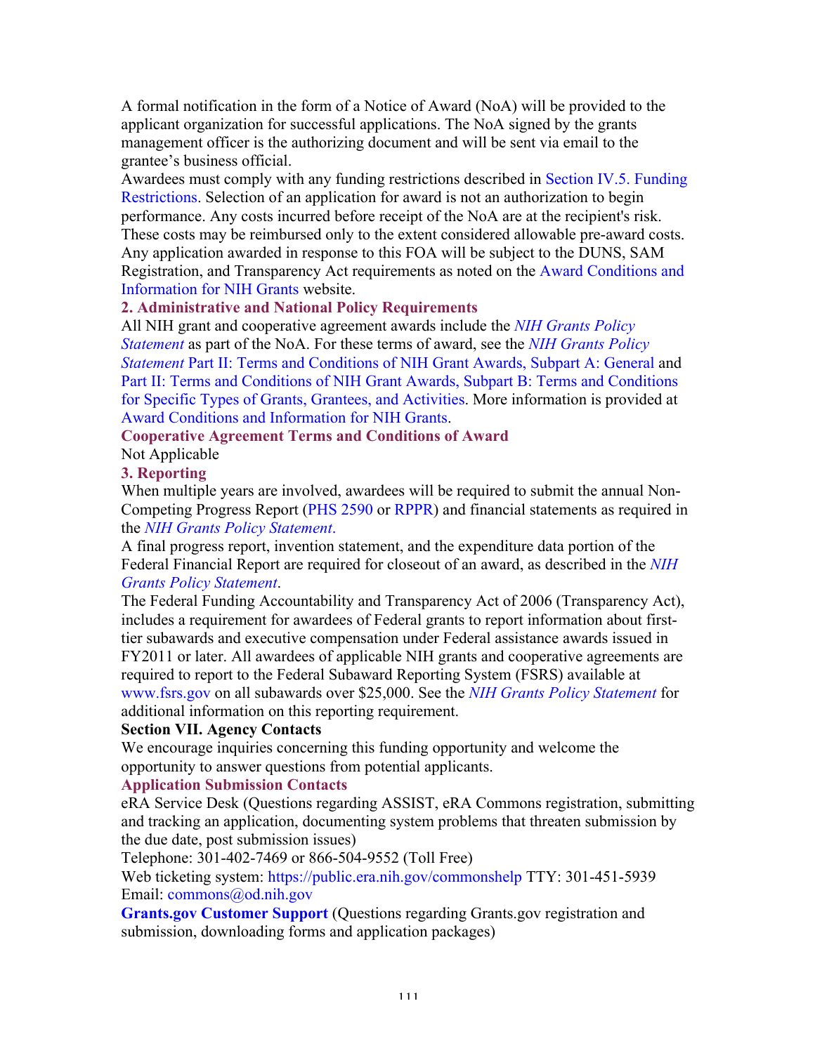A formal notification in the form of a Notice of Award (NoA) will be provided to the applicant organization for successful applications. The NoA signed by the grants management officer is the authorizing document and will be sent via email to the grantee's business official.

Awardees must comply with any funding restrictions described in Section IV.5. Funding Restrictions. Selection of an application for award is not an authorization to begin performance. Any costs incurred before receipt of the NoA are at the recipient's risk. These costs may be reimbursed only to the extent considered allowable pre-award costs. Any application awarded in response to this FOA will be subject to the DUNS, SAM Registration, and Transparency Act requirements as noted on the Award Conditions and Information for NIH Grants website.

### 2. Administrative and National Policy Requirements

All NIH grant and cooperative agreement awards include the *NIH Grants Policy Statement* as part of the NoA. For these terms of award, see the *NIH Grants Policy Statement* Part II: Terms and Conditions of NIH Grant Awards, Subpart A: General and Part II: Terms and Conditions of NIH Grant Awards, Subpart B: Terms and Conditions for Specific Types of Grants, Grantees, and Activities. More information is provided at Award Conditions and Information for NIH Grants.

### Cooperative Agreement Terms and Conditions of Award

Not Applicable

### 3. Reporting

When multiple years are involved, awardees will be required to submit the annual Non-Competing Progress Report (PHS 2590 or RPPR) and financial statements as required in the *NIH Grants Policy Statement*.

A final progress report, invention statement, and the expenditure data portion of the Federal Financial Report are required for closeout of an award, as described in the *NIH Grants Policy Statement*.

The Federal Funding Accountability and Transparency Act of 2006 (Transparency Act), includes a requirement for awardees of Federal grants to report information about first-tier subawards and executive compensation under Federal assistance awards issued in FY2011 or later. All awardees of applicable NIH grants and cooperative agreements are required to report to the Federal Subaward Reporting System (FSRS) available at www.fsrs.gov on all subawards over $25,000. See the *NIH Grants Policy Statement* for additional information on this reporting requirement.

## Section VII. Agency Contacts

We encourage inquiries concerning this funding opportunity and welcome the opportunity to answer questions from potential applicants.

### Application Submission Contacts

eRA Service Desk (Questions regarding ASSIST, eRA Commons registration, submitting and tracking an application, documenting system problems that threaten submission by the due date, post submission issues)

Telephone: 301-402-7469 or 866-504-9552 (Toll Free)

Web ticketing system: https://public.era.nih.gov/commonshelp TTY: 301-451-5939

Email: commons@od.nih.gov

**Grants.gov Customer Support** (Questions regarding Grants.gov registration and submission, downloading forms and application packages)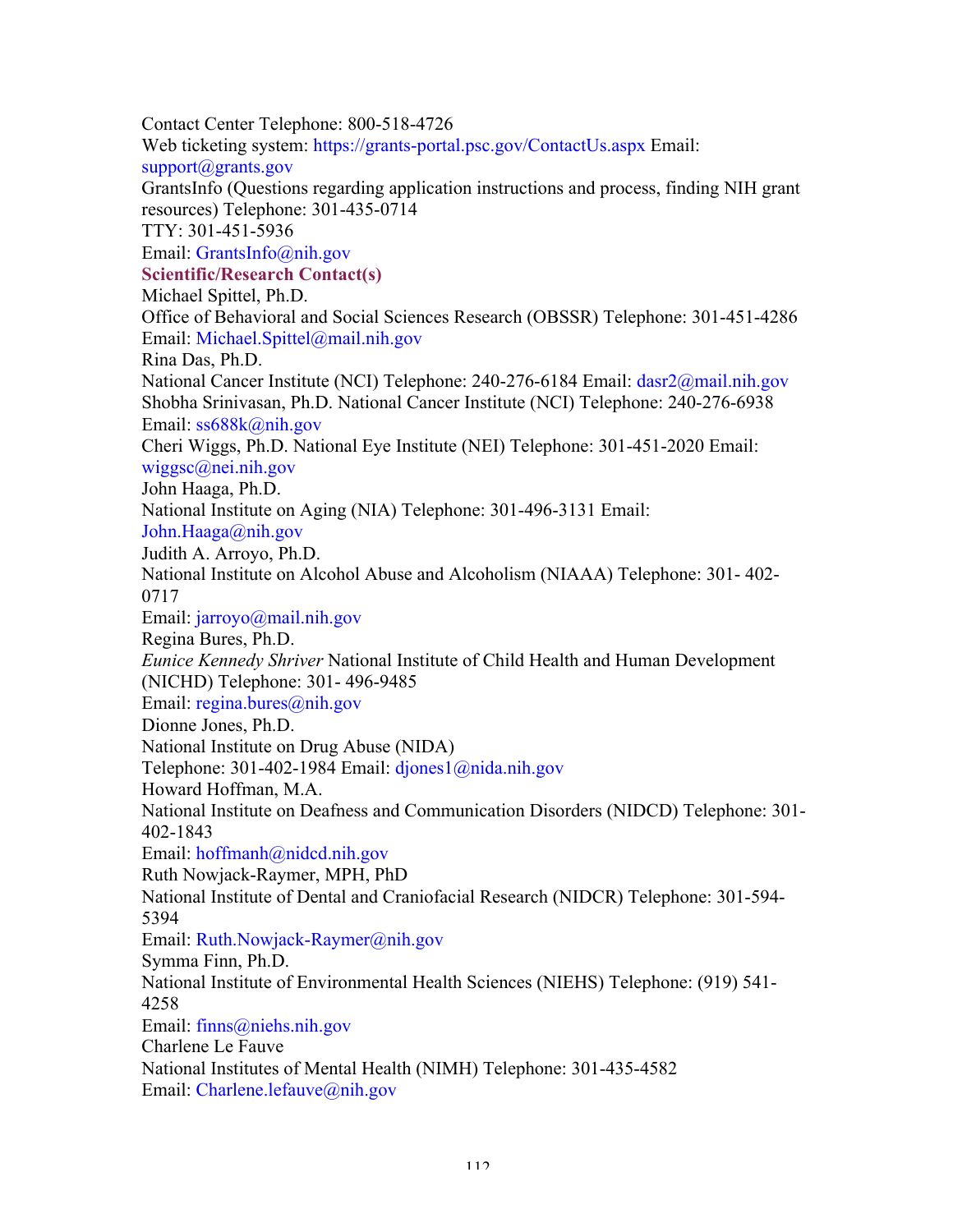Contact Center Telephone: 800-518-4726

Web ticketing system: https://grants-portal.psc.gov/ContactUs.aspx Email: support@grants.gov

GrantsInfo (Questions regarding application instructions and process, finding NIH grant resources) Telephone: 301-435-0714

TTY: 301-451-5936

Email: GrantsInfo@nih.gov

**Scientific/Research Contact(s)**

Michael Spittel, Ph.D.

Office of Behavioral and Social Sciences Research (OBSSR) Telephone: 301-451-4286

Email: Michael.Spittel@mail.nih.gov

Rina Das, Ph.D.

National Cancer Institute (NCI) Telephone: 240-276-6184 Email: dasr2@mail.nih.gov

Shobha Srinivasan, Ph.D. National Cancer Institute (NCI) Telephone: 240-276-6938

Email: ss688k@nih.gov

Cheri Wiggs, Ph.D. National Eye Institute (NEI) Telephone: 301-451-2020 Email: wiggsc@nei.nih.gov

John Haaga, Ph.D.

National Institute on Aging (NIA) Telephone: 301-496-3131 Email: John.Haaga@nih.gov

Judith A. Arroyo, Ph.D.

National Institute on Alcohol Abuse and Alcoholism (NIAAA) Telephone: 301- 402-0717

Email: jarroyo@mail.nih.gov

Regina Bures, Ph.D.

*Eunice Kennedy Shriver* National Institute of Child Health and Human Development (NICHD) Telephone: 301- 496-9485

Email: regina.bures@nih.gov

Dionne Jones, Ph.D.

National Institute on Drug Abuse (NIDA)

Telephone: 301-402-1984 Email: djones1@nida.nih.gov

Howard Hoffman, M.A.

National Institute on Deafness and Communication Disorders (NIDCD) Telephone: 301-402-1843

Email: hoffmanh@nidcd.nih.gov

Ruth Nowjack-Raymer, MPH, PhD

National Institute of Dental and Craniofacial Research (NIDCR) Telephone: 301-594-5394

Email: Ruth.Nowjack-Raymer@nih.gov

Symma Finn, Ph.D.

National Institute of Environmental Health Sciences (NIEHS) Telephone: (919) 541-4258

Email: finns@niehs.nih.gov

Charlene Le Fauve

National Institutes of Mental Health (NIMH) Telephone: 301-435-4582

Email: Charlene.lefauve@nih.gov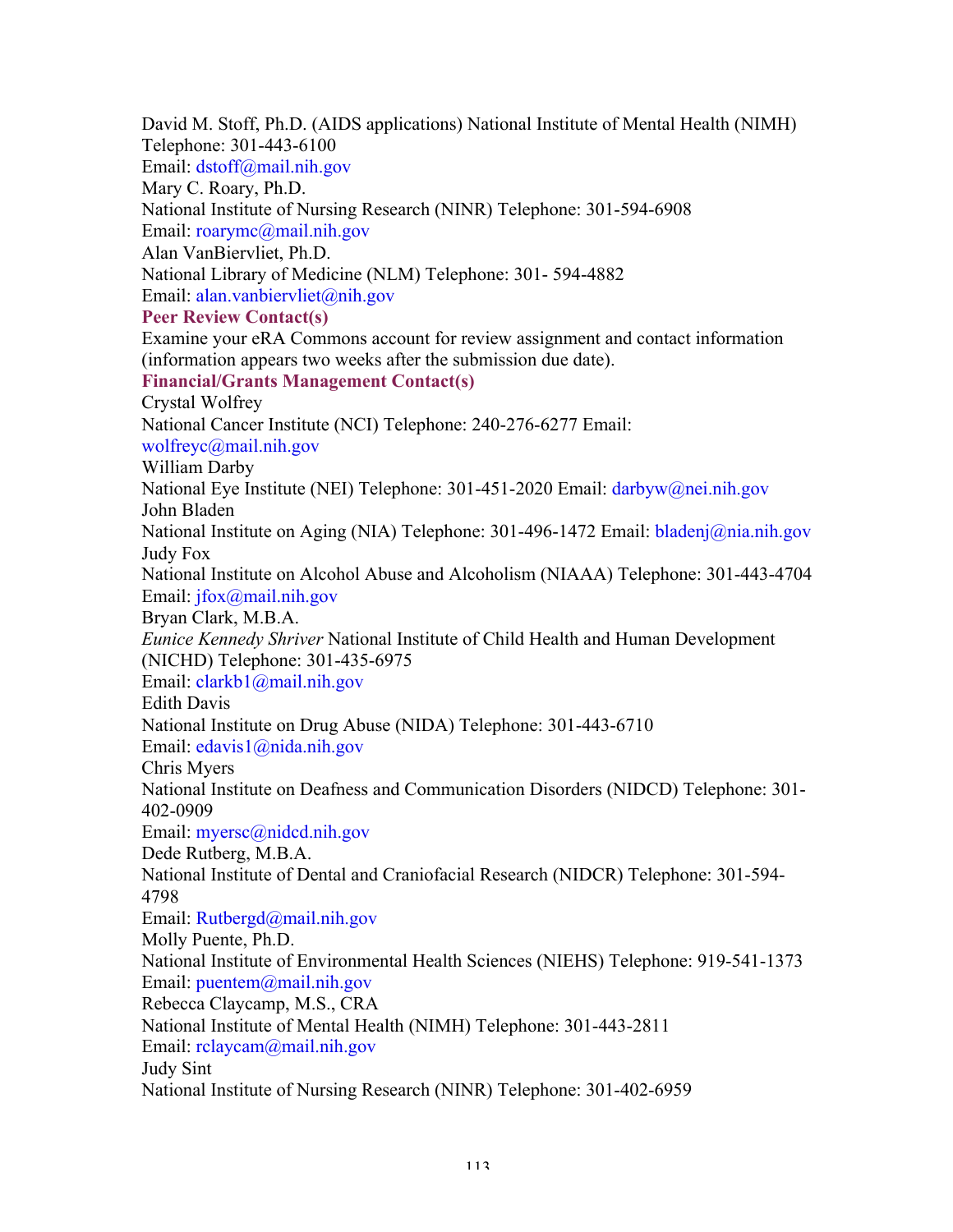David M. Stoff, Ph.D. (AIDS applications) National Institute of Mental Health (NIMH)
Telephone: 301-443-6100
Email: dstoff@mail.nih.gov
Mary C. Roary, Ph.D.
National Institute of Nursing Research (NINR) Telephone: 301-594-6908
Email: roarymc@mail.nih.gov
Alan VanBiervliet, Ph.D.
National Library of Medicine (NLM) Telephone: 301- 594-4882
Email: alan.vanbiervliet@nih.gov

**Peer Review Contact(s)**

Examine your eRA Commons account for review assignment and contact information (information appears two weeks after the submission due date).

**Financial/Grants Management Contact(s)**

Crystal Wolfrey
National Cancer Institute (NCI) Telephone: 240-276-6277 Email: wolfreyc@mail.nih.gov
William Darby
National Eye Institute (NEI) Telephone: 301-451-2020 Email: darbyw@nei.nih.gov
John Bladen
National Institute on Aging (NIA) Telephone: 301-496-1472 Email: bladenj@nia.nih.gov
Judy Fox
National Institute on Alcohol Abuse and Alcoholism (NIAAA) Telephone: 301-443-4704
Email: jfox@mail.nih.gov
Bryan Clark, M.B.A.
*Eunice Kennedy Shriver* National Institute of Child Health and Human Development (NICHD) Telephone: 301-435-6975
Email: clarkb1@mail.nih.gov
Edith Davis
National Institute on Drug Abuse (NIDA) Telephone: 301-443-6710
Email: edavis1@nida.nih.gov
Chris Myers
National Institute on Deafness and Communication Disorders (NIDCD) Telephone: 301-402-0909
Email: myersc@nidcd.nih.gov
Dede Rutberg, M.B.A.
National Institute of Dental and Craniofacial Research (NIDCR) Telephone: 301-594-4798
Email: Rutbergd@mail.nih.gov
Molly Puente, Ph.D.
National Institute of Environmental Health Sciences (NIEHS) Telephone: 919-541-1373
Email: puentem@mail.nih.gov
Rebecca Claycamp, M.S., CRA
National Institute of Mental Health (NIMH) Telephone: 301-443-2811
Email: rclaycam@mail.nih.gov
Judy Sint
National Institute of Nursing Research (NINR) Telephone: 301-402-6959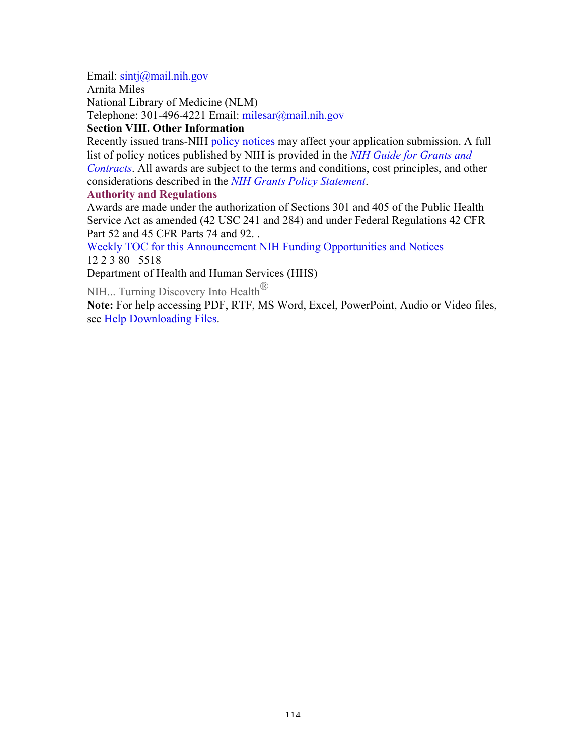Email: sintj@mail.nih.gov
Arnita Miles
National Library of Medicine (NLM)
Telephone: 301-496-4221 Email: milesar@mail.nih.gov

**Section VIII. Other Information**

Recently issued trans-NIH policy notices may affect your application submission. A full list of policy notices published by NIH is provided in the *NIH Guide for Grants and Contracts*. All awards are subject to the terms and conditions, cost principles, and other considerations described in the *NIH Grants Policy Statement*.

**Authority and Regulations**

Awards are made under the authorization of Sections 301 and 405 of the Public Health Service Act as amended (42 USC 241 and 284) and under Federal Regulations 42 CFR Part 52 and 45 CFR Parts 74 and 92. .

Weekly TOC for this Announcement NIH Funding Opportunities and Notices
12 2 3 80 5518
Department of Health and Human Services (HHS)

NIH... Turning Discovery Into Health®

**Note:** For help accessing PDF, RTF, MS Word, Excel, PowerPoint, Audio or Video files, see Help Downloading Files.